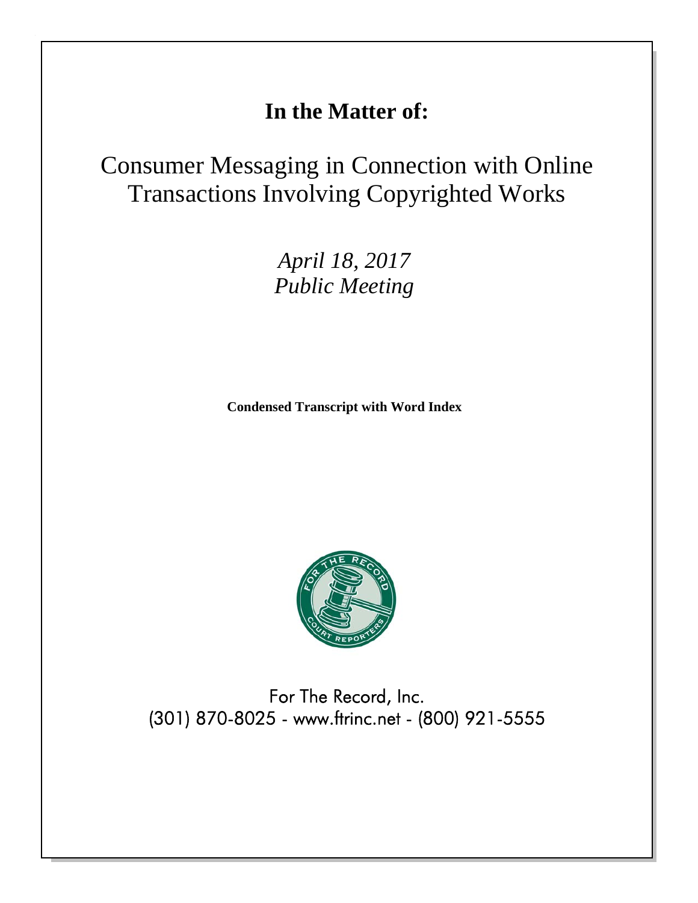# In the Matter of:

## Consumer Messaging in Connection with Online Transactions Involving Copyrighted Works

*April 18, 2017*
*Public Meeting*

**Condensed Transcript with Word Index**

For The Record, Inc.
(301) 870-8025 - www.ftrinc.net - (800) 921-5555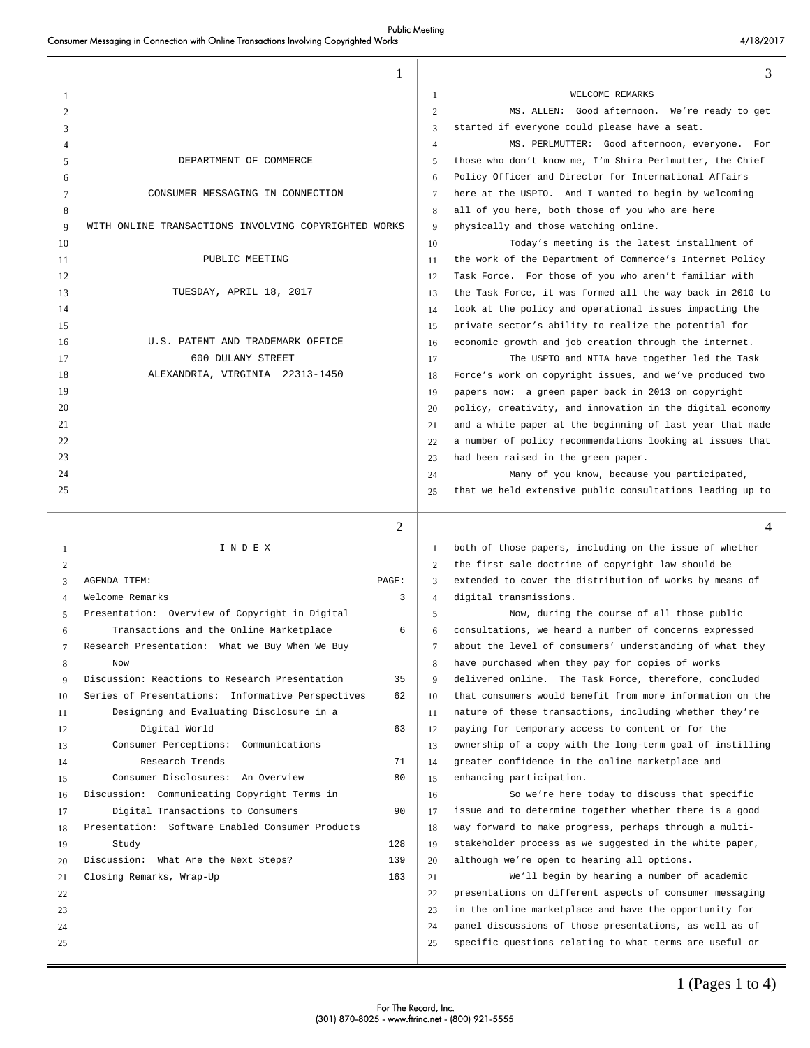DEPARTMENT OF COMMERCE

CONSUMER MESSAGING IN CONNECTION

WITH ONLINE TRANSACTIONS INVOLVING COPYRIGHTED WORKS

PUBLIC MEETING

TUESDAY, APRIL 18, 2017

U.S. PATENT AND TRADEMARK OFFICE
600 DULANY STREET
ALEXANDRIA, VIRGINIA 22313-1450

I N D E X

| AGENDA ITEM: | PAGE: |
|---|---|
| Welcome Remarks | 3 |
| Presentation: Overview of Copyright in Digital Transactions and the Online Marketplace | 6 |
| Research Presentation: What we Buy When We Buy Now | |
| Discussion: Reactions to Research Presentation | 35 |
| Series of Presentations: Informative Perspectives | 62 |
| Designing and Evaluating Disclosure in a Digital World | 63 |
| Consumer Perceptions: Communications Research Trends | 71 |
| Consumer Disclosures: An Overview | 80 |
| Discussion: Communicating Copyright Terms in Digital Transactions to Consumers | 90 |
| Presentation: Software Enabled Consumer Products Study | 128 |
| Discussion: What Are the Next Steps? | 139 |
| Closing Remarks, Wrap-Up | 163 |

WELCOME REMARKS

MS. ALLEN: Good afternoon. We're ready to get started if everyone could please have a seat.

MS. PERLMUTTER: Good afternoon, everyone. For those who don't know me, I'm Shira Perlmutter, the Chief Policy Officer and Director for International Affairs here at the USPTO. And I wanted to begin by welcoming all of you here, both those of you who are here physically and those watching online.

Today's meeting is the latest installment of the work of the Department of Commerce's Internet Policy Task Force. For those of you who aren't familiar with the Task Force, it was formed all the way back in 2010 to look at the policy and operational issues impacting the private sector's ability to realize the potential for economic growth and job creation through the internet.

The USPTO and NTIA have together led the Task Force's work on copyright issues, and we've produced two papers now: a green paper back in 2013 on copyright policy, creativity, and innovation in the digital economy and a white paper at the beginning of last year that made a number of policy recommendations looking at issues that had been raised in the green paper.

Many of you know, because you participated, that we held extensive public consultations leading up to both of those papers, including on the issue of whether the first sale doctrine of copyright law should be extended to cover the distribution of works by means of digital transmissions.

Now, during the course of all those public consultations, we heard a number of concerns expressed about the level of consumers' understanding of what they have purchased when they pay for copies of works delivered online. The Task Force, therefore, concluded that consumers would benefit from more information on the nature of these transactions, including whether they're paying for temporary access to content or for the ownership of a copy with the long-term goal of instilling greater confidence in the online marketplace and enhancing participation.

So we're here today to discuss that specific issue and to determine together whether there is a good way forward to make progress, perhaps through a multi-stakeholder process as we suggested in the white paper, although we're open to hearing all options.

We'll begin by hearing a number of academic presentations on different aspects of consumer messaging in the online marketplace and have the opportunity for panel discussions of those presentations, as well as of specific questions relating to what terms are useful or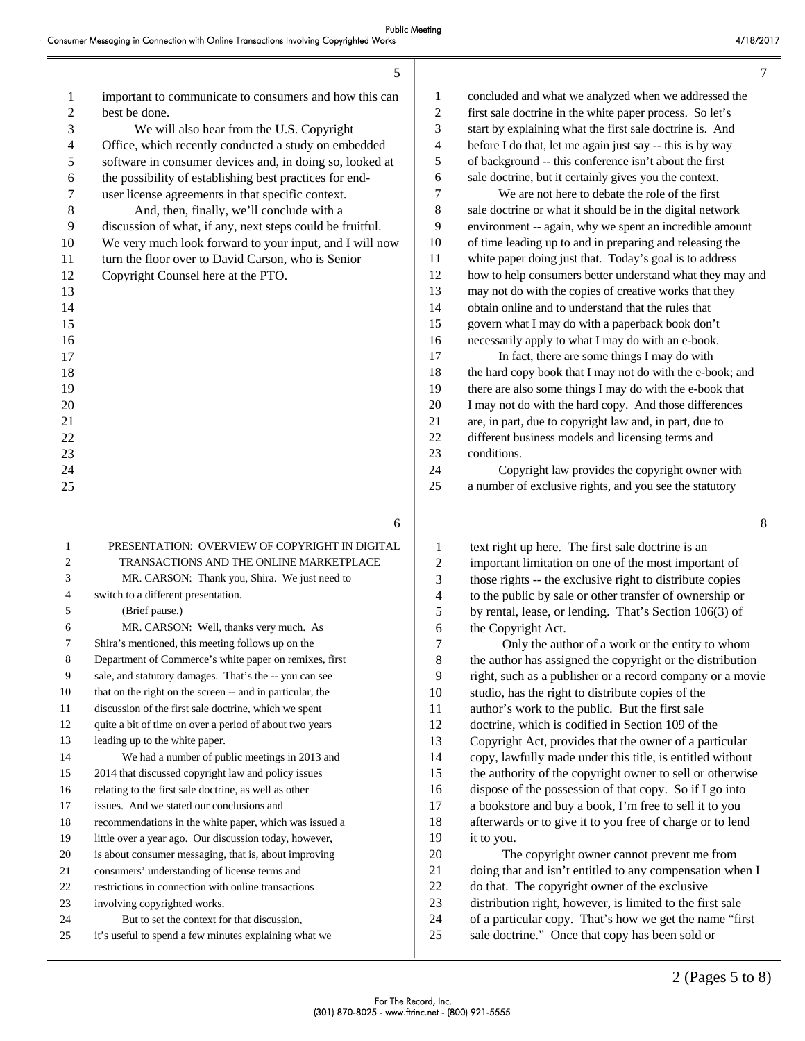important to communicate to consumers and how this can best be done.

We will also hear from the U.S. Copyright Office, which recently conducted a study on embedded software in consumer devices and, in doing so, looked at the possibility of establishing best practices for end-user license agreements in that specific context.

And, then, finally, we'll conclude with a discussion of what, if any, next steps could be fruitful. We very much look forward to your input, and I will now turn the floor over to David Carson, who is Senior Copyright Counsel here at the PTO.

PRESENTATION: OVERVIEW OF COPYRIGHT IN DIGITAL TRANSACTIONS AND THE ONLINE MARKETPLACE

MR. CARSON: Thank you, Shira. We just need to switch to a different presentation.

(Brief pause.)

MR. CARSON: Well, thanks very much. As Shira's mentioned, this meeting follows up on the Department of Commerce's white paper on remixes, first sale, and statutory damages. That's the -- you can see that on the right on the screen -- and in particular, the discussion of the first sale doctrine, which we spent quite a bit of time on over a period of about two years leading up to the white paper.

We had a number of public meetings in 2013 and 2014 that discussed copyright law and policy issues relating to the first sale doctrine, as well as other issues. And we stated our conclusions and recommendations in the white paper, which was issued a little over a year ago. Our discussion today, however, is about consumer messaging, that is, about improving consumers' understanding of license terms and restrictions in connection with online transactions involving copyrighted works.

But to set the context for that discussion, it's useful to spend a few minutes explaining what we concluded and what we analyzed when we addressed the first sale doctrine in the white paper process. So let's start by explaining what the first sale doctrine is. And before I do that, let me again just say -- this is by way of background -- this conference isn't about the first sale doctrine, but it certainly gives you the context.

We are not here to debate the role of the first sale doctrine or what it should be in the digital network environment -- again, why we spent an incredible amount of time leading up to and in preparing and releasing the white paper doing just that. Today's goal is to address how to help consumers better understand what they may and may not do with the copies of creative works that they obtain online and to understand that the rules that govern what I may do with a paperback book don't necessarily apply to what I may do with an e-book.

In fact, there are some things I may do with the hard copy book that I may not do with the e-book; and there are also some things I may do with the e-book that I may not do with the hard copy. And those differences are, in part, due to copyright law and, in part, due to different business models and licensing terms and conditions.

Copyright law provides the copyright owner with a number of exclusive rights, and you see the statutory text right up here. The first sale doctrine is an important limitation on one of the most important of those rights -- the exclusive right to distribute copies to the public by sale or other transfer of ownership or by rental, lease, or lending. That's Section 106(3) of the Copyright Act.

Only the author of a work or the entity to whom the author has assigned the copyright or the distribution right, such as a publisher or a record company or a movie studio, has the right to distribute copies of the author's work to the public. But the first sale doctrine, which is codified in Section 109 of the Copyright Act, provides that the owner of a particular copy, lawfully made under this title, is entitled without the authority of the copyright owner to sell or otherwise dispose of the possession of that copy. So if I go into a bookstore and buy a book, I'm free to sell it to you afterwards or to give it to you free of charge or to lend it to you.

The copyright owner cannot prevent me from doing that and isn't entitled to any compensation when I do that. The copyright owner of the exclusive distribution right, however, is limited to the first sale of a particular copy. That's how we get the name "first sale doctrine." Once that copy has been sold or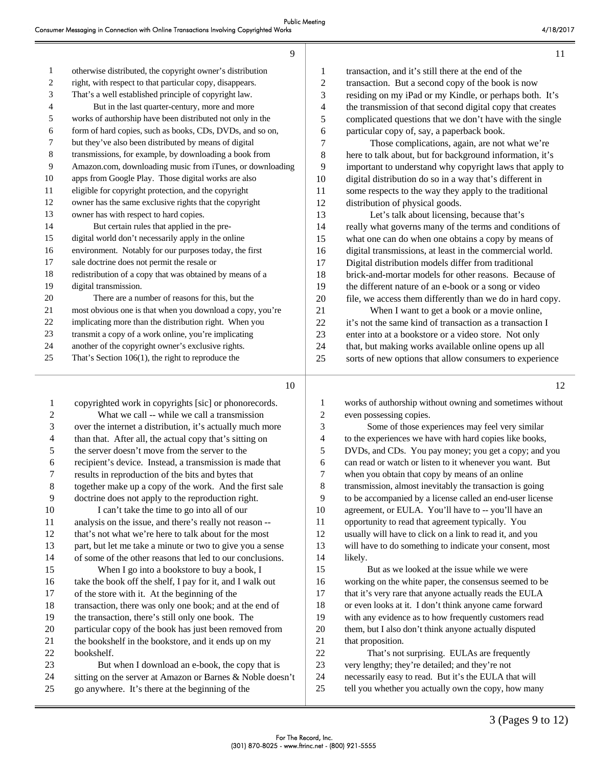otherwise distributed, the copyright owner's distribution right, with respect to that particular copy, disappears. That's a well established principle of copyright law.

But in the last quarter-century, more and more works of authorship have been distributed not only in the form of hard copies, such as books, CDs, DVDs, and so on, but they've also been distributed by means of digital transmissions, for example, by downloading a book from Amazon.com, downloading music from iTunes, or downloading apps from Google Play. Those digital works are also eligible for copyright protection, and the copyright owner has the same exclusive rights that the copyright owner has with respect to hard copies.

But certain rules that applied in the pre-digital world don't necessarily apply in the online environment. Notably for our purposes today, the first sale doctrine does not permit the resale or redistribution of a copy that was obtained by means of a digital transmission.

There are a number of reasons for this, but the most obvious one is that when you download a copy, you're implicating more than the distribution right. When you transmit a copy of a work online, you're implicating another of the copyright owner's exclusive rights. That's Section 106(1), the right to reproduce the copyrighted work in copyrights [sic] or phonorecords.

What we call -- while we call a transmission over the internet a distribution, it's actually much more than that. After all, the actual copy that's sitting on the server doesn't move from the server to the recipient's device. Instead, a transmission is made that results in reproduction of the bits and bytes that together make up a copy of the work. And the first sale doctrine does not apply to the reproduction right.

I can't take the time to go into all of our analysis on the issue, and there's really not reason -- that's not what we're here to talk about for the most part, but let me take a minute or two to give you a sense of some of the other reasons that led to our conclusions.

When I go into a bookstore to buy a book, I take the book off the shelf, I pay for it, and I walk out of the store with it. At the beginning of the transaction, there was only one book; and at the end of the transaction, there's still only one book. The particular copy of the book has just been removed from the bookshelf in the bookstore, and it ends up on my bookshelf.

But when I download an e-book, the copy that is sitting on the server at Amazon or Barnes & Noble doesn't go anywhere. It's there at the beginning of the transaction, and it's still there at the end of the transaction. But a second copy of the book is now residing on my iPad or my Kindle, or perhaps both. It's the transmission of that second digital copy that creates complicated questions that we don't have with the single particular copy of, say, a paperback book.

Those complications, again, are not what we're here to talk about, but for background information, it's important to understand why copyright laws that apply to digital distribution do so in a way that's different in some respects to the way they apply to the traditional distribution of physical goods.

Let's talk about licensing, because that's really what governs many of the terms and conditions of what one can do when one obtains a copy by means of digital transmissions, at least in the commercial world. Digital distribution models differ from traditional brick-and-mortar models for other reasons. Because of the different nature of an e-book or a song or video file, we access them differently than we do in hard copy.

When I want to get a book or a movie online, it's not the same kind of transaction as a transaction I enter into at a bookstore or a video store. Not only that, but making works available online opens up all sorts of new options that allow consumers to experience works of authorship without owning and sometimes without even possessing copies.

Some of those experiences may feel very similar to the experiences we have with hard copies like books, DVDs, and CDs. You pay money; you get a copy; and you can read or watch or listen to it whenever you want. But when you obtain that copy by means of an online transmission, almost inevitably the transaction is going to be accompanied by a license called an end-user license agreement, or EULA. You'll have to -- you'll have an opportunity to read that agreement typically. You usually will have to click on a link to read it, and you will have to do something to indicate your consent, most likely.

But as we looked at the issue while we were working on the white paper, the consensus seemed to be that it's very rare that anyone actually reads the EULA or even looks at it. I don't think anyone came forward with any evidence as to how frequently customers read them, but I also don't think anyone actually disputed that proposition.

That's not surprising. EULAs are frequently very lengthy; they're detailed; and they're not necessarily easy to read. But it's the EULA that will tell you whether you actually own the copy, how many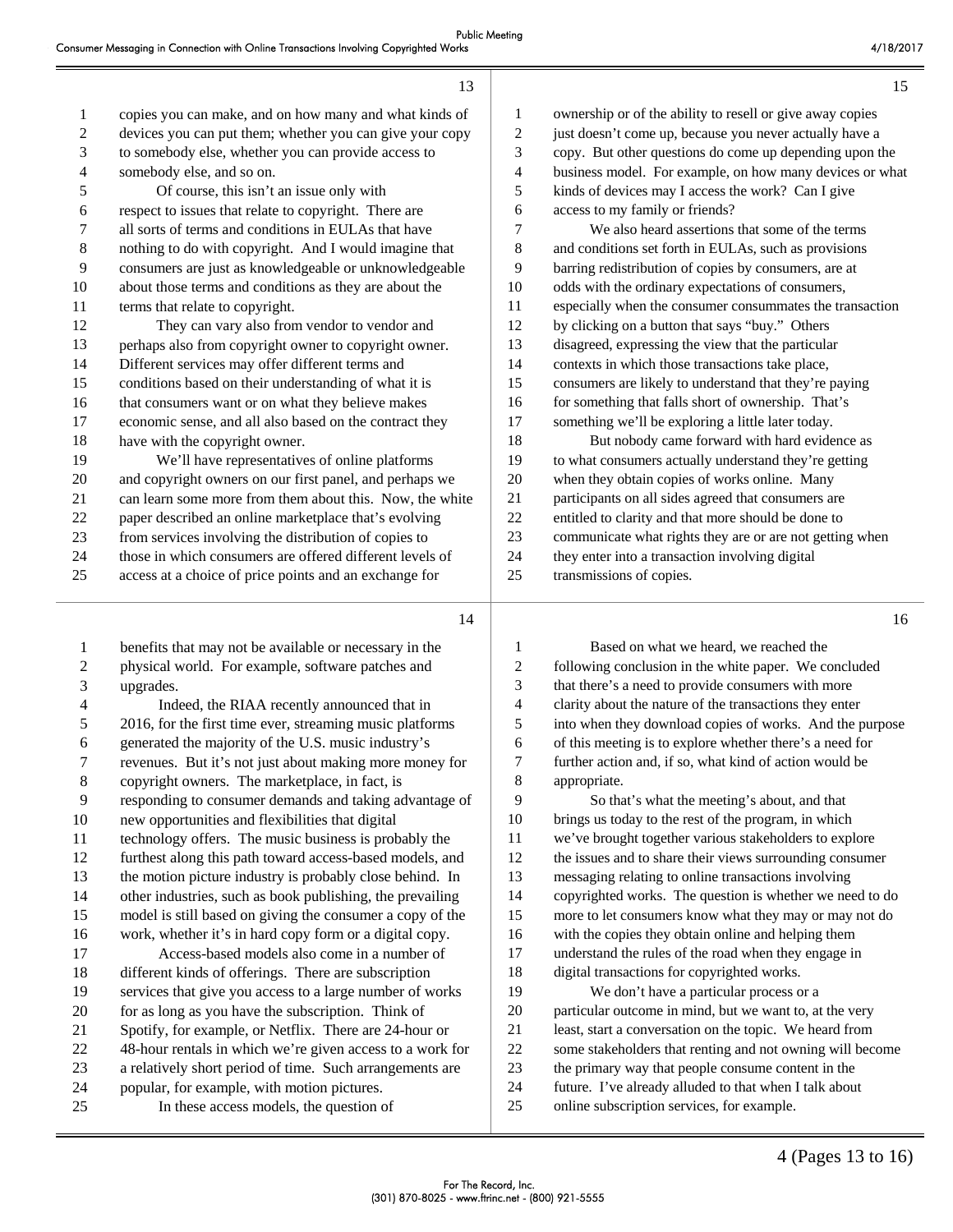copies you can make, and on how many and what kinds of devices you can put them; whether you can give your copy to somebody else, whether you can provide access to somebody else, and so on.

Of course, this isn't an issue only with respect to issues that relate to copyright. There are all sorts of terms and conditions in EULAs that have nothing to do with copyright. And I would imagine that consumers are just as knowledgeable or unknowledgeable about those terms and conditions as they are about the terms that relate to copyright.

They can vary also from vendor to vendor and perhaps also from copyright owner to copyright owner. Different services may offer different terms and conditions based on their understanding of what it is that consumers want or on what they believe makes economic sense, and all also based on the contract they have with the copyright owner.

We'll have representatives of online platforms and copyright owners on our first panel, and perhaps we can learn some more from them about this. Now, the white paper described an online marketplace that's evolving from services involving the distribution of copies to those in which consumers are offered different levels of access at a choice of price points and an exchange for benefits that may not be available or necessary in the physical world. For example, software patches and upgrades.

Indeed, the RIAA recently announced that in 2016, for the first time ever, streaming music platforms generated the majority of the U.S. music industry's revenues. But it's not just about making more money for copyright owners. The marketplace, in fact, is responding to consumer demands and taking advantage of new opportunities and flexibilities that digital technology offers. The music business is probably the furthest along this path toward access-based models, and the motion picture industry is probably close behind. In other industries, such as book publishing, the prevailing model is still based on giving the consumer a copy of the work, whether it's in hard copy form or a digital copy.

Access-based models also come in a number of different kinds of offerings. There are subscription services that give you access to a large number of works for as long as you have the subscription. Think of Spotify, for example, or Netflix. There are 24-hour or 48-hour rentals in which we're given access to a work for a relatively short period of time. Such arrangements are popular, for example, with motion pictures.

In these access models, the question of ownership or of the ability to resell or give away copies just doesn't come up, because you never actually have a copy. But other questions do come up depending upon the business model. For example, on how many devices or what kinds of devices may I access the work? Can I give access to my family or friends?

We also heard assertions that some of the terms and conditions set forth in EULAs, such as provisions barring redistribution of copies by consumers, are at odds with the ordinary expectations of consumers, especially when the consumer consummates the transaction by clicking on a button that says "buy." Others disagreed, expressing the view that the particular contexts in which those transactions take place, consumers are likely to understand that they're paying for something that falls short of ownership. That's something we'll be exploring a little later today.

But nobody came forward with hard evidence as to what consumers actually understand they're getting when they obtain copies of works online. Many participants on all sides agreed that consumers are entitled to clarity and that more should be done to communicate what rights they are or are not getting when they enter into a transaction involving digital transmissions of copies.

Based on what we heard, we reached the following conclusion in the white paper. We concluded that there's a need to provide consumers with more clarity about the nature of the transactions they enter into when they download copies of works. And the purpose of this meeting is to explore whether there's a need for further action and, if so, what kind of action would be appropriate.

So that's what the meeting's about, and that brings us today to the rest of the program, in which we've brought together various stakeholders to explore the issues and to share their views surrounding consumer messaging relating to online transactions involving copyrighted works. The question is whether we need to do more to let consumers know what they may or may not do with the copies they obtain online and helping them understand the rules of the road when they engage in digital transactions for copyrighted works.

We don't have a particular process or a particular outcome in mind, but we want to, at the very least, start a conversation on the topic. We heard from some stakeholders that renting and not owning will become the primary way that people consume content in the future. I've already alluded to that when I talk about online subscription services, for example.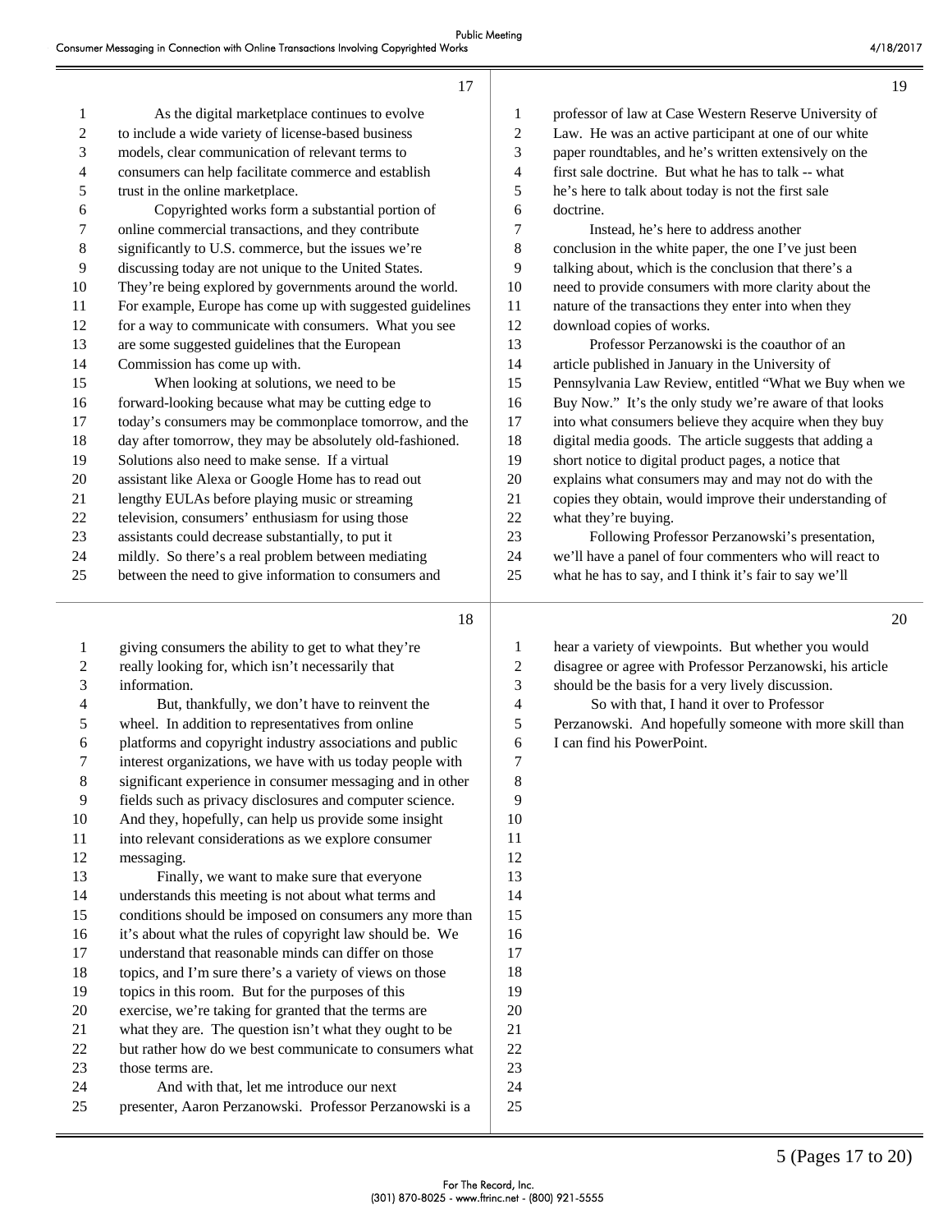As the digital marketplace continues to evolve to include a wide variety of license-based business models, clear communication of relevant terms to consumers can help facilitate commerce and establish trust in the online marketplace.

Copyrighted works form a substantial portion of online commercial transactions, and they contribute significantly to U.S. commerce, but the issues we're discussing today are not unique to the United States. They're being explored by governments around the world. For example, Europe has come up with suggested guidelines for a way to communicate with consumers. What you see are some suggested guidelines that the European Commission has come up with.

When looking at solutions, we need to be forward-looking because what may be cutting edge to today's consumers may be commonplace tomorrow, and the day after tomorrow, they may be absolutely old-fashioned. Solutions also need to make sense. If a virtual assistant like Alexa or Google Home has to read out lengthy EULAs before playing music or streaming television, consumers' enthusiasm for using those assistants could decrease substantially, to put it mildly. So there's a real problem between mediating between the need to give information to consumers and giving consumers the ability to get to what they're really looking for, which isn't necessarily that information.

But, thankfully, we don't have to reinvent the wheel. In addition to representatives from online platforms and copyright industry associations and public interest organizations, we have with us today people with significant experience in consumer messaging and in other fields such as privacy disclosures and computer science. And they, hopefully, can help us provide some insight into relevant considerations as we explore consumer messaging.

Finally, we want to make sure that everyone understands this meeting is not about what terms and conditions should be imposed on consumers any more than it's about what the rules of copyright law should be. We understand that reasonable minds can differ on those topics, and I'm sure there's a variety of views on those topics in this room. But for the purposes of this exercise, we're taking for granted that the terms are what they are. The question isn't what they ought to be but rather how do we best communicate to consumers what those terms are.

And with that, let me introduce our next presenter, Aaron Perzanowski. Professor Perzanowski is a professor of law at Case Western Reserve University of Law. He was an active participant at one of our white paper roundtables, and he's written extensively on the first sale doctrine. But what he has to talk -- what he's here to talk about today is not the first sale doctrine.

Instead, he's here to address another conclusion in the white paper, the one I've just been talking about, which is the conclusion that there's a need to provide consumers with more clarity about the nature of the transactions they enter into when they download copies of works.

Professor Perzanowski is the coauthor of an article published in January in the University of Pennsylvania Law Review, entitled "What we Buy when we Buy Now." It's the only study we're aware of that looks into what consumers believe they acquire when they buy digital media goods. The article suggests that adding a short notice to digital product pages, a notice that explains what consumers may and may not do with the copies they obtain, would improve their understanding of what they're buying.

Following Professor Perzanowski's presentation, we'll have a panel of four commenters who will react to what he has to say, and I think it's fair to say we'll hear a variety of viewpoints. But whether you would disagree or agree with Professor Perzanowski, his article should be the basis for a very lively discussion.

So with that, I hand it over to Professor Perzanowski. And hopefully someone with more skill than I can find his PowerPoint.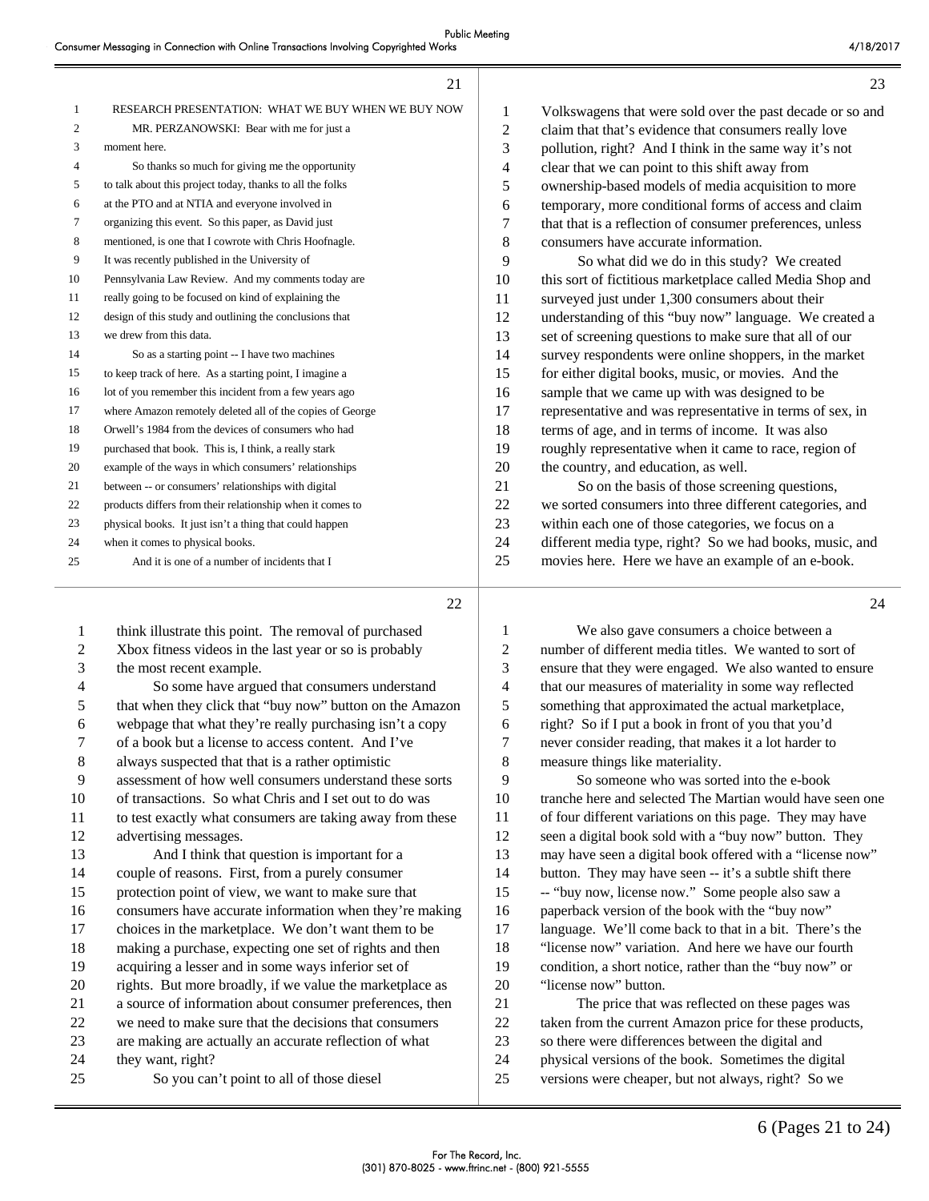RESEARCH PRESENTATION: WHAT WE BUY WHEN WE BUY NOW

MR. PERZANOWSKI: Bear with me for just a moment here.

So thanks so much for giving me the opportunity to talk about this project today, thanks to all the folks at the PTO and at NTIA and everyone involved in organizing this event. So this paper, as David just mentioned, is one that I cowrote with Chris Hoofnagle. It was recently published in the University of Pennsylvania Law Review. And my comments today are really going to be focused on kind of explaining the design of this study and outlining the conclusions that we drew from this data.

So as a starting point -- I have two machines to keep track of here. As a starting point, I imagine a lot of you remember this incident from a few years ago where Amazon remotely deleted all of the copies of George Orwell's 1984 from the devices of consumers who had purchased that book. This is, I think, a really stark example of the ways in which consumers' relationships between -- or consumers' relationships with digital products differs from their relationship when it comes to physical books. It just isn't a thing that could happen when it comes to physical books.

And it is one of a number of incidents that I think illustrate this point. The removal of purchased Xbox fitness videos in the last year or so is probably the most recent example.

So some have argued that consumers understand that when they click that "buy now" button on the Amazon webpage that what they're really purchasing isn't a copy of a book but a license to access content. And I've always suspected that that is a rather optimistic assessment of how well consumers understand these sorts of transactions. So what Chris and I set out to do was to test exactly what consumers are taking away from these advertising messages.

And I think that question is important for a couple of reasons. First, from a purely consumer protection point of view, we want to make sure that consumers have accurate information when they're making choices in the marketplace. We don't want them to be making a purchase, expecting one set of rights and then acquiring a lesser and in some ways inferior set of rights. But more broadly, if we value the marketplace as a source of information about consumer preferences, then we need to make sure that the decisions that consumers are making are actually an accurate reflection of what they want, right?

So you can't point to all of those diesel Volkswagens that were sold over the past decade or so and claim that that's evidence that consumers really love pollution, right? And I think in the same way it's not clear that we can point to this shift away from ownership-based models of media acquisition to more temporary, more conditional forms of access and claim that that is a reflection of consumer preferences, unless consumers have accurate information.

So what did we do in this study? We created this sort of fictitious marketplace called Media Shop and surveyed just under 1,300 consumers about their understanding of this "buy now" language. We created a set of screening questions to make sure that all of our survey respondents were online shoppers, in the market for either digital books, music, or movies. And the sample that we came up with was designed to be representative and was representative in terms of sex, in terms of age, and in terms of income. It was also roughly representative when it came to race, region of the country, and education, as well.

So on the basis of those screening questions, we sorted consumers into three different categories, and within each one of those categories, we focus on a different media type, right? So we had books, music, and movies here. Here we have an example of an e-book.

We also gave consumers a choice between a number of different media titles. We wanted to sort of ensure that they were engaged. We also wanted to ensure that our measures of materiality in some way reflected something that approximated the actual marketplace, right? So if I put a book in front of you that you'd never consider reading, that makes it a lot harder to measure things like materiality.

So someone who was sorted into the e-book tranche here and selected The Martian would have seen one of four different variations on this page. They may have seen a digital book sold with a "buy now" button. They may have seen a digital book offered with a "license now" button. They may have seen -- it's a subtle shift there -- "buy now, license now." Some people also saw a paperback version of the book with the "buy now" language. We'll come back to that in a bit. There's the "license now" variation. And here we have our fourth condition, a short notice, rather than the "buy now" or "license now" button.

The price that was reflected on these pages was taken from the current Amazon price for these products, so there were differences between the digital and physical versions of the book. Sometimes the digital versions were cheaper, but not always, right? So we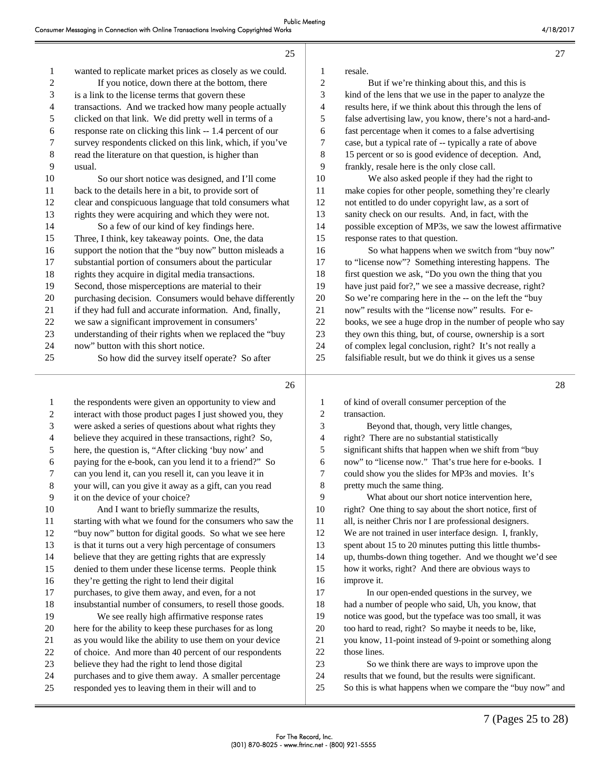wanted to replicate market prices as closely as we could.

If you notice, down there at the bottom, there is a link to the license terms that govern these transactions. And we tracked how many people actually clicked on that link. We did pretty well in terms of a response rate on clicking this link -- 1.4 percent of our survey respondents clicked on this link, which, if you've read the literature on that question, is higher than usual.

So our short notice was designed, and I'll come back to the details here in a bit, to provide sort of clear and conspicuous language that told consumers what rights they were acquiring and which they were not.

So a few of our kind of key findings here. Three, I think, key takeaway points. One, the data support the notion that the "buy now" button misleads a substantial portion of consumers about the particular rights they acquire in digital media transactions. Second, those misperceptions are material to their purchasing decision. Consumers would behave differently if they had full and accurate information. And, finally, we saw a significant improvement in consumers' understanding of their rights when we replaced the "buy now" button with this short notice.

So how did the survey itself operate? So after the respondents were given an opportunity to view and interact with those product pages I just showed you, they were asked a series of questions about what rights they believe they acquired in these transactions, right? So, here, the question is, "After clicking 'buy now' and paying for the e-book, can you lend it to a friend?" So can you lend it, can you resell it, can you leave it in your will, can you give it away as a gift, can you read it on the device of your choice?

And I want to briefly summarize the results, starting with what we found for the consumers who saw the "buy now" button for digital goods. So what we see here is that it turns out a very high percentage of consumers believe that they are getting rights that are expressly denied to them under these license terms. People think they're getting the right to lend their digital purchases, to give them away, and even, for a not insubstantial number of consumers, to resell those goods.

We see really high affirmative response rates here for the ability to keep these purchases for as long as you would like the ability to use them on your device of choice. And more than 40 percent of our respondents believe they had the right to lend those digital purchases and to give them away. A smaller percentage responded yes to leaving them in their will and to resale.

But if we're thinking about this, and this is kind of the lens that we use in the paper to analyze the results here, if we think about this through the lens of false advertising law, you know, there's not a hard-and-fast percentage when it comes to a false advertising case, but a typical rate of -- typically a rate of above 15 percent or so is good evidence of deception. And, frankly, resale here is the only close call.

We also asked people if they had the right to make copies for other people, something they're clearly not entitled to do under copyright law, as a sort of sanity check on our results. And, in fact, with the possible exception of MP3s, we saw the lowest affirmative response rates to that question.

So what happens when we switch from "buy now" to "license now"? Something interesting happens. The first question we ask, "Do you own the thing that you have just paid for?," we see a massive decrease, right? So we're comparing here in the -- on the left the "buy now" results with the "license now" results. For e-books, we see a huge drop in the number of people who say they own this thing, but, of course, ownership is a sort of complex legal conclusion, right? It's not really a falsifiable result, but we do think it gives us a sense of kind of overall consumer perception of the transaction.

Beyond that, though, very little changes, right? There are no substantial statistically significant shifts that happen when we shift from "buy now" to "license now." That's true here for e-books. I could show you the slides for MP3s and movies. It's pretty much the same thing.

What about our short notice intervention here, right? One thing to say about the short notice, first of all, is neither Chris nor I are professional designers. We are not trained in user interface design. I, frankly, spent about 15 to 20 minutes putting this little thumbs-up, thumbs-down thing together. And we thought we'd see how it works, right? And there are obvious ways to improve it.

In our open-ended questions in the survey, we had a number of people who said, Uh, you know, that notice was good, but the typeface was too small, it was too hard to read, right? So maybe it needs to be, like, you know, 11-point instead of 9-point or something along those lines.

So we think there are ways to improve upon the results that we found, but the results were significant. So this is what happens when we compare the "buy now" and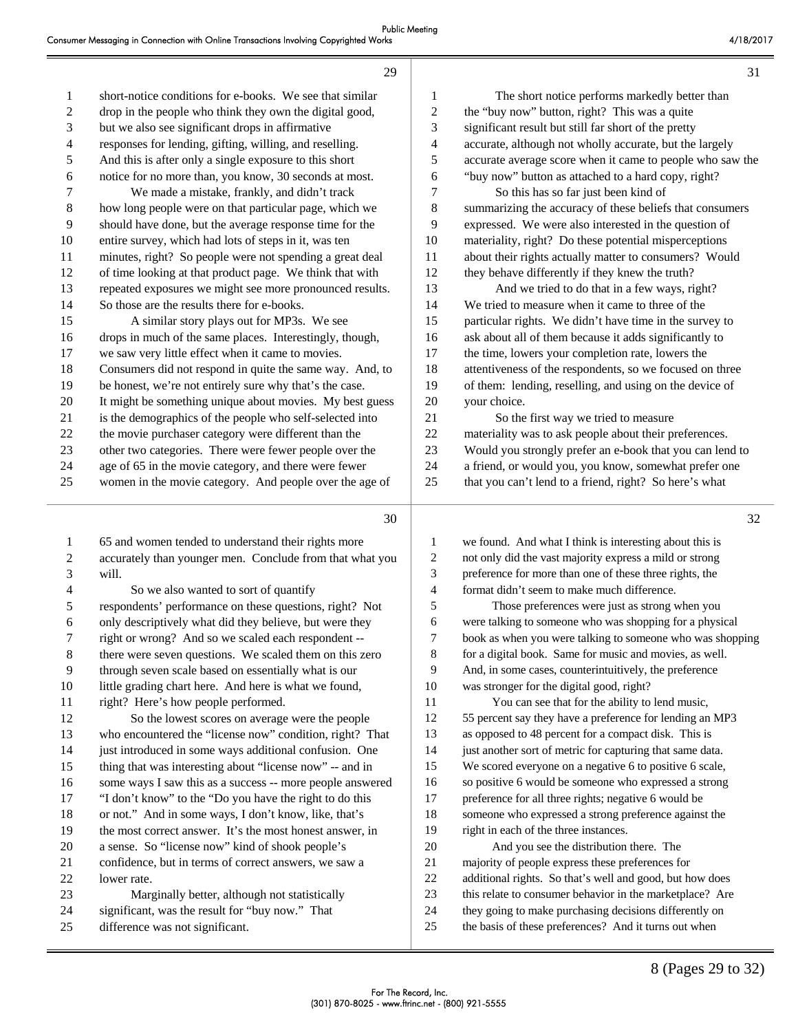short-notice conditions for e-books. We see that similar drop in the people who think they own the digital good, but we also see significant drops in affirmative responses for lending, gifting, willing, and reselling. And this is after only a single exposure to this short notice for no more than, you know, 30 seconds at most.

We made a mistake, frankly, and didn't track how long people were on that particular page, which we should have done, but the average response time for the entire survey, which had lots of steps in it, was ten minutes, right? So people were not spending a great deal of time looking at that product page. We think that with repeated exposures we might see more pronounced results. So those are the results there for e-books.

A similar story plays out for MP3s. We see drops in much of the same places. Interestingly, though, we saw very little effect when it came to movies. Consumers did not respond in quite the same way. And, to be honest, we're not entirely sure why that's the case. It might be something unique about movies. My best guess is the demographics of the people who self-selected into the movie purchaser category were different than the other two categories. There were fewer people over the age of 65 in the movie category, and there were fewer women in the movie category. And people over the age of 65 and women tended to understand their rights more accurately than younger men. Conclude from that what you will.

So we also wanted to sort of quantify respondents' performance on these questions, right? Not only descriptively what did they believe, but were they right or wrong? And so we scaled each respondent -- there were seven questions. We scaled them on this zero through seven scale based on essentially what is our little grading chart here. And here is what we found, right? Here's how people performed.

So the lowest scores on average were the people who encountered the "license now" condition, right? That just introduced in some ways additional confusion. One thing that was interesting about "license now" -- and in some ways I saw this as a success -- more people answered "I don't know" to the "Do you have the right to do this or not." And in some ways, I don't know, like, that's the most correct answer. It's the most honest answer, in a sense. So "license now" kind of shook people's confidence, but in terms of correct answers, we saw a lower rate.

Marginally better, although not statistically significant, was the result for "buy now." That difference was not significant.

The short notice performs markedly better than the "buy now" button, right? This was a quite significant result but still far short of the pretty accurate, although not wholly accurate, but the largely accurate average score when it came to people who saw the "buy now" button as attached to a hard copy, right?

So this has so far just been kind of summarizing the accuracy of these beliefs that consumers expressed. We were also interested in the question of materiality, right? Do these potential misperceptions about their rights actually matter to consumers? Would they behave differently if they knew the truth?

And we tried to do that in a few ways, right? We tried to measure when it came to three of the particular rights. We didn't have time in the survey to ask about all of them because it adds significantly to the time, lowers your completion rate, lowers the attentiveness of the respondents, so we focused on three of them: lending, reselling, and using on the device of your choice.

So the first way we tried to measure materiality was to ask people about their preferences. Would you strongly prefer an e-book that you can lend to a friend, or would you, you know, somewhat prefer one that you can't lend to a friend, right? So here's what we found. And what I think is interesting about this is not only did the vast majority express a mild or strong preference for more than one of these three rights, the format didn't seem to make much difference.

Those preferences were just as strong when you were talking to someone who was shopping for a physical book as when you were talking to someone who was shopping for a digital book. Same for music and movies, as well. And, in some cases, counterintuitively, the preference was stronger for the digital good, right?

You can see that for the ability to lend music, 55 percent say they have a preference for lending an MP3 as opposed to 48 percent for a compact disk. This is just another sort of metric for capturing that same data. We scored everyone on a negative 6 to positive 6 scale, so positive 6 would be someone who expressed a strong preference for all three rights; negative 6 would be someone who expressed a strong preference against the right in each of the three instances.

And you see the distribution there. The majority of people express these preferences for additional rights. So that's well and good, but how does this relate to consumer behavior in the marketplace? Are they going to make purchasing decisions differently on the basis of these preferences? And it turns out when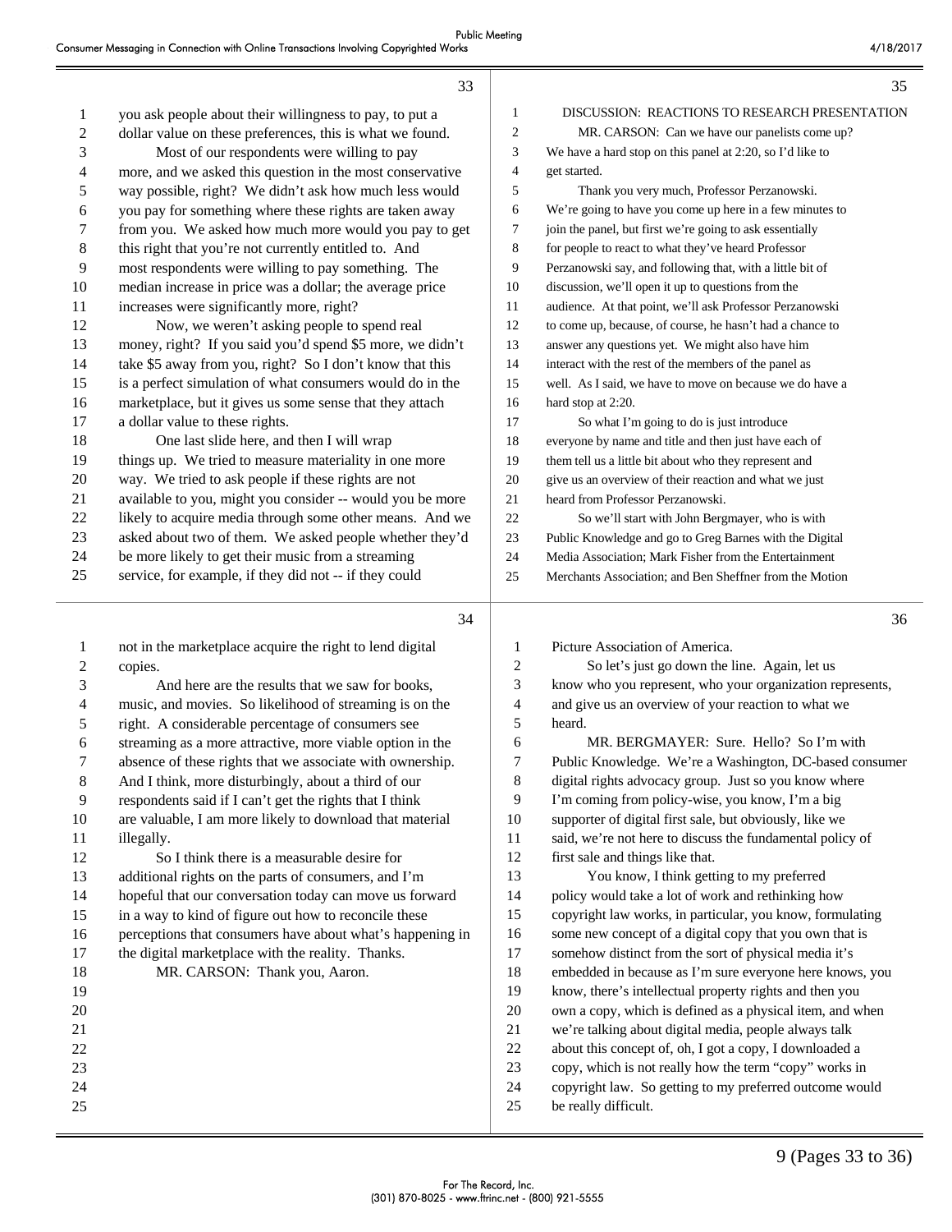you ask people about their willingness to pay, to put a dollar value on these preferences, this is what we found.

Most of our respondents were willing to pay more, and we asked this question in the most conservative way possible, right? We didn't ask how much less would you pay for something where these rights are taken away from you. We asked how much more would you pay to get this right that you're not currently entitled to. And most respondents were willing to pay something. The median increase in price was a dollar; the average price increases were significantly more, right?

Now, we weren't asking people to spend real money, right? If you said you'd spend $5 more, we didn't take $5 away from you, right? So I don't know that this is a perfect simulation of what consumers would do in the marketplace, but it gives us some sense that they attach a dollar value to these rights.

One last slide here, and then I will wrap things up. We tried to measure materiality in one more way. We tried to ask people if these rights are not available to you, might you consider -- would you be more likely to acquire media through some other means. And we asked about two of them. We asked people whether they'd be more likely to get their music from a streaming service, for example, if they did not -- if they could not in the marketplace acquire the right to lend digital copies.

And here are the results that we saw for books, music, and movies. So likelihood of streaming is on the right. A considerable percentage of consumers see streaming as a more attractive, more viable option in the absence of these rights that we associate with ownership. And I think, more disturbingly, about a third of our respondents said if I can't get the rights that I think are valuable, I am more likely to download that material illegally.

So I think there is a measurable desire for additional rights on the parts of consumers, and I'm hopeful that our conversation today can move us forward in a way to kind of figure out how to reconcile these perceptions that consumers have about what's happening in the digital marketplace with the reality. Thanks.

MR. CARSON: Thank you, Aaron.

## DISCUSSION: REACTIONS TO RESEARCH PRESENTATION

MR. CARSON: Can we have our panelists come up? We have a hard stop on this panel at 2:20, so I'd like to get started.

Thank you very much, Professor Perzanowski. We're going to have you come up here in a few minutes to join the panel, but first we're going to ask essentially for people to react to what they've heard Professor Perzanowski say, and following that, with a little bit of discussion, we'll open it up to questions from the audience. At that point, we'll ask Professor Perzanowski to come up, because, of course, he hasn't had a chance to answer any questions yet. We might also have him interact with the rest of the members of the panel as well. As I said, we have to move on because we do have a hard stop at 2:20.

So what I'm going to do is just introduce everyone by name and title and then just have each of them tell us a little bit about who they represent and give us an overview of their reaction and what we just heard from Professor Perzanowski.

So we'll start with John Bergmayer, who is with Public Knowledge and go to Greg Barnes with the Digital Media Association; Mark Fisher from the Entertainment Merchants Association; and Ben Sheffner from the Motion Picture Association of America.

So let's just go down the line. Again, let us know who you represent, who your organization represents, and give us an overview of your reaction to what we heard.

MR. BERGMAYER: Sure. Hello? So I'm with Public Knowledge. We're a Washington, DC-based consumer digital rights advocacy group. Just so you know where I'm coming from policy-wise, you know, I'm a big supporter of digital first sale, but obviously, like we said, we're not here to discuss the fundamental policy of first sale and things like that.

You know, I think getting to my preferred policy would take a lot of work and rethinking how copyright law works, in particular, you know, formulating some new concept of a digital copy that you own that is somehow distinct from the sort of physical media it's embedded in because as I'm sure everyone here knows, you know, there's intellectual property rights and then you own a copy, which is defined as a physical item, and when we're talking about digital media, people always talk about this concept of, oh, I got a copy, I downloaded a copy, which is not really how the term "copy" works in copyright law. So getting to my preferred outcome would be really difficult.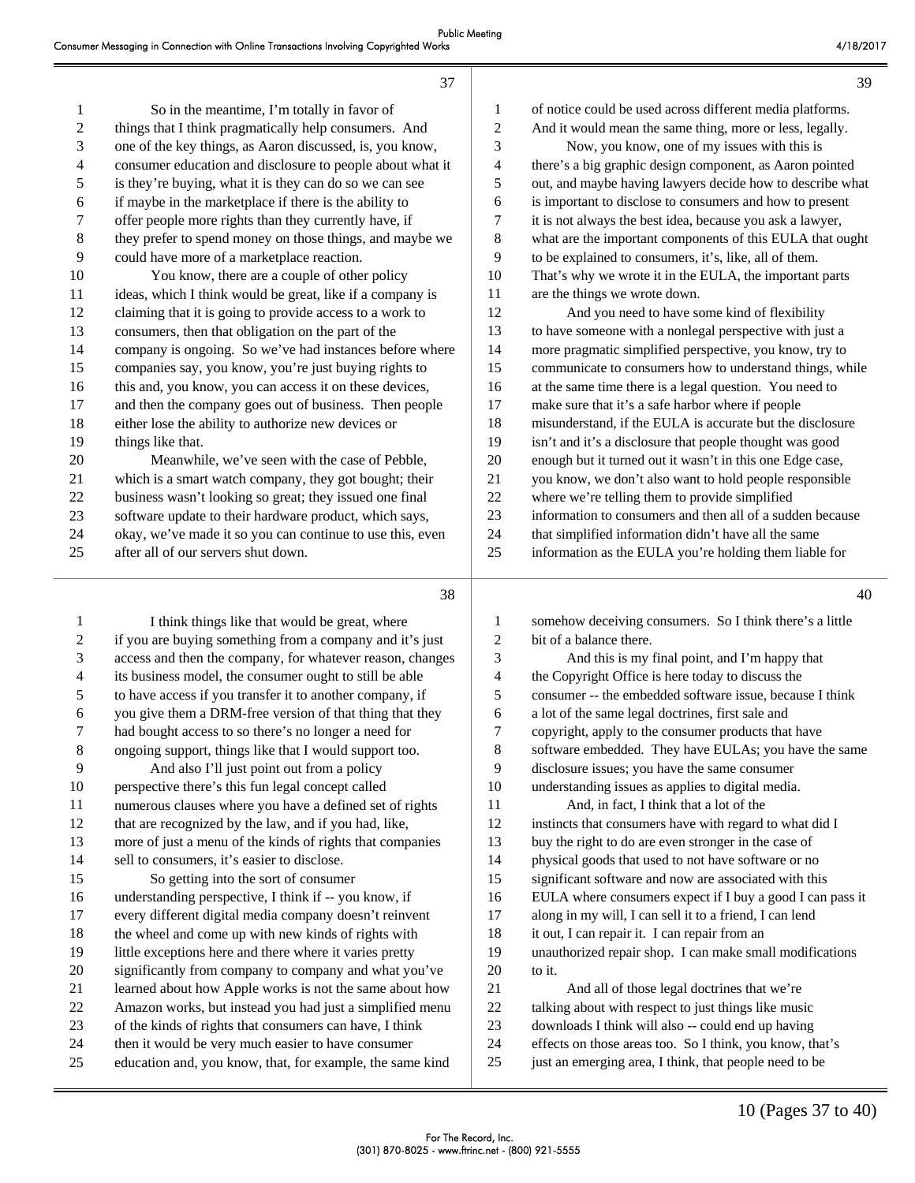So in the meantime, I'm totally in favor of things that I think pragmatically help consumers. And one of the key things, as Aaron discussed, is, you know, consumer education and disclosure to people about what it is they're buying, what it is they can do so we can see if maybe in the marketplace if there is the ability to offer people more rights than they currently have, if they prefer to spend money on those things, and maybe we could have more of a marketplace reaction.

You know, there are a couple of other policy ideas, which I think would be great, like if a company is claiming that it is going to provide access to a work to consumers, then that obligation on the part of the company is ongoing. So we've had instances before where companies say, you know, you're just buying rights to this and, you know, you can access it on these devices, and then the company goes out of business. Then people either lose the ability to authorize new devices or things like that.

Meanwhile, we've seen with the case of Pebble, which is a smart watch company, they got bought; their business wasn't looking so great; they issued one final software update to their hardware product, which says, okay, we've made it so you can continue to use this, even after all of our servers shut down.

I think things like that would be great, where if you are buying something from a company and it's just access and then the company, for whatever reason, changes its business model, the consumer ought to still be able to have access if you transfer it to another company, if you give them a DRM-free version of that thing that they had bought access to so there's no longer a need for ongoing support, things like that I would support too.

And also I'll just point out from a policy perspective there's this fun legal concept called numerous clauses where you have a defined set of rights that are recognized by the law, and if you had, like, more of just a menu of the kinds of rights that companies sell to consumers, it's easier to disclose.

So getting into the sort of consumer understanding perspective, I think if -- you know, if every different digital media company doesn't reinvent the wheel and come up with new kinds of rights with little exceptions here and there where it varies pretty significantly from company to company and what you've learned about how Apple works is not the same about how Amazon works, but instead you had just a simplified menu of the kinds of rights that consumers can have, I think then it would be very much easier to have consumer education and, you know, that, for example, the same kind of notice could be used across different media platforms. And it would mean the same thing, more or less, legally.

Now, you know, one of my issues with this is there's a big graphic design component, as Aaron pointed out, and maybe having lawyers decide how to describe what is important to disclose to consumers and how to present it is not always the best idea, because you ask a lawyer, what are the important components of this EULA that ought to be explained to consumers, it's, like, all of them. That's why we wrote it in the EULA, the important parts are the things we wrote down.

And you need to have some kind of flexibility to have someone with a nonlegal perspective with just a more pragmatic simplified perspective, you know, try to communicate to consumers how to understand things, while at the same time there is a legal question. You need to make sure that it's a safe harbor where if people misunderstand, if the EULA is accurate but the disclosure isn't and it's a disclosure that people thought was good enough but it turned out it wasn't in this one Edge case, you know, we don't also want to hold people responsible where we're telling them to provide simplified information to consumers and then all of a sudden because that simplified information didn't have all the same information as the EULA you're holding them liable for somehow deceiving consumers. So I think there's a little bit of a balance there.

And this is my final point, and I'm happy that the Copyright Office is here today to discuss the consumer -- the embedded software issue, because I think a lot of the same legal doctrines, first sale and copyright, apply to the consumer products that have software embedded. They have EULAs; you have the same disclosure issues; you have the same consumer understanding issues as applies to digital media.

And, in fact, I think that a lot of the instincts that consumers have with regard to what did I buy the right to do are even stronger in the case of physical goods that used to not have software or no significant software and now are associated with this EULA where consumers expect if I buy a good I can pass it along in my will, I can sell it to a friend, I can lend it out, I can repair it. I can repair from an unauthorized repair shop. I can make small modifications to it.

And all of those legal doctrines that we're talking about with respect to just things like music downloads I think will also -- could end up having effects on those areas too. So I think, you know, that's just an emerging area, I think, that people need to be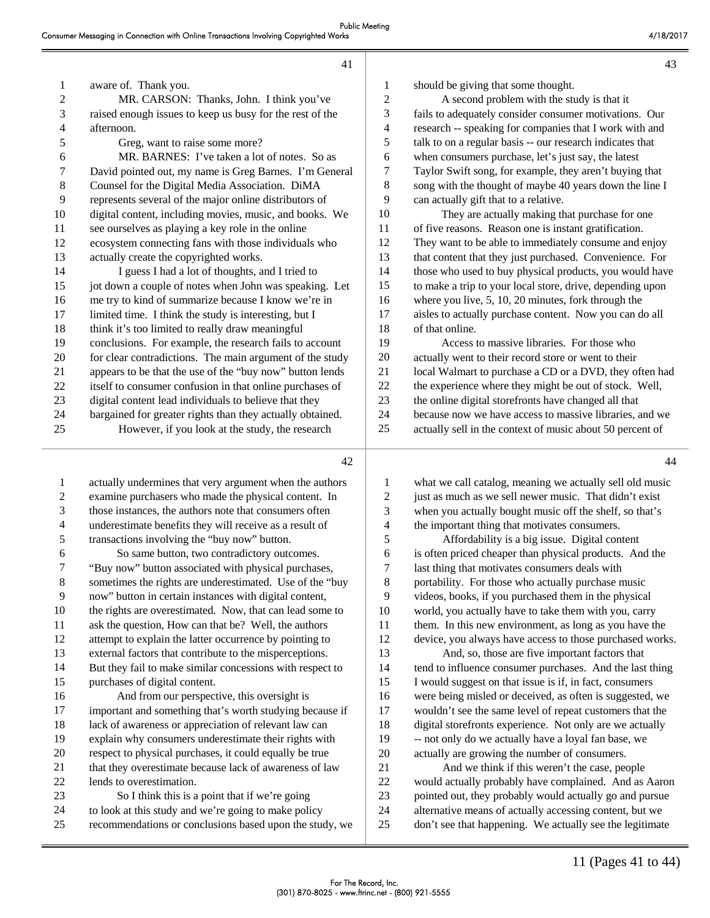aware of. Thank you.

MR. CARSON: Thanks, John. I think you've raised enough issues to keep us busy for the rest of the afternoon.

Greg, want to raise some more?

MR. BARNES: I've taken a lot of notes. So as David pointed out, my name is Greg Barnes. I'm General Counsel for the Digital Media Association. DiMA represents several of the major online distributors of digital content, including movies, music, and books. We see ourselves as playing a key role in the online ecosystem connecting fans with those individuals who actually create the copyrighted works.

I guess I had a lot of thoughts, and I tried to jot down a couple of notes when John was speaking. Let me try to kind of summarize because I know we're in limited time. I think the study is interesting, but I think it's too limited to really draw meaningful conclusions. For example, the research fails to account for clear contradictions. The main argument of the study appears to be that the use of the "buy now" button lends itself to consumer confusion in that online purchases of digital content lead individuals to believe that they bargained for greater rights than they actually obtained.

However, if you look at the study, the research actually undermines that very argument when the authors examine purchasers who made the physical content. In those instances, the authors note that consumers often underestimate benefits they will receive as a result of transactions involving the "buy now" button.

So same button, two contradictory outcomes. "Buy now" button associated with physical purchases, sometimes the rights are underestimated. Use of the "buy now" button in certain instances with digital content, the rights are overestimated. Now, that can lead some to ask the question, How can that be? Well, the authors attempt to explain the latter occurrence by pointing to external factors that contribute to the misperceptions. But they fail to make similar concessions with respect to purchases of digital content.

And from our perspective, this oversight is important and something that's worth studying because if lack of awareness or appreciation of relevant law can explain why consumers underestimate their rights with respect to physical purchases, it could equally be true that they overestimate because lack of awareness of law lends to overestimation.

So I think this is a point that if we're going to look at this study and we're going to make policy recommendations or conclusions based upon the study, we should be giving that some thought.

A second problem with the study is that it fails to adequately consider consumer motivations. Our research -- speaking for companies that I work with and talk to on a regular basis -- our research indicates that when consumers purchase, let's just say, the latest Taylor Swift song, for example, they aren't buying that song with the thought of maybe 40 years down the line I can actually gift that to a relative.

They are actually making that purchase for one of five reasons. Reason one is instant gratification. They want to be able to immediately consume and enjoy that content that they just purchased. Convenience. For those who used to buy physical products, you would have to make a trip to your local store, drive, depending upon where you live, 5, 10, 20 minutes, fork through the aisles to actually purchase content. Now you can do all of that online.

Access to massive libraries. For those who actually went to their record store or went to their local Walmart to purchase a CD or a DVD, they often had the experience where they might be out of stock. Well, the online digital storefronts have changed all that because now we have access to massive libraries, and we actually sell in the context of music about 50 percent of what we call catalog, meaning we actually sell old music just as much as we sell newer music. That didn't exist when you actually bought music off the shelf, so that's the important thing that motivates consumers.

Affordability is a big issue. Digital content is often priced cheaper than physical products. And the last thing that motivates consumers deals with portability. For those who actually purchase music videos, books, if you purchased them in the physical world, you actually have to take them with you, carry them. In this new environment, as long as you have the device, you always have access to those purchased works.

And, so, those are five important factors that tend to influence consumer purchases. And the last thing I would suggest on that issue is if, in fact, consumers were being misled or deceived, as often is suggested, we wouldn't see the same level of repeat customers that the digital storefronts experience. Not only are we actually -- not only do we actually have a loyal fan base, we actually are growing the number of consumers.

And we think if this weren't the case, people would actually probably have complained. And as Aaron pointed out, they probably would actually go and pursue alternative means of actually accessing content, but we don't see that happening. We actually see the legitimate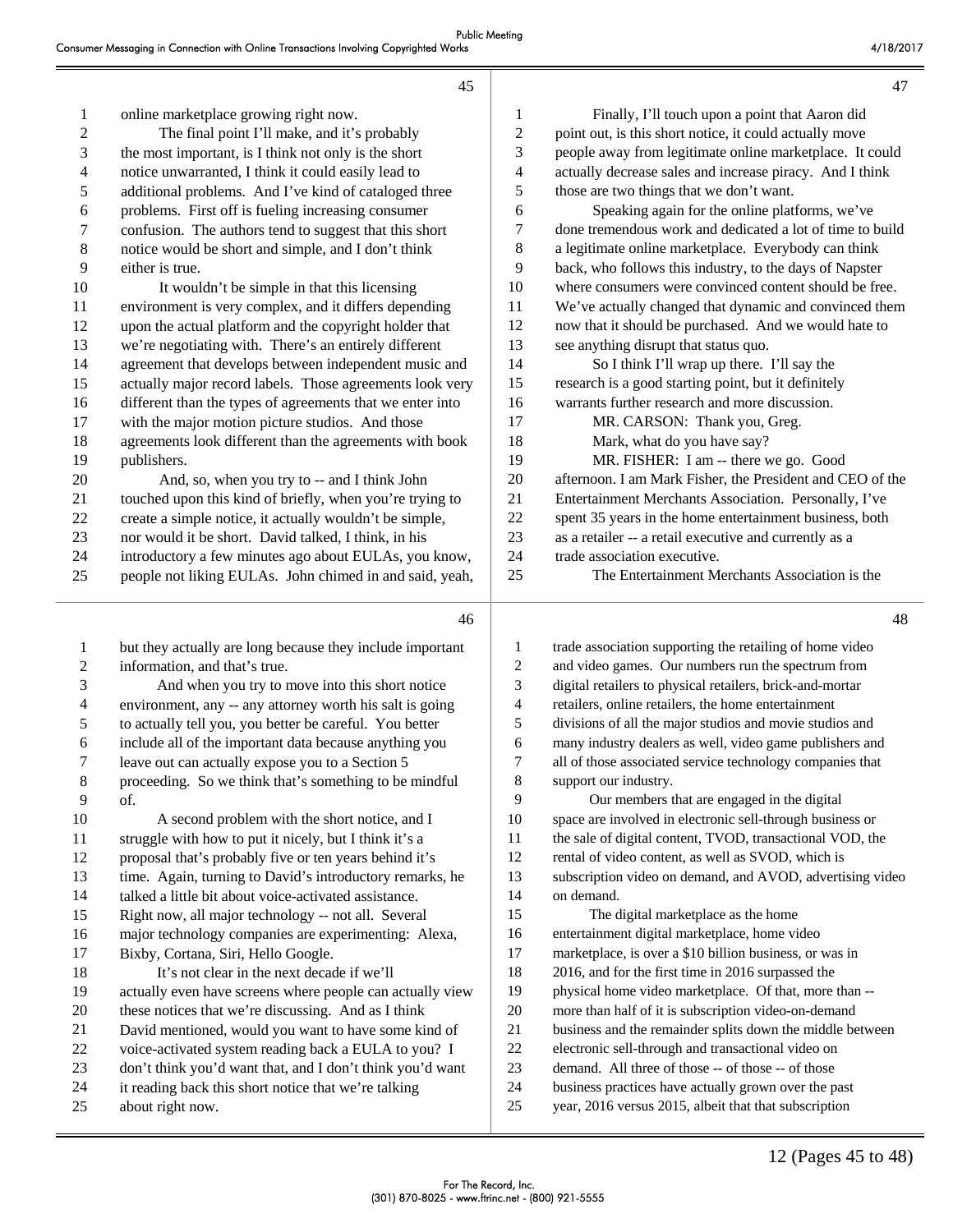online marketplace growing right now.

The final point I'll make, and it's probably the most important, is I think not only is the short notice unwarranted, I think it could easily lead to additional problems. And I've kind of cataloged three problems. First off is fueling increasing consumer confusion. The authors tend to suggest that this short notice would be short and simple, and I don't think either is true.

It wouldn't be simple in that this licensing environment is very complex, and it differs depending upon the actual platform and the copyright holder that we're negotiating with. There's an entirely different agreement that develops between independent music and actually major record labels. Those agreements look very different than the types of agreements that we enter into with the major motion picture studios. And those agreements look different than the agreements with book publishers.

And, so, when you try to -- and I think John touched upon this kind of briefly, when you're trying to create a simple notice, it actually wouldn't be simple, nor would it be short. David talked, I think, in his introductory a few minutes ago about EULAs, you know, people not liking EULAs. John chimed in and said, yeah, but they actually are long because they include important information, and that's true.

And when you try to move into this short notice environment, any -- any attorney worth his salt is going to actually tell you, you better be careful. You better include all of the important data because anything you leave out can actually expose you to a Section 5 proceeding. So we think that's something to be mindful of.

A second problem with the short notice, and I struggle with how to put it nicely, but I think it's a proposal that's probably five or ten years behind it's time. Again, turning to David's introductory remarks, he talked a little bit about voice-activated assistance. Right now, all major technology -- not all. Several major technology companies are experimenting: Alexa, Bixby, Cortana, Siri, Hello Google.

It's not clear in the next decade if we'll actually even have screens where people can actually view these notices that we're discussing. And as I think David mentioned, would you want to have some kind of voice-activated system reading back a EULA to you? I don't think you'd want that, and I don't think you'd want it reading back this short notice that we're talking about right now.

Finally, I'll touch upon a point that Aaron did point out, is this short notice, it could actually move people away from legitimate online marketplace. It could actually decrease sales and increase piracy. And I think those are two things that we don't want.

Speaking again for the online platforms, we've done tremendous work and dedicated a lot of time to build a legitimate online marketplace. Everybody can think back, who follows this industry, to the days of Napster where consumers were convinced content should be free. We've actually changed that dynamic and convinced them now that it should be purchased. And we would hate to see anything disrupt that status quo.

So I think I'll wrap up there. I'll say the research is a good starting point, but it definitely warrants further research and more discussion.

MR. CARSON: Thank you, Greg.

Mark, what do you have say?

MR. FISHER: I am -- there we go. Good afternoon. I am Mark Fisher, the President and CEO of the Entertainment Merchants Association. Personally, I've spent 35 years in the home entertainment business, both as a retailer -- a retail executive and currently as a trade association executive.

The Entertainment Merchants Association is the trade association supporting the retailing of home video and video games. Our numbers run the spectrum from digital retailers to physical retailers, brick-and-mortar retailers, online retailers, the home entertainment divisions of all the major studios and movie studios and many industry dealers as well, video game publishers and all of those associated service technology companies that support our industry.

Our members that are engaged in the digital space are involved in electronic sell-through business or the sale of digital content, TVOD, transactional VOD, the rental of video content, as well as SVOD, which is subscription video on demand, and AVOD, advertising video on demand.

The digital marketplace as the home entertainment digital marketplace, home video marketplace, is over a $10 billion business, or was in 2016, and for the first time in 2016 surpassed the physical home video marketplace. Of that, more than -- more than half of it is subscription video-on-demand business and the remainder splits down the middle between electronic sell-through and transactional video on demand. All three of those -- of those -- of those business practices have actually grown over the past year, 2016 versus 2015, albeit that that subscription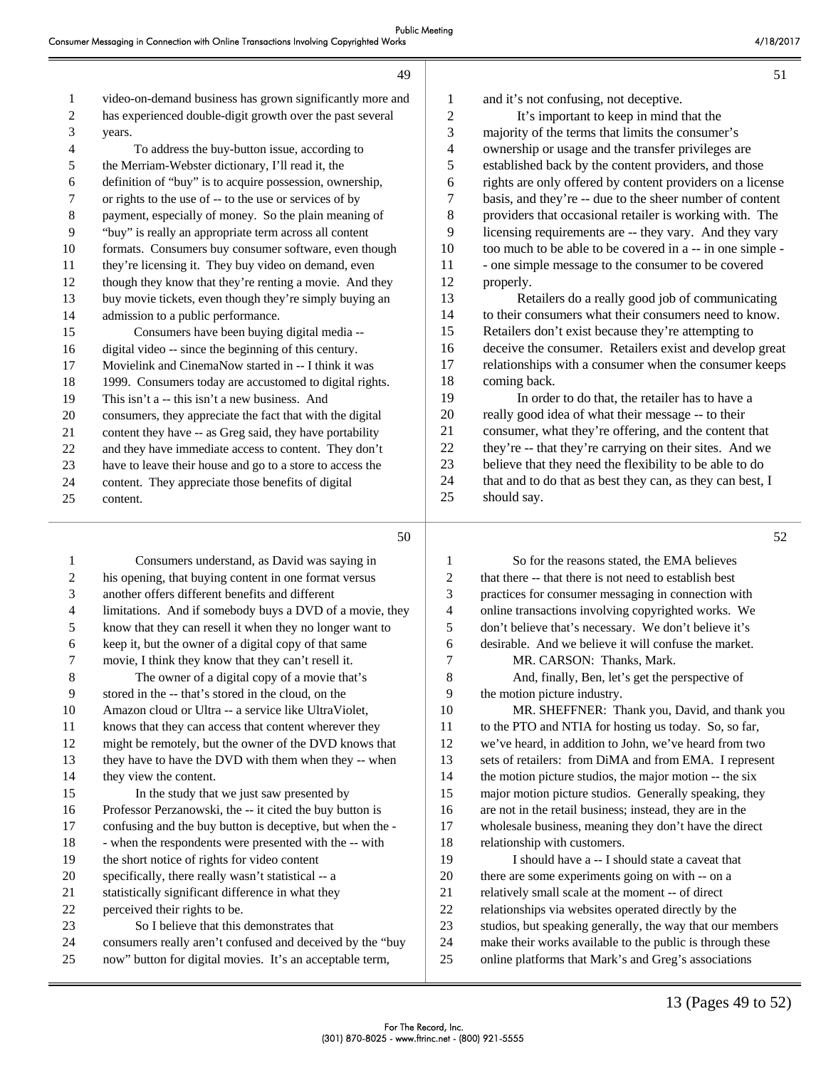video-on-demand business has grown significantly more and has experienced double-digit growth over the past several years.

To address the buy-button issue, according to the Merriam-Webster dictionary, I'll read it, the definition of "buy" is to acquire possession, ownership, or rights to the use of -- to the use or services of by payment, especially of money. So the plain meaning of "buy" is really an appropriate term across all content formats. Consumers buy consumer software, even though they're licensing it. They buy video on demand, even though they know that they're renting a movie. And they buy movie tickets, even though they're simply buying an admission to a public performance.

Consumers have been buying digital media -- digital video -- since the beginning of this century. Movielink and CinemaNow started in -- I think it was 1999. Consumers today are accustomed to digital rights. This isn't a -- this isn't a new business. And consumers, they appreciate the fact that with the digital content they have -- as Greg said, they have portability and they have immediate access to content. They don't have to leave their house and go to a store to access the content. They appreciate those benefits of digital content.

Consumers understand, as David was saying in his opening, that buying content in one format versus another offers different benefits and different limitations. And if somebody buys a DVD of a movie, they know that they can resell it when they no longer want to keep it, but the owner of a digital copy of that same movie, I think they know that they can't resell it.

The owner of a digital copy of a movie that's stored in the -- that's stored in the cloud, on the Amazon cloud or Ultra -- a service like UltraViolet, knows that they can access that content wherever they might be remotely, but the owner of the DVD knows that they have to have the DVD with them when they -- when they view the content.

In the study that we just saw presented by Professor Perzanowski, the -- it cited the buy button is confusing and the buy button is deceptive, but when the - - when the respondents were presented with the -- with the short notice of rights for video content specifically, there really wasn't statistical -- a statistically significant difference in what they perceived their rights to be.

So I believe that this demonstrates that consumers really aren't confused and deceived by the "buy now" button for digital movies. It's an acceptable term, and it's not confusing, not deceptive.

It's important to keep in mind that the majority of the terms that limits the consumer's ownership or usage and the transfer privileges are established back by the content providers, and those rights are only offered by content providers on a license basis, and they're -- due to the sheer number of content providers that occasional retailer is working with. The licensing requirements are -- they vary. And they vary too much to be able to be covered in a -- in one simple - - one simple message to the consumer to be covered properly.

Retailers do a really good job of communicating to their consumers what their consumers need to know. Retailers don't exist because they're attempting to deceive the consumer. Retailers exist and develop great relationships with a consumer when the consumer keeps coming back.

In order to do that, the retailer has to have a really good idea of what their message -- to their consumer, what they're offering, and the content that they're -- that they're carrying on their sites. And we believe that they need the flexibility to be able to do that and to do that as best they can, as they can best, I should say.

So for the reasons stated, the EMA believes that there -- that there is not need to establish best practices for consumer messaging in connection with online transactions involving copyrighted works. We don't believe that's necessary. We don't believe it's desirable. And we believe it will confuse the market.

MR. CARSON: Thanks, Mark.

And, finally, Ben, let's get the perspective of the motion picture industry.

MR. SHEFFNER: Thank you, David, and thank you to the PTO and NTIA for hosting us today. So, so far, we've heard, in addition to John, we've heard from two sets of retailers: from DiMA and from EMA. I represent the motion picture studios, the major motion -- the six major motion picture studios. Generally speaking, they are not in the retail business; instead, they are in the wholesale business, meaning they don't have the direct relationship with customers.

I should have a -- I should state a caveat that there are some experiments going on with -- on a relatively small scale at the moment -- of direct relationships via websites operated directly by the studios, but speaking generally, the way that our members make their works available to the public is through these online platforms that Mark's and Greg's associations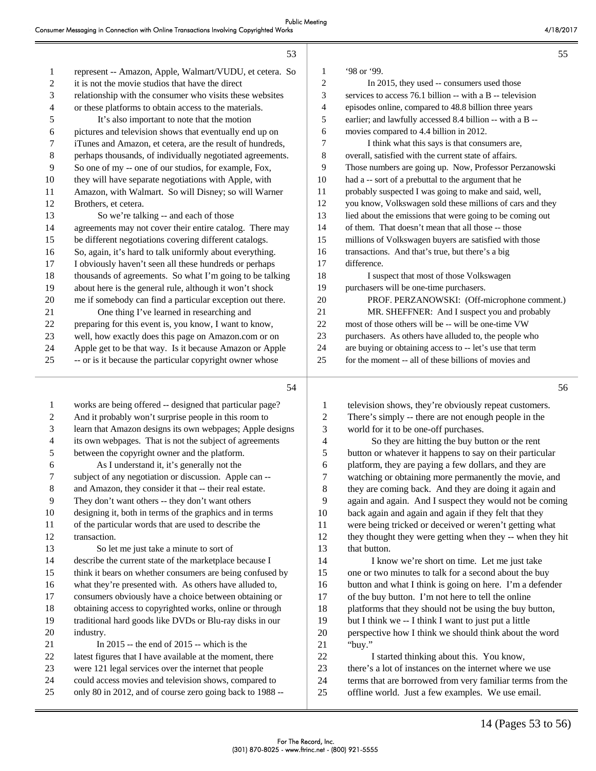represent -- Amazon, Apple, Walmart/VUDU, et cetera. So it is not the movie studios that have the direct relationship with the consumer who visits these websites or these platforms to obtain access to the materials.

It's also important to note that the motion pictures and television shows that eventually end up on iTunes and Amazon, et cetera, are the result of hundreds, perhaps thousands, of individually negotiated agreements. So one of my -- one of our studios, for example, Fox, they will have separate negotiations with Apple, with Amazon, with Walmart. So will Disney; so will Warner Brothers, et cetera.

So we're talking -- and each of those agreements may not cover their entire catalog. There may be different negotiations covering different catalogs. So, again, it's hard to talk uniformly about everything. I obviously haven't seen all these hundreds or perhaps thousands of agreements. So what I'm going to be talking about here is the general rule, although it won't shock me if somebody can find a particular exception out there.

One thing I've learned in researching and preparing for this event is, you know, I want to know, well, how exactly does this page on Amazon.com or on Apple get to be that way. Is it because Amazon or Apple -- or is it because the particular copyright owner whose works are being offered -- designed that particular page? And it probably won't surprise people in this room to learn that Amazon designs its own webpages; Apple designs its own webpages. That is not the subject of agreements between the copyright owner and the platform.

As I understand it, it's generally not the subject of any negotiation or discussion. Apple can -- and Amazon, they consider it that -- their real estate. They don't want others -- they don't want others designing it, both in terms of the graphics and in terms of the particular words that are used to describe the transaction.

So let me just take a minute to sort of describe the current state of the marketplace because I think it bears on whether consumers are being confused by what they're presented with. As others have alluded to, consumers obviously have a choice between obtaining or obtaining access to copyrighted works, online or through traditional hard goods like DVDs or Blu-ray disks in our industry.

In 2015 -- the end of 2015 -- which is the latest figures that I have available at the moment, there were 121 legal services over the internet that people could access movies and television shows, compared to only 80 in 2012, and of course zero going back to 1988 -- '98 or '99.

In 2015, they used -- consumers used those services to access 76.1 billion -- with a B -- television episodes online, compared to 48.8 billion three years earlier; and lawfully accessed 8.4 billion -- with a B -- movies compared to 4.4 billion in 2012.

I think what this says is that consumers are, overall, satisfied with the current state of affairs. Those numbers are going up. Now, Professor Perzanowski had a -- sort of a prebuttal to the argument that he probably suspected I was going to make and said, well, you know, Volkswagen sold these millions of cars and they lied about the emissions that were going to be coming out of them. That doesn't mean that all those -- those millions of Volkswagen buyers are satisfied with those transactions. And that's true, but there's a big difference.

I suspect that most of those Volkswagen purchasers will be one-time purchasers.

PROF. PERZANOWSKI: (Off-microphone comment.)

MR. SHEFFNER: And I suspect you and probably most of those others will be -- will be one-time VW purchasers. As others have alluded to, the people who are buying or obtaining access to -- let's use that term for the moment -- all of these billions of movies and television shows, they're obviously repeat customers. There's simply -- there are not enough people in the world for it to be one-off purchases.

So they are hitting the buy button or the rent button or whatever it happens to say on their particular platform, they are paying a few dollars, and they are watching or obtaining more permanently the movie, and they are coming back. And they are doing it again and again and again. And I suspect they would not be coming back again and again and again if they felt that they were being tricked or deceived or weren't getting what they thought they were getting when they -- when they hit that button.

I know we're short on time. Let me just take one or two minutes to talk for a second about the buy button and what I think is going on here. I'm a defender of the buy button. I'm not here to tell the online platforms that they should not be using the buy button, but I think we -- I think I want to just put a little perspective how I think we should think about the word "buy."

I started thinking about this. You know, there's a lot of instances on the internet where we use terms that are borrowed from very familiar terms from the offline world. Just a few examples. We use email.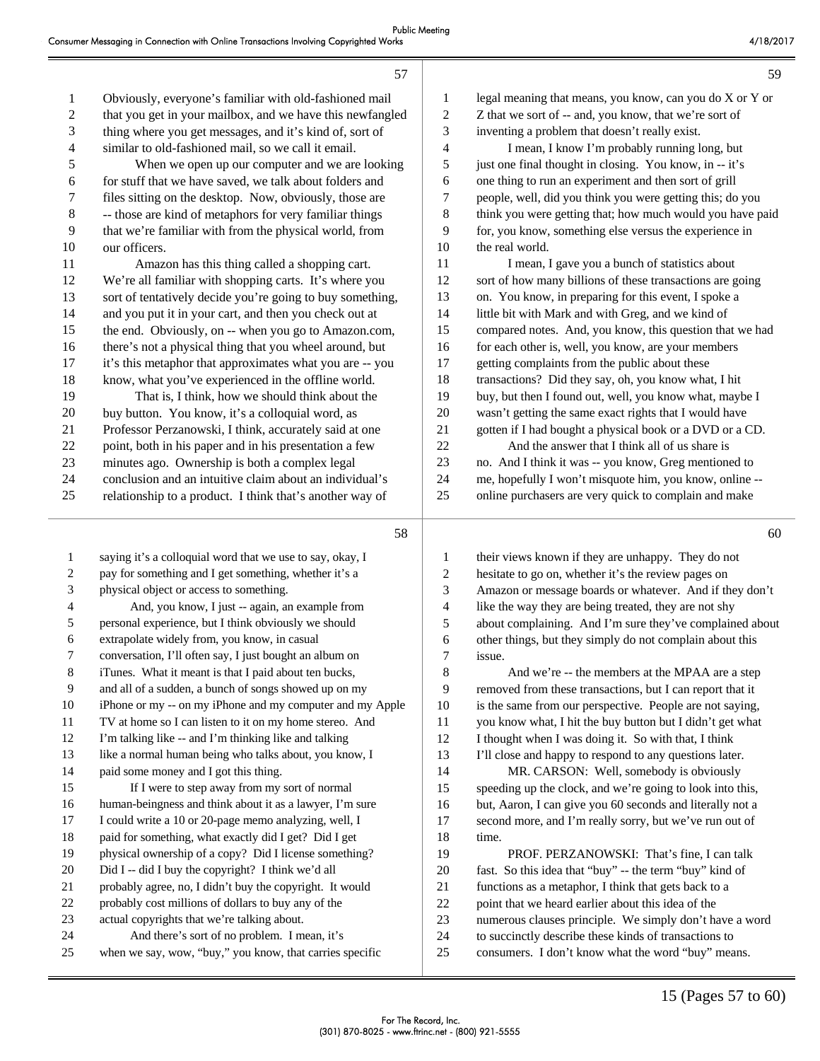Obviously, everyone's familiar with old-fashioned mail that you get in your mailbox, and we have this newfangled thing where you get messages, and it's kind of, sort of similar to old-fashioned mail, so we call it email.

When we open up our computer and we are looking for stuff that we have saved, we talk about folders and files sitting on the desktop. Now, obviously, those are -- those are kind of metaphors for very familiar things that we're familiar with from the physical world, from our officers.

Amazon has this thing called a shopping cart. We're all familiar with shopping carts. It's where you sort of tentatively decide you're going to buy something, and you put it in your cart, and then you check out at the end. Obviously, on -- when you go to Amazon.com, there's not a physical thing that you wheel around, but it's this metaphor that approximates what you are -- you know, what you've experienced in the offline world.

That is, I think, how we should think about the buy button. You know, it's a colloquial word, as Professor Perzanowski, I think, accurately said at one point, both in his paper and in his presentation a few minutes ago. Ownership is both a complex legal conclusion and an intuitive claim about an individual's relationship to a product. I think that's another way of saying it's a colloquial word that we use to say, okay, I pay for something and I get something, whether it's a physical object or access to something.

And, you know, I just -- again, an example from personal experience, but I think obviously we should extrapolate widely from, you know, in casual conversation, I'll often say, I just bought an album on iTunes. What it meant is that I paid about ten bucks, and all of a sudden, a bunch of songs showed up on my iPhone or my -- on my iPhone and my computer and my Apple TV at home so I can listen to it on my home stereo. And I'm talking like -- and I'm thinking like and talking like a normal human being who talks about, you know, I paid some money and I got this thing.

If I were to step away from my sort of normal human-beingness and think about it as a lawyer, I'm sure I could write a 10 or 20-page memo analyzing, well, I paid for something, what exactly did I get? Did I get physical ownership of a copy? Did I license something? Did I -- did I buy the copyright? I think we'd all probably agree, no, I didn't buy the copyright. It would probably cost millions of dollars to buy any of the actual copyrights that we're talking about.

And there's sort of no problem. I mean, it's when we say, wow, "buy," you know, that carries specific legal meaning that means, you know, can you do X or Y or Z that we sort of -- and, you know, that we're sort of inventing a problem that doesn't really exist.

I mean, I know I'm probably running long, but just one final thought in closing. You know, in -- it's one thing to run an experiment and then sort of grill people, well, did you think you were getting this; do you think you were getting that; how much would you have paid for, you know, something else versus the experience in the real world.

I mean, I gave you a bunch of statistics about sort of how many billions of these transactions are going on. You know, in preparing for this event, I spoke a little bit with Mark and with Greg, and we kind of compared notes. And, you know, this question that we had for each other is, well, you know, are your members getting complaints from the public about these transactions? Did they say, oh, you know what, I hit buy, but then I found out, well, you know what, maybe I wasn't getting the same exact rights that I would have gotten if I had bought a physical book or a DVD or a CD.

And the answer that I think all of us share is no. And I think it was -- you know, Greg mentioned to me, hopefully I won't misquote him, you know, online -- online purchasers are very quick to complain and make their views known if they are unhappy. They do not hesitate to go on, whether it's the review pages on Amazon or message boards or whatever. And if they don't like the way they are being treated, they are not shy about complaining. And I'm sure they've complained about other things, but they simply do not complain about this issue.

And we're -- the members at the MPAA are a step removed from these transactions, but I can report that it is the same from our perspective. People are not saying, you know what, I hit the buy button but I didn't get what I thought when I was doing it. So with that, I think I'll close and happy to respond to any questions later.

MR. CARSON: Well, somebody is obviously speeding up the clock, and we're going to look into this, but, Aaron, I can give you 60 seconds and literally not a second more, and I'm really sorry, but we've run out of time.

PROF. PERZANOWSKI: That's fine, I can talk fast. So this idea that "buy" -- the term "buy" kind of functions as a metaphor, I think that gets back to a point that we heard earlier about this idea of the numerous clauses principle. We simply don't have a word to succinctly describe these kinds of transactions to consumers. I don't know what the word "buy" means.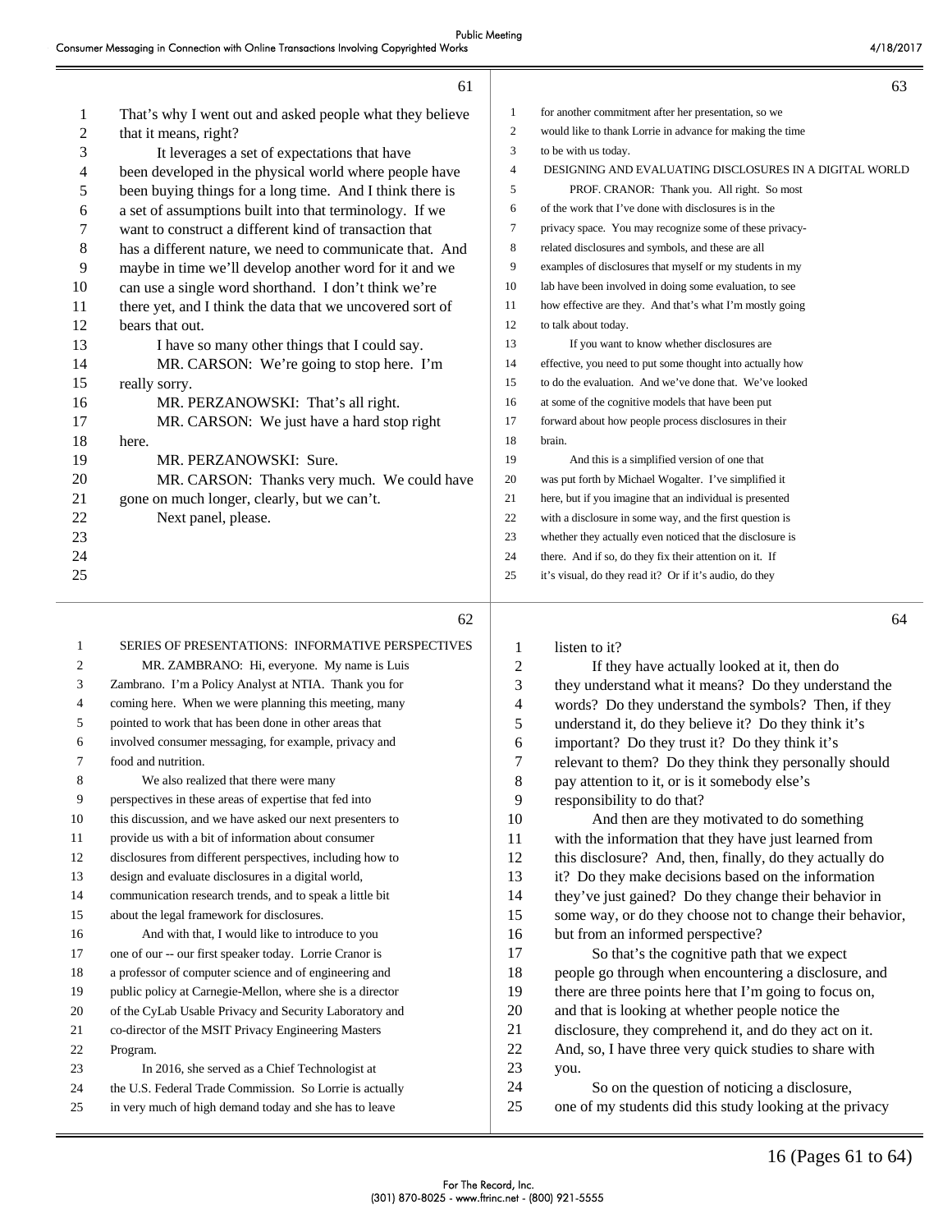That's why I went out and asked people what they believe that it means, right?

It leverages a set of expectations that have been developed in the physical world where people have been buying things for a long time. And I think there is a set of assumptions built into that terminology. If we want to construct a different kind of transaction that has a different nature, we need to communicate that. And maybe in time we'll develop another word for it and we can use a single word shorthand. I don't think we're there yet, and I think the data that we uncovered sort of bears that out.

I have so many other things that I could say.

MR. CARSON: We're going to stop here. I'm really sorry.

MR. PERZANOWSKI: That's all right.

MR. CARSON: We just have a hard stop right here.

MR. PERZANOWSKI: Sure.

MR. CARSON: Thanks very much. We could have gone on much longer, clearly, but we can't.

Next panel, please.

SERIES OF PRESENTATIONS: INFORMATIVE PERSPECTIVES

MR. ZAMBRANO: Hi, everyone. My name is Luis Zambrano. I'm a Policy Analyst at NTIA. Thank you for coming here. When we were planning this meeting, many pointed to work that has been done in other areas that involved consumer messaging, for example, privacy and food and nutrition.

We also realized that there were many perspectives in these areas of expertise that fed into this discussion, and we have asked our next presenters to provide us with a bit of information about consumer disclosures from different perspectives, including how to design and evaluate disclosures in a digital world, communication research trends, and to speak a little bit about the legal framework for disclosures.

And with that, I would like to introduce to you one of our -- our first speaker today. Lorrie Cranor is a professor of computer science and of engineering and public policy at Carnegie-Mellon, where she is a director of the CyLab Usable Privacy and Security Laboratory and co-director of the MSIT Privacy Engineering Masters Program.

In 2016, she served as a Chief Technologist at the U.S. Federal Trade Commission. So Lorrie is actually in very much of high demand today and she has to leave for another commitment after her presentation, so we would like to thank Lorrie in advance for making the time to be with us today.

DESIGNING AND EVALUATING DISCLOSURES IN A DIGITAL WORLD

PROF. CRANOR: Thank you. All right. So most of the work that I've done with disclosures is in the privacy space. You may recognize some of these privacy-related disclosures and symbols, and these are all examples of disclosures that myself or my students in my lab have been involved in doing some evaluation, to see how effective are they. And that's what I'm mostly going to talk about today.

If you want to know whether disclosures are effective, you need to put some thought into actually how to do the evaluation. And we've done that. We've looked at some of the cognitive models that have been put forward about how people process disclosures in their brain.

And this is a simplified version of one that was put forth by Michael Wogalter. I've simplified it here, but if you imagine that an individual is presented with a disclosure in some way, and the first question is whether they actually even noticed that the disclosure is there. And if so, do they fix their attention on it. If it's visual, do they read it? Or if it's audio, do they listen to it?

If they have actually looked at it, then do they understand what it means? Do they understand the words? Do they understand the symbols? Then, if they understand it, do they believe it? Do they think it's important? Do they trust it? Do they think it's relevant to them? Do they think they personally should pay attention to it, or is it somebody else's responsibility to do that?

And then are they motivated to do something with the information that they have just learned from this disclosure? And, then, finally, do they actually do it? Do they make decisions based on the information they've just gained? Do they change their behavior in some way, or do they choose not to change their behavior, but from an informed perspective?

So that's the cognitive path that we expect people go through when encountering a disclosure, and there are three points here that I'm going to focus on, and that is looking at whether people notice the disclosure, they comprehend it, and do they act on it. And, so, I have three very quick studies to share with you.

So on the question of noticing a disclosure, one of my students did this study looking at the privacy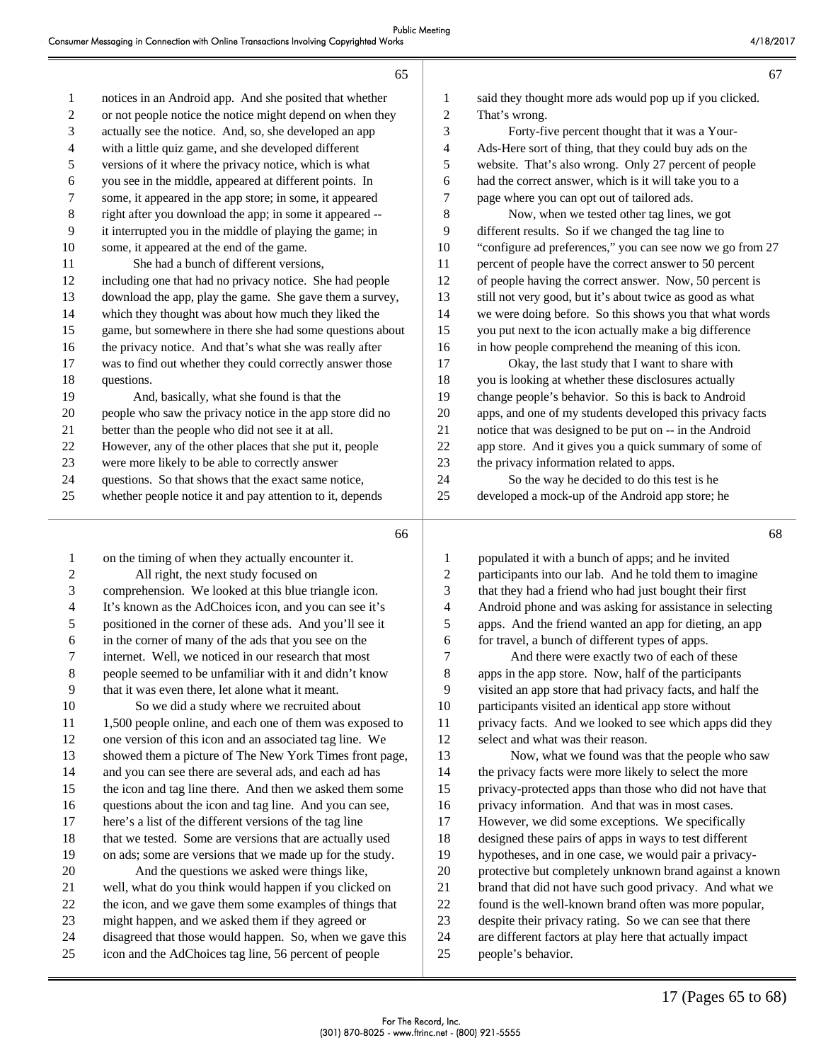notices in an Android app. And she posited that whether or not people notice the notice might depend on when they actually see the notice. And, so, she developed an app with a little quiz game, and she developed different versions of it where the privacy notice, which is what you see in the middle, appeared at different points. In some, it appeared in the app store; in some, it appeared right after you download the app; in some it appeared -- it interrupted you in the middle of playing the game; in some, it appeared at the end of the game.

She had a bunch of different versions, including one that had no privacy notice. She had people download the app, play the game. She gave them a survey, which they thought was about how much they liked the game, but somewhere in there she had some questions about the privacy notice. And that's what she was really after was to find out whether they could correctly answer those questions.

And, basically, what she found is that the people who saw the privacy notice in the app store did no better than the people who did not see it at all. However, any of the other places that she put it, people were more likely to be able to correctly answer questions. So that shows that the exact same notice, whether people notice it and pay attention to it, depends on the timing of when they actually encounter it.

All right, the next study focused on comprehension. We looked at this blue triangle icon. It's known as the AdChoices icon, and you can see it's positioned in the corner of these ads. And you'll see it in the corner of many of the ads that you see on the internet. Well, we noticed in our research that most people seemed to be unfamiliar with it and didn't know that it was even there, let alone what it meant.

So we did a study where we recruited about 1,500 people online, and each one of them was exposed to one version of this icon and an associated tag line. We showed them a picture of The New York Times front page, and you can see there are several ads, and each ad has the icon and tag line there. And then we asked them some questions about the icon and tag line. And you can see, here's a list of the different versions of the tag line that we tested. Some are versions that are actually used on ads; some are versions that we made up for the study.

And the questions we asked were things like, well, what do you think would happen if you clicked on the icon, and we gave them some examples of things that might happen, and we asked them if they agreed or disagreed that those would happen. So, when we gave this icon and the AdChoices tag line, 56 percent of people said they thought more ads would pop up if you clicked. That's wrong.

Forty-five percent thought that it was a Your-Ads-Here sort of thing, that they could buy ads on the website. That's also wrong. Only 27 percent of people had the correct answer, which is it will take you to a page where you can opt out of tailored ads.

Now, when we tested other tag lines, we got different results. So if we changed the tag line to "configure ad preferences," you can see now we go from 27 percent of people have the correct answer to 50 percent of people having the correct answer. Now, 50 percent is still not very good, but it's about twice as good as what we were doing before. So this shows you that what words you put next to the icon actually make a big difference in how people comprehend the meaning of this icon.

Okay, the last study that I want to share with you is looking at whether these disclosures actually change people's behavior. So this is back to Android apps, and one of my students developed this privacy facts notice that was designed to be put on -- in the Android app store. And it gives you a quick summary of some of the privacy information related to apps.

So the way he decided to do this test is he developed a mock-up of the Android app store; he populated it with a bunch of apps; and he invited participants into our lab. And he told them to imagine that they had a friend who had just bought their first Android phone and was asking for assistance in selecting apps. And the friend wanted an app for dieting, an app for travel, a bunch of different types of apps.

And there were exactly two of each of these apps in the app store. Now, half of the participants visited an app store that had privacy facts, and half the participants visited an identical app store without privacy facts. And we looked to see which apps did they select and what was their reason.

Now, what we found was that the people who saw the privacy facts were more likely to select the more privacy-protected apps than those who did not have that privacy information. And that was in most cases. However, we did some exceptions. We specifically designed these pairs of apps in ways to test different hypotheses, and in one case, we would pair a privacy-protective but completely unknown brand against a known brand that did not have such good privacy. And what we found is the well-known brand often was more popular, despite their privacy rating. So we can see that there are different factors at play here that actually impact people's behavior.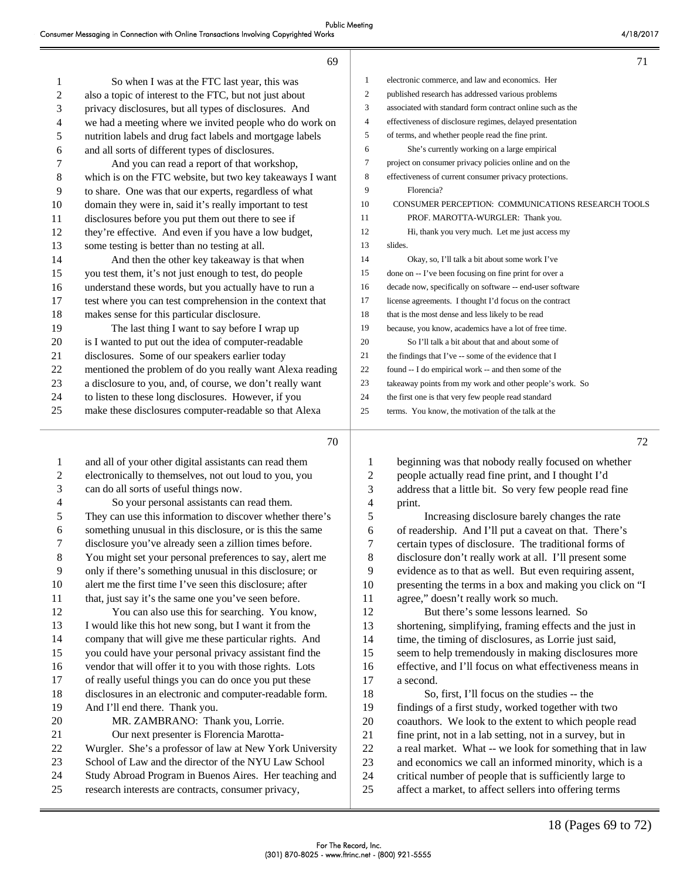So when I was at the FTC last year, this was also a topic of interest to the FTC, but not just about privacy disclosures, but all types of disclosures. And we had a meeting where we invited people who do work on nutrition labels and drug fact labels and mortgage labels and all sorts of different types of disclosures.

And you can read a report of that workshop, which is on the FTC website, but two key takeaways I want to share. One was that our experts, regardless of what domain they were in, said it's really important to test disclosures before you put them out there to see if they're effective. And even if you have a low budget, some testing is better than no testing at all.

And then the other key takeaway is that when you test them, it's not just enough to test, do people understand these words, but you actually have to run a test where you can test comprehension in the context that makes sense for this particular disclosure.

The last thing I want to say before I wrap up is I wanted to put out the idea of computer-readable disclosures. Some of our speakers earlier today mentioned the problem of do you really want Alexa reading a disclosure to you, and, of course, we don't really want to listen to these long disclosures. However, if you make these disclosures computer-readable so that Alexa and all of your other digital assistants can read them electronically to themselves, not out loud to you, you can do all sorts of useful things now.

So your personal assistants can read them. They can use this information to discover whether there's something unusual in this disclosure, or is this the same disclosure you've already seen a zillion times before. You might set your personal preferences to say, alert me only if there's something unusual in this disclosure; or alert me the first time I've seen this disclosure; after that, just say it's the same one you've seen before.

You can also use this for searching. You know, I would like this hot new song, but I want it from the company that will give me these particular rights. And you could have your personal privacy assistant find the vendor that will offer it to you with those rights. Lots of really useful things you can do once you put these disclosures in an electronic and computer-readable form. And I'll end there. Thank you.

MR. ZAMBRANO: Thank you, Lorrie.

Our next presenter is Florencia Marotta-Wurgler. She's a professor of law at New York University School of Law and the director of the NYU Law School Study Abroad Program in Buenos Aires. Her teaching and research interests are contracts, consumer privacy, electronic commerce, and law and economics. Her published research has addressed various problems associated with standard form contract online such as the effectiveness of disclosure regimes, delayed presentation of terms, and whether people read the fine print.

She's currently working on a large empirical project on consumer privacy policies online and on the effectiveness of current consumer privacy protections.

Florencia?

## CONSUMER PERCEPTION: COMMUNICATIONS RESEARCH TOOLS

PROF. MAROTTA-WURGLER: Thank you.

Hi, thank you very much. Let me just access my slides.

Okay, so, I'll talk a bit about some work I've done on -- I've been focusing on fine print for over a decade now, specifically on software -- end-user software license agreements. I thought I'd focus on the contract that is the most dense and less likely to be read because, you know, academics have a lot of free time.

So I'll talk a bit about that and about some of the findings that I've -- some of the evidence that I found -- I do empirical work -- and then some of the takeaway points from my work and other people's work. So the first one is that very few people read standard terms. You know, the motivation of the talk at the beginning was that nobody really focused on whether people actually read fine print, and I thought I'd address that a little bit. So very few people read fine print.

Increasing disclosure barely changes the rate of readership. And I'll put a caveat on that. There's certain types of disclosure. The traditional forms of disclosure don't really work at all. I'll present some evidence as to that as well. But even requiring assent, presenting the terms in a box and making you click on "I agree," doesn't really work so much.

But there's some lessons learned. So shortening, simplifying, framing effects and the just in time, the timing of disclosures, as Lorrie just said, seem to help tremendously in making disclosures more effective, and I'll focus on what effectiveness means in a second.

So, first, I'll focus on the studies -- the findings of a first study, worked together with two coauthors. We look to the extent to which people read fine print, not in a lab setting, not in a survey, but in a real market. What -- we look for something that in law and economics we call an informed minority, which is a critical number of people that is sufficiently large to affect a market, to affect sellers into offering terms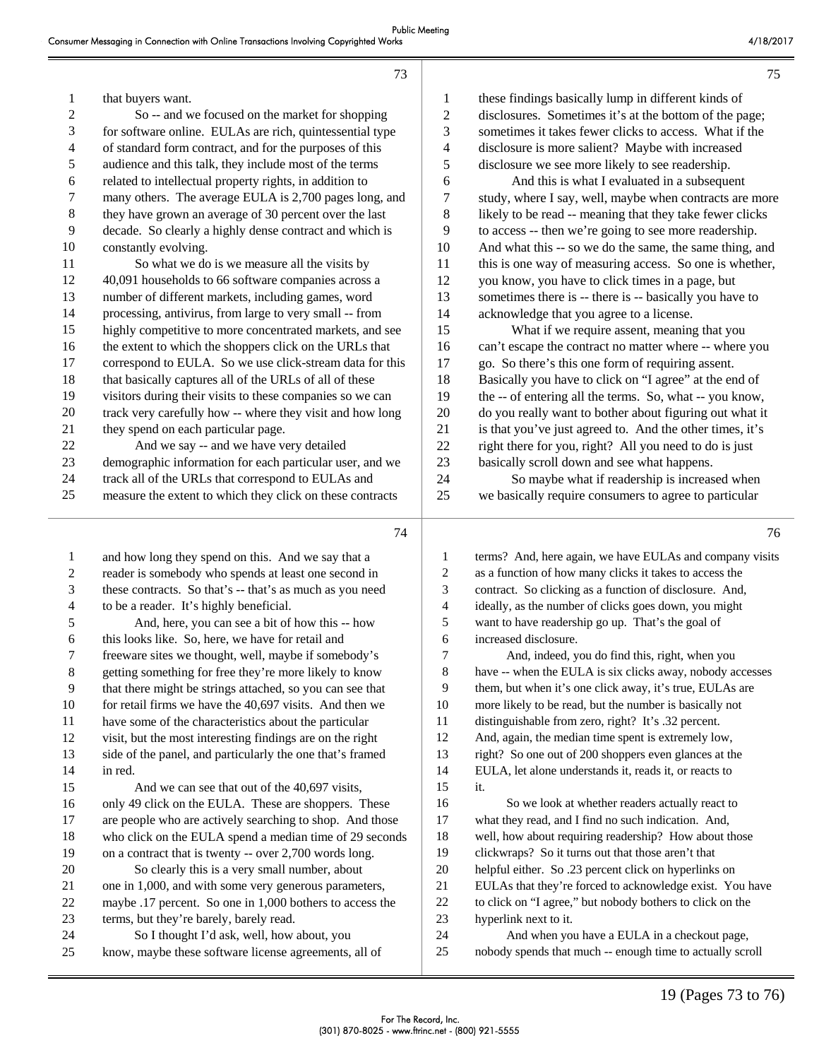that buyers want.

So -- and we focused on the market for shopping for software online. EULAs are rich, quintessential type of standard form contract, and for the purposes of this audience and this talk, they include most of the terms related to intellectual property rights, in addition to many others. The average EULA is 2,700 pages long, and they have grown an average of 30 percent over the last decade. So clearly a highly dense contract and which is constantly evolving.

So what we do is we measure all the visits by 40,091 households to 66 software companies across a number of different markets, including games, word processing, antivirus, from large to very small -- from highly competitive to more concentrated markets, and see the extent to which the shoppers click on the URLs that correspond to EULA. So we use click-stream data for this that basically captures all of the URLs of all of these visitors during their visits to these companies so we can track very carefully how -- where they visit and how long they spend on each particular page.

And we say -- and we have very detailed demographic information for each particular user, and we track all of the URLs that correspond to EULAs and measure the extent to which they click on these contracts and how long they spend on this. And we say that a reader is somebody who spends at least one second in these contracts. So that's -- that's as much as you need to be a reader. It's highly beneficial.

And, here, you can see a bit of how this -- how this looks like. So, here, we have for retail and freeware sites we thought, well, maybe if somebody's getting something for free they're more likely to know that there might be strings attached, so you can see that for retail firms we have the 40,697 visits. And then we have some of the characteristics about the particular visit, but the most interesting findings are on the right side of the panel, and particularly the one that's framed in red.

And we can see that out of the 40,697 visits, only 49 click on the EULA. These are shoppers. These are people who are actively searching to shop. And those who click on the EULA spend a median time of 29 seconds on a contract that is twenty -- over 2,700 words long.

So clearly this is a very small number, about one in 1,000, and with some very generous parameters, maybe .17 percent. So one in 1,000 bothers to access the terms, but they're barely, barely read.

So I thought I'd ask, well, how about, you know, maybe these software license agreements, all of these findings basically lump in different kinds of disclosures. Sometimes it's at the bottom of the page; sometimes it takes fewer clicks to access. What if the disclosure is more salient? Maybe with increased disclosure we see more likely to see readership.

And this is what I evaluated in a subsequent study, where I say, well, maybe when contracts are more likely to be read -- meaning that they take fewer clicks to access -- then we're going to see more readership. And what this -- so we do the same, the same thing, and this is one way of measuring access. So one is whether, you know, you have to click times in a page, but sometimes there is -- there is -- basically you have to acknowledge that you agree to a license.

What if we require assent, meaning that you can't escape the contract no matter where -- where you go. So there's this one form of requiring assent. Basically you have to click on "I agree" at the end of the -- of entering all the terms. So, what -- you know, do you really want to bother about figuring out what it is that you've just agreed to. And the other times, it's right there for you, right? All you need to do is just basically scroll down and see what happens.

So maybe what if readership is increased when we basically require consumers to agree to particular terms? And, here again, we have EULAs and company visits as a function of how many clicks it takes to access the contract. So clicking as a function of disclosure. And, ideally, as the number of clicks goes down, you might want to have readership go up. That's the goal of increased disclosure.

And, indeed, you do find this, right, when you have -- when the EULA is six clicks away, nobody accesses them, but when it's one click away, it's true, EULAs are more likely to be read, but the number is basically not distinguishable from zero, right? It's .32 percent. And, again, the median time spent is extremely low, right? So one out of 200 shoppers even glances at the EULA, let alone understands it, reads it, or reacts to it.

So we look at whether readers actually react to what they read, and I find no such indication. And, well, how about requiring readership? How about those clickwraps? So it turns out that those aren't that helpful either. So .23 percent click on hyperlinks on EULAs that they're forced to acknowledge exist. You have to click on "I agree," but nobody bothers to click on the hyperlink next to it.

And when you have a EULA in a checkout page, nobody spends that much -- enough time to actually scroll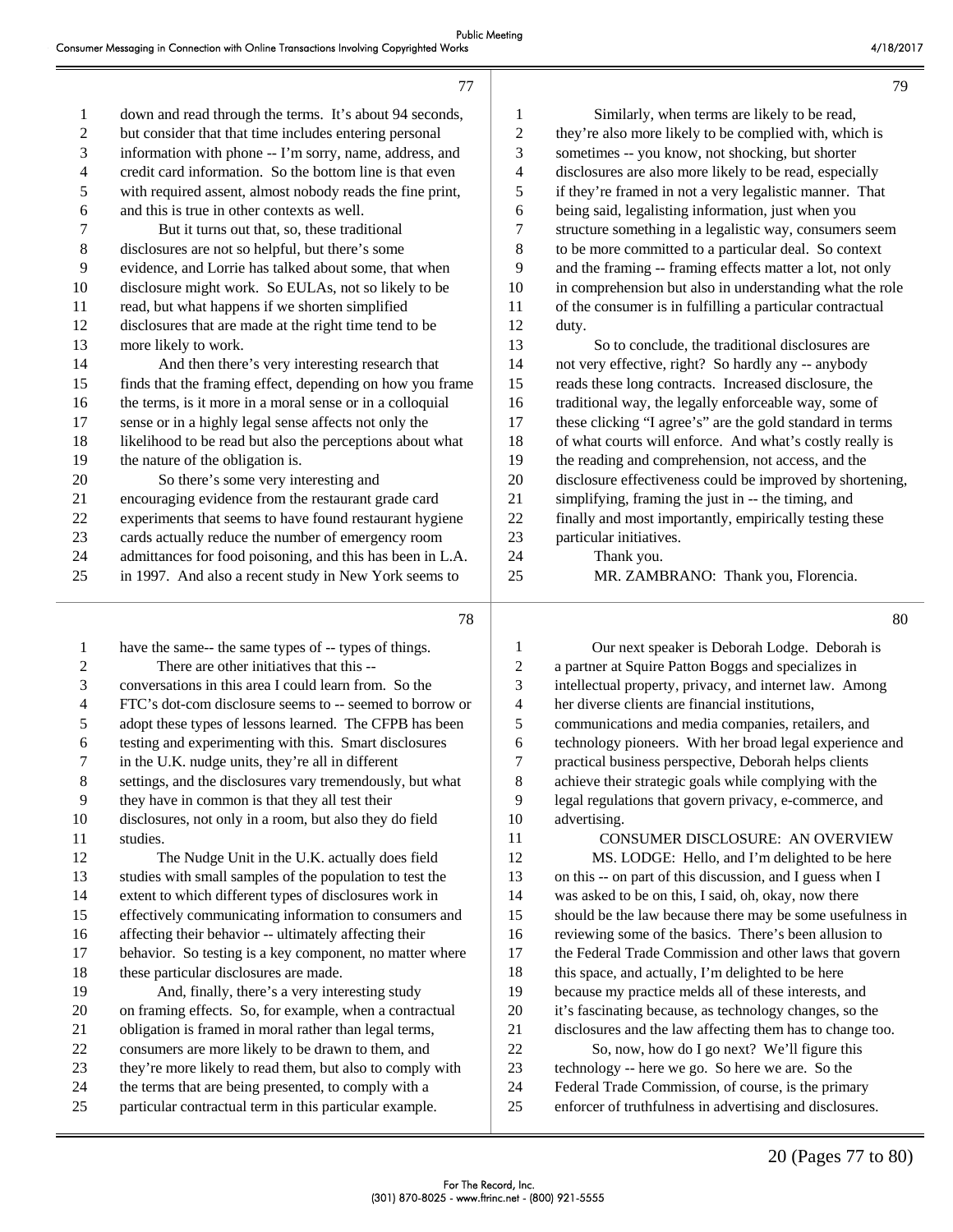down and read through the terms. It's about 94 seconds, but consider that that time includes entering personal information with phone -- I'm sorry, name, address, and credit card information. So the bottom line is that even with required assent, almost nobody reads the fine print, and this is true in other contexts as well.

But it turns out that, so, these traditional disclosures are not so helpful, but there's some evidence, and Lorrie has talked about some, that when disclosure might work. So EULAs, not so likely to be read, but what happens if we shorten simplified disclosures that are made at the right time tend to be more likely to work.

And then there's very interesting research that finds that the framing effect, depending on how you frame the terms, is it more in a moral sense or in a colloquial sense or in a highly legal sense affects not only the likelihood to be read but also the perceptions about what the nature of the obligation is.

So there's some very interesting and encouraging evidence from the restaurant grade card experiments that seems to have found restaurant hygiene cards actually reduce the number of emergency room admittances for food poisoning, and this has been in L.A. in 1997. And also a recent study in New York seems to have the same-- the same types of -- types of things.

There are other initiatives that this -- conversations in this area I could learn from. So the FTC's dot-com disclosure seems to -- seemed to borrow or adopt these types of lessons learned. The CFPB has been testing and experimenting with this. Smart disclosures in the U.K. nudge units, they're all in different settings, and the disclosures vary tremendously, but what they have in common is that they all test their disclosures, not only in a room, but also they do field studies.

The Nudge Unit in the U.K. actually does field studies with small samples of the population to test the extent to which different types of disclosures work in effectively communicating information to consumers and affecting their behavior -- ultimately affecting their behavior. So testing is a key component, no matter where these particular disclosures are made.

And, finally, there's a very interesting study on framing effects. So, for example, when a contractual obligation is framed in moral rather than legal terms, consumers are more likely to be drawn to them, and they're more likely to read them, but also to comply with the terms that are being presented, to comply with a particular contractual term in this particular example.

Similarly, when terms are likely to be read, they're also more likely to be complied with, which is sometimes -- you know, not shocking, but shorter disclosures are also more likely to be read, especially if they're framed in not a very legalistic manner. That being said, legalisting information, just when you structure something in a legalistic way, consumers seem to be more committed to a particular deal. So context and the framing -- framing effects matter a lot, not only in comprehension but also in understanding what the role of the consumer is in fulfilling a particular contractual duty.

So to conclude, the traditional disclosures are not very effective, right? So hardly any -- anybody reads these long contracts. Increased disclosure, the traditional way, the legally enforceable way, some of these clicking "I agree's" are the gold standard in terms of what courts will enforce. And what's costly really is the reading and comprehension, not access, and the disclosure effectiveness could be improved by shortening, simplifying, framing the just in -- the timing, and finally and most importantly, empirically testing these particular initiatives.

Thank you.

MR. ZAMBRANO: Thank you, Florencia.

Our next speaker is Deborah Lodge. Deborah is a partner at Squire Patton Boggs and specializes in intellectual property, privacy, and internet law. Among her diverse clients are financial institutions, communications and media companies, retailers, and technology pioneers. With her broad legal experience and practical business perspective, Deborah helps clients achieve their strategic goals while complying with the legal regulations that govern privacy, e-commerce, and advertising.

## CONSUMER DISCLOSURE: AN OVERVIEW

MS. LODGE: Hello, and I'm delighted to be here on this -- on part of this discussion, and I guess when I was asked to be on this, I said, oh, okay, now there should be the law because there may be some usefulness in reviewing some of the basics. There's been allusion to the Federal Trade Commission and other laws that govern this space, and actually, I'm delighted to be here because my practice melds all of these interests, and it's fascinating because, as technology changes, so the disclosures and the law affecting them has to change too.

So, now, how do I go next? We'll figure this technology -- here we go. So here we are. So the Federal Trade Commission, of course, is the primary enforcer of truthfulness in advertising and disclosures.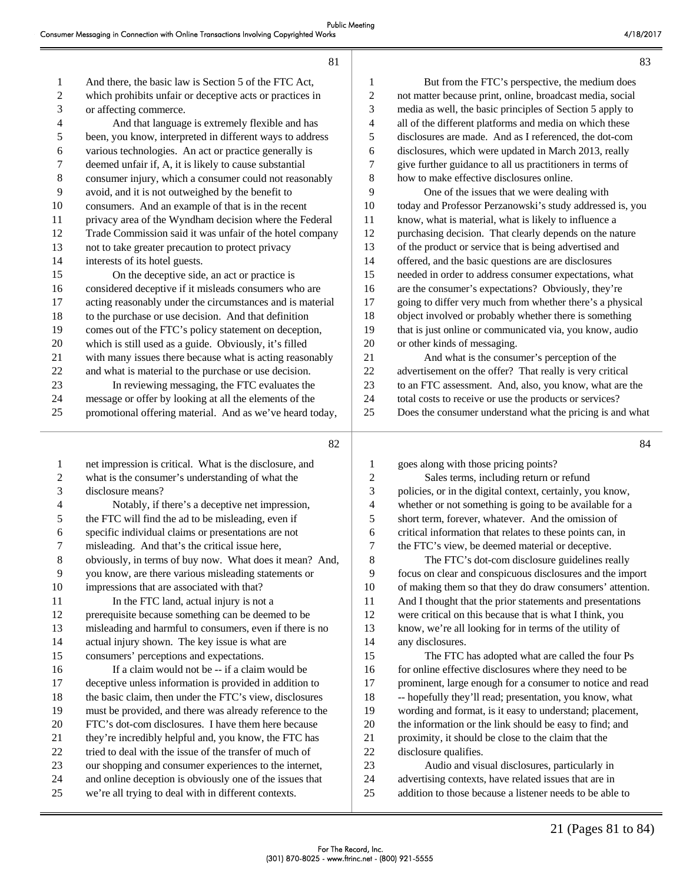And there, the basic law is Section 5 of the FTC Act, which prohibits unfair or deceptive acts or practices in or affecting commerce.

And that language is extremely flexible and has been, you know, interpreted in different ways to address various technologies. An act or practice generally is deemed unfair if, A, it is likely to cause substantial consumer injury, which a consumer could not reasonably avoid, and it is not outweighed by the benefit to consumers. And an example of that is in the recent privacy area of the Wyndham decision where the Federal Trade Commission said it was unfair of the hotel company not to take greater precaution to protect privacy interests of its hotel guests.

On the deceptive side, an act or practice is considered deceptive if it misleads consumers who are acting reasonably under the circumstances and is material to the purchase or use decision. And that definition comes out of the FTC's policy statement on deception, which is still used as a guide. Obviously, it's filled with many issues there because what is acting reasonably and what is material to the purchase or use decision.

In reviewing messaging, the FTC evaluates the message or offer by looking at all the elements of the promotional offering material. And as we've heard today, net impression is critical. What is the disclosure, and what is the consumer's understanding of what the disclosure means?

Notably, if there's a deceptive net impression, the FTC will find the ad to be misleading, even if specific individual claims or presentations are not misleading. And that's the critical issue here, obviously, in terms of buy now. What does it mean? And, you know, are there various misleading statements or impressions that are associated with that?

In the FTC land, actual injury is not a prerequisite because something can be deemed to be misleading and harmful to consumers, even if there is no actual injury shown. The key issue is what are consumers' perceptions and expectations.

If a claim would not be -- if a claim would be deceptive unless information is provided in addition to the basic claim, then under the FTC's view, disclosures must be provided, and there was already reference to the FTC's dot-com disclosures. I have them here because they're incredibly helpful and, you know, the FTC has tried to deal with the issue of the transfer of much of our shopping and consumer experiences to the internet, and online deception is obviously one of the issues that we're all trying to deal with in different contexts.

But from the FTC's perspective, the medium does not matter because print, online, broadcast media, social media as well, the basic principles of Section 5 apply to all of the different platforms and media on which these disclosures are made. And as I referenced, the dot-com disclosures, which were updated in March 2013, really give further guidance to all us practitioners in terms of how to make effective disclosures online.

One of the issues that we were dealing with today and Professor Perzanowski's study addressed is, you know, what is material, what is likely to influence a purchasing decision. That clearly depends on the nature of the product or service that is being advertised and offered, and the basic questions are are disclosures needed in order to address consumer expectations, what are the consumer's expectations? Obviously, they're going to differ very much from whether there's a physical object involved or probably whether there is something that is just online or communicated via, you know, audio or other kinds of messaging.

And what is the consumer's perception of the advertisement on the offer? That really is very critical to an FTC assessment. And, also, you know, what are the total costs to receive or use the products or services? Does the consumer understand what the pricing is and what goes along with those pricing points?

Sales terms, including return or refund policies, or in the digital context, certainly, you know, whether or not something is going to be available for a short term, forever, whatever. And the omission of critical information that relates to these points can, in the FTC's view, be deemed material or deceptive.

The FTC's dot-com disclosure guidelines really focus on clear and conspicuous disclosures and the import of making them so that they do draw consumers' attention. And I thought that the prior statements and presentations were critical on this because that is what I think, you know, we're all looking for in terms of the utility of any disclosures.

The FTC has adopted what are called the four Ps for online effective disclosures where they need to be prominent, large enough for a consumer to notice and read -- hopefully they'll read; presentation, you know, what wording and format, is it easy to understand; placement, the information or the link should be easy to find; and proximity, it should be close to the claim that the disclosure qualifies.

Audio and visual disclosures, particularly in advertising contexts, have related issues that are in addition to those because a listener needs to be able to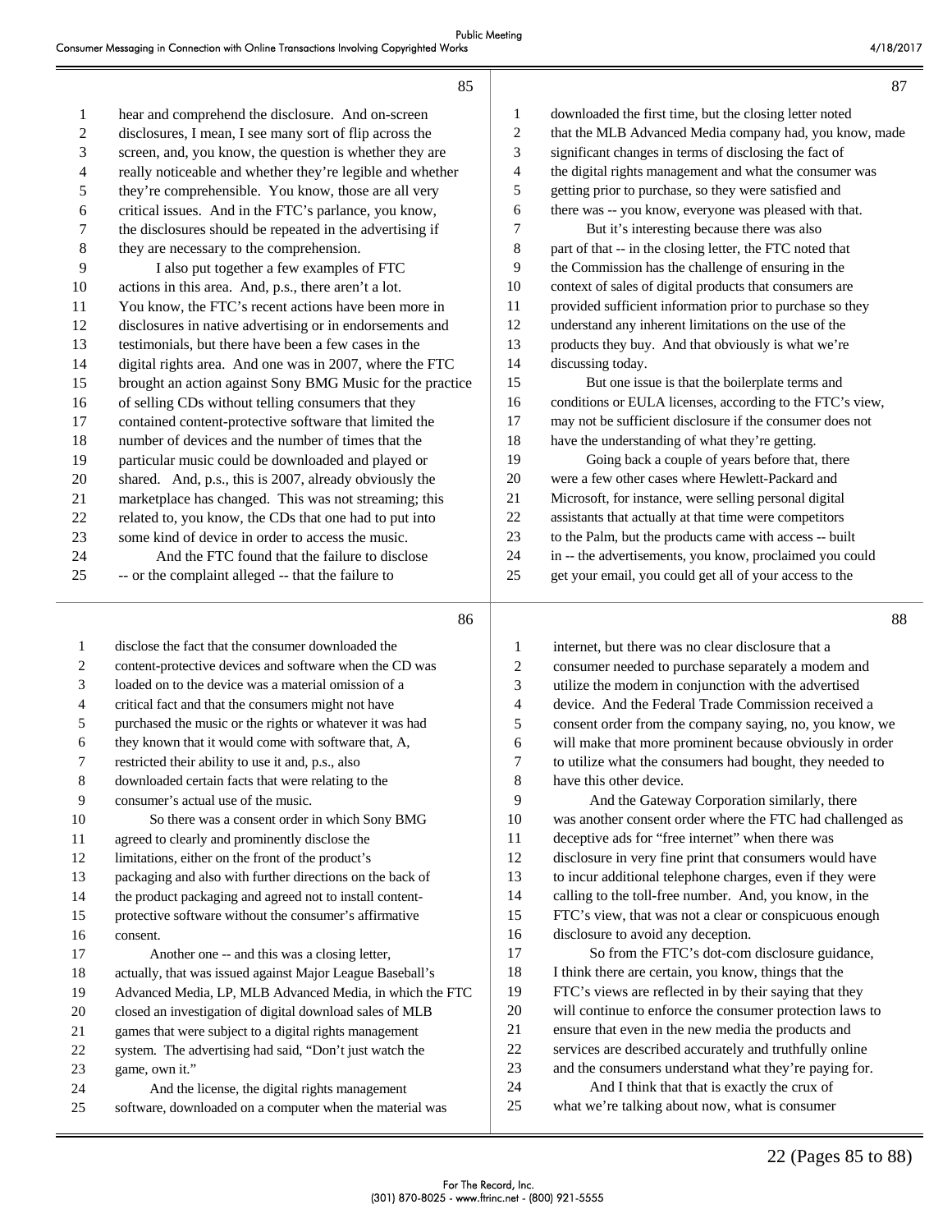hear and comprehend the disclosure. And on-screen disclosures, I mean, I see many sort of flip across the screen, and, you know, the question is whether they are really noticeable and whether they're legible and whether they're comprehensible. You know, those are all very critical issues. And in the FTC's parlance, you know, the disclosures should be repeated in the advertising if they are necessary to the comprehension.

I also put together a few examples of FTC actions in this area. And, p.s., there aren't a lot. You know, the FTC's recent actions have been more in disclosures in native advertising or in endorsements and testimonials, but there have been a few cases in the digital rights area. And one was in 2007, where the FTC brought an action against Sony BMG Music for the practice of selling CDs without telling consumers that they contained content-protective software that limited the number of devices and the number of times that the particular music could be downloaded and played or shared. And, p.s., this is 2007, already obviously the marketplace has changed. This was not streaming; this related to, you know, the CDs that one had to put into some kind of device in order to access the music.

And the FTC found that the failure to disclose -- or the complaint alleged -- that the failure to disclose the fact that the consumer downloaded the content-protective devices and software when the CD was loaded on to the device was a material omission of a critical fact and that the consumers might not have purchased the music or the rights or whatever it was had they known that it would come with software that, A, restricted their ability to use it and, p.s., also downloaded certain facts that were relating to the consumer's actual use of the music.

So there was a consent order in which Sony BMG agreed to clearly and prominently disclose the limitations, either on the front of the product's packaging and also with further directions on the back of the product packaging and agreed not to install content-protective software without the consumer's affirmative consent.

Another one -- and this was a closing letter, actually, that was issued against Major League Baseball's Advanced Media, LP, MLB Advanced Media, in which the FTC closed an investigation of digital download sales of MLB games that were subject to a digital rights management system. The advertising had said, "Don't just watch the game, own it."

And the license, the digital rights management software, downloaded on a computer when the material was downloaded the first time, but the closing letter noted that the MLB Advanced Media company had, you know, made significant changes in terms of disclosing the fact of the digital rights management and what the consumer was getting prior to purchase, so they were satisfied and there was -- you know, everyone was pleased with that.

But it's interesting because there was also part of that -- in the closing letter, the FTC noted that the Commission has the challenge of ensuring in the context of sales of digital products that consumers are provided sufficient information prior to purchase so they understand any inherent limitations on the use of the products they buy. And that obviously is what we're discussing today.

But one issue is that the boilerplate terms and conditions or EULA licenses, according to the FTC's view, may not be sufficient disclosure if the consumer does not have the understanding of what they're getting.

Going back a couple of years before that, there were a few other cases where Hewlett-Packard and Microsoft, for instance, were selling personal digital assistants that actually at that time were competitors to the Palm, but the products came with access -- built in -- the advertisements, you know, proclaimed you could get your email, you could get all of your access to the internet, but there was no clear disclosure that a consumer needed to purchase separately a modem and utilize the modem in conjunction with the advertised device. And the Federal Trade Commission received a consent order from the company saying, no, you know, we will make that more prominent because obviously in order to utilize what the consumers had bought, they needed to have this other device.

And the Gateway Corporation similarly, there was another consent order where the FTC had challenged as deceptive ads for "free internet" when there was disclosure in very fine print that consumers would have to incur additional telephone charges, even if they were calling to the toll-free number. And, you know, in the FTC's view, that was not a clear or conspicuous enough disclosure to avoid any deception.

So from the FTC's dot-com disclosure guidance, I think there are certain, you know, things that the FTC's views are reflected in by their saying that they will continue to enforce the consumer protection laws to ensure that even in the new media the products and services are described accurately and truthfully online and the consumers understand what they're paying for.

And I think that that is exactly the crux of what we're talking about now, what is consumer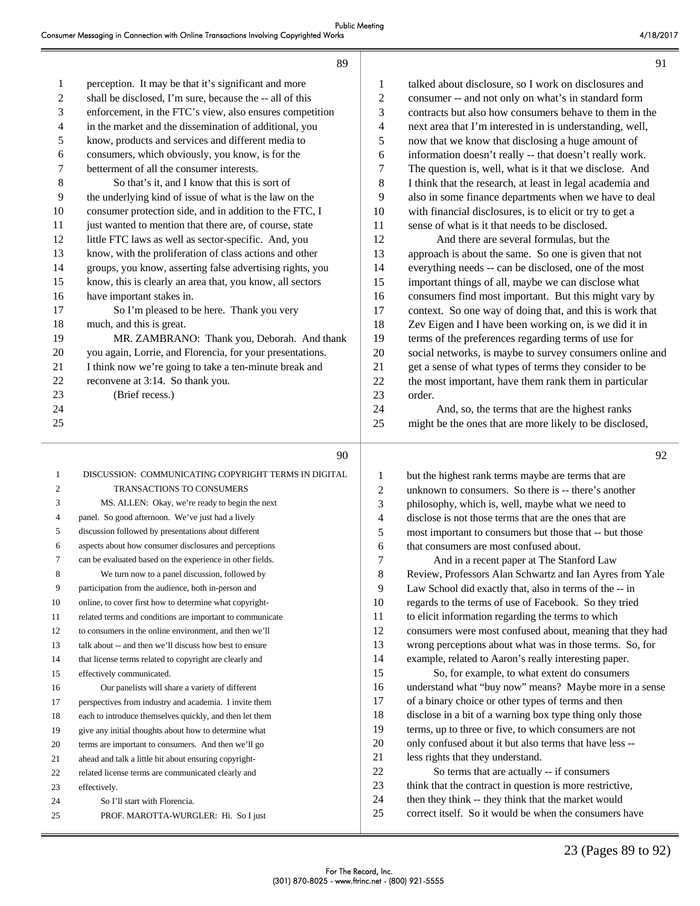perception. It may be that it's significant and more shall be disclosed, I'm sure, because the -- all of this enforcement, in the FTC's view, also ensures competition in the market and the dissemination of additional, you know, products and services and different media to consumers, which obviously, you know, is for the betterment of all the consumer interests.

So that's it, and I know that this is sort of the underlying kind of issue of what is the law on the consumer protection side, and in addition to the FTC, I just wanted to mention that there are, of course, state little FTC laws as well as sector-specific. And, you know, with the proliferation of class actions and other groups, you know, asserting false advertising rights, you know, this is clearly an area that, you know, all sectors have important stakes in.

So I'm pleased to be here. Thank you very much, and this is great.

MR. ZAMBRANO: Thank you, Deborah. And thank you again, Lorrie, and Florencia, for your presentations. I think now we're going to take a ten-minute break and reconvene at 3:14. So thank you.

(Brief recess.)

## DISCUSSION: COMMUNICATING COPYRIGHT TERMS IN DIGITAL TRANSACTIONS TO CONSUMERS

MS. ALLEN: Okay, we're ready to begin the next panel. So good afternoon. We've just had a lively discussion followed by presentations about different aspects about how consumer disclosures and perceptions can be evaluated based on the experience in other fields.

We turn now to a panel discussion, followed by participation from the audience, both in-person and online, to cover first how to determine what copyright-related terms and conditions are important to communicate to consumers in the online environment, and then we'll talk about -- and then we'll discuss how best to ensure that license terms related to copyright are clearly and effectively communicated.

Our panelists will share a variety of different perspectives from industry and academia. I invite them each to introduce themselves quickly, and then let them give any initial thoughts about how to determine what terms are important to consumers. And then we'll go ahead and talk a little bit about ensuring copyright-related license terms are communicated clearly and effectively.

So I'll start with Florencia.

PROF. MAROTTA-WURGLER: Hi. So I just talked about disclosure, so I work on disclosures and consumer -- and not only on what's in standard form contracts but also how consumers behave to them in the next area that I'm interested in is understanding, well, now that we know that disclosing a huge amount of information doesn't really -- that doesn't really work. The question is, well, what is it that we disclose. And I think that the research, at least in legal academia and also in some finance departments when we have to deal with financial disclosures, is to elicit or try to get a sense of what is it that needs to be disclosed.

And there are several formulas, but the approach is about the same. So one is given that not everything needs -- can be disclosed, one of the most important things of all, maybe we can disclose what consumers find most important. But this might vary by context. So one way of doing that, and this is work that Zev Eigen and I have been working on, is we did it in terms of the preferences regarding terms of use for social networks, is maybe to survey consumers online and get a sense of what types of terms they consider to be the most important, have them rank them in particular order.

And, so, the terms that are the highest ranks might be the ones that are more likely to be disclosed, but the highest rank terms maybe are terms that are unknown to consumers. So there is -- there's another philosophy, which is, well, maybe what we need to disclose is not those terms that are the ones that are most important to consumers but those that -- but those that consumers are most confused about.

And in a recent paper at The Stanford Law Review, Professors Alan Schwartz and Ian Ayres from Yale Law School did exactly that, also in terms of the -- in regards to the terms of use of Facebook. So they tried to elicit information regarding the terms to which consumers were most confused about, meaning that they had wrong perceptions about what was in those terms. So, for example, related to Aaron's really interesting paper.

So, for example, to what extent do consumers understand what "buy now" means? Maybe more in a sense of a binary choice or other types of terms and then disclose in a bit of a warning box type thing only those terms, up to three or five, to which consumers are not only confused about it but also terms that have less -- less rights that they understand.

So terms that are actually -- if consumers think that the contract in question is more restrictive, then they think -- they think that the market would correct itself. So it would be when the consumers have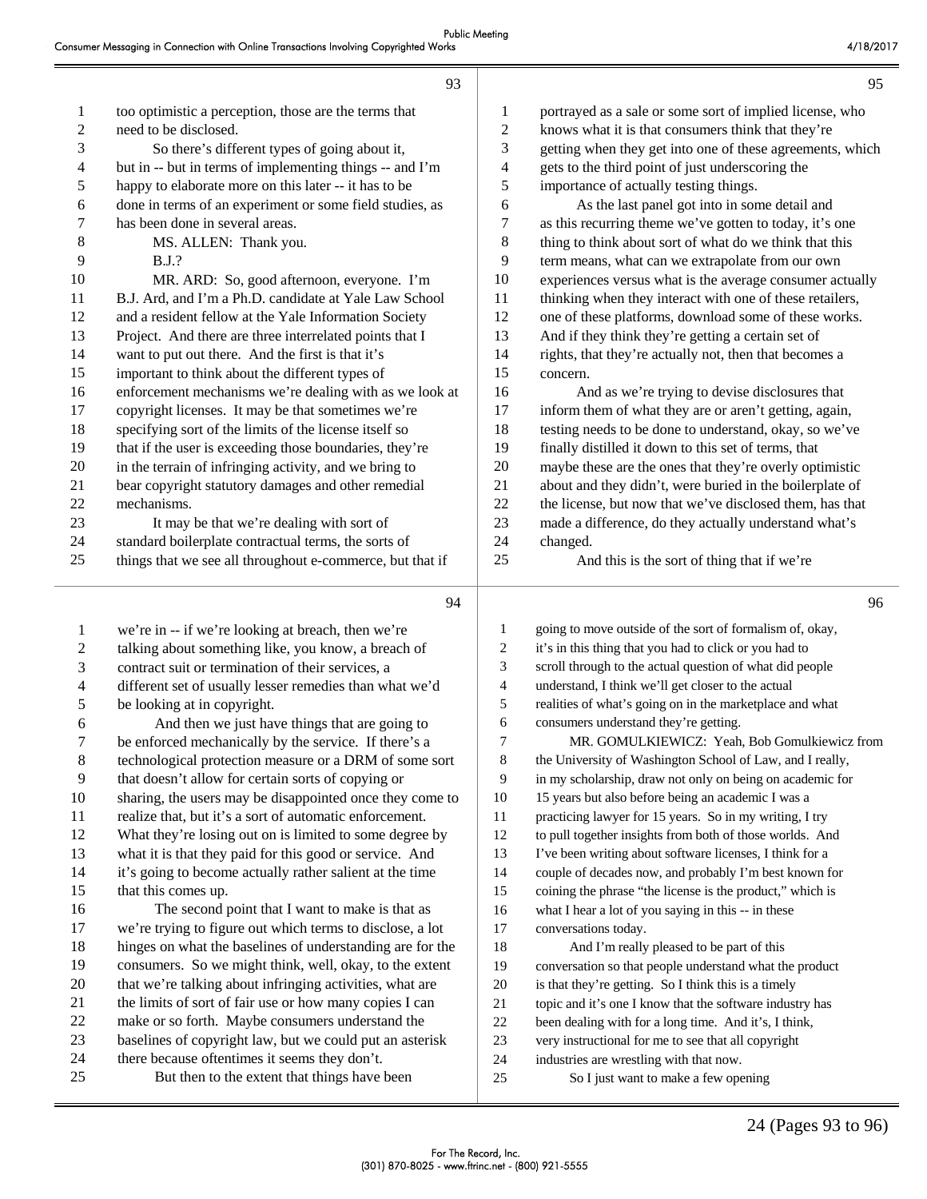too optimistic a perception, those are the terms that need to be disclosed.

So there's different types of going about it, but in -- but in terms of implementing things -- and I'm happy to elaborate more on this later -- it has to be done in terms of an experiment or some field studies, as has been done in several areas.

MS. ALLEN: Thank you.

B.J.?

MR. ARD: So, good afternoon, everyone. I'm B.J. Ard, and I'm a Ph.D. candidate at Yale Law School and a resident fellow at the Yale Information Society Project. And there are three interrelated points that I want to put out there. And the first is that it's important to think about the different types of enforcement mechanisms we're dealing with as we look at copyright licenses. It may be that sometimes we're specifying sort of the limits of the license itself so that if the user is exceeding those boundaries, they're in the terrain of infringing activity, and we bring to bear copyright statutory damages and other remedial mechanisms.

It may be that we're dealing with sort of standard boilerplate contractual terms, the sorts of things that we see all throughout e-commerce, but that if we're in -- if we're looking at breach, then we're talking about something like, you know, a breach of contract suit or termination of their services, a different set of usually lesser remedies than what we'd be looking at in copyright.

And then we just have things that are going to be enforced mechanically by the service. If there's a technological protection measure or a DRM of some sort that doesn't allow for certain sorts of copying or sharing, the users may be disappointed once they come to realize that, but it's a sort of automatic enforcement. What they're losing out on is limited to some degree by what it is that they paid for this good or service. And it's going to become actually rather salient at the time that this comes up.

The second point that I want to make is that as we're trying to figure out which terms to disclose, a lot hinges on what the baselines of understanding are for the consumers. So we might think, well, okay, to the extent that we're talking about infringing activities, what are the limits of sort of fair use or how many copies I can make or so forth. Maybe consumers understand the baselines of copyright law, but we could put an asterisk there because oftentimes it seems they don't.

But then to the extent that things have been portrayed as a sale or some sort of implied license, who knows what it is that consumers think that they're getting when they get into one of these agreements, which gets to the third point of just underscoring the importance of actually testing things.

As the last panel got into in some detail and as this recurring theme we've gotten to today, it's one thing to think about sort of what do we think that this term means, what can we extrapolate from our own experiences versus what is the average consumer actually thinking when they interact with one of these retailers, one of these platforms, download some of these works. And if they think they're getting a certain set of rights, that they're actually not, then that becomes a concern.

And as we're trying to devise disclosures that inform them of what they are or aren't getting, again, testing needs to be done to understand, okay, so we've finally distilled it down to this set of terms, that maybe these are the ones that they're overly optimistic about and they didn't, were buried in the boilerplate of the license, but now that we've disclosed them, has that made a difference, do they actually understand what's changed.

And this is the sort of thing that if we're going to move outside of the sort of formalism of, okay, it's in this thing that you had to click or you had to scroll through to the actual question of what did people understand, I think we'll get closer to the actual realities of what's going on in the marketplace and what consumers understand they're getting.

MR. GOMULKIEWICZ: Yeah, Bob Gomulkiewicz from the University of Washington School of Law, and I really, in my scholarship, draw not only on being on academic for 15 years but also before being an academic I was a practicing lawyer for 15 years. So in my writing, I try to pull together insights from both of those worlds. And I've been writing about software licenses, I think for a couple of decades now, and probably I'm best known for coining the phrase "the license is the product," which is what I hear a lot of you saying in this -- in these conversations today.

And I'm really pleased to be part of this conversation so that people understand what the product is that they're getting. So I think this is a timely topic and it's one I know that the software industry has been dealing with for a long time. And it's, I think, very instructional for me to see that all copyright industries are wrestling with that now.

So I just want to make a few opening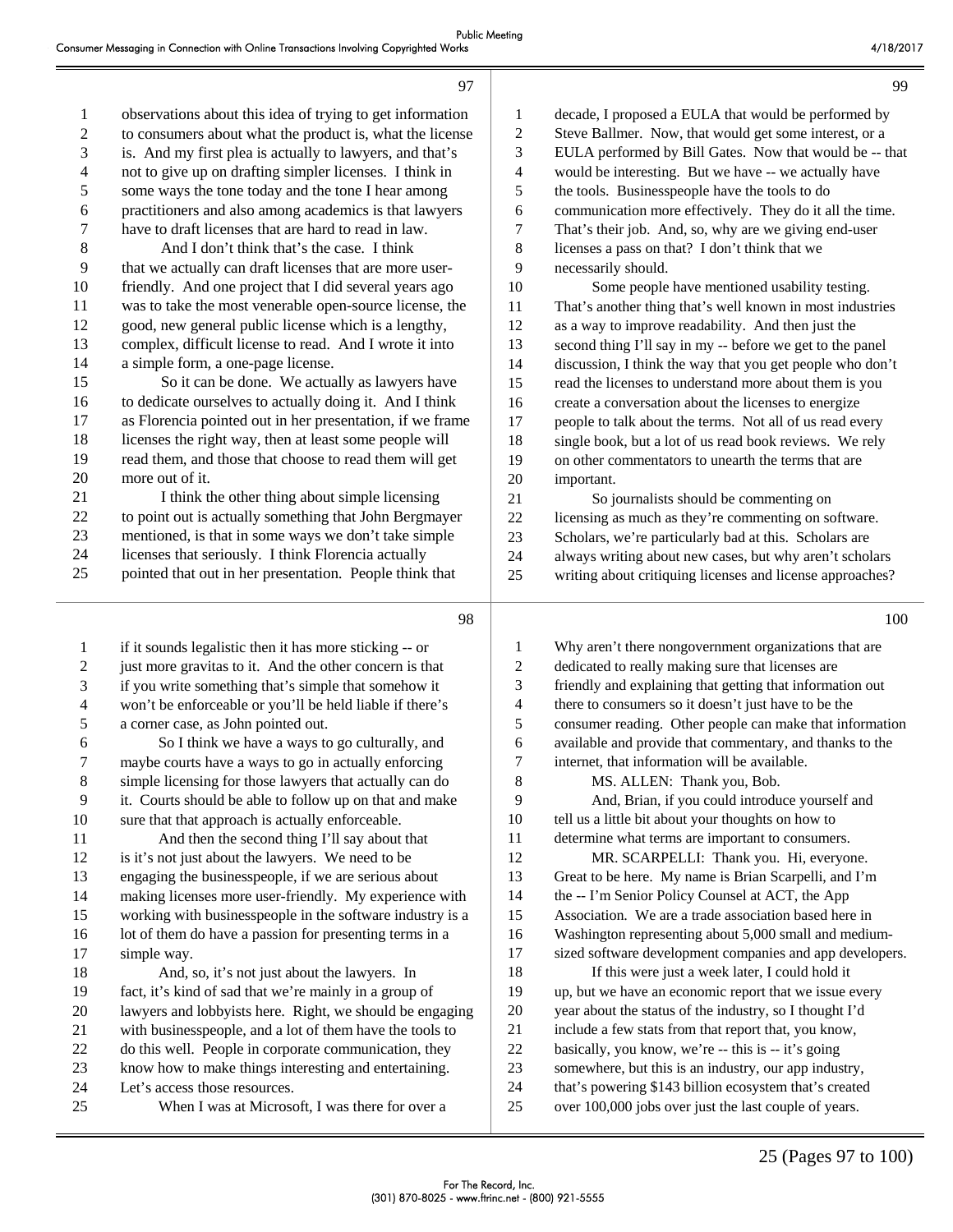observations about this idea of trying to get information to consumers about what the product is, what the license is. And my first plea is actually to lawyers, and that's not to give up on drafting simpler licenses. I think in some ways the tone today and the tone I hear among practitioners and also among academics is that lawyers have to draft licenses that are hard to read in law.

And I don't think that's the case. I think that we actually can draft licenses that are more user-friendly. And one project that I did several years ago was to take the most venerable open-source license, the good, new general public license which is a lengthy, complex, difficult license to read. And I wrote it into a simple form, a one-page license.

So it can be done. We actually as lawyers have to dedicate ourselves to actually doing it. And I think as Florencia pointed out in her presentation, if we frame licenses the right way, then at least some people will read them, and those that choose to read them will get more out of it.

I think the other thing about simple licensing to point out is actually something that John Bergmayer mentioned, is that in some ways we don't take simple licenses that seriously. I think Florencia actually pointed that out in her presentation. People think that if it sounds legalistic then it has more sticking -- or just more gravitas to it. And the other concern is that if you write something that's simple that somehow it won't be enforceable or you'll be held liable if there's a corner case, as John pointed out.

So I think we have a ways to go culturally, and maybe courts have a ways to go in actually enforcing simple licensing for those lawyers that actually can do it. Courts should be able to follow up on that and make sure that that approach is actually enforceable.

And then the second thing I'll say about that is it's not just about the lawyers. We need to be engaging the businesspeople, if we are serious about making licenses more user-friendly. My experience with working with businesspeople in the software industry is a lot of them do have a passion for presenting terms in a simple way.

And, so, it's not just about the lawyers. In fact, it's kind of sad that we're mainly in a group of lawyers and lobbyists here. Right, we should be engaging with businesspeople, and a lot of them have the tools to do this well. People in corporate communication, they know how to make things interesting and entertaining. Let's access those resources.

When I was at Microsoft, I was there for over a decade, I proposed a EULA that would be performed by Steve Ballmer. Now, that would get some interest, or a EULA performed by Bill Gates. Now that would be -- that would be interesting. But we have -- we actually have the tools. Businesspeople have the tools to do communication more effectively. They do it all the time. That's their job. And, so, why are we giving end-user licenses a pass on that? I don't think that we necessarily should.

Some people have mentioned usability testing. That's another thing that's well known in most industries as a way to improve readability. And then just the second thing I'll say in my -- before we get to the panel discussion, I think the way that you get people who don't read the licenses to understand more about them is you create a conversation about the licenses to energize people to talk about the terms. Not all of us read every single book, but a lot of us read book reviews. We rely on other commentators to unearth the terms that are important.

So journalists should be commenting on licensing as much as they're commenting on software. Scholars, we're particularly bad at this. Scholars are always writing about new cases, but why aren't scholars writing about critiquing licenses and license approaches? Why aren't there nongovernment organizations that are dedicated to really making sure that licenses are friendly and explaining that getting that information out there to consumers so it doesn't just have to be the consumer reading. Other people can make that information available and provide that commentary, and thanks to the internet, that information will be available.

MS. ALLEN: Thank you, Bob.

And, Brian, if you could introduce yourself and tell us a little bit about your thoughts on how to determine what terms are important to consumers.

MR. SCARPELLI: Thank you. Hi, everyone. Great to be here. My name is Brian Scarpelli, and I'm the -- I'm Senior Policy Counsel at ACT, the App Association. We are a trade association based here in Washington representing about 5,000 small and medium-sized software development companies and app developers.

If this were just a week later, I could hold it up, but we have an economic report that we issue every year about the status of the industry, so I thought I'd include a few stats from that report that, you know, basically, you know, we're -- this is -- it's going somewhere, but this is an industry, our app industry, that's powering $143 billion ecosystem that's created over 100,000 jobs over just the last couple of years.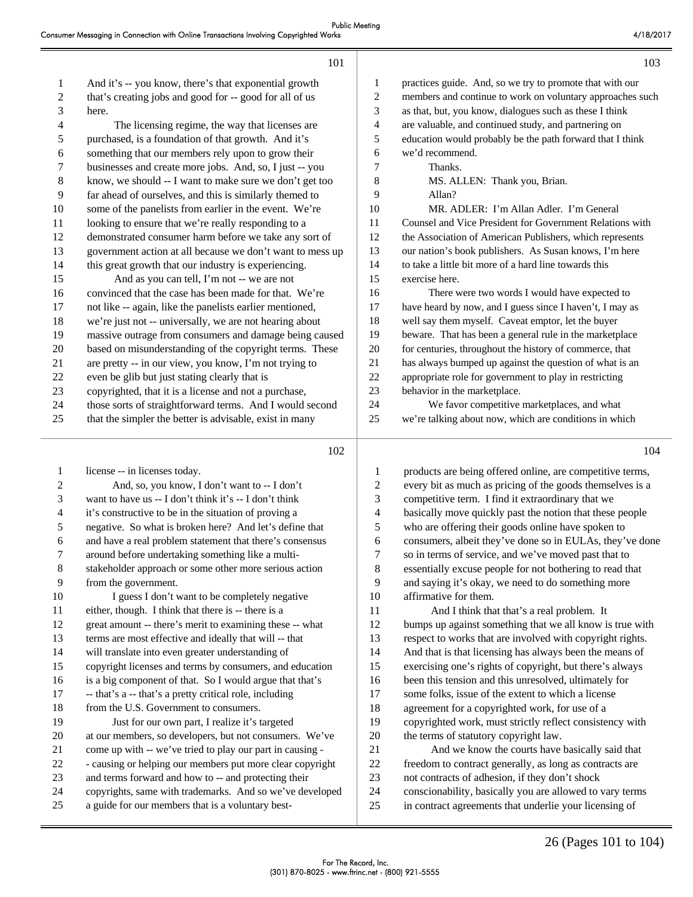And it's -- you know, there's that exponential growth that's creating jobs and good for -- good for all of us here.

The licensing regime, the way that licenses are purchased, is a foundation of that growth. And it's something that our members rely upon to grow their businesses and create more jobs. And, so, I just -- you know, we should -- I want to make sure we don't get too far ahead of ourselves, and this is similarly themed to some of the panelists from earlier in the event. We're looking to ensure that we're really responding to a demonstrated consumer harm before we take any sort of government action at all because we don't want to mess up this great growth that our industry is experiencing.

And as you can tell, I'm not -- we are not convinced that the case has been made for that. We're not like -- again, like the panelists earlier mentioned, we're just not -- universally, we are not hearing about massive outrage from consumers and damage being caused based on misunderstanding of the copyright terms. These are pretty -- in our view, you know, I'm not trying to even be glib but just stating clearly that is copyrighted, that it is a license and not a purchase, those sorts of straightforward terms. And I would second that the simpler the better is advisable, exist in many license -- in licenses today.

And, so, you know, I don't want to -- I don't want to have us -- I don't think it's -- I don't think it's constructive to be in the situation of proving a negative. So what is broken here? And let's define that and have a real problem statement that there's consensus around before undertaking something like a multi-stakeholder approach or some other more serious action from the government.

I guess I don't want to be completely negative either, though. I think that there is -- there is a great amount -- there's merit to examining these -- what terms are most effective and ideally that will -- that will translate into even greater understanding of copyright licenses and terms by consumers, and education is a big component of that. So I would argue that that's -- that's a -- that's a pretty critical role, including from the U.S. Government to consumers.

Just for our own part, I realize it's targeted at our members, so developers, but not consumers. We've come up with -- we've tried to play our part in causing -- causing or helping our members put more clear copyright and terms forward and how to -- and protecting their copyrights, same with trademarks. And so we've developed a guide for our members that is a voluntary best-practices guide. And, so we try to promote that with our members and continue to work on voluntary approaches such as that, but, you know, dialogues such as these I think are valuable, and continued study, and partnering on education would probably be the path forward that I think we'd recommend.

Thanks.

MS. ALLEN: Thank you, Brian.

Allan?

MR. ADLER: I'm Allan Adler. I'm General Counsel and Vice President for Government Relations with the Association of American Publishers, which represents our nation's book publishers. As Susan knows, I'm here to take a little bit more of a hard line towards this exercise here.

There were two words I would have expected to have heard by now, and I guess since I haven't, I may as well say them myself. Caveat emptor, let the buyer beware. That has been a general rule in the marketplace for centuries, throughout the history of commerce, that has always bumped up against the question of what is an appropriate role for government to play in restricting behavior in the marketplace.

We favor competitive marketplaces, and what we're talking about now, which are conditions in which products are being offered online, are competitive terms, every bit as much as pricing of the goods themselves is a competitive term. I find it extraordinary that we basically move quickly past the notion that these people who are offering their goods online have spoken to consumers, albeit they've done so in EULAs, they've done so in terms of service, and we've moved past that to essentially excuse people for not bothering to read that and saying it's okay, we need to do something more affirmative for them.

And I think that that's a real problem. It bumps up against something that we all know is true with respect to works that are involved with copyright rights. And that is that licensing has always been the means of exercising one's rights of copyright, but there's always been this tension and this unresolved, ultimately for some folks, issue of the extent to which a license agreement for a copyrighted work, for use of a copyrighted work, must strictly reflect consistency with the terms of statutory copyright law.

And we know the courts have basically said that freedom to contract generally, as long as contracts are not contracts of adhesion, if they don't shock conscionability, basically you are allowed to vary terms in contract agreements that underlie your licensing of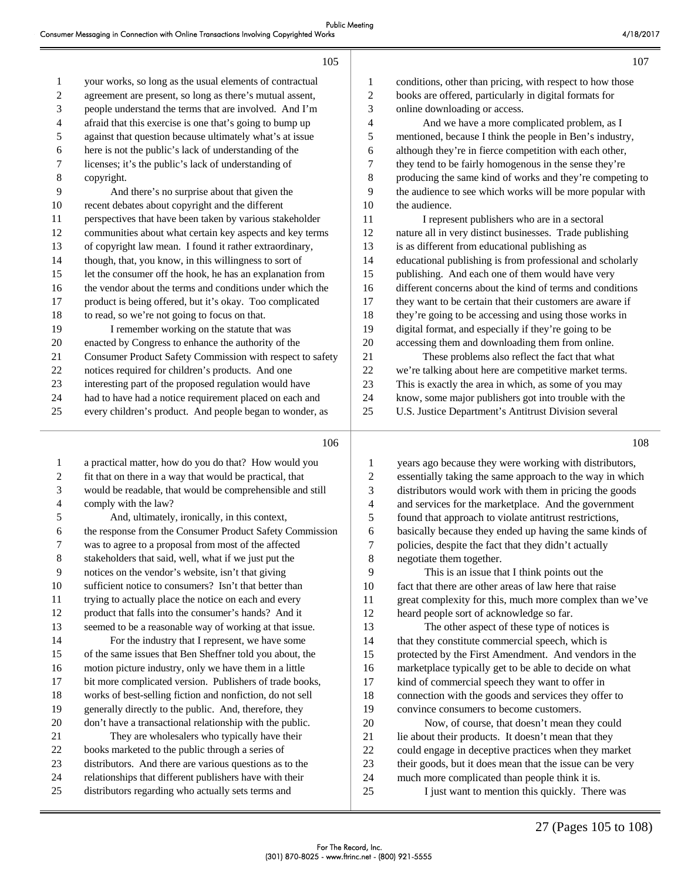your works, so long as the usual elements of contractual agreement are present, so long as there's mutual assent, people understand the terms that are involved. And I'm afraid that this exercise is one that's going to bump up against that question because ultimately what's at issue here is not the public's lack of understanding of the licenses; it's the public's lack of understanding of copyright.

And there's no surprise about that given the recent debates about copyright and the different perspectives that have been taken by various stakeholder communities about what certain key aspects and key terms of copyright law mean. I found it rather extraordinary, though, that, you know, in this willingness to sort of let the consumer off the hook, he has an explanation from the vendor about the terms and conditions under which the product is being offered, but it's okay. Too complicated to read, so we're not going to focus on that.

I remember working on the statute that was enacted by Congress to enhance the authority of the Consumer Product Safety Commission with respect to safety notices required for children's products. And one interesting part of the proposed regulation would have had to have had a notice requirement placed on each and every children's product. And people began to wonder, as a practical matter, how do you do that? How would you fit that on there in a way that would be practical, that would be readable, that would be comprehensible and still comply with the law?

And, ultimately, ironically, in this context, the response from the Consumer Product Safety Commission was to agree to a proposal from most of the affected stakeholders that said, well, what if we just put the notices on the vendor's website, isn't that giving sufficient notice to consumers? Isn't that better than trying to actually place the notice on each and every product that falls into the consumer's hands? And it seemed to be a reasonable way of working at that issue.

For the industry that I represent, we have some of the same issues that Ben Sheffner told you about, the motion picture industry, only we have them in a little bit more complicated version. Publishers of trade books, works of best-selling fiction and nonfiction, do not sell generally directly to the public. And, therefore, they don't have a transactional relationship with the public.

They are wholesalers who typically have their books marketed to the public through a series of distributors. And there are various questions as to the relationships that different publishers have with their distributors regarding who actually sets terms and conditions, other than pricing, with respect to how those books are offered, particularly in digital formats for online downloading or access.

And we have a more complicated problem, as I mentioned, because I think the people in Ben's industry, although they're in fierce competition with each other, they tend to be fairly homogenous in the sense they're producing the same kind of works and they're competing to the audience to see which works will be more popular with the audience.

I represent publishers who are in a sectoral nature all in very distinct businesses. Trade publishing is as different from educational publishing as educational publishing is from professional and scholarly publishing. And each one of them would have very different concerns about the kind of terms and conditions they want to be certain that their customers are aware if they're going to be accessing and using those works in digital format, and especially if they're going to be accessing them and downloading them from online.

These problems also reflect the fact that what we're talking about here are competitive market terms. This is exactly the area in which, as some of you may know, some major publishers got into trouble with the U.S. Justice Department's Antitrust Division several years ago because they were working with distributors, essentially taking the same approach to the way in which distributors would work with them in pricing the goods and services for the marketplace. And the government found that approach to violate antitrust restrictions, basically because they ended up having the same kinds of policies, despite the fact that they didn't actually negotiate them together.

This is an issue that I think points out the fact that there are other areas of law here that raise great complexity for this, much more complex than we've heard people sort of acknowledge so far.

The other aspect of these type of notices is that they constitute commercial speech, which is protected by the First Amendment. And vendors in the marketplace typically get to be able to decide on what kind of commercial speech they want to offer in connection with the goods and services they offer to convince consumers to become customers.

Now, of course, that doesn't mean they could lie about their products. It doesn't mean that they could engage in deceptive practices when they market their goods, but it does mean that the issue can be very much more complicated than people think it is.

I just want to mention this quickly. There was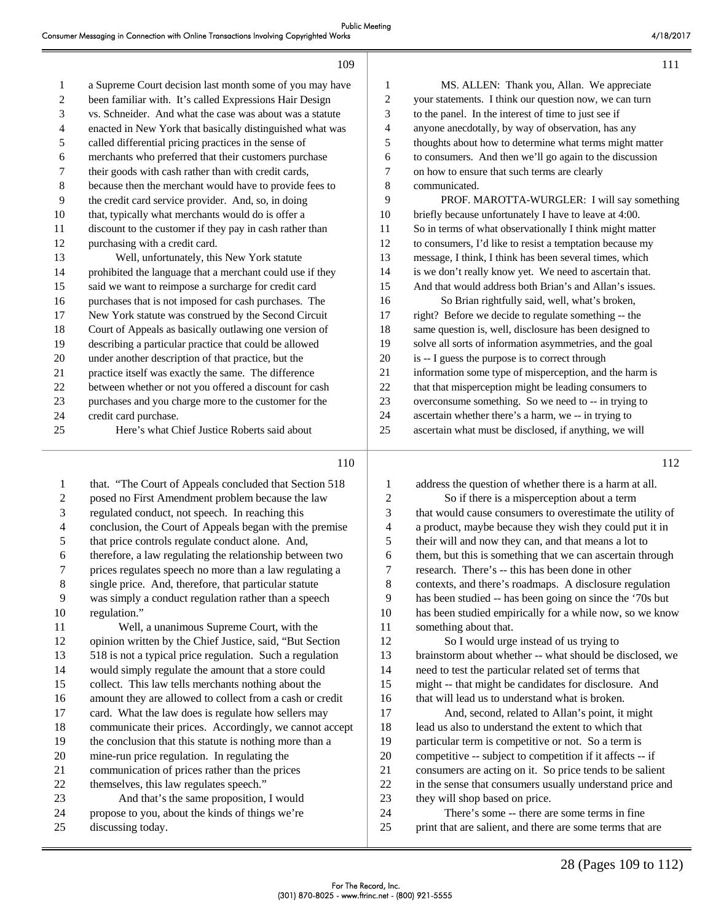a Supreme Court decision last month some of you may have been familiar with. It's called Expressions Hair Design vs. Schneider. And what the case was about was a statute enacted in New York that basically distinguished what was called differential pricing practices in the sense of merchants who preferred that their customers purchase their goods with cash rather than with credit cards, because then the merchant would have to provide fees to the credit card service provider. And, so, in doing that, typically what merchants would do is offer a discount to the customer if they pay in cash rather than purchasing with a credit card.

Well, unfortunately, this New York statute prohibited the language that a merchant could use if they said we want to reimpose a surcharge for credit card purchases that is not imposed for cash purchases. The New York statute was construed by the Second Circuit Court of Appeals as basically outlawing one version of describing a particular practice that could be allowed under another description of that practice, but the practice itself was exactly the same. The difference between whether or not you offered a discount for cash purchases and you charge more to the customer for the credit card purchase.

Here's what Chief Justice Roberts said about that. "The Court of Appeals concluded that Section 518 posed no First Amendment problem because the law regulated conduct, not speech. In reaching this conclusion, the Court of Appeals began with the premise that price controls regulate conduct alone. And, therefore, a law regulating the relationship between two prices regulates speech no more than a law regulating a single price. And, therefore, that particular statute was simply a conduct regulation rather than a speech regulation."

Well, a unanimous Supreme Court, with the opinion written by the Chief Justice, said, "But Section 518 is not a typical price regulation. Such a regulation would simply regulate the amount that a store could collect. This law tells merchants nothing about the amount they are allowed to collect from a cash or credit card. What the law does is regulate how sellers may communicate their prices. Accordingly, we cannot accept the conclusion that this statute is nothing more than a mine-run price regulation. In regulating the communication of prices rather than the prices themselves, this law regulates speech."

And that's the same proposition, I would propose to you, about the kinds of things we're discussing today.

MS. ALLEN: Thank you, Allan. We appreciate your statements. I think our question now, we can turn to the panel. In the interest of time to just see if anyone anecdotally, by way of observation, has any thoughts about how to determine what terms might matter to consumers. And then we'll go again to the discussion on how to ensure that such terms are clearly communicated.

PROF. MAROTTA-WURGLER: I will say something briefly because unfortunately I have to leave at 4:00. So in terms of what observationally I think might matter to consumers, I'd like to resist a temptation because my message, I think, I think has been several times, which is we don't really know yet. We need to ascertain that. And that would address both Brian's and Allan's issues.

So Brian rightfully said, well, what's broken, right? Before we decide to regulate something -- the same question is, well, disclosure has been designed to solve all sorts of information asymmetries, and the goal is -- I guess the purpose is to correct through information some type of misperception, and the harm is that that misperception might be leading consumers to overconsume something. So we need to -- in trying to ascertain whether there's a harm, we -- in trying to ascertain what must be disclosed, if anything, we will address the question of whether there is a harm at all.

So if there is a misperception about a term that would cause consumers to overestimate the utility of a product, maybe because they wish they could put it in their will and now they can, and that means a lot to them, but this is something that we can ascertain through research. There's -- this has been done in other contexts, and there's roadmaps. A disclosure regulation has been studied -- has been going on since the '70s but has been studied empirically for a while now, so we know something about that.

So I would urge instead of us trying to brainstorm about whether -- what should be disclosed, we need to test the particular related set of terms that might -- that might be candidates for disclosure. And that will lead us to understand what is broken.

And, second, related to Allan's point, it might lead us also to understand the extent to which that particular term is competitive or not. So a term is competitive -- subject to competition if it affects -- if consumers are acting on it. So price tends to be salient in the sense that consumers usually understand price and they will shop based on price.

There's some -- there are some terms in fine print that are salient, and there are some terms that are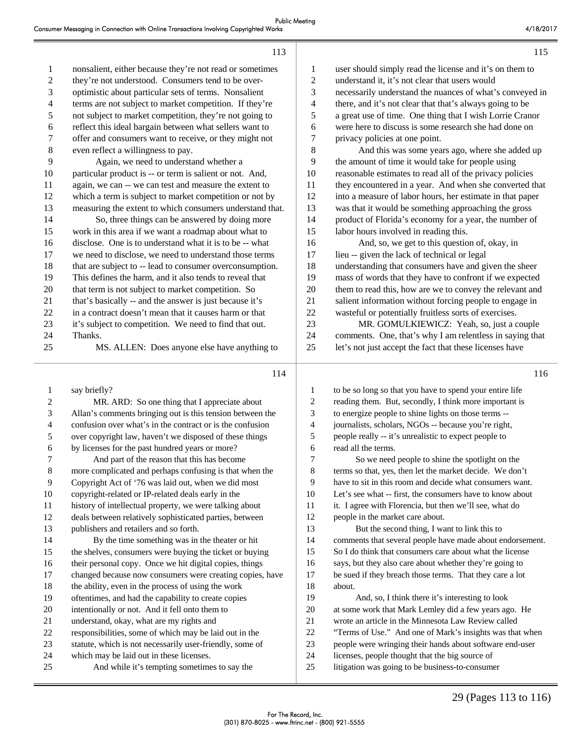nonsalient, either because they're not read or sometimes they're not understood. Consumers tend to be over-optimistic about particular sets of terms. Nonsalient terms are not subject to market competition. If they're not subject to market competition, they're not going to reflect this ideal bargain between what sellers want to offer and consumers want to receive, or they might not even reflect a willingness to pay.

Again, we need to understand whether a particular product is -- or term is salient or not. And, again, we can -- we can test and measure the extent to which a term is subject to market competition or not by measuring the extent to which consumers understand that.

So, three things can be answered by doing more work in this area if we want a roadmap about what to disclose. One is to understand what it is to be -- what we need to disclose, we need to understand those terms that are subject to -- lead to consumer overconsumption. This defines the harm, and it also tends to reveal that term is not subject to market competition. So that's basically -- and the answer is just because it's in a contract doesn't mean that it causes harm or that it's subject to competition. We need to find that out. Thanks.

MS. ALLEN: Does anyone else have anything to say briefly?

MR. ARD: So one thing that I appreciate about Allan's comments bringing out is this tension between the confusion over what's in the contract or is the confusion over copyright law, haven't we disposed of these things by licenses for the past hundred years or more?

And part of the reason that this has become more complicated and perhaps confusing is that when the Copyright Act of '76 was laid out, when we did most copyright-related or IP-related deals early in the history of intellectual property, we were talking about deals between relatively sophisticated parties, between publishers and retailers and so forth.

By the time something was in the theater or hit the shelves, consumers were buying the ticket or buying their personal copy. Once we hit digital copies, things changed because now consumers were creating copies, have the ability, even in the process of using the work oftentimes, and had the capability to create copies intentionally or not. And it fell onto them to understand, okay, what are my rights and responsibilities, some of which may be laid out in the statute, which is not necessarily user-friendly, some of which may be laid out in these licenses.

And while it's tempting sometimes to say the user should simply read the license and it's on them to understand it, it's not clear that users would necessarily understand the nuances of what's conveyed in there, and it's not clear that that's always going to be a great use of time. One thing that I wish Lorrie Cranor were here to discuss is some research she had done on privacy policies at one point.

And this was some years ago, where she added up the amount of time it would take for people using reasonable estimates to read all of the privacy policies they encountered in a year. And when she converted that into a measure of labor hours, her estimate in that paper was that it would be something approaching the gross product of Florida's economy for a year, the number of labor hours involved in reading this.

And, so, we get to this question of, okay, in lieu -- given the lack of technical or legal understanding that consumers have and given the sheer mass of words that they have to confront if we expected them to read this, how are we to convey the relevant and salient information without forcing people to engage in wasteful or potentially fruitless sorts of exercises.

MR. GOMULKIEWICZ: Yeah, so, just a couple comments. One, that's why I am relentless in saying that let's not just accept the fact that these licenses have to be so long so that you have to spend your entire life reading them. But, secondly, I think more important is to energize people to shine lights on those terms -- journalists, scholars, NGOs -- because you're right, people really -- it's unrealistic to expect people to read all the terms.

So we need people to shine the spotlight on the terms so that, yes, then let the market decide. We don't have to sit in this room and decide what consumers want. Let's see what -- first, the consumers have to know about it. I agree with Florencia, but then we'll see, what do people in the market care about.

But the second thing, I want to link this to comments that several people have made about endorsement. So I do think that consumers care about what the license says, but they also care about whether they're going to be sued if they breach those terms. That they care a lot about.

And, so, I think there it's interesting to look at some work that Mark Lemley did a few years ago. He wrote an article in the Minnesota Law Review called "Terms of Use." And one of Mark's insights was that when people were wringing their hands about software end-user licenses, people thought that the big source of litigation was going to be business-to-consumer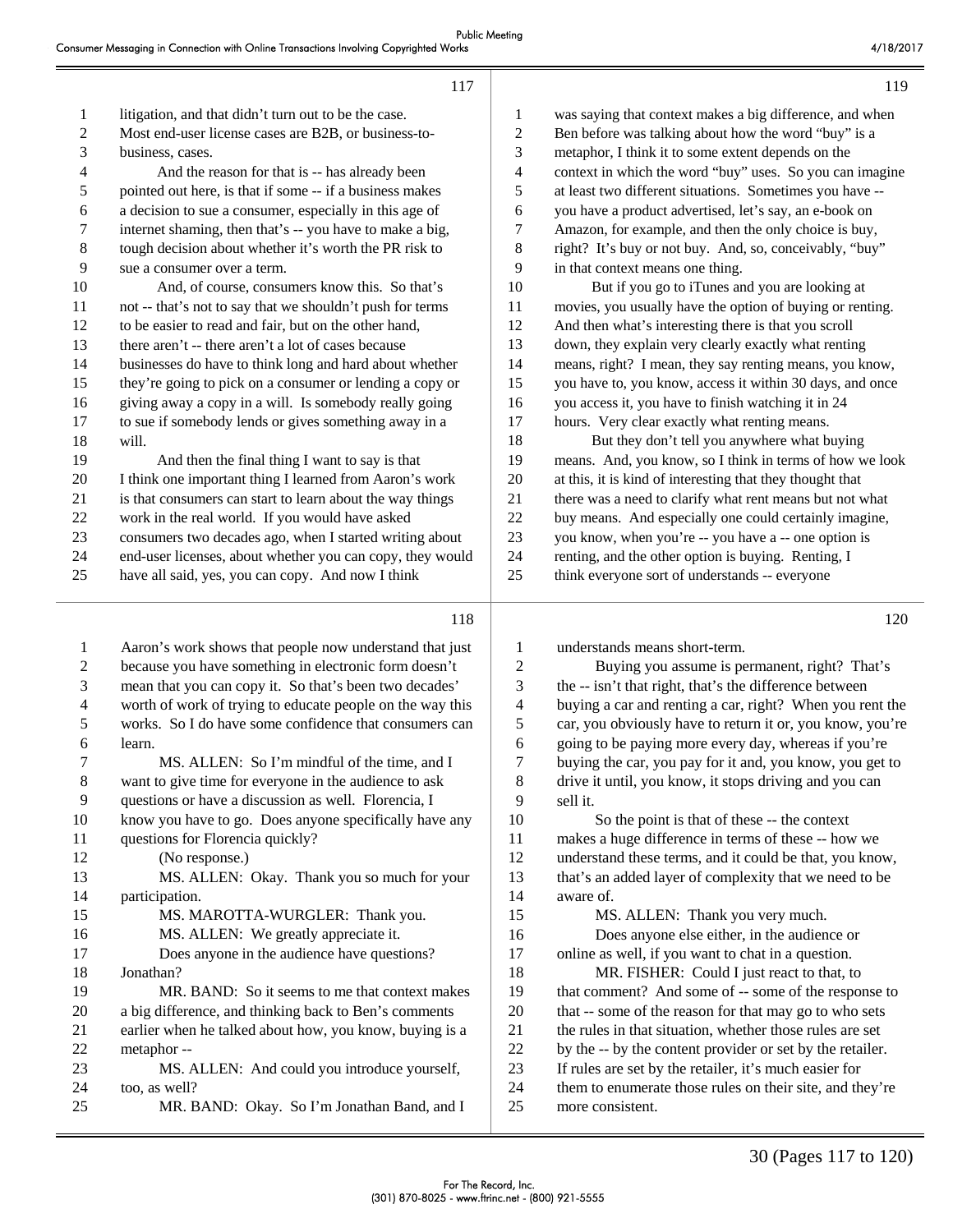litigation, and that didn't turn out to be the case. Most end-user license cases are B2B, or business-to-business, cases.

And the reason for that is -- has already been pointed out here, is that if some -- if a business makes a decision to sue a consumer, especially in this age of internet shaming, then that's -- you have to make a big, tough decision about whether it's worth the PR risk to sue a consumer over a term.

And, of course, consumers know this. So that's not -- that's not to say that we shouldn't push for terms to be easier to read and fair, but on the other hand, there aren't -- there aren't a lot of cases because businesses do have to think long and hard about whether they're going to pick on a consumer or lending a copy or giving away a copy in a will. Is somebody really going to sue if somebody lends or gives something away in a will.

And then the final thing I want to say is that I think one important thing I learned from Aaron's work is that consumers can start to learn about the way things work in the real world. If you would have asked consumers two decades ago, when I started writing about end-user licenses, about whether you can copy, they would have all said, yes, you can copy. And now I think Aaron's work shows that people now understand that just because you have something in electronic form doesn't mean that you can copy it. So that's been two decades' worth of work of trying to educate people on the way this works. So I do have some confidence that consumers can learn.

MS. ALLEN: So I'm mindful of the time, and I want to give time for everyone in the audience to ask questions or have a discussion as well. Florencia, I know you have to go. Does anyone specifically have any questions for Florencia quickly?

(No response.)

MS. ALLEN: Okay. Thank you so much for your participation.

MS. MAROTTA-WURGLER: Thank you.

MS. ALLEN: We greatly appreciate it.

Does anyone in the audience have questions? Jonathan?

MR. BAND: So it seems to me that context makes a big difference, and thinking back to Ben's comments earlier when he talked about how, you know, buying is a metaphor --

MS. ALLEN: And could you introduce yourself, too, as well?

MR. BAND: Okay. So I'm Jonathan Band, and I was saying that context makes a big difference, and when Ben before was talking about how the word "buy" is a metaphor, I think it to some extent depends on the context in which the word "buy" uses. So you can imagine at least two different situations. Sometimes you have -- you have a product advertised, let's say, an e-book on Amazon, for example, and then the only choice is buy, right? It's buy or not buy. And, so, conceivably, "buy" in that context means one thing.

But if you go to iTunes and you are looking at movies, you usually have the option of buying or renting. And then what's interesting there is that you scroll down, they explain very clearly exactly what renting means, right? I mean, they say renting means, you know, you have to, you know, access it within 30 days, and once you access it, you have to finish watching it in 24 hours. Very clear exactly what renting means.

But they don't tell you anywhere what buying means. And, you know, so I think in terms of how we look at this, it is kind of interesting that they thought that there was a need to clarify what rent means but not what buy means. And especially one could certainly imagine, you know, when you're -- you have a -- one option is renting, and the other option is buying. Renting, I think everyone sort of understands -- everyone understands means short-term.

Buying you assume is permanent, right? That's the -- isn't that right, that's the difference between buying a car and renting a car, right? When you rent the car, you obviously have to return it or, you know, you're going to be paying more every day, whereas if you're buying the car, you pay for it and, you know, you get to drive it until, you know, it stops driving and you can sell it.

So the point is that of these -- the context makes a huge difference in terms of these -- how we understand these terms, and it could be that, you know, that's an added layer of complexity that we need to be aware of.

MS. ALLEN: Thank you very much.

Does anyone else either, in the audience or online as well, if you want to chat in a question.

MR. FISHER: Could I just react to that, to that comment? And some of -- some of the response to that -- some of the reason for that may go to who sets the rules in that situation, whether those rules are set by the -- by the content provider or set by the retailer. If rules are set by the retailer, it's much easier for them to enumerate those rules on their site, and they're more consistent.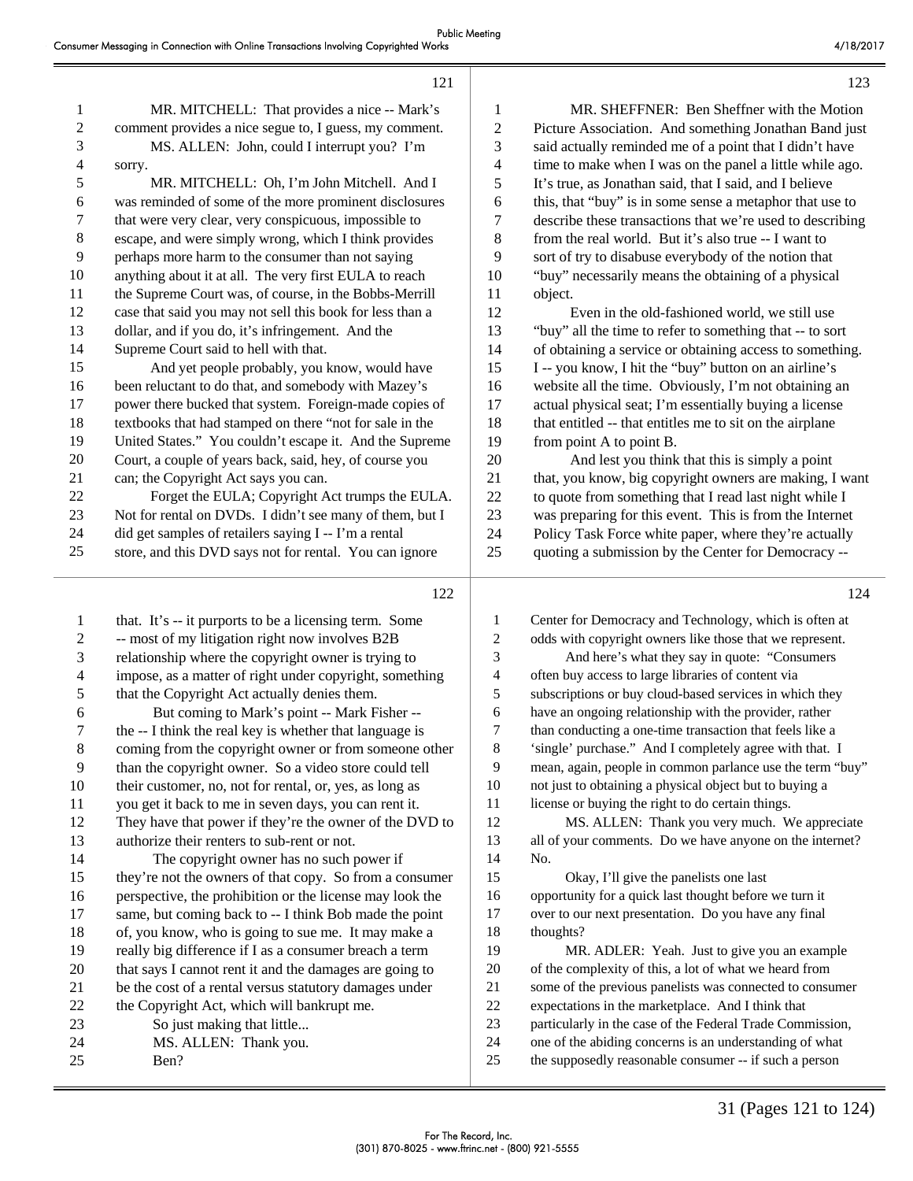MR. MITCHELL: That provides a nice -- Mark's comment provides a nice segue to, I guess, my comment.

MS. ALLEN: John, could I interrupt you? I'm sorry.

MR. MITCHELL: Oh, I'm John Mitchell. And I was reminded of some of the more prominent disclosures that were very clear, very conspicuous, impossible to escape, and were simply wrong, which I think provides perhaps more harm to the consumer than not saying anything about it at all. The very first EULA to reach the Supreme Court was, of course, in the Bobbs-Merrill case that said you may not sell this book for less than a dollar, and if you do, it's infringement. And the Supreme Court said to hell with that.

And yet people probably, you know, would have been reluctant to do that, and somebody with Mazey's power there bucked that system. Foreign-made copies of textbooks that had stamped on there "not for sale in the United States." You couldn't escape it. And the Supreme Court, a couple of years back, said, hey, of course you can; the Copyright Act says you can.

Forget the EULA; Copyright Act trumps the EULA. Not for rental on DVDs. I didn't see many of them, but I did get samples of retailers saying I -- I'm a rental store, and this DVD says not for rental. You can ignore that. It's -- it purports to be a licensing term. Some -- most of my litigation right now involves B2B relationship where the copyright owner is trying to impose, as a matter of right under copyright, something that the Copyright Act actually denies them.

But coming to Mark's point -- Mark Fisher -- the -- I think the real key is whether that language is coming from the copyright owner or from someone other than the copyright owner. So a video store could tell their customer, no, not for rental, or, yes, as long as you get it back to me in seven days, you can rent it. They have that power if they're the owner of the DVD to authorize their renters to sub-rent or not.

The copyright owner has no such power if they're not the owners of that copy. So from a consumer perspective, the prohibition or the license may look the same, but coming back to -- I think Bob made the point of, you know, who is going to sue me. It may make a really big difference if I as a consumer breach a term that says I cannot rent it and the damages are going to be the cost of a rental versus statutory damages under the Copyright Act, which will bankrupt me.

So just making that little...

MS. ALLEN: Thank you.

Ben?

MR. SHEFFNER: Ben Sheffner with the Motion Picture Association. And something Jonathan Band just said actually reminded me of a point that I didn't have time to make when I was on the panel a little while ago. It's true, as Jonathan said, that I said, and I believe this, that "buy" is in some sense a metaphor that use to describe these transactions that we're used to describing from the real world. But it's also true -- I want to sort of try to disabuse everybody of the notion that "buy" necessarily means the obtaining of a physical object.

Even in the old-fashioned world, we still use "buy" all the time to refer to something that -- to sort of obtaining a service or obtaining access to something. I -- you know, I hit the "buy" button on an airline's website all the time. Obviously, I'm not obtaining an actual physical seat; I'm essentially buying a license that entitled -- that entitles me to sit on the airplane from point A to point B.

And lest you think that this is simply a point that, you know, big copyright owners are making, I want to quote from something that I read last night while I was preparing for this event. This is from the Internet Policy Task Force white paper, where they're actually quoting a submission by the Center for Democracy -- Center for Democracy and Technology, which is often at odds with copyright owners like those that we represent.

And here's what they say in quote: "Consumers often buy access to large libraries of content via subscriptions or buy cloud-based services in which they have an ongoing relationship with the provider, rather than conducting a one-time transaction that feels like a 'single' purchase." And I completely agree with that. I mean, again, people in common parlance use the term "buy" not just to obtaining a physical object but to buying a license or buying the right to do certain things.

MS. ALLEN: Thank you very much. We appreciate all of your comments. Do we have anyone on the internet? No.

Okay, I'll give the panelists one last opportunity for a quick last thought before we turn it over to our next presentation. Do you have any final thoughts?

MR. ADLER: Yeah. Just to give you an example of the complexity of this, a lot of what we heard from some of the previous panelists was connected to consumer expectations in the marketplace. And I think that particularly in the case of the Federal Trade Commission, one of the abiding concerns is an understanding of what the supposedly reasonable consumer -- if such a person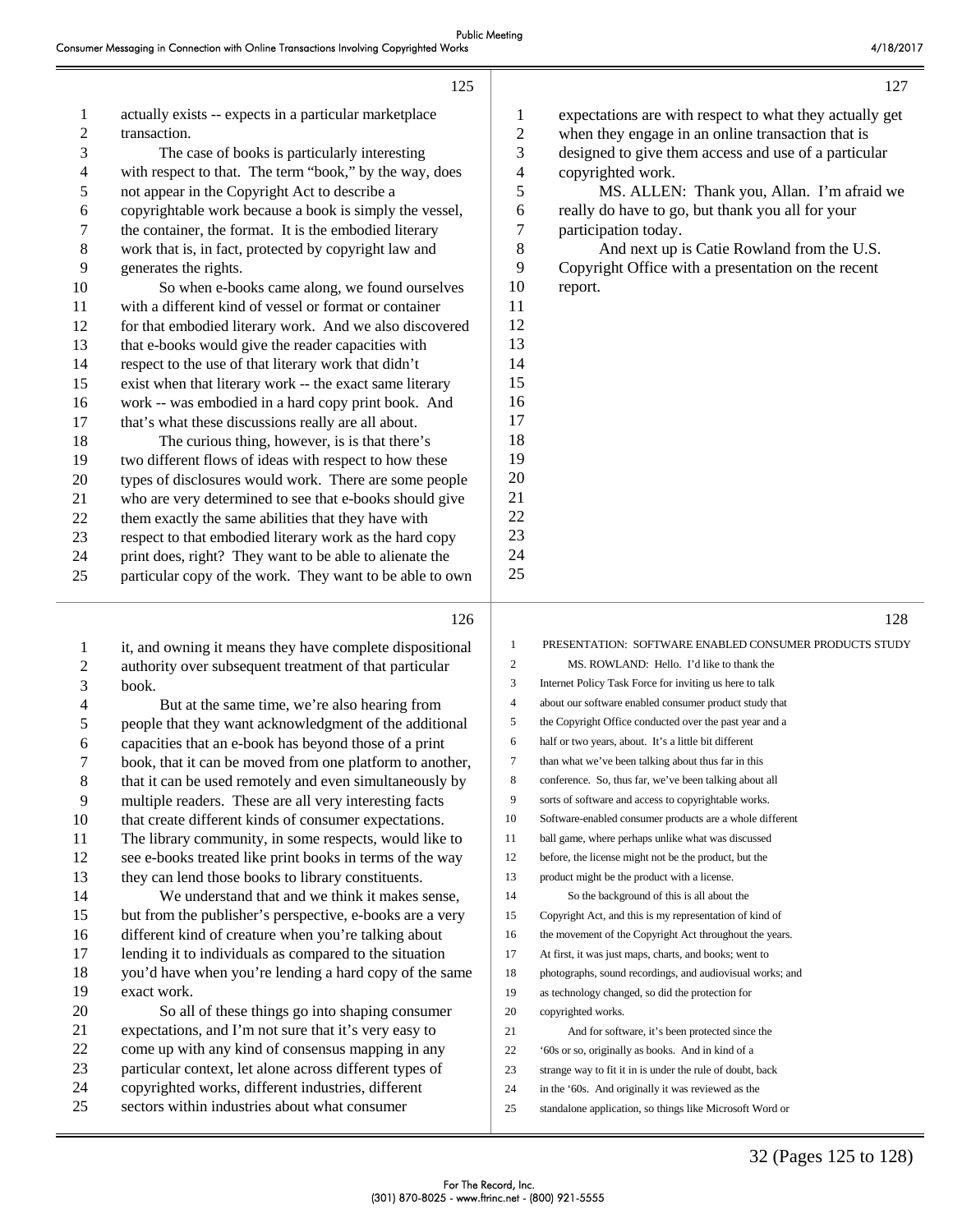actually exists -- expects in a particular marketplace transaction.

The case of books is particularly interesting with respect to that. The term "book," by the way, does not appear in the Copyright Act to describe a copyrightable work because a book is simply the vessel, the container, the format. It is the embodied literary work that is, in fact, protected by copyright law and generates the rights.

So when e-books came along, we found ourselves with a different kind of vessel or format or container for that embodied literary work. And we also discovered that e-books would give the reader capacities with respect to the use of that literary work that didn't exist when that literary work -- the exact same literary work -- was embodied in a hard copy print book. And that's what these discussions really are all about.

The curious thing, however, is is that there's two different flows of ideas with respect to how these types of disclosures would work. There are some people who are very determined to see that e-books should give them exactly the same abilities that they have with respect to that embodied literary work as the hard copy print does, right? They want to be able to alienate the particular copy of the work. They want to be able to own it, and owning it means they have complete dispositional authority over subsequent treatment of that particular book.

But at the same time, we're also hearing from people that they want acknowledgment of the additional capacities that an e-book has beyond those of a print book, that it can be moved from one platform to another, that it can be used remotely and even simultaneously by multiple readers. These are all very interesting facts that create different kinds of consumer expectations. The library community, in some respects, would like to see e-books treated like print books in terms of the way they can lend those books to library constituents.

We understand that and we think it makes sense, but from the publisher's perspective, e-books are a very different kind of creature when you're talking about lending it to individuals as compared to the situation you'd have when you're lending a hard copy of the same exact work.

So all of these things go into shaping consumer expectations, and I'm not sure that it's very easy to come up with any kind of consensus mapping in any particular context, let alone across different types of copyrighted works, different industries, different sectors within industries about what consumer expectations are with respect to what they actually get when they engage in an online transaction that is designed to give them access and use of a particular copyrighted work.

MS. ALLEN: Thank you, Allan. I'm afraid we really do have to go, but thank you all for your participation today.

And next up is Catie Rowland from the U.S. Copyright Office with a presentation on the recent report.

PRESENTATION: SOFTWARE ENABLED CONSUMER PRODUCTS STUDY

MS. ROWLAND: Hello. I'd like to thank the Internet Policy Task Force for inviting us here to talk about our software enabled consumer product study that the Copyright Office conducted over the past year and a half or two years, about. It's a little bit different than what we've been talking about thus far in this conference. So, thus far, we've been talking about all sorts of software and access to copyrightable works. Software-enabled consumer products are a whole different ball game, where perhaps unlike what was discussed before, the license might not be the product, but the product might be the product with a license.

So the background of this is all about the Copyright Act, and this is my representation of kind of the movement of the Copyright Act throughout the years. At first, it was just maps, charts, and books; went to photographs, sound recordings, and audiovisual works; and as technology changed, so did the protection for copyrighted works.

And for software, it's been protected since the '60s or so, originally as books. And in kind of a strange way to fit it in is under the rule of doubt, back in the '60s. And originally it was reviewed as the standalone application, so things like Microsoft Word or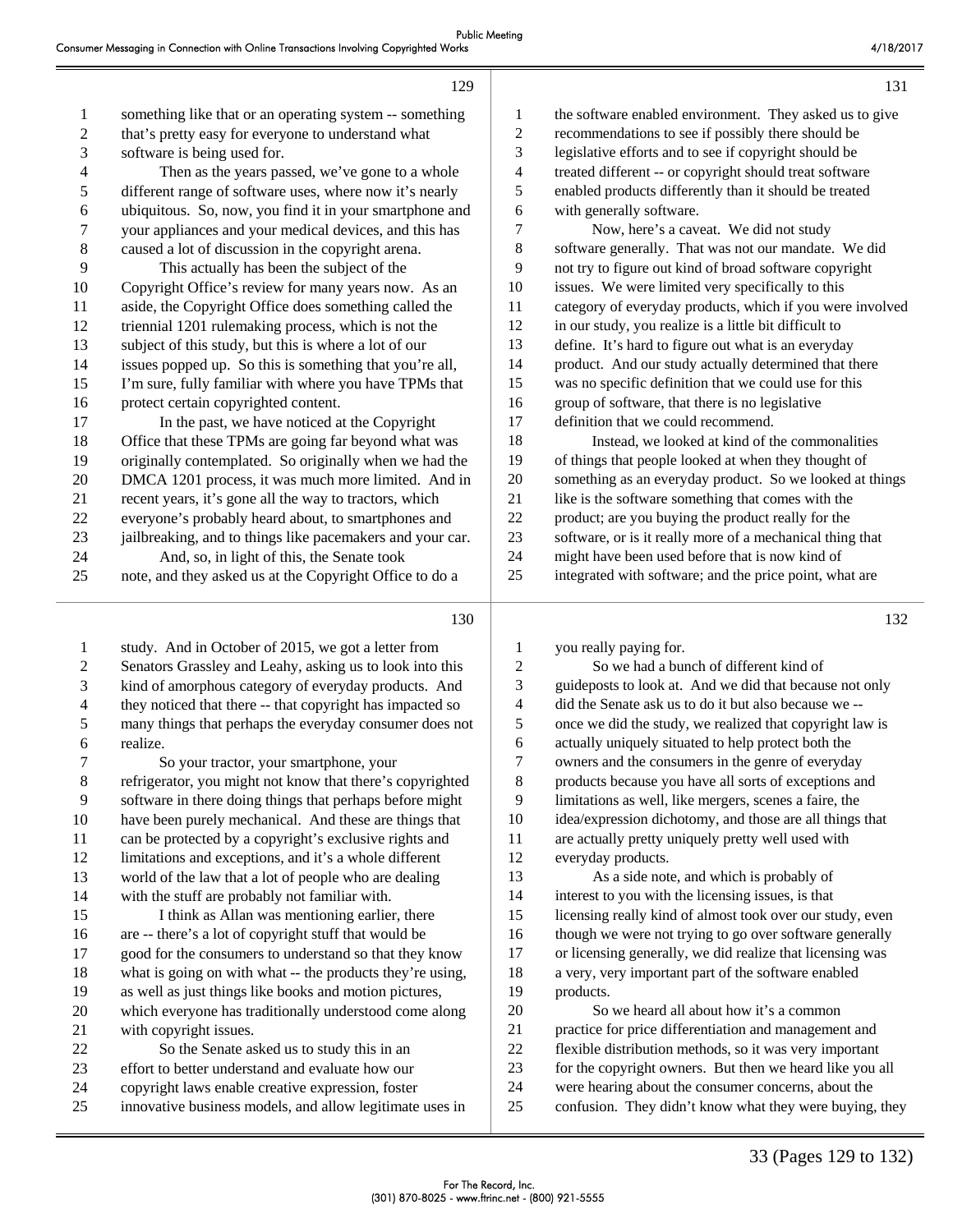something like that or an operating system -- something that's pretty easy for everyone to understand what software is being used for.

Then as the years passed, we've gone to a whole different range of software uses, where now it's nearly ubiquitous. So, now, you find it in your smartphone and your appliances and your medical devices, and this has caused a lot of discussion in the copyright arena.

This actually has been the subject of the Copyright Office's review for many years now. As an aside, the Copyright Office does something called the triennial 1201 rulemaking process, which is not the subject of this study, but this is where a lot of our issues popped up. So this is something that you're all, I'm sure, fully familiar with where you have TPMs that protect certain copyrighted content.

In the past, we have noticed at the Copyright Office that these TPMs are going far beyond what was originally contemplated. So originally when we had the DMCA 1201 process, it was much more limited. And in recent years, it's gone all the way to tractors, which everyone's probably heard about, to smartphones and jailbreaking, and to things like pacemakers and your car.

And, so, in light of this, the Senate took note, and they asked us at the Copyright Office to do a study. And in October of 2015, we got a letter from Senators Grassley and Leahy, asking us to look into this kind of amorphous category of everyday products. And they noticed that there -- that copyright has impacted so many things that perhaps the everyday consumer does not realize.

So your tractor, your smartphone, your refrigerator, you might not know that there's copyrighted software in there doing things that perhaps before might have been purely mechanical. And these are things that can be protected by a copyright's exclusive rights and limitations and exceptions, and it's a whole different world of the law that a lot of people who are dealing with the stuff are probably not familiar with.

I think as Allan was mentioning earlier, there are -- there's a lot of copyright stuff that would be good for the consumers to understand so that they know what is going on with what -- the products they're using, as well as just things like books and motion pictures, which everyone has traditionally understood come along with copyright issues.

So the Senate asked us to study this in an effort to better understand and evaluate how our copyright laws enable creative expression, foster innovative business models, and allow legitimate uses in the software enabled environment. They asked us to give recommendations to see if possibly there should be legislative efforts and to see if copyright should be treated different -- or copyright should treat software enabled products differently than it should be treated with generally software.

Now, here's a caveat. We did not study software generally. That was not our mandate. We did not try to figure out kind of broad software copyright issues. We were limited very specifically to this category of everyday products, which if you were involved in our study, you realize is a little bit difficult to define. It's hard to figure out what is an everyday product. And our study actually determined that there was no specific definition that we could use for this group of software, that there is no legislative definition that we could recommend.

Instead, we looked at kind of the commonalities of things that people looked at when they thought of something as an everyday product. So we looked at things like is the software something that comes with the product; are you buying the product really for the software, or is it really more of a mechanical thing that might have been used before that is now kind of integrated with software; and the price point, what are you really paying for.

So we had a bunch of different kind of guideposts to look at. And we did that because not only did the Senate ask us to do it but also because we -- once we did the study, we realized that copyright law is actually uniquely situated to help protect both the owners and the consumers in the genre of everyday products because you have all sorts of exceptions and limitations as well, like mergers, scenes a faire, the idea/expression dichotomy, and those are all things that are actually pretty uniquely pretty well used with everyday products.

As a side note, and which is probably of interest to you with the licensing issues, is that licensing really kind of almost took over our study, even though we were not trying to go over software generally or licensing generally, we did realize that licensing was a very, very important part of the software enabled products.

So we heard all about how it's a common practice for price differentiation and management and flexible distribution methods, so it was very important for the copyright owners. But then we heard like you all were hearing about the consumer concerns, about the confusion. They didn't know what they were buying, they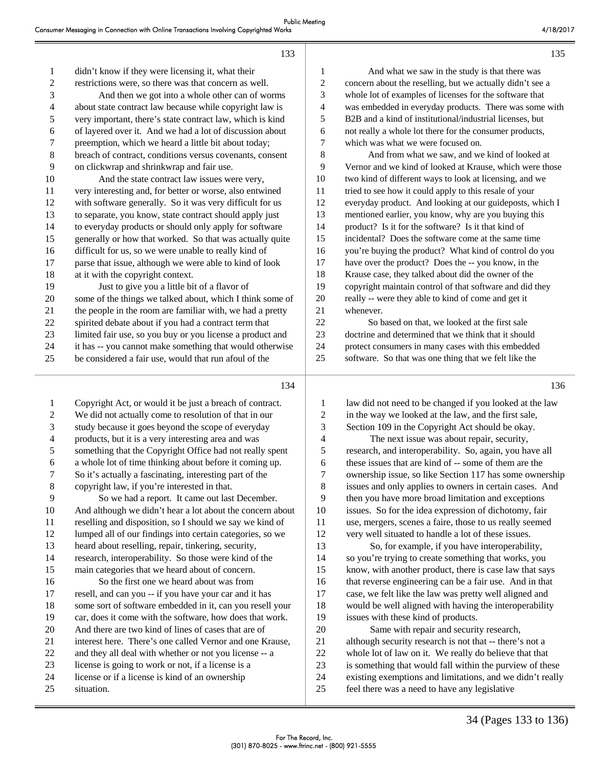didn't know if they were licensing it, what their restrictions were, so there was that concern as well.

And then we got into a whole other can of worms about state contract law because while copyright law is very important, there's state contract law, which is kind of layered over it. And we had a lot of discussion about preemption, which we heard a little bit about today; breach of contract, conditions versus covenants, consent on clickwrap and shrinkwrap and fair use.

And the state contract law issues were very, very interesting and, for better or worse, also entwined with software generally. So it was very difficult for us to separate, you know, state contract should apply just to everyday products or should only apply for software generally or how that worked. So that was actually quite difficult for us, so we were unable to really kind of parse that issue, although we were able to kind of look at it with the copyright context.

Just to give you a little bit of a flavor of some of the things we talked about, which I think some of the people in the room are familiar with, we had a pretty spirited debate about if you had a contract term that limited fair use, so you buy or you license a product and it has -- you cannot make something that would otherwise be considered a fair use, would that run afoul of the Copyright Act, or would it be just a breach of contract. We did not actually come to resolution of that in our study because it goes beyond the scope of everyday products, but it is a very interesting area and was something that the Copyright Office had not really spent a whole lot of time thinking about before it coming up. So it's actually a fascinating, interesting part of the copyright law, if you're interested in that.

So we had a report. It came out last December. And although we didn't hear a lot about the concern about reselling and disposition, so I should we say we kind of lumped all of our findings into certain categories, so we heard about reselling, repair, tinkering, security, research, interoperability. So those were kind of the main categories that we heard about of concern.

So the first one we heard about was from resell, and can you -- if you have your car and it has some sort of software embedded in it, can you resell your car, does it come with the software, how does that work. And there are two kind of lines of cases that are of interest here. There's one called Vernor and one Krause, and they all deal with whether or not you license -- a license is going to work or not, if a license is a license or if a license is kind of an ownership situation.

And what we saw in the study is that there was concern about the reselling, but we actually didn't see a whole lot of examples of licenses for the software that was embedded in everyday products. There was some with B2B and a kind of institutional/industrial licenses, but not really a whole lot there for the consumer products, which was what we were focused on.

And from what we saw, and we kind of looked at Vernor and we kind of looked at Krause, which were those two kind of different ways to look at licensing, and we tried to see how it could apply to this resale of your everyday product. And looking at our guideposts, which I mentioned earlier, you know, why are you buying this product? Is it for the software? Is it that kind of incidental? Does the software come at the same time you're buying the product? What kind of control do you have over the product? Does the -- you know, in the Krause case, they talked about did the owner of the copyright maintain control of that software and did they really -- were they able to kind of come and get it whenever.

So based on that, we looked at the first sale doctrine and determined that we think that it should protect consumers in many cases with this embedded software. So that was one thing that we felt like the law did not need to be changed if you looked at the law in the way we looked at the law, and the first sale, Section 109 in the Copyright Act should be okay.

The next issue was about repair, security, research, and interoperability. So, again, you have all these issues that are kind of -- some of them are the ownership issue, so like Section 117 has some ownership issues and only applies to owners in certain cases. And then you have more broad limitation and exceptions issues. So for the idea expression of dichotomy, fair use, mergers, scenes a faire, those to us really seemed very well situated to handle a lot of these issues.

So, for example, if you have interoperability, so you're trying to create something that works, you know, with another product, there is case law that says that reverse engineering can be a fair use. And in that case, we felt like the law was pretty well aligned and would be well aligned with having the interoperability issues with these kind of products.

Same with repair and security research, although security research is not that -- there's not a whole lot of law on it. We really do believe that that is something that would fall within the purview of these existing exemptions and limitations, and we didn't really feel there was a need to have any legislative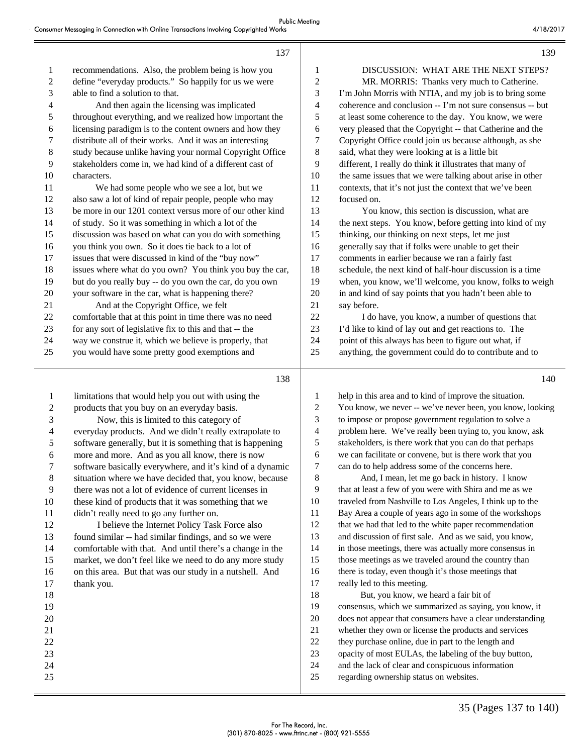recommendations. Also, the problem being is how you define "everyday products." So happily for us we were able to find a solution to that.

And then again the licensing was implicated throughout everything, and we realized how important the licensing paradigm is to the content owners and how they distribute all of their works. And it was an interesting study because unlike having your normal Copyright Office stakeholders come in, we had kind of a different cast of characters.

We had some people who we see a lot, but we also saw a lot of kind of repair people, people who may be more in our 1201 context versus more of our other kind of study. So it was something in which a lot of the discussion was based on what can you do with something you think you own. So it does tie back to a lot of issues that were discussed in kind of the "buy now" issues where what do you own? You think you buy the car, but do you really buy -- do you own the car, do you own your software in the car, what is happening there?

And at the Copyright Office, we felt comfortable that at this point in time there was no need for any sort of legislative fix to this and that -- the way we construe it, which we believe is properly, that you would have some pretty good exemptions and limitations that would help you out with using the products that you buy on an everyday basis.

Now, this is limited to this category of everyday products. And we didn't really extrapolate to software generally, but it is something that is happening more and more. And as you all know, there is now software basically everywhere, and it's kind of a dynamic situation where we have decided that, you know, because there was not a lot of evidence of current licenses in these kind of products that it was something that we didn't really need to go any further on.

I believe the Internet Policy Task Force also found similar -- had similar findings, and so we were comfortable with that. And until there's a change in the market, we don't feel like we need to do any more study on this area. But that was our study in a nutshell. And thank you.

## DISCUSSION: WHAT ARE THE NEXT STEPS?

MR. MORRIS: Thanks very much to Catherine. I'm John Morris with NTIA, and my job is to bring some coherence and conclusion -- I'm not sure consensus -- but at least some coherence to the day. You know, we were very pleased that the Copyright -- that Catherine and the Copyright Office could join us because although, as she said, what they were looking at is a little bit different, I really do think it illustrates that many of the same issues that we were talking about arise in other contexts, that it's not just the context that we've been focused on.

You know, this section is discussion, what are the next steps. You know, before getting into kind of my thinking, our thinking on next steps, let me just generally say that if folks were unable to get their comments in earlier because we ran a fairly fast schedule, the next kind of half-hour discussion is a time when, you know, we'll welcome, you know, folks to weigh in and kind of say points that you hadn't been able to say before.

I do have, you know, a number of questions that I'd like to kind of lay out and get reactions to. The point of this always has been to figure out what, if anything, the government could do to contribute and to help in this area and to kind of improve the situation. You know, we never -- we've never been, you know, looking to impose or propose government regulation to solve a problem here. We've really been trying to, you know, ask stakeholders, is there work that you can do that perhaps we can facilitate or convene, but is there work that you can do to help address some of the concerns here.

And, I mean, let me go back in history. I know that at least a few of you were with Shira and me as we traveled from Nashville to Los Angeles, I think up to the Bay Area a couple of years ago in some of the workshops that we had that led to the white paper recommendation and discussion of first sale. And as we said, you know, in those meetings, there was actually more consensus in those meetings as we traveled around the country than there is today, even though it's those meetings that really led to this meeting.

But, you know, we heard a fair bit of consensus, which we summarized as saying, you know, it does not appear that consumers have a clear understanding whether they own or license the products and services they purchase online, due in part to the length and opacity of most EULAs, the labeling of the buy button, and the lack of clear and conspicuous information regarding ownership status on websites.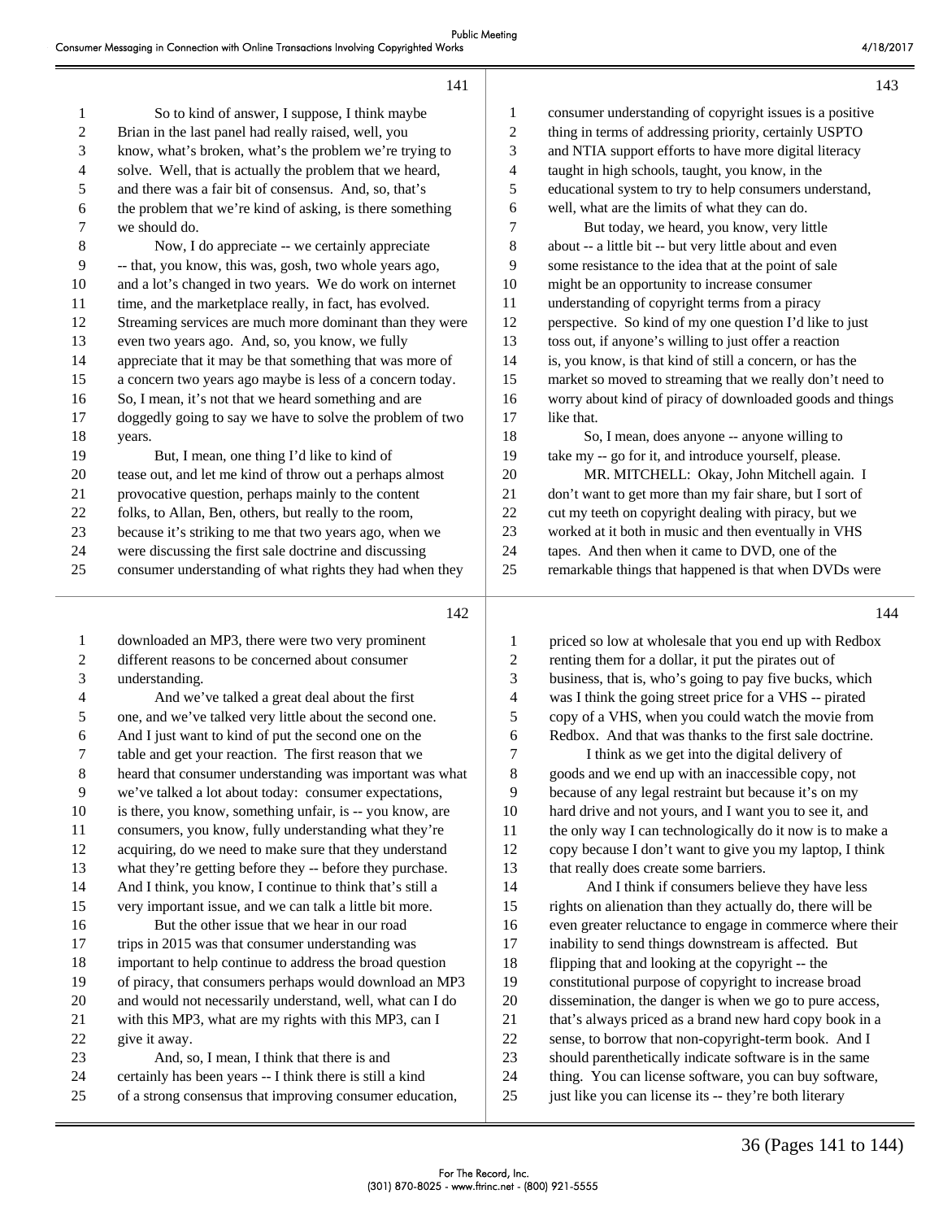So to kind of answer, I suppose, I think maybe Brian in the last panel had really raised, well, you know, what's broken, what's the problem we're trying to solve. Well, that is actually the problem that we heard, and there was a fair bit of consensus. And, so, that's the problem that we're kind of asking, is there something we should do.

Now, I do appreciate -- we certainly appreciate -- that, you know, this was, gosh, two whole years ago, and a lot's changed in two years. We do work on internet time, and the marketplace really, in fact, has evolved. Streaming services are much more dominant than they were even two years ago. And, so, you know, we fully appreciate that it may be that something that was more of a concern two years ago maybe is less of a concern today. So, I mean, it's not that we heard something and are doggedly going to say we have to solve the problem of two years.

But, I mean, one thing I'd like to kind of tease out, and let me kind of throw out a perhaps almost provocative question, perhaps mainly to the content folks, to Allan, Ben, others, but really to the room, because it's striking to me that two years ago, when we were discussing the first sale doctrine and discussing consumer understanding of what rights they had when they downloaded an MP3, there were two very prominent different reasons to be concerned about consumer understanding.

And we've talked a great deal about the first one, and we've talked very little about the second one. And I just want to kind of put the second one on the table and get your reaction. The first reason that we heard that consumer understanding was important was what we've talked a lot about today: consumer expectations, is there, you know, something unfair, is -- you know, are consumers, you know, fully understanding what they're acquiring, do we need to make sure that they understand what they're getting before they -- before they purchase. And I think, you know, I continue to think that's still a very important issue, and we can talk a little bit more.

But the other issue that we hear in our road trips in 2015 was that consumer understanding was important to help continue to address the broad question of piracy, that consumers perhaps would download an MP3 and would not necessarily understand, well, what can I do with this MP3, what are my rights with this MP3, can I give it away.

And, so, I mean, I think that there is and certainly has been years -- I think there is still a kind of a strong consensus that improving consumer education, consumer understanding of copyright issues is a positive thing in terms of addressing priority, certainly USPTO and NTIA support efforts to have more digital literacy taught in high schools, taught, you know, in the educational system to try to help consumers understand, well, what are the limits of what they can do.

But today, we heard, you know, very little about -- a little bit -- but very little about and even some resistance to the idea that at the point of sale might be an opportunity to increase consumer understanding of copyright terms from a piracy perspective. So kind of my one question I'd like to just toss out, if anyone's willing to just offer a reaction is, you know, is that kind of still a concern, or has the market so moved to streaming that we really don't need to worry about kind of piracy of downloaded goods and things like that.

So, I mean, does anyone -- anyone willing to take my -- go for it, and introduce yourself, please.

MR. MITCHELL: Okay, John Mitchell again. I don't want to get more than my fair share, but I sort of cut my teeth on copyright dealing with piracy, but we worked at it both in music and then eventually in VHS tapes. And then when it came to DVD, one of the remarkable things that happened is that when DVDs were priced so low at wholesale that you end up with Redbox renting them for a dollar, it put the pirates out of business, that is, who's going to pay five bucks, which was I think the going street price for a VHS -- pirated copy of a VHS, when you could watch the movie from Redbox. And that was thanks to the first sale doctrine.

I think as we get into the digital delivery of goods and we end up with an inaccessible copy, not because of any legal restraint but because it's on my hard drive and not yours, and I want you to see it, and the only way I can technologically do it now is to make a copy because I don't want to give you my laptop, I think that really does create some barriers.

And I think if consumers believe they have less rights on alienation than they actually do, there will be even greater reluctance to engage in commerce where their inability to send things downstream is affected. But flipping that and looking at the copyright -- the constitutional purpose of copyright to increase broad dissemination, the danger is when we go to pure access, that's always priced as a brand new hard copy book in a sense, to borrow that non-copyright-term book. And I should parenthetically indicate software is in the same thing. You can license software, you can buy software, just like you can license its -- they're both literary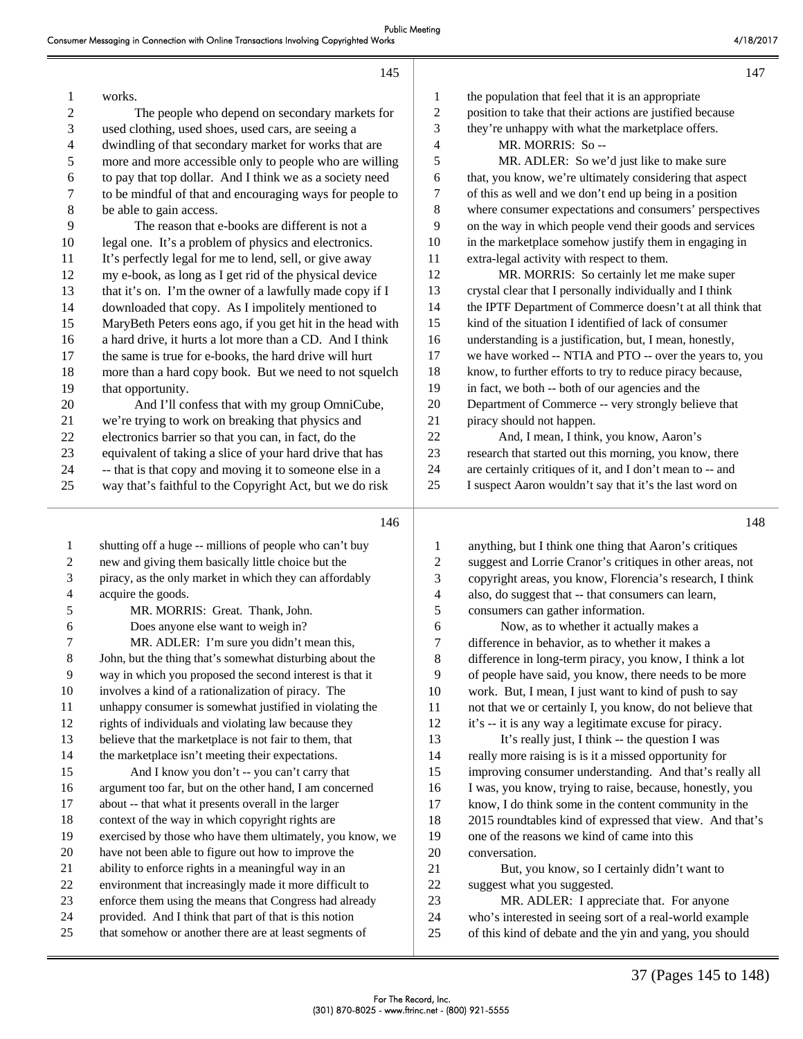works.

The people who depend on secondary markets for used clothing, used shoes, used cars, are seeing a dwindling of that secondary market for works that are more and more accessible only to people who are willing to pay that top dollar. And I think we as a society need to be mindful of that and encouraging ways for people to be able to gain access.

The reason that e-books are different is not a legal one. It's a problem of physics and electronics. It's perfectly legal for me to lend, sell, or give away my e-book, as long as I get rid of the physical device that it's on. I'm the owner of a lawfully made copy if I downloaded that copy. As I impolitely mentioned to MaryBeth Peters eons ago, if you get hit in the head with a hard drive, it hurts a lot more than a CD. And I think the same is true for e-books, the hard drive will hurt more than a hard copy book. But we need to not squelch that opportunity.

And I'll confess that with my group OmniCube, we're trying to work on breaking that physics and electronics barrier so that you can, in fact, do the equivalent of taking a slice of your hard drive that has -- that is that copy and moving it to someone else in a way that's faithful to the Copyright Act, but we do risk shutting off a huge -- millions of people who can't buy new and giving them basically little choice but the piracy, as the only market in which they can affordably acquire the goods.

MR. MORRIS: Great. Thank, John.

Does anyone else want to weigh in?

MR. ADLER: I'm sure you didn't mean this, John, but the thing that's somewhat disturbing about the way in which you proposed the second interest is that it involves a kind of a rationalization of piracy. The unhappy consumer is somewhat justified in violating the rights of individuals and violating law because they believe that the marketplace is not fair to them, that the marketplace isn't meeting their expectations.

And I know you don't -- you can't carry that argument too far, but on the other hand, I am concerned about -- that what it presents overall in the larger context of the way in which copyright rights are exercised by those who have them ultimately, you know, we have not been able to figure out how to improve the ability to enforce rights in a meaningful way in an environment that increasingly made it more difficult to enforce them using the means that Congress had already provided. And I think that part of that is this notion that somehow or another there are at least segments of the population that feel that it is an appropriate position to take that their actions are justified because they're unhappy with what the marketplace offers.

MR. MORRIS: So --

MR. ADLER: So we'd just like to make sure that, you know, we're ultimately considering that aspect of this as well and we don't end up being in a position where consumer expectations and consumers' perspectives on the way in which people vend their goods and services in the marketplace somehow justify them in engaging in extra-legal activity with respect to them.

MR. MORRIS: So certainly let me make super crystal clear that I personally individually and I think the IPTF Department of Commerce doesn't at all think that kind of the situation I identified of lack of consumer understanding is a justification, but, I mean, honestly, we have worked -- NTIA and PTO -- over the years to, you know, to further efforts to try to reduce piracy because, in fact, we both -- both of our agencies and the Department of Commerce -- very strongly believe that piracy should not happen.

And, I mean, I think, you know, Aaron's research that started out this morning, you know, there are certainly critiques of it, and I don't mean to -- and I suspect Aaron wouldn't say that it's the last word on anything, but I think one thing that Aaron's critiques suggest and Lorrie Cranor's critiques in other areas, not copyright areas, you know, Florencia's research, I think also, do suggest that -- that consumers can learn, consumers can gather information.

Now, as to whether it actually makes a difference in behavior, as to whether it makes a difference in long-term piracy, you know, I think a lot of people have said, you know, there needs to be more work. But, I mean, I just want to kind of push to say not that we or certainly I, you know, do not believe that it's -- it is any way a legitimate excuse for piracy.

It's really just, I think -- the question I was really more raising is is it a missed opportunity for improving consumer understanding. And that's really all I was, you know, trying to raise, because, honestly, you know, I do think some in the content community in the 2015 roundtables kind of expressed that view. And that's one of the reasons we kind of came into this conversation.

But, you know, so I certainly didn't want to suggest what you suggested.

MR. ADLER: I appreciate that. For anyone who's interested in seeing sort of a real-world example of this kind of debate and the yin and yang, you should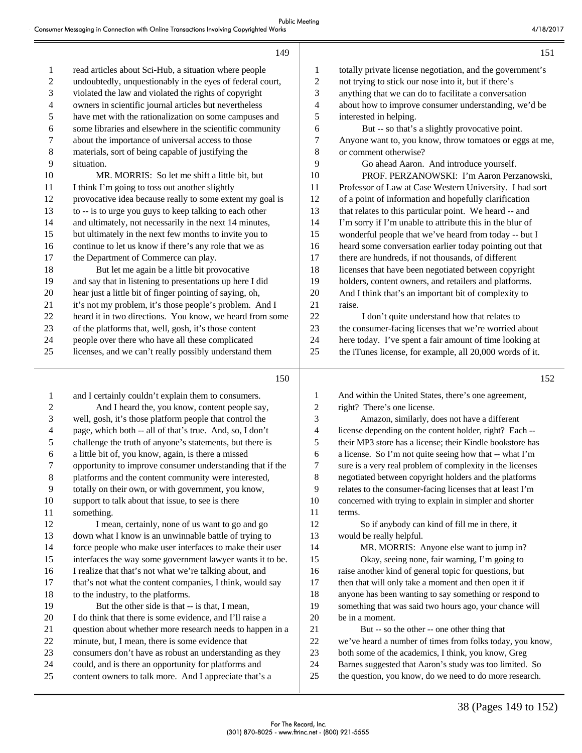read articles about Sci-Hub, a situation where people undoubtedly, unquestionably in the eyes of federal court, violated the law and violated the rights of copyright owners in scientific journal articles but nevertheless have met with the rationalization on some campuses and some libraries and elsewhere in the scientific community about the importance of universal access to those materials, sort of being capable of justifying the situation.

MR. MORRIS: So let me shift a little bit, but I think I'm going to toss out another slightly provocative idea because really to some extent my goal is to -- is to urge you guys to keep talking to each other and ultimately, not necessarily in the next 14 minutes, but ultimately in the next few months to invite you to continue to let us know if there's any role that we as the Department of Commerce can play.

But let me again be a little bit provocative and say that in listening to presentations up here I did hear just a little bit of finger pointing of saying, oh, it's not my problem, it's those people's problem. And I heard it in two directions. You know, we heard from some of the platforms that, well, gosh, it's those content people over there who have all these complicated licenses, and we can't really possibly understand them and I certainly couldn't explain them to consumers.

And I heard the, you know, content people say, well, gosh, it's those platform people that control the page, which both -- all of that's true. And, so, I don't challenge the truth of anyone's statements, but there is a little bit of, you know, again, is there a missed opportunity to improve consumer understanding that if the platforms and the content community were interested, totally on their own, or with government, you know, support to talk about that issue, to see is there something.

I mean, certainly, none of us want to go and go down what I know is an unwinnable battle of trying to force people who make user interfaces to make their user interfaces the way some government lawyer wants it to be. I realize that that's not what we're talking about, and that's not what the content companies, I think, would say to the industry, to the platforms.

But the other side is that -- is that, I mean, I do think that there is some evidence, and I'll raise a question about whether more research needs to happen in a minute, but, I mean, there is some evidence that consumers don't have as robust an understanding as they could, and is there an opportunity for platforms and content owners to talk more. And I appreciate that's a totally private license negotiation, and the government's not trying to stick our nose into it, but if there's anything that we can do to facilitate a conversation about how to improve consumer understanding, we'd be interested in helping.

But -- so that's a slightly provocative point. Anyone want to, you know, throw tomatoes or eggs at me, or comment otherwise?

Go ahead Aaron. And introduce yourself.

PROF. PERZANOWSKI: I'm Aaron Perzanowski, Professor of Law at Case Western University. I had sort of a point of information and hopefully clarification that relates to this particular point. We heard -- and I'm sorry if I'm unable to attribute this in the blur of wonderful people that we've heard from today -- but I heard some conversation earlier today pointing out that there are hundreds, if not thousands, of different licenses that have been negotiated between copyright holders, content owners, and retailers and platforms. And I think that's an important bit of complexity to raise.

I don't quite understand how that relates to the consumer-facing licenses that we're worried about here today. I've spent a fair amount of time looking at the iTunes license, for example, all 20,000 words of it. And within the United States, there's one agreement, right? There's one license.

Amazon, similarly, does not have a different license depending on the content holder, right? Each -- their MP3 store has a license; their Kindle bookstore has a license. So I'm not quite seeing how that -- what I'm sure is a very real problem of complexity in the licenses negotiated between copyright holders and the platforms relates to the consumer-facing licenses that at least I'm concerned with trying to explain in simpler and shorter terms.

So if anybody can kind of fill me in there, it would be really helpful.

MR. MORRIS: Anyone else want to jump in?

Okay, seeing none, fair warning, I'm going to raise another kind of general topic for questions, but then that will only take a moment and then open it if anyone has been wanting to say something or respond to something that was said two hours ago, your chance will be in a moment.

But -- so the other -- one other thing that we've heard a number of times from folks today, you know, both some of the academics, I think, you know, Greg Barnes suggested that Aaron's study was too limited. So the question, you know, do we need to do more research.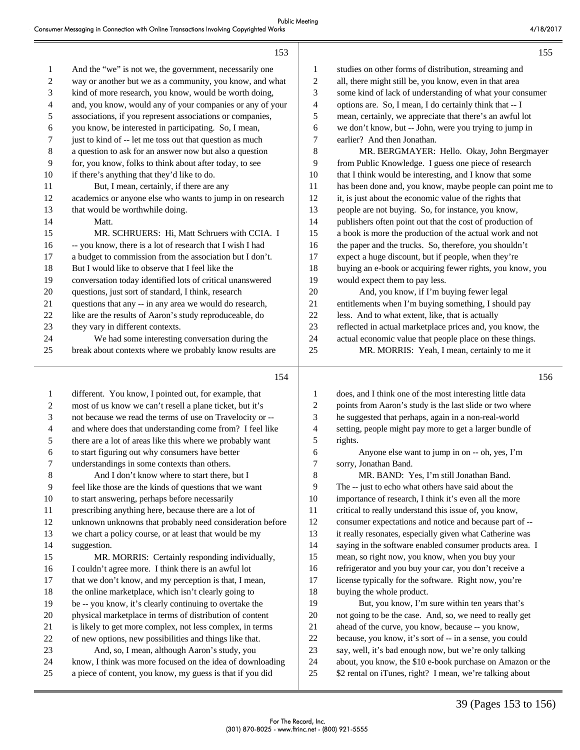And the "we" is not we, the government, necessarily one way or another but we as a community, you know, and what kind of more research, you know, would be worth doing, and, you know, would any of your companies or any of your associations, if you represent associations or companies, you know, be interested in participating. So, I mean, just to kind of -- let me toss out that question as much a question to ask for an answer now but also a question for, you know, folks to think about after today, to see if there's anything that they'd like to do.

But, I mean, certainly, if there are any academics or anyone else who wants to jump in on research that would be worthwhile doing.

Matt.

MR. SCHRUERS: Hi, Matt Schruers with CCIA. I -- you know, there is a lot of research that I wish I had a budget to commission from the association but I don't. But I would like to observe that I feel like the conversation today identified lots of critical unanswered questions, just sort of standard, I think, research questions that any -- in any area we would do research, like are the results of Aaron's study reproduceable, do they vary in different contexts.

We had some interesting conversation during the break about contexts where we probably know results are different. You know, I pointed out, for example, that most of us know we can't resell a plane ticket, but it's not because we read the terms of use on Travelocity or -- and where does that understanding come from? I feel like there are a lot of areas like this where we probably want to start figuring out why consumers have better understandings in some contexts than others.

And I don't know where to start there, but I feel like those are the kinds of questions that we want to start answering, perhaps before necessarily prescribing anything here, because there are a lot of unknown unknowns that probably need consideration before we chart a policy course, or at least that would be my suggestion.

MR. MORRIS: Certainly responding individually, I couldn't agree more. I think there is an awful lot that we don't know, and my perception is that, I mean, the online marketplace, which isn't clearly going to be -- you know, it's clearly continuing to overtake the physical marketplace in terms of distribution of content is likely to get more complex, not less complex, in terms of new options, new possibilities and things like that.

And, so, I mean, although Aaron's study, you know, I think was more focused on the idea of downloading a piece of content, you know, my guess is that if you did studies on other forms of distribution, streaming and all, there might still be, you know, even in that area some kind of lack of understanding of what your consumer options are. So, I mean, I do certainly think that -- I mean, certainly, we appreciate that there's an awful lot we don't know, but -- John, were you trying to jump in earlier? And then Jonathan.

MR. BERGMAYER: Hello. Okay, John Bergmayer from Public Knowledge. I guess one piece of research that I think would be interesting, and I know that some has been done and, you know, maybe people can point me to it, is just about the economic value of the rights that people are not buying. So, for instance, you know, publishers often point out that the cost of production of a book is more the production of the actual work and not the paper and the trucks. So, therefore, you shouldn't expect a huge discount, but if people, when they're buying an e-book or acquiring fewer rights, you know, you would expect them to pay less.

And, you know, if I'm buying fewer legal entitlements when I'm buying something, I should pay less. And to what extent, like, that is actually reflected in actual marketplace prices and, you know, the actual economic value that people place on these things.

MR. MORRIS: Yeah, I mean, certainly to me it does, and I think one of the most interesting little data points from Aaron's study is the last slide or two where he suggested that perhaps, again in a non-real-world setting, people might pay more to get a larger bundle of rights.

Anyone else want to jump in on -- oh, yes, I'm sorry, Jonathan Band.

MR. BAND: Yes, I'm still Jonathan Band. The -- just to echo what others have said about the importance of research, I think it's even all the more critical to really understand this issue of, you know, consumer expectations and notice and because part of -- it really resonates, especially given what Catherine was saying in the software enabled consumer products area. I mean, so right now, you know, when you buy your refrigerator and you buy your car, you don't receive a license typically for the software. Right now, you're buying the whole product.

But, you know, I'm sure within ten years that's not going to be the case. And, so, we need to really get ahead of the curve, you know, because -- you know, because, you know, it's sort of -- in a sense, you could say, well, it's bad enough now, but we're only talking about, you know, the $10 e-book purchase on Amazon or the $2 rental on iTunes, right? I mean, we're talking about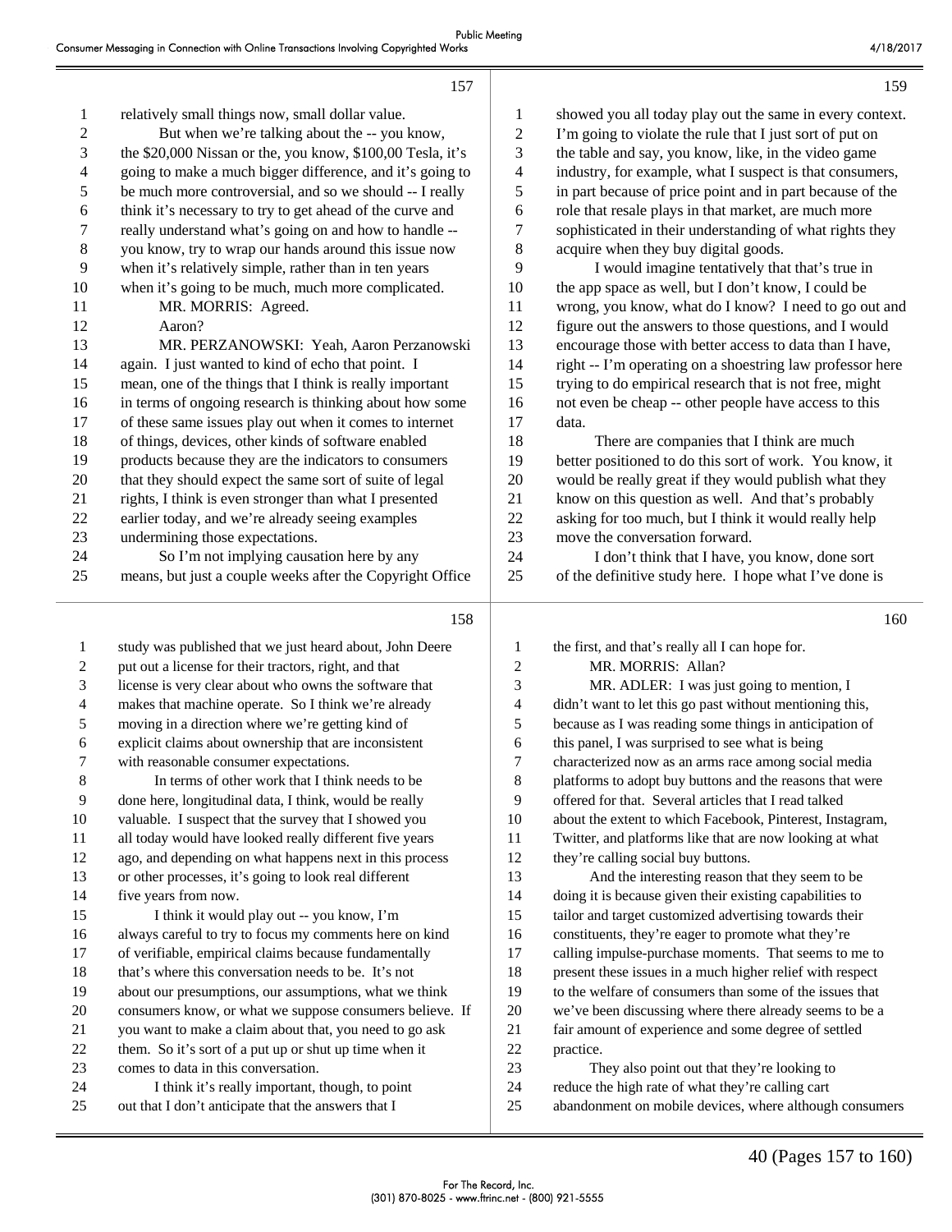relatively small things now, small dollar value.

But when we're talking about the -- you know, the $20,000 Nissan or the, you know, $100,00 Tesla, it's going to make a much bigger difference, and it's going to be much more controversial, and so we should -- I really think it's necessary to try to get ahead of the curve and really understand what's going on and how to handle -- you know, try to wrap our hands around this issue now when it's relatively simple, rather than in ten years when it's going to be much, much more complicated.

MR. MORRIS: Agreed.

Aaron?

MR. PERZANOWSKI: Yeah, Aaron Perzanowski again. I just wanted to kind of echo that point. I mean, one of the things that I think is really important in terms of ongoing research is thinking about how some of these same issues play out when it comes to internet of things, devices, other kinds of software enabled products because they are the indicators to consumers that they should expect the same sort of suite of legal rights, I think is even stronger than what I presented earlier today, and we're already seeing examples undermining those expectations.

So I'm not implying causation here by any means, but just a couple weeks after the Copyright Office study was published that we just heard about, John Deere put out a license for their tractors, right, and that license is very clear about who owns the software that makes that machine operate. So I think we're already moving in a direction where we're getting kind of explicit claims about ownership that are inconsistent with reasonable consumer expectations.

In terms of other work that I think needs to be done here, longitudinal data, I think, would be really valuable. I suspect that the survey that I showed you all today would have looked really different five years ago, and depending on what happens next in this process or other processes, it's going to look real different five years from now.

I think it would play out -- you know, I'm always careful to try to focus my comments here on kind of verifiable, empirical claims because fundamentally that's where this conversation needs to be. It's not about our presumptions, our assumptions, what we think consumers know, or what we suppose consumers believe. If you want to make a claim about that, you need to go ask them. So it's sort of a put up or shut up time when it comes to data in this conversation.

I think it's really important, though, to point out that I don't anticipate that the answers that I showed you all today play out the same in every context. I'm going to violate the rule that I just sort of put on the table and say, you know, like, in the video game industry, for example, what I suspect is that consumers, in part because of price point and in part because of the role that resale plays in that market, are much more sophisticated in their understanding of what rights they acquire when they buy digital goods.

I would imagine tentatively that that's true in the app space as well, but I don't know, I could be wrong, you know, what do I know? I need to go out and figure out the answers to those questions, and I would encourage those with better access to data than I have, right -- I'm operating on a shoestring law professor here trying to do empirical research that is not free, might not even be cheap -- other people have access to this data.

There are companies that I think are much better positioned to do this sort of work. You know, it would be really great if they would publish what they know on this question as well. And that's probably asking for too much, but I think it would really help move the conversation forward.

I don't think that I have, you know, done sort of the definitive study here. I hope what I've done is the first, and that's really all I can hope for.

MR. MORRIS: Allan?

MR. ADLER: I was just going to mention, I didn't want to let this go past without mentioning this, because as I was reading some things in anticipation of this panel, I was surprised to see what is being characterized now as an arms race among social media platforms to adopt buy buttons and the reasons that were offered for that. Several articles that I read talked about the extent to which Facebook, Pinterest, Instagram, Twitter, and platforms like that are now looking at what they're calling social buy buttons.

And the interesting reason that they seem to be doing it is because given their existing capabilities to tailor and target customized advertising towards their constituents, they're eager to promote what they're calling impulse-purchase moments. That seems to me to present these issues in a much higher relief with respect to the welfare of consumers than some of the issues that we've been discussing where there already seems to be a fair amount of experience and some degree of settled practice.

They also point out that they're looking to reduce the high rate of what they're calling cart abandonment on mobile devices, where although consumers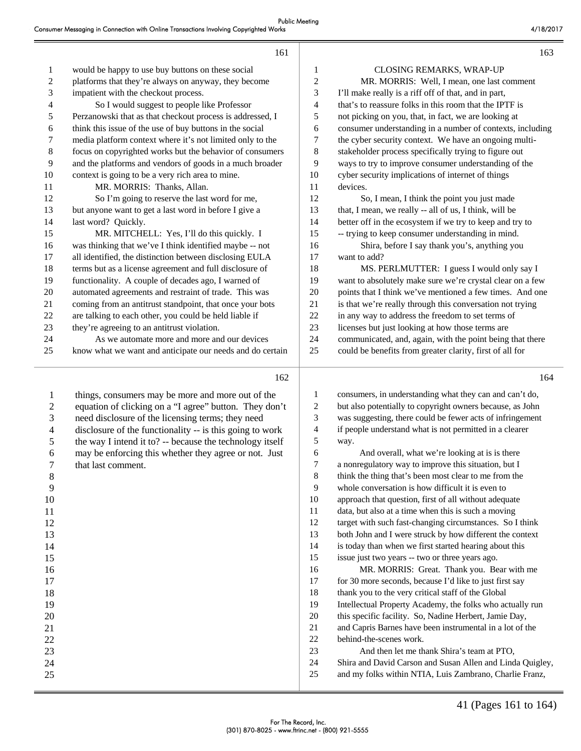would be happy to use buy buttons on these social platforms that they're always on anyway, they become impatient with the checkout process.

So I would suggest to people like Professor Perzanowski that as that checkout process is addressed, I think this issue of the use of buy buttons in the social media platform context where it's not limited only to the focus on copyrighted works but the behavior of consumers and the platforms and vendors of goods in a much broader context is going to be a very rich area to mine.

MR. MORRIS: Thanks, Allan.

So I'm going to reserve the last word for me, but anyone want to get a last word in before I give a last word? Quickly.

MR. MITCHELL: Yes, I'll do this quickly. I was thinking that we've I think identified maybe -- not all identified, the distinction between disclosing EULA terms but as a license agreement and full disclosure of functionality. A couple of decades ago, I warned of automated agreements and restraint of trade. This was coming from an antitrust standpoint, that once your bots are talking to each other, you could be held liable if they're agreeing to an antitrust violation.

As we automate more and more and our devices know what we want and anticipate our needs and do certain things, consumers may be more and more out of the equation of clicking on a "I agree" button. They don't need disclosure of the licensing terms; they need disclosure of the functionality -- is this going to work the way I intend it to? -- because the technology itself may be enforcing this whether they agree or not. Just that last comment.

## CLOSING REMARKS, WRAP-UP

MR. MORRIS: Well, I mean, one last comment I'll make really is a riff off of that, and in part, that's to reassure folks in this room that the IPTF is not picking on you, that, in fact, we are looking at consumer understanding in a number of contexts, including the cyber security context. We have an ongoing multi-stakeholder process specifically trying to figure out ways to try to improve consumer understanding of the cyber security implications of internet of things devices.

So, I mean, I think the point you just made that, I mean, we really -- all of us, I think, will be better off in the ecosystem if we try to keep and try to -- trying to keep consumer understanding in mind.

Shira, before I say thank you's, anything you want to add?

MS. PERLMUTTER: I guess I would only say I want to absolutely make sure we're crystal clear on a few points that I think we've mentioned a few times. And one is that we're really through this conversation not trying in any way to address the freedom to set terms of licenses but just looking at how those terms are communicated, and, again, with the point being that there could be benefits from greater clarity, first of all for consumers, in understanding what they can and can't do, but also potentially to copyright owners because, as John was suggesting, there could be fewer acts of infringement if people understand what is not permitted in a clearer way.

And overall, what we're looking at is is there a nonregulatory way to improve this situation, but I think the thing that's been most clear to me from the whole conversation is how difficult it is even to approach that question, first of all without adequate data, but also at a time when this is such a moving target with such fast-changing circumstances. So I think both John and I were struck by how different the context is today than when we first started hearing about this issue just two years -- two or three years ago.

MR. MORRIS: Great. Thank you. Bear with me for 30 more seconds, because I'd like to just first say thank you to the very critical staff of the Global Intellectual Property Academy, the folks who actually run this specific facility. So, Nadine Herbert, Jamie Day, and Capris Barnes have been instrumental in a lot of the behind-the-scenes work.

And then let me thank Shira's team at PTO, Shira and David Carson and Susan Allen and Linda Quigley, and my folks within NTIA, Luis Zambrano, Charlie Franz,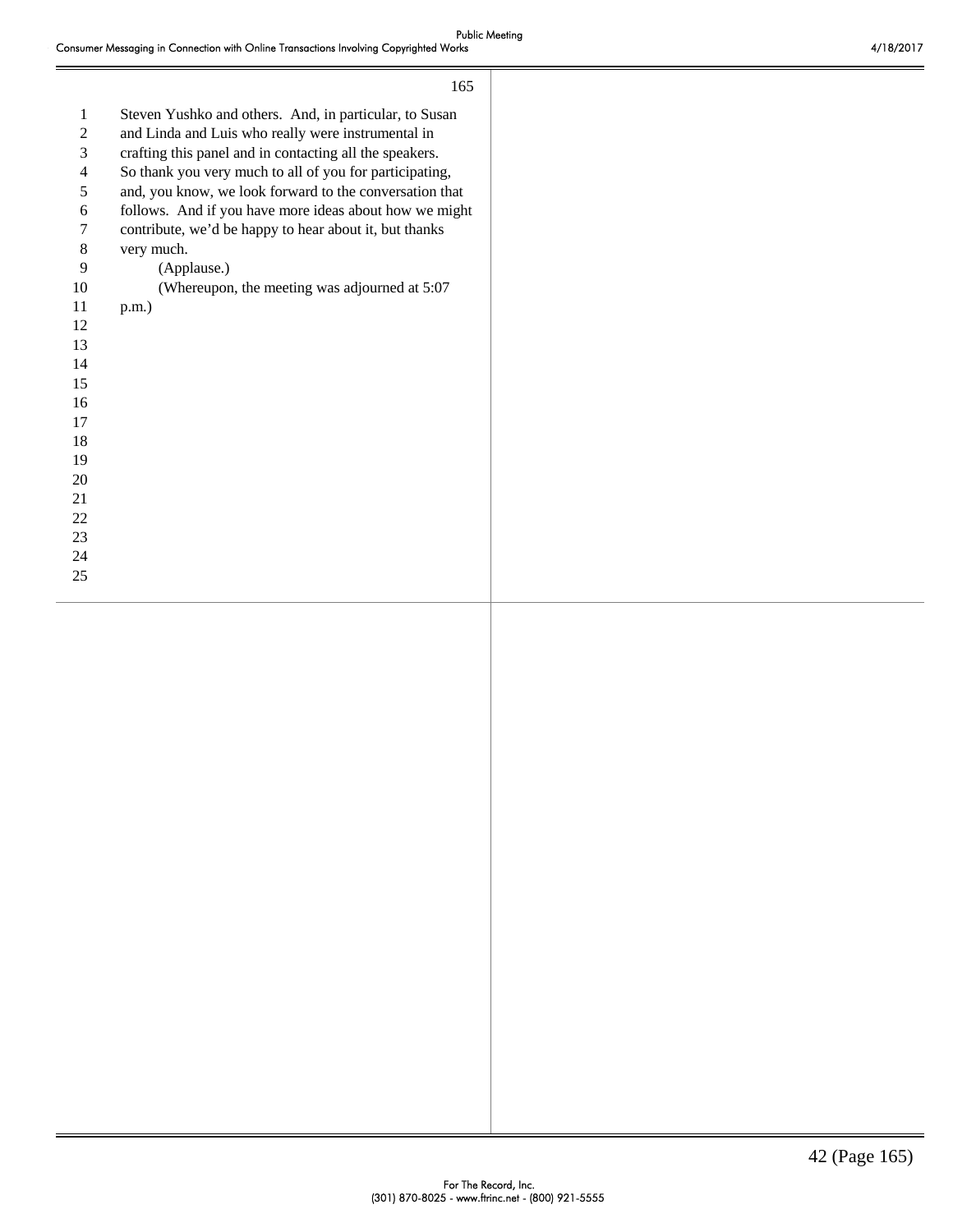Steven Yushko and others. And, in particular, to Susan and Linda and Luis who really were instrumental in crafting this panel and in contacting all the speakers. So thank you very much to all of you for participating, and, you know, we look forward to the conversation that follows. And if you have more ideas about how we might contribute, we'd be happy to hear about it, but thanks very much.

(Applause.)

(Whereupon, the meeting was adjourned at 5:07 p.m.)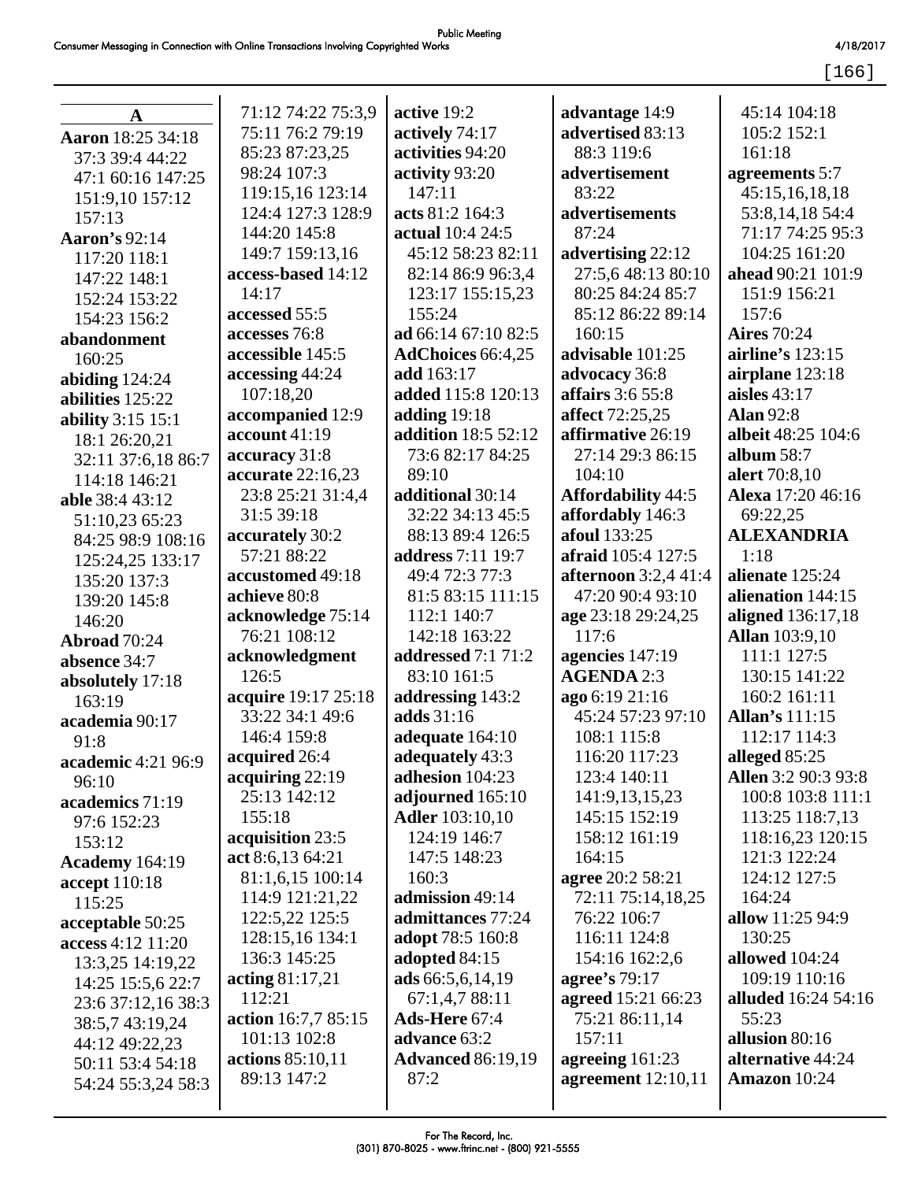## A

**Aaron** 18:25 34:18 37:3 39:4 44:22 47:1 60:16 147:25 151:9,10 157:12 157:13
**Aaron's** 92:14 117:20 118:1 147:22 148:1 152:24 153:22 154:23 156:2
**abandonment** 160:25
**abiding** 124:24
**abilities** 125:22
**ability** 3:15 15:1 18:1 26:20,21 32:11 37:6,18 86:7 114:18 146:21
**able** 38:4 43:12 51:10,23 65:23 84:25 98:9 108:16 125:24,25 133:17 135:20 137:3 139:20 145:8 146:20
**Abroad** 70:24
**absence** 34:7
**absolutely** 17:18 163:19
**academia** 90:17 91:8
**academic** 4:21 96:9 96:10
**academics** 71:19 97:6 152:23 153:12
**Academy** 164:19
**accept** 110:18 115:25
**acceptable** 50:25
**access** 4:12 11:20 13:3,25 14:19,22 14:25 15:5,6 22:7 23:6 37:12,16 38:3 38:5,7 43:19,24 44:12 49:22,23 50:11 53:4 54:18 54:24 55:3,24 58:3 71:12 74:22 75:3,9 75:11 76:2 79:19 85:23 87:23,25 98:24 107:3 119:15,16 123:14 124:4 127:3 128:9 144:20 145:8 149:7 159:13,16
**access-based** 14:12 14:17
**accessed** 55:5
**accesses** 76:8
**accessible** 145:5
**accessing** 44:24 107:18,20
**accompanied** 12:9
**account** 41:19
**accuracy** 31:8
**accurate** 22:16,23 23:8 25:21 31:4,4 31:5 39:18
**accurately** 30:2 57:21 88:22
**accustomed** 49:18
**achieve** 80:8
**acknowledge** 75:14 76:21 108:12
**acknowledgment** 126:5
**acquire** 19:17 25:18 33:22 34:1 49:6 146:4 159:8
**acquired** 26:4
**acquiring** 22:19 25:13 142:12 155:18
**acquisition** 23:5
**act** 8:6,13 64:21 81:1,6,15 100:14 114:9 121:21,22 122:5,22 125:5 128:15,16 134:1 136:3 145:25
**acting** 81:17,21 112:21
**action** 16:7,7 85:15 101:13 102:8
**actions** 85:10,11 89:13 147:2
**active** 19:2
**actively** 74:17
**activities** 94:20
**activity** 93:20 147:11
**acts** 81:2 164:3
**actual** 10:4 24:5 45:12 58:23 82:11 82:14 86:9 96:3,4 123:17 155:15,23 155:24
**ad** 66:14 67:10 82:5
**AdChoices** 66:4,25
**add** 163:17
**added** 115:8 120:13
**adding** 19:18
**addition** 18:5 52:12 73:6 82:17 84:25 89:10
**additional** 30:14 32:22 34:13 45:5 88:13 89:4 126:5
**address** 7:11 19:7 49:4 72:3 77:3 81:5 83:15 111:15 112:1 140:7 142:18 163:22
**addressed** 7:1 71:2 83:10 161:5
**addressing** 143:2
**adds** 31:16
**adequate** 164:10
**adequately** 43:3
**adhesion** 104:23
**adjourned** 165:10
**Adler** 103:10,10 124:19 146:7 147:5 148:23 160:3
**admission** 49:14
**admittances** 77:24
**adopt** 78:5 160:8
**adopted** 84:15
**ads** 66:5,6,14,19 67:1,4,7 88:11
**Ads-Here** 67:4
**advance** 63:2
**Advanced** 86:19,19 87:2
**advantage** 14:9
**advertised** 83:13 88:3 119:6
**advertisement** 83:22
**advertisements** 87:24
**advertising** 22:12 27:5,6 48:13 80:10 80:25 84:24 85:7 85:12 86:22 89:14 160:15
**advisable** 101:25
**advocacy** 36:8
**affairs** 3:6 55:8
**affect** 72:25,25
**affirmative** 26:19 27:14 29:3 86:15 104:10
**Affordability** 44:5
**affordably** 146:3
**afoul** 133:25
**afraid** 105:4 127:5
**afternoon** 3:2,4 41:4 47:20 90:4 93:10
**age** 23:18 29:24,25 117:6
**agencies** 147:19
**AGENDA** 2:3
**ago** 6:19 21:16 45:24 57:23 97:10 108:1 115:8 116:20 117:23 123:4 140:11 141:9,13,15,23 145:15 152:19 158:12 161:19 164:15
**agree** 20:2 58:21 72:11 75:14,18,25 76:22 106:7 116:11 124:8 154:16 162:2,6
**agree's** 79:17
**agreed** 15:21 66:23 75:21 86:11,14 157:11
**agreeing** 161:23
**agreement** 12:10,11 45:14 104:18 105:2 152:1 161:18
**agreements** 5:7 45:15,16,18,18 53:8,14,18 54:4 71:17 74:25 95:3 104:25 161:20
**ahead** 90:21 101:9 151:9 156:21 157:6
**Aires** 70:24
**airline's** 123:15
**airplane** 123:18
**aisles** 43:17
**Alan** 92:8
**albeit** 48:25 104:6
**album** 58:7
**alert** 70:8,10
**Alexa** 17:20 46:16 69:22,25
**ALEXANDRIA** 1:18
**alienate** 125:24
**alienation** 144:15
**aligned** 136:17,18
**Allan** 103:9,10 111:1 127:5 130:15 141:22 160:2 161:11
**Allan's** 111:15 112:17 114:3
**alleged** 85:25
**Allen** 3:2 90:3 93:8 100:8 103:8 111:1 113:25 118:7,13 118:16,23 120:15 121:3 122:24 124:12 127:5 164:24
**allow** 11:25 94:9 130:25
**allowed** 104:24 109:19 110:16
**alluded** 16:24 54:16 55:23
**allusion** 80:16
**alternative** 44:24
**Amazon** 10:24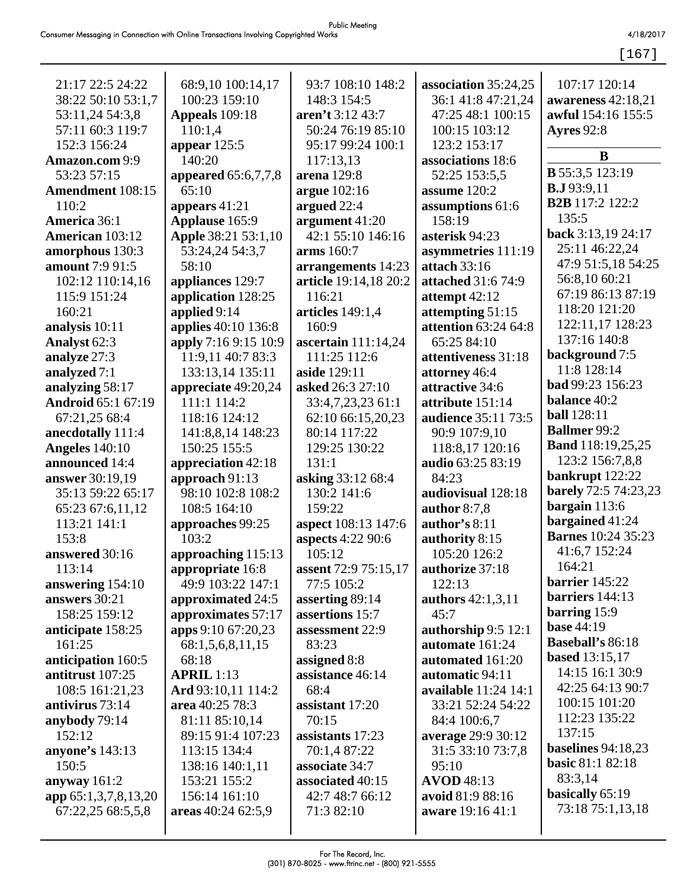21:17 22:5 24:22
38:22 50:10 53:1,7
53:11,24 54:3,8
57:11 60:3 119:7
152:3 156:24
**Amazon.com** 9:9
53:23 57:15
**Amendment** 108:15
110:2
**America** 36:1
**American** 103:12
**amorphous** 130:3
**amount** 7:9 91:5
102:12 110:14,16
115:9 151:24
160:21
**analysis** 10:11
**Analyst** 62:3
**analyze** 27:3
**analyzed** 7:1
**analyzing** 58:17
**Android** 65:1 67:19
67:21,25 68:4
**anecdotally** 111:4
**Angeles** 140:10
**announced** 14:4
**answer** 30:19,19
35:13 59:22 65:17
65:23 67:6,11,12
113:21 141:1
153:8
**answered** 30:16
113:14
**answering** 154:10
**answers** 30:21
158:25 159:12
**anticipate** 158:25
161:25
**anticipation** 160:5
**antitrust** 107:25
108:5 161:21,23
**antivirus** 73:14
**anybody** 79:14
152:12
**anyone's** 143:13
150:5
**anyway** 161:2
**app** 65:1,3,7,8,13,20
67:22,25 68:5,5,8
68:9,10 100:14,17
100:23 159:10
**Appeals** 109:18
110:1,4
**appear** 125:5
140:20
**appeared** 65:6,7,7,8
65:10
**appears** 41:21
**Applause** 165:9
**Apple** 38:21 53:1,10
53:24,24 54:3,7
58:10
**appliances** 129:7
**application** 128:25
**applied** 9:14
**applies** 40:10 136:8
**apply** 7:16 9:15 10:9
11:9,11 40:7 83:3
133:13,14 135:11
**appreciate** 49:20,24
111:1 114:2
118:16 124:12
141:8,8,14 148:23
150:25 155:5
**appreciation** 42:18
**approach** 91:13
98:10 102:8 108:2
108:5 164:10
**approaches** 99:25
103:2
**approaching** 115:13
**appropriate** 16:8
49:9 103:22 147:1
**approximated** 24:5
**approximates** 57:17
**apps** 9:10 67:20,23
68:1,5,6,8,11,15
68:18
**APRIL** 1:13
**Ard** 93:10,11 114:2
**area** 40:25 78:3
81:11 85:10,14
89:15 91:4 107:23
113:15 134:4
138:16 140:1,11
153:21 155:2
156:14 161:10
**areas** 40:24 62:5,9
93:7 108:10 148:2
148:3 154:5
**aren't** 3:12 43:7
50:24 76:19 85:10
95:17 99:24 100:1
117:13,13
**arena** 129:8
**argue** 102:16
**argued** 22:4
**argument** 41:20
42:1 55:10 146:16
**arms** 160:7
**arrangements** 14:23
**article** 19:14,18 20:2
116:21
**articles** 149:1,4
160:9
**ascertain** 111:14,24
111:25 112:6
**aside** 129:11
**asked** 26:3 27:10
33:4,7,23,23 61:1
62:10 66:15,20,23
80:14 117:22
129:25 130:22
131:1
**asking** 33:12 68:4
130:2 141:6
159:22
**aspect** 108:13 147:6
**aspects** 4:22 90:6
105:12
**assent** 72:9 75:15,17
77:5 105:2
**asserting** 89:14
**assertions** 15:7
**assessment** 22:9
83:23
**assigned** 8:8
**assistance** 46:14
68:4
**assistant** 17:20
70:15
**assistants** 17:23
70:1,4 87:22
**associate** 34:7
**associated** 40:15
42:7 48:7 66:12
71:3 82:10
**association** 35:24,25
36:1 41:8 47:21,24
47:25 48:1 100:15
100:15 103:12
123:2 153:17
**associations** 18:6
52:25 153:5,5
**assume** 120:2
**assumptions** 61:6
158:19
**asterisk** 94:23
**asymmetries** 111:19
**attach** 33:16
**attached** 31:6 74:9
**attempt** 42:12
**attempting** 51:15
**attention** 63:24 64:8
65:25 84:10
**attentiveness** 31:18
**attorney** 46:4
**attractive** 34:6
**attribute** 151:14
**audience** 35:11 73:5
90:9 107:9,10
118:8,17 120:16
**audio** 63:25 83:19
84:23
**audiovisual** 128:18
**author** 8:7,8
**author's** 8:11
**authority** 8:15
105:20 126:2
**authorize** 37:18
122:13
**authors** 42:1,3,11
45:7
**authorship** 9:5 12:1
**automate** 161:24
**automated** 161:20
**automatic** 94:11
**available** 11:24 14:1
33:21 52:24 54:22
84:4 100:6,7
**average** 29:9 30:12
31:5 33:10 73:7,8
95:10
**AVOD** 48:13
**avoid** 81:9 88:16
**aware** 19:16 41:1
107:17 120:14
**awareness** 42:18,21
**awful** 154:16 155:5
**Ayres** 92:8

## B

**B** 55:3,5 123:19
**B.J** 93:9,11
**B2B** 117:2 122:2
135:5
**back** 3:13,19 24:17
25:11 46:22,24
47:9 51:5,18 54:25
56:8,10 60:21
67:19 86:13 87:19
118:20 121:20
122:11,17 128:23
137:16 140:8
**background** 7:5
11:8 128:14
**bad** 99:23 156:23
**balance** 40:2
**ball** 128:11
**Ballmer** 99:2
**Band** 118:19,25,25
123:2 156:7,8,8
**bankrupt** 122:22
**barely** 72:5 74:23,23
**bargain** 113:6
**bargained** 41:24
**Barnes** 10:24 35:23
41:6,7 152:24
164:21
**barrier** 145:22
**barriers** 144:13
**barring** 15:9
**base** 44:19
**Baseball's** 86:18
**based** 13:15,17
14:15 16:1 30:9
42:25 64:13 90:7
100:15 101:20
112:23 135:22
137:15
**baselines** 94:18,23
**basic** 81:1 82:18
83:3,14
**basically** 65:19
73:18 75:1,13,18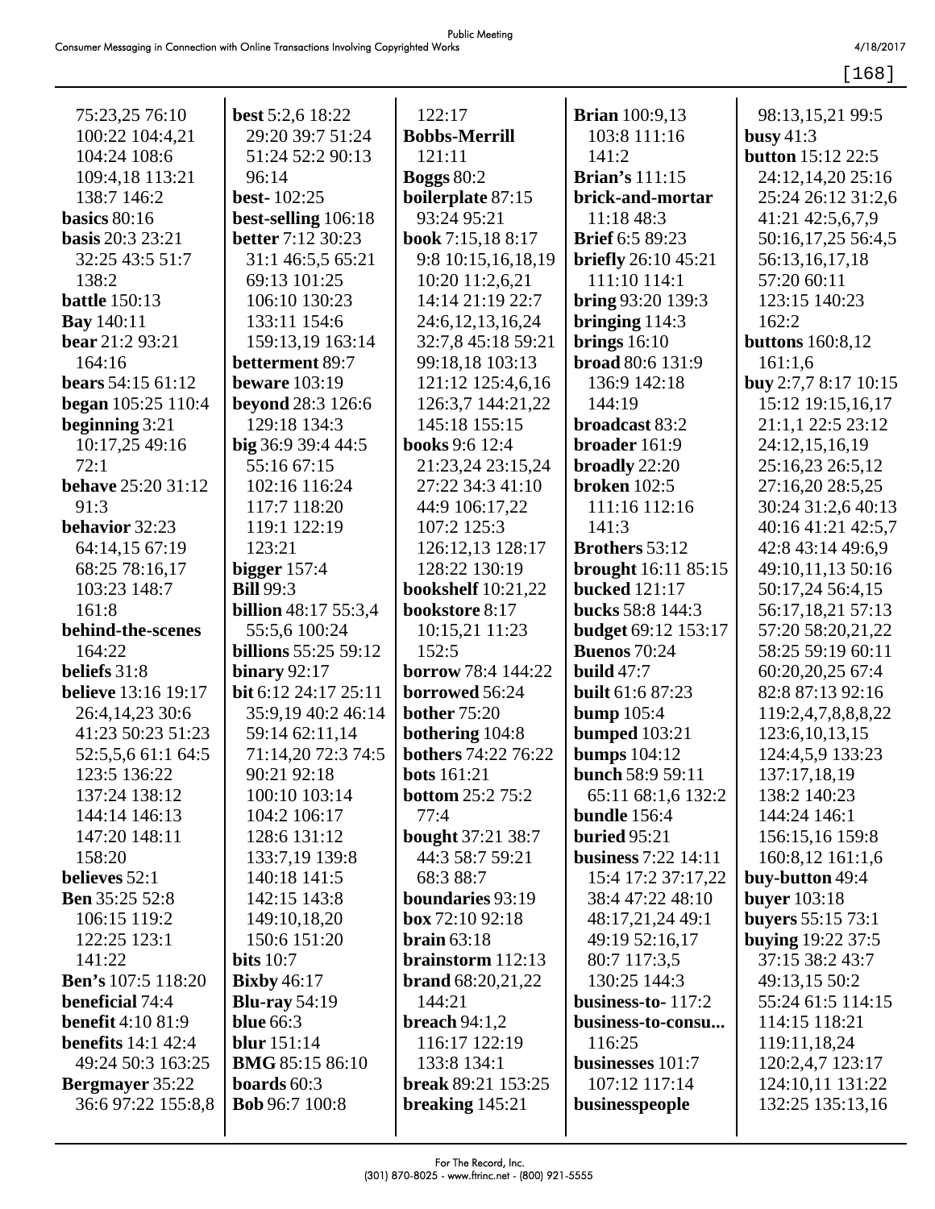75:23,25 76:10
100:22 104:4,21
104:24 108:6
109:4,18 113:21
138:7 146:2
**basics** 80:16
**basis** 20:3 23:21
32:25 43:5 51:7
138:2
**battle** 150:13
**Bay** 140:11
**bear** 21:2 93:21
164:16
**bears** 54:15 61:12
**began** 105:25 110:4
**beginning** 3:21
10:17,25 49:16
72:1
**behave** 25:20 31:12
91:3
**behavior** 32:23
64:14,15 67:19
68:25 78:16,17
103:23 148:7
161:8
**behind-the-scenes**
164:22
**beliefs** 31:8
**believe** 13:16 19:17
26:4,14,23 30:6
41:23 50:23 51:23
52:5,5,6 61:1 64:5
123:5 136:22
137:24 138:12
144:14 146:13
147:20 148:11
158:20
**believes** 52:1
**Ben** 35:25 52:8
106:15 119:2
122:25 123:1
141:22
**Ben's** 107:5 118:20
**beneficial** 74:4
**benefit** 4:10 81:9
**benefits** 14:1 42:4
49:24 50:3 163:25
**Bergmayer** 35:22
36:6 97:22 155:8,8
**best** 5:2,6 18:22
29:20 39:7 51:24
51:24 52:2 90:13
96:14
**best-** 102:25
**best-selling** 106:18
**better** 7:12 30:23
31:1 46:5,5 65:21
69:13 101:25
106:10 130:23
133:11 154:6
159:13,19 163:14
**betterment** 89:7
**beware** 103:19
**beyond** 28:3 126:6
129:18 134:3
**big** 36:9 39:4 44:5
55:16 67:15
102:16 116:24
117:7 118:20
119:1 122:19
123:21
**bigger** 157:4
**Bill** 99:3
**billion** 48:17 55:3,4
55:5,6 100:24
**billions** 55:25 59:12
**binary** 92:17
**bit** 6:12 24:17 25:11
35:9,19 40:2 46:14
59:14 62:11,14
71:14,20 72:3 74:5
90:21 92:18
100:10 103:14
104:2 106:17
128:6 131:12
133:7,19 139:8
140:18 141:5
142:15 143:8
149:10,18,20
150:6 151:20
**bits** 10:7
**Bixby** 46:17
**Blu-ray** 54:19
**blue** 66:3
**blur** 151:14
**BMG** 85:15 86:10
**boards** 60:3
**Bob** 96:7 100:8
122:17
**Bobbs-Merrill**
121:11
**Boggs** 80:2
**boilerplate** 87:15
93:24 95:21
**book** 7:15,18 8:17
9:8 10:15,16,18,19
10:20 11:2,6,21
14:14 21:19 22:7
24:6,12,13,16,24
32:7,8 45:18 59:21
99:18,18 103:13
121:12 125:4,6,16
126:3,7 144:21,22
145:18 155:15
**books** 9:6 12:4
21:23,24 23:15,24
27:22 34:3 41:10
44:9 106:17,22
107:2 125:3
126:12,13 128:17
128:22 130:19
**bookshelf** 10:21,22
**bookstore** 8:17
10:15,21 11:23
152:5
**borrow** 78:4 144:22
**borrowed** 56:24
**bother** 75:20
**bothering** 104:8
**bothers** 74:22 76:22
**bots** 161:21
**bottom** 25:2 75:2
77:4
**bought** 37:21 38:7
44:3 58:7 59:21
68:3 88:7
**boundaries** 93:19
**box** 72:10 92:18
**brain** 63:18
**brainstorm** 112:13
**brand** 68:20,21,22
144:21
**breach** 94:1,2
116:17 122:19
133:8 134:1
**break** 89:21 153:25
**breaking** 145:21
**Brian** 100:9,13
103:8 111:16
141:2
**Brian's** 111:15
**brick-and-mortar**
11:18 48:3
**Brief** 6:5 89:23
**briefly** 26:10 45:21
111:10 114:1
**bring** 93:20 139:3
**bringing** 114:3
**brings** 16:10
**broad** 80:6 131:9
136:9 142:18
144:19
**broadcast** 83:2
**broader** 161:9
**broadly** 22:20
**broken** 102:5
111:16 112:16
141:3
**Brothers** 53:12
**brought** 16:11 85:15
**bucked** 121:17
**bucks** 58:8 144:3
**budget** 69:12 153:17
**Buenos** 70:24
**build** 47:7
**built** 61:6 87:23
**bump** 105:4
**bumped** 103:21
**bumps** 104:12
**bunch** 58:9 59:11
65:11 68:1,6 132:2
**bundle** 156:4
**buried** 95:21
**business** 7:22 14:11
15:4 17:2 37:17,22
38:4 47:22 48:10
48:17,21,24 49:1
49:19 52:16,17
80:7 117:3,5
130:25 144:3
**business-to-** 117:2
**business-to-consu...**
116:25
**businesses** 101:7
107:12 117:14
**businesspeople**
98:13,15,21 99:5
**busy** 41:3
**button** 15:12 22:5
24:12,14,20 25:16
25:24 26:12 31:2,6
41:21 42:5,6,7,9
50:16,17,25 56:4,5
56:13,16,17,18
57:20 60:11
123:15 140:23
162:2
**buttons** 160:8,12
161:1,6
**buy** 2:7,7 8:17 10:15
15:12 19:15,16,17
21:1,1 22:5 23:12
24:12,15,16,19
25:16,23 26:5,12
27:16,20 28:5,25
30:24 31:2,6 40:13
40:16 41:21 42:5,7
42:8 43:14 49:6,9
49:10,11,13 50:16
50:17,24 56:4,15
56:17,18,21 57:13
57:20 58:20,21,22
58:25 59:19 60:11
60:20,20,25 67:4
82:8 87:13 92:16
119:2,4,7,8,8,8,22
123:6,10,13,15
124:4,5,9 133:23
137:17,18,19
138:2 140:23
144:24 146:1
156:15,16 159:8
160:8,12 161:1,6
**buy-button** 49:4
**buyer** 103:18
**buyers** 55:15 73:1
**buying** 19:22 37:5
37:15 38:2 43:7
49:13,15 50:2
55:24 61:5 114:15
114:15 118:21
119:11,18,24
120:2,4,7 123:17
124:10,11 131:22
132:25 135:13,16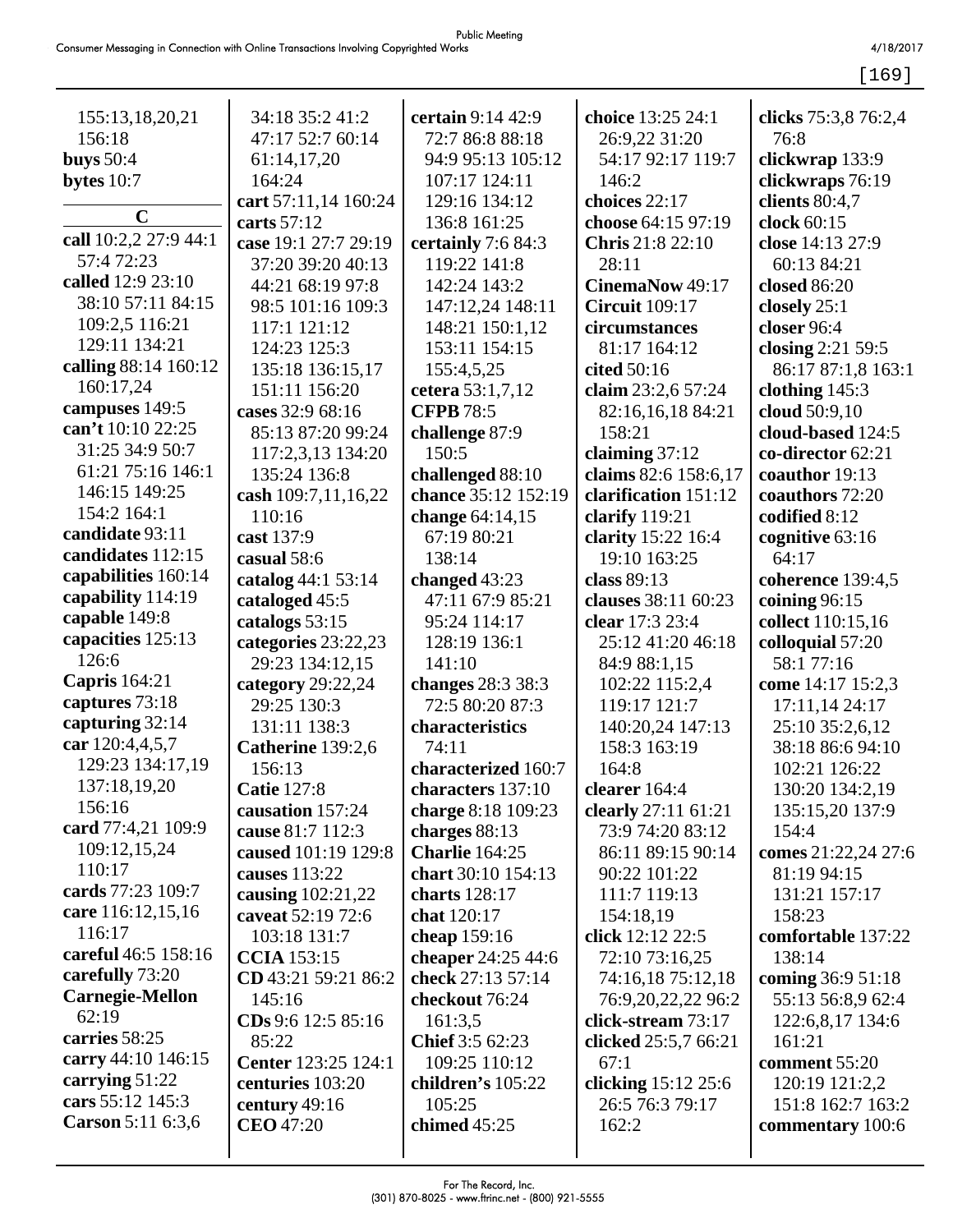155:13,18,20,21
156:18
**buys** 50:4
**bytes** 10:7

## C

**call** 10:2,2 27:9 44:1 57:4 72:23
**called** 12:9 23:10 38:10 57:11 84:15 109:2,5 116:21 129:11 134:21
**calling** 88:14 160:12 160:17,24
**campuses** 149:5
**can't** 10:10 22:25 31:25 34:9 50:7 61:21 75:16 146:1 146:15 149:25 154:2 164:1
**candidate** 93:11
**candidates** 112:15
**capabilities** 160:14
**capability** 114:19
**capable** 149:8
**capacities** 125:13 126:6
**Capris** 164:21
**captures** 73:18
**capturing** 32:14
**car** 120:4,4,5,7 129:23 134:17,19 137:18,19,20 156:16
**card** 77:4,21 109:9 109:12,15,24 110:17
**cards** 77:23 109:7
**care** 116:12,15,16 116:17
**careful** 46:5 158:16
**carefully** 73:20
**Carnegie-Mellon** 62:19
**carries** 58:25
**carry** 44:10 146:15
**carrying** 51:22
**cars** 55:12 145:3
**Carson** 5:11 6:3,6
34:18 35:2 41:2 47:17 52:7 60:14 61:14,17,20 164:24
**cart** 57:11,14 160:24
**carts** 57:12
**case** 19:1 27:7 29:19 37:20 39:20 40:13 44:21 68:19 97:8 98:5 101:16 109:3 117:1 121:12 124:23 125:3 135:18 136:15,17 151:11 156:20
**cases** 32:9 68:16 85:13 87:20 99:24 117:2,3,13 134:20 135:24 136:8
**cash** 109:7,11,16,22 110:16
**cast** 137:9
**casual** 58:6
**catalog** 44:1 53:14
**cataloged** 45:5
**catalogs** 53:15
**categories** 23:22,23 29:23 134:12,15
**category** 29:22,24 29:25 130:3 131:11 138:3
**Catherine** 139:2,6 156:13
**Catie** 127:8
**causation** 157:24
**cause** 81:7 112:3
**caused** 101:19 129:8
**causes** 113:22
**causing** 102:21,22
**caveat** 52:19 72:6 103:18 131:7
**CCIA** 153:15
**CD** 43:21 59:21 86:2 145:16
**CDs** 9:6 12:5 85:16 85:22
**Center** 123:25 124:1
**centuries** 103:20
**century** 49:16
**CEO** 47:20
**certain** 9:14 42:9 72:7 86:8 88:18 94:9 95:13 105:12 107:17 124:11 129:16 134:12 136:8 161:25
**certainly** 7:6 84:3 119:22 141:8 142:24 143:2 147:12,24 148:11 148:21 150:1,12 153:11 154:15 155:4,5,25
**cetera** 53:1,7,12
**CFPB** 78:5
**challenge** 87:9 150:5
**challenged** 88:10
**chance** 35:12 152:19
**change** 64:14,15 67:19 80:21 138:14
**changed** 43:23 47:11 67:9 85:21 95:24 114:17 128:19 136:1 141:10
**changes** 28:3 38:3 72:5 80:20 87:3
**characteristics** 74:11
**characterized** 160:7
**characters** 137:10
**charge** 8:18 109:23
**charges** 88:13
**Charlie** 164:25
**chart** 30:10 154:13
**charts** 128:17
**chat** 120:17
**cheap** 159:16
**cheaper** 24:25 44:6
**check** 27:13 57:14
**checkout** 76:24 161:3,5
**Chief** 3:5 62:23 109:25 110:12
**children's** 105:22 105:25
**chimed** 45:25
**choice** 13:25 24:1 26:9,22 31:20 54:17 92:17 119:7 146:2
**choices** 22:17
**choose** 64:15 97:19
**Chris** 21:8 22:10 28:11
**CinemaNow** 49:17
**Circuit** 109:17
**circumstances** 81:17 164:12
**cited** 50:16
**claim** 23:2,6 57:24 82:16,16,18 84:21 158:21
**claiming** 37:12
**claims** 82:6 158:6,17
**clarification** 151:12
**clarify** 119:21
**clarity** 15:22 16:4 19:10 163:25
**class** 89:13
**clauses** 38:11 60:23
**clear** 17:3 23:4 25:12 41:20 46:18 84:9 88:1,15 102:22 115:2,4 119:17 121:7 140:20,24 147:13 158:3 163:19 164:8
**clearer** 164:4
**clearly** 27:11 61:21 73:9 74:20 83:12 86:11 89:15 90:14 90:22 101:22 111:7 119:13 154:18,19
**click** 12:12 22:5 72:10 73:16,25 74:16,18 75:12,18 76:9,20,22,22 96:2
**click-stream** 73:17
**clicked** 25:5,7 66:21 67:1
**clicking** 15:12 25:6 26:5 76:3 79:17 162:2
**clicks** 75:3,8 76:2,4 76:8
**clickwrap** 133:9
**clickwraps** 76:19
**clients** 80:4,7
**clock** 60:15
**close** 14:13 27:9 60:13 84:21
**closed** 86:20
**closely** 25:1
**closer** 96:4
**closing** 2:21 59:5 86:17 87:1,8 163:1
**clothing** 145:3
**cloud** 50:9,10
**cloud-based** 124:5
**co-director** 62:21
**coauthor** 19:13
**coauthors** 72:20
**codified** 8:12
**cognitive** 63:16 64:17
**coherence** 139:4,5
**coining** 96:15
**collect** 110:15,16
**colloquial** 57:20 58:1 77:16
**come** 14:17 15:2,3 17:11,14 24:17 25:10 35:2,6,12 38:18 86:6 94:10 102:21 126:22 130:20 134:2,19 135:15,20 137:9 154:4
**comes** 21:22,24 27:6 81:19 94:15 131:21 157:17 158:23
**comfortable** 137:22 138:14
**coming** 36:9 51:18 55:13 56:8,9 62:4 122:6,8,17 134:6 161:21
**comment** 55:20 120:19 121:2,2 151:8 162:7 163:2
**commentary** 100:6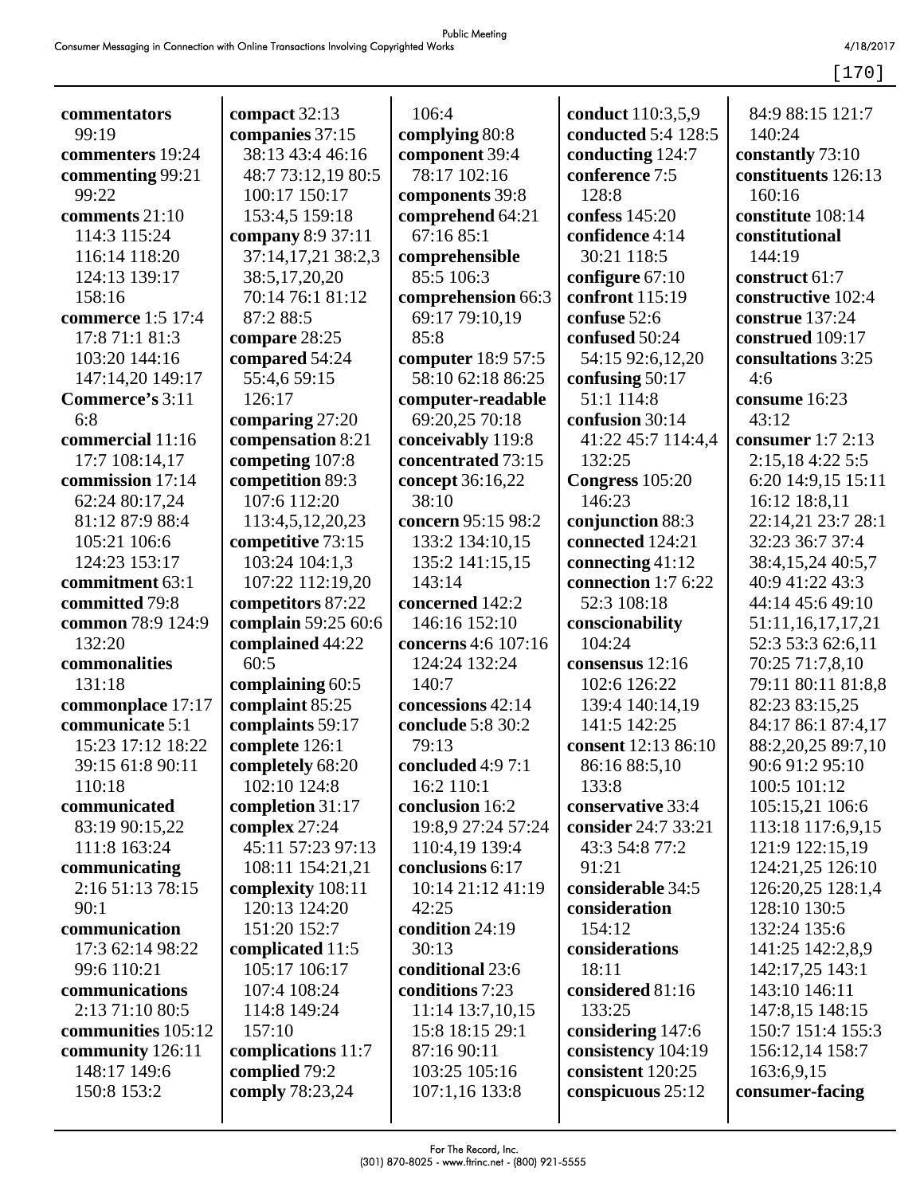**commentators** 99:19
**commenters** 19:24
**commenting** 99:21 99:22
**comments** 21:10 114:3 115:24 116:14 118:20 124:13 139:17 158:16
**commerce** 1:5 17:4 17:8 71:1 81:3 103:20 144:16 147:14,20 149:17
**Commerce's** 3:11 6:8
**commercial** 11:16 17:7 108:14,17
**commission** 17:14 62:24 80:17,24 81:12 87:9 88:4 105:21 106:6 124:23 153:17
**commitment** 63:1
**committed** 79:8
**common** 78:9 124:9 132:20
**commonalities** 131:18
**commonplace** 17:17
**communicate** 5:1 15:23 17:12 18:22 39:15 61:8 90:11 110:18
**communicated** 83:19 90:15,22 111:8 163:24
**communicating** 2:16 51:13 78:15 90:1
**communication** 17:3 62:14 98:22 99:6 110:21
**communications** 2:13 71:10 80:5
**communities** 105:12
**community** 126:11 148:17 149:6 150:8 153:2
**compact** 32:13
**companies** 37:15 38:13 43:4 46:16 48:7 73:12,19 80:5 100:17 150:17 153:4,5 159:18
**company** 8:9 37:11 37:14,17,21 38:2,3 38:5,17,20,20 70:14 76:1 81:12 87:2 88:5
**compare** 28:25
**compared** 54:24 55:4,6 59:15 126:17
**comparing** 27:20
**compensation** 8:21
**competing** 107:8
**competition** 89:3 107:6 112:20 113:4,5,12,20,23
**competitive** 73:15 103:24 104:1,3 107:22 112:19,20
**competitors** 87:22
**complain** 59:25 60:6
**complained** 44:22 60:5
**complaining** 60:5
**complaint** 85:25
**complaints** 59:17
**complete** 126:1
**completely** 68:20 102:10 124:8
**completion** 31:17
**complex** 27:24 45:11 57:23 97:13 108:11 154:21,21
**complexity** 108:11 120:13 124:20 151:20 152:7
**complicated** 11:5 105:17 106:17 107:4 108:24 114:8 149:24 157:10
**complications** 11:7
**complied** 79:2
**comply** 78:23,24 106:4
**complying** 80:8
**component** 39:4 78:17 102:16
**components** 39:8
**comprehend** 64:21 67:16 85:1
**comprehensible** 85:5 106:3
**comprehension** 66:3 69:17 79:10,19 85:8
**computer** 18:9 57:5 58:10 62:18 86:25
**computer-readable** 69:20,25 70:18
**conceivably** 119:8
**concentrated** 73:15
**concept** 36:16,22 38:10
**concern** 95:15 98:2 133:2 134:10,15 135:2 141:15,15 143:14
**concerned** 142:2 146:16 152:10
**concerns** 4:6 107:16 124:24 132:24 140:7
**concessions** 42:14
**conclude** 5:8 30:2 79:13
**concluded** 4:9 7:1 16:2 110:1
**conclusion** 16:2 19:8,9 27:24 57:24 110:4,19 139:4
**conclusions** 6:17 10:14 21:12 41:19 42:25
**condition** 24:19 30:13
**conditional** 23:6
**conditions** 7:23 11:14 13:7,10,15 15:8 18:15 29:1 87:16 90:11 103:25 105:16 107:1,16 133:8
**conduct** 110:3,5,9
**conducted** 5:4 128:5
**conducting** 124:7
**conference** 7:5 128:8
**confess** 145:20
**confidence** 4:14 30:21 118:5
**configure** 67:10
**confront** 115:19
**confuse** 52:6
**confused** 50:24 54:15 92:6,12,20
**confusing** 50:17 51:1 114:8
**confusion** 30:14 41:22 45:7 114:4,4 132:25
**Congress** 105:20 146:23
**conjunction** 88:3
**connected** 124:21
**connecting** 41:12
**connection** 1:7 6:22 52:3 108:18
**conscionability** 104:24
**consensus** 12:16 102:6 126:22 139:4 140:14,19 141:5 142:25
**consent** 12:13 86:10 86:16 88:5,10 133:8
**conservative** 33:4
**consider** 24:7 33:21 43:3 54:8 77:2 91:21
**considerable** 34:5
**consideration** 154:12
**considerations** 18:11
**considered** 81:16 133:25
**considering** 147:6
**consistency** 104:19
**consistent** 120:25
**conspicuous** 25:12 84:9 88:15 121:7 140:24
**constantly** 73:10
**constituents** 126:13 160:16
**constitute** 108:14
**constitutional** 144:19
**construct** 61:7
**constructive** 102:4
**construe** 137:24
**construed** 109:17
**consultations** 3:25 4:6
**consume** 16:23 43:12
**consumer** 1:7 2:13 2:15,18 4:22 5:5 6:20 14:9,15 15:11 16:12 18:8,11 22:14,21 23:7 28:1 32:23 36:7 37:4 38:4,15,24 40:5,7 40:9 41:22 43:3 44:14 45:6 49:10 51:11,16,17,17,21 52:3 53:3 62:6,11 70:25 71:7,8,10 79:11 80:11 81:8,8 82:23 83:15,25 84:17 86:1 87:4,17 88:2,20,25 89:7,10 90:6 91:2 95:10 100:5 101:12 105:15,21 106:6 113:18 117:6,9,15 121:9 122:15,19 124:21,25 126:10 126:20,25 128:1,4 128:10 130:5 132:24 135:6 141:25 142:2,8,9 142:17,25 143:1 143:10 146:11 147:8,15 148:15 150:7 151:4 155:3 156:12,14 158:7 163:6,9,15
**consumer-facing**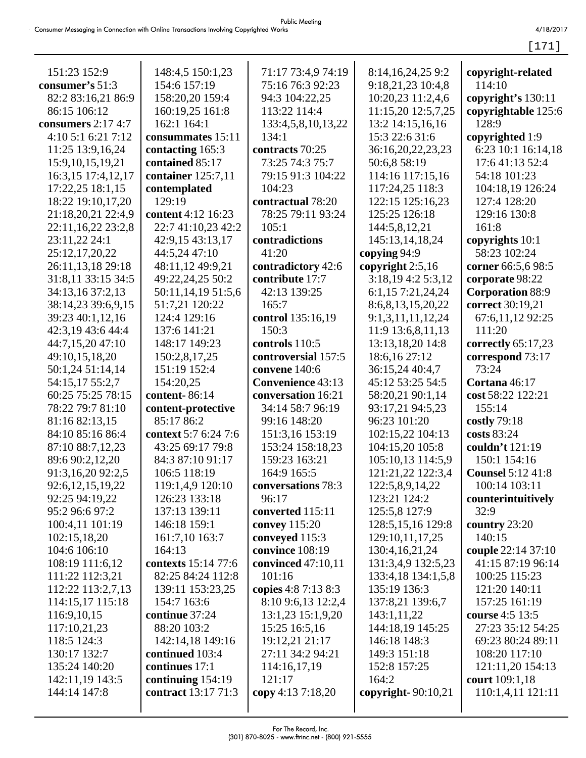151:23 152:9
**consumer's** 51:3 82:2 83:16,21 86:9 86:15 106:12
**consumers** 2:17 4:7 4:10 5:1 6:21 7:12 11:25 13:9,16,24 15:9,10,15,19,21 16:3,15 17:4,12,17 17:22,25 18:1,15 18:22 19:10,17,20 21:18,20,21 22:4,9 22:11,16,22 23:2,8 23:11,22 24:1 25:12,17,20,22 26:11,13,18 29:18 31:8,11 33:15 34:5 34:13,16 37:2,13 38:14,23 39:6,9,15 39:23 40:1,12,16 42:3,19 43:6 44:4 44:7,15,20 47:10 49:10,15,18,20 50:1,24 51:14,14 54:15,17 55:2,7 60:25 75:25 78:15 78:22 79:7 81:10 81:16 82:13,15 84:10 85:16 86:4 87:10 88:7,12,23 89:6 90:2,12,20 91:3,16,20 92:2,5 92:6,12,15,19,22 92:25 94:19,22 95:2 96:6 97:2 100:4,11 101:19 102:15,18,20 104:6 106:10 108:19 111:6,12 111:22 112:3,21 112:22 113:2,7,13 114:15,17 115:18 116:9,10,15 117:10,21,23 118:5 124:3 130:17 132:7 135:24 140:20 142:11,19 143:5 144:14 147:8 148:4,5 150:1,23 154:6 157:19 158:20,20 159:4 160:19,25 161:8 162:1 164:1
**consummates** 15:11
**contacting** 165:3
**contained** 85:17
**container** 125:7,11
**contemplated** 129:19
**content** 4:12 16:23 22:7 41:10,23 42:2 42:9,15 43:13,17 44:5,24 47:10 48:11,12 49:9,21 49:22,24,25 50:2 50:11,14,19 51:5,6 51:7,21 120:22 124:4 129:16 137:6 141:21 148:17 149:23 150:2,8,17,25 151:19 152:4 154:20,25
**content-** 86:14
**content-protective** 85:17 86:2
**context** 5:7 6:24 7:6 43:25 69:17 79:8 84:3 87:10 91:17 106:5 118:19 119:1,4,9 120:10 126:23 133:18 137:13 139:11 146:18 159:1 161:7,10 163:7 164:13
**contexts** 15:14 77:6 82:25 84:24 112:8 139:11 153:23,25 154:7 163:6
**continue** 37:24 88:20 103:2 142:14,18 149:16
**continued** 103:4
**continues** 17:1
**continuing** 154:19
**contract** 13:17 71:3 71:17 73:4,9 74:19 75:16 76:3 92:23 94:3 104:22,25 113:22 114:4 133:4,5,8,10,13,22 134:1
**contracts** 70:25 73:25 74:3 75:7 79:15 91:3 104:22 104:23
**contractual** 78:20 78:25 79:11 93:24 105:1
**contradictions** 41:20
**contradictory** 42:6
**contribute** 17:7 42:13 139:25 165:7
**control** 135:16,19 150:3
**controls** 110:5
**controversial** 157:5
**convene** 140:6
**Convenience** 43:13
**conversation** 16:21 34:14 58:7 96:19 99:16 148:20 151:3,16 153:19 153:24 158:18,23 159:23 163:21 164:9 165:5
**conversations** 78:3 96:17
**converted** 115:11
**convey** 115:20
**conveyed** 115:3
**convince** 108:19
**convinced** 47:10,11 101:16
**copies** 4:8 7:13 8:3 8:10 9:6,13 12:2,4 13:1,23 15:1,9,20 15:25 16:5,16 19:12,21 21:17 27:11 34:2 94:21 114:16,17,19 121:17
**copy** 4:13 7:18,20 8:14,16,24,25 9:2 9:18,21,23 10:4,8 10:20,23 11:2,4,6 11:15,20 12:5,7,25 13:2 14:15,16,16 15:3 22:6 31:6 36:16,20,22,23,23 50:6,8 58:19 114:16 117:15,16 117:24,25 118:3 122:15 125:16,23 125:25 126:18 144:5,8,12,21 145:13,14,18,24
**copying** 94:9
**copyright** 2:5,16 3:18,19 4:2 5:3,12 6:1,15 7:21,24,24 8:6,8,13,15,20,22 9:1,3,11,11,12,24 11:9 13:6,8,11,13 13:13,18,20 14:8 18:6,16 27:12 36:15,24 40:4,7 45:12 53:25 54:5 58:20,21 90:1,14 93:17,21 94:5,23 96:23 101:20 102:15,22 104:13 104:15,20 105:8 105:10,13 114:5,9 121:21,22 122:3,4 122:5,8,9,14,22 123:21 124:2 125:5,8 127:9 128:5,15,16 129:8 129:10,11,17,25 130:4,16,21,24 131:3,4,9 132:5,23 133:4,18 134:1,5,8 135:19 136:3 137:8,21 139:6,7 143:1,11,22 144:18,19 145:25 146:18 148:3 149:3 151:18 152:8 157:25 164:2
**copyright-** 90:10,21
**copyright-related** 114:10
**copyright's** 130:11
**copyrightable** 125:6 128:9
**copyrighted** 1:9 6:23 10:1 16:14,18 17:6 41:13 52:4 54:18 101:23 104:18,19 126:24 127:4 128:20 129:16 130:8 161:8
**copyrights** 10:1 58:23 102:24
**corner** 66:5,6 98:5
**corporate** 98:22
**Corporation** 88:9
**correct** 30:19,21 67:6,11,12 92:25 111:20
**correctly** 65:17,23
**correspond** 73:17 73:24
**Cortana** 46:17
**cost** 58:22 122:21 155:14
**costly** 79:18
**costs** 83:24
**couldn't** 121:19 150:1 154:16
**Counsel** 5:12 41:8 100:14 103:11
**counterintuitively** 32:9
**country** 23:20 140:15
**couple** 22:14 37:10 41:15 87:19 96:14 100:25 115:23 121:20 140:11 157:25 161:19
**course** 4:5 13:5 27:23 35:12 54:25 69:23 80:24 89:11 108:20 117:10 121:11,20 154:13
**court** 109:1,18 110:1,4,11 121:11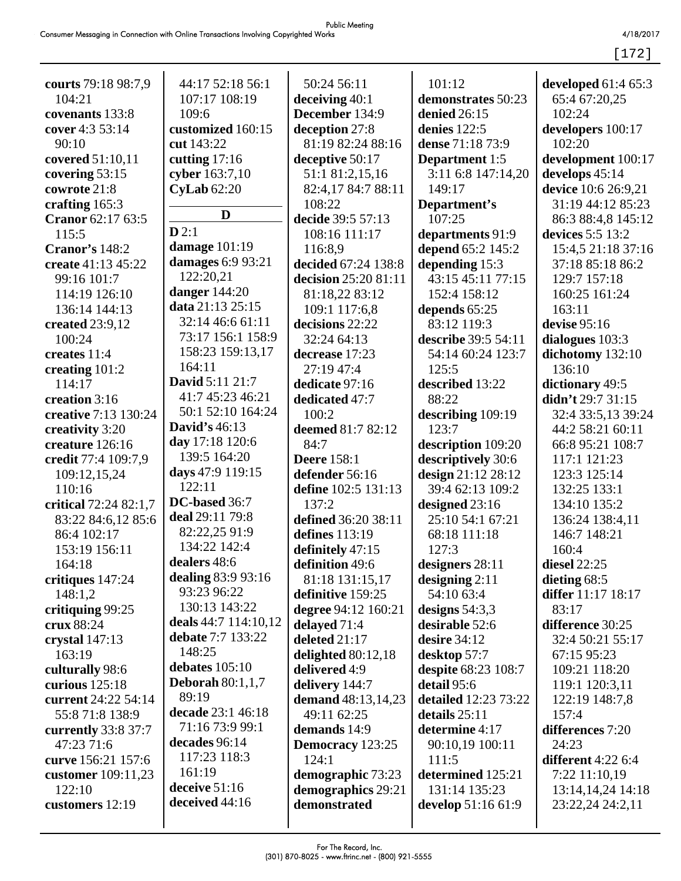**courts** 79:18 98:7,9 104:21
**covenants** 133:8
**cover** 4:3 53:14 90:10
**covered** 51:10,11
**covering** 53:15
**cowrote** 21:8
**crafting** 165:3
**Cranor** 62:17 63:5 115:5
**Cranor's** 148:2
**create** 41:13 45:22 99:16 101:7 114:19 126:10 136:14 144:13
**created** 23:9,12 100:24
**creates** 11:4
**creating** 101:2 114:17
**creation** 3:16
**creative** 7:13 130:24
**creativity** 3:20
**creature** 126:16
**credit** 77:4 109:7,9 109:12,15,24 110:16
**critical** 72:24 82:1,7 83:22 84:6,12 85:6 86:4 102:17 153:19 156:11 164:18
**critiques** 147:24 148:1,2
**critiquing** 99:25
**crux** 88:24
**crystal** 147:13 163:19
**culturally** 98:6
**curious** 125:18
**current** 24:22 54:14 55:8 71:8 138:9
**currently** 33:8 37:7 47:23 71:6
**curve** 156:21 157:6
**customer** 109:11,23 122:10
**customers** 12:19
44:17 52:18 56:1 107:17 108:19 109:6
**customized** 160:15
**cut** 143:22
**cutting** 17:16
**cyber** 163:7,10
**CyLab** 62:20

## D

**D** 2:1
**damage** 101:19
**damages** 6:9 93:21 122:20,21
**danger** 144:20
**data** 21:13 25:15 32:14 46:6 61:11 73:17 156:1 158:9 158:23 159:13,17 164:11
**David** 5:11 21:7 41:7 45:23 46:21 50:1 52:10 164:24
**David's** 46:13
**day** 17:18 120:6 139:5 164:20
**days** 47:9 119:15 122:11
**DC-based** 36:7
**deal** 29:11 79:8 82:22,25 91:9 134:22 142:4
**dealers** 48:6
**dealing** 83:9 93:16 93:23 96:22 130:13 143:22
**deals** 44:7 114:10,12
**debate** 7:7 133:22 148:25
**debates** 105:10
**Deborah** 80:1,1,7 89:19
**decade** 23:1 46:18 71:16 73:9 99:1
**decades** 96:14 117:23 118:3 161:19
**deceive** 51:16
**deceived** 44:16
50:24 56:11
**deceiving** 40:1
**December** 134:9
**deception** 27:8 81:19 82:24 88:16
**deceptive** 50:17 51:1 81:2,15,16 82:4,17 84:7 88:11 108:22
**decide** 39:5 57:13 108:16 111:17 116:8,9
**decided** 67:24 138:8
**decision** 25:20 81:11 81:18,22 83:12 109:1 117:6,8
**decisions** 22:22 32:24 64:13
**decrease** 17:23 27:19 47:4
**dedicate** 97:16
**dedicated** 47:7 100:2
**deemed** 81:7 82:12 84:7
**Deere** 158:1
**defender** 56:16
**define** 102:5 131:13 137:2
**defined** 36:20 38:11
**defines** 113:19
**definitely** 47:15
**definition** 49:6 81:18 131:15,17
**definitive** 159:25
**degree** 94:12 160:21
**delayed** 71:4
**deleted** 21:17
**delighted** 80:12,18
**delivered** 4:9
**delivery** 144:7
**demand** 48:13,14,23 49:11 62:25
**demands** 14:9
**Democracy** 123:25 124:1
**demographic** 73:23
**demographics** 29:21
**demonstrated** 101:12
**demonstrates** 50:23
**denied** 26:15
**denies** 122:5
**dense** 71:18 73:9
**Department** 1:5 3:11 6:8 147:14,20 149:17
**Department's** 107:25
**departments** 91:9
**depend** 65:2 145:2
**depending** 15:3 43:15 45:11 77:15 152:4 158:12
**depends** 65:25 83:12 119:3
**describe** 39:5 54:11 54:14 60:24 123:7 125:5
**described** 13:22 88:22
**describing** 109:19 123:7
**description** 109:20
**descriptively** 30:6
**design** 21:12 28:12 39:4 62:13 109:2
**designed** 23:16 25:10 54:1 67:21 68:18 111:18 127:3
**designers** 28:11
**designing** 2:11 54:10 63:4
**designs** 54:3,3
**desirable** 52:6
**desire** 34:12
**desktop** 57:7
**despite** 68:23 108:7
**detail** 95:6
**detailed** 12:23 73:22
**details** 25:11
**determine** 4:17 90:10,19 100:11 111:5
**determined** 125:21 131:14 135:23
**develop** 51:16 61:9
**developed** 61:4 65:3 65:4 67:20,25 102:24
**developers** 100:17 102:20
**development** 100:17
**develops** 45:14
**device** 10:6 26:9,21 31:19 44:12 85:23 86:3 88:4,8 145:12
**devices** 5:5 13:2 15:4,5 21:18 37:16 37:18 85:18 86:2 129:7 157:18 160:25 161:24 163:11
**devise** 95:16
**dialogues** 103:3
**dichotomy** 132:10 136:10
**dictionary** 49:5
**didn't** 29:7 31:15 32:4 33:5,13 39:24 44:2 58:21 60:11 66:8 95:21 108:7 117:1 121:23 123:3 125:14 132:25 133:1 134:10 135:2 136:24 138:4,11 146:7 148:21 160:4
**diesel** 22:25
**dieting** 68:5
**differ** 11:17 18:17 83:17
**difference** 30:25 32:4 50:21 55:17 67:15 95:23 109:21 118:20 119:1 120:3,11 122:19 148:7,8 157:4
**differences** 7:20 24:23
**different** 4:22 6:4 7:22 11:10,19 13:14,14,24 14:18 23:22,24 24:2,11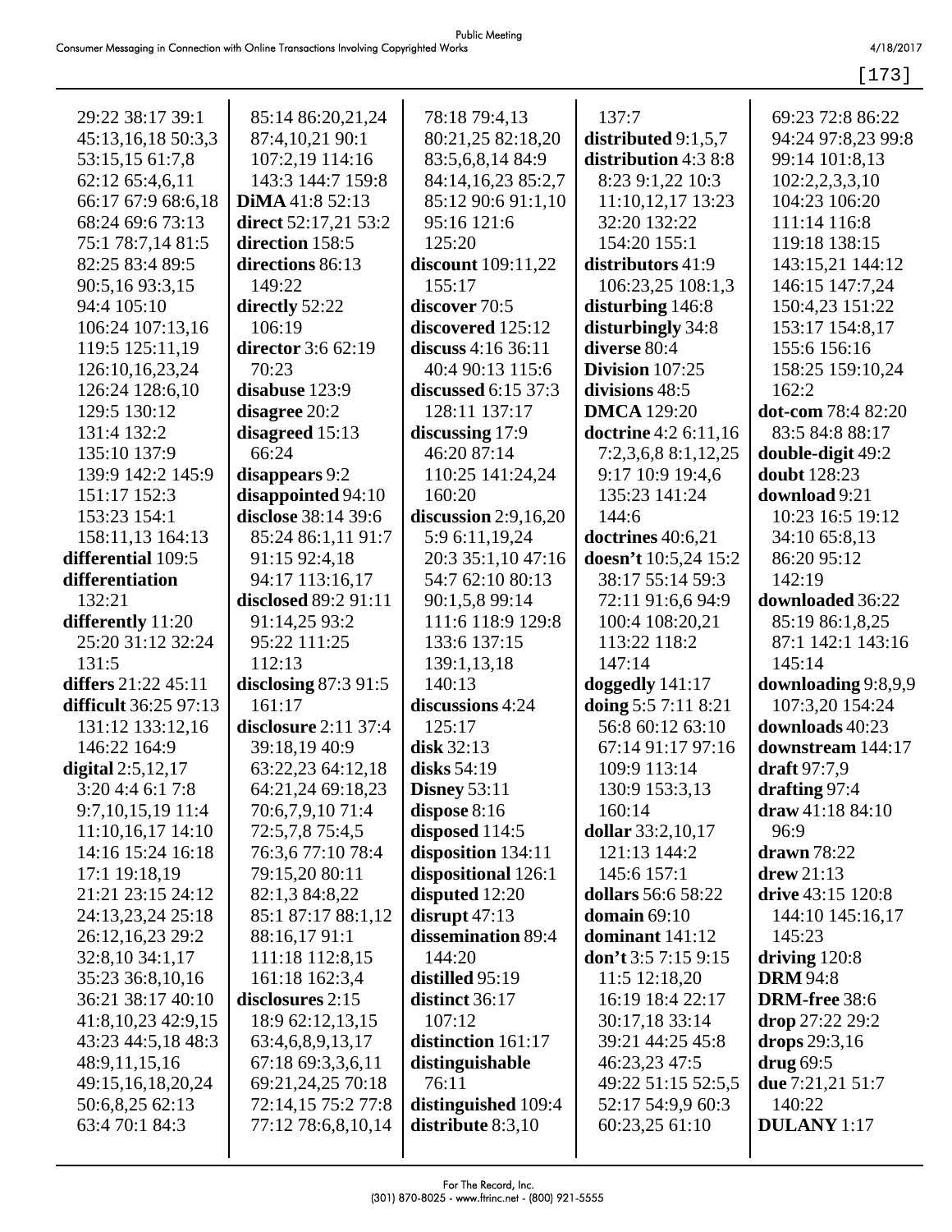29:22 38:17 39:1 45:13,16,18 50:3,3 53:15,15 61:7,8 62:12 65:4,6,11 66:17 67:9 68:6,18 68:24 69:6 73:13 75:1 78:7,14 81:5 82:25 83:4 89:5 90:5,16 93:3,15 94:4 105:10 106:24 107:13,16 119:5 125:11,19 126:10,16,23,24 126:24 128:6,10 129:5 130:12 131:4 132:2 135:10 137:9 139:9 142:2 145:9 151:17 152:3 153:23 154:1 158:11,13 164:13

**differential** 109:5

**differentiation** 132:21

**differently** 11:20 25:20 31:12 32:24 131:5

**differs** 21:22 45:11

**difficult** 36:25 97:13 131:12 133:12,16 146:22 164:9

**digital** 2:5,12,17 3:20 4:4 6:1 7:8 9:7,10,15,19 11:4 11:10,16,17 14:10 14:16 15:24 16:18 17:1 19:18,19 21:21 23:15 24:12 24:13,23,24 25:18 26:12,16,23 29:2 32:8,10 34:1,17 35:23 36:8,10,16 36:21 38:17 40:10 41:8,10,23 42:9,15 43:23 44:5,18 48:3 48:9,11,15,16 49:15,16,18,20,24 50:6,8,25 62:13 63:4 70:1 84:3 85:14 86:20,21,24 87:4,10,21 90:1 107:2,19 114:16 143:3 144:7 159:8

**DiMA** 41:8 52:13

**direct** 52:17,21 53:2

**direction** 158:5

**directions** 86:13 149:22

**directly** 52:22 106:19

**director** 3:6 62:19 70:23

**disabuse** 123:9

**disagree** 20:2

**disagreed** 15:13 66:24

**disappears** 9:2

**disappointed** 94:10

**disclose** 38:14 39:6 85:24 86:1,11 91:7 91:15 92:4,18 94:17 113:16,17

**disclosed** 89:2 91:11 91:14,25 93:2 95:22 111:25 112:13

**disclosing** 87:3 91:5 161:17

**disclosure** 2:11 37:4 39:18,19 40:9 63:22,23 64:12,18 64:21,24 69:18,23 70:6,7,9,10 71:4 72:5,7,8 75:4,5 76:3,6 77:10 78:4 79:15,20 80:11 82:1,3 84:8,22 85:1 87:17 88:1,12 88:16,17 91:1 111:18 112:8,15 161:18 162:3,4

**disclosures** 2:15 18:9 62:12,13,15 63:4,6,8,9,13,17 67:18 69:3,3,6,11 69:21,24,25 70:18 72:14,15 75:2 77:8 77:12 78:6,8,10,14 78:18 79:4,13 80:21,25 82:18,20 83:5,6,8,14 84:9 84:14,16,23 85:2,7 85:12 90:6 91:1,10 95:16 121:6 125:20

**discount** 109:11,22 155:17

**discover** 70:5

**discovered** 125:12

**discuss** 4:16 36:11 40:4 90:13 115:6

**discussed** 6:15 37:3 128:11 137:17

**discussing** 17:9 46:20 87:14 110:25 141:24,24 160:20

**discussion** 2:9,16,20 5:9 6:11,19,24 20:3 35:1,10 47:16 54:7 62:10 80:13 90:1,5,8 99:14 111:6 118:9 129:8 133:6 137:15 139:1,13,18 140:13

**discussions** 4:24 125:17

**disk** 32:13

**disks** 54:19

**Disney** 53:11

**dispose** 8:16

**disposed** 114:5

**disposition** 134:11

**dispositional** 126:1

**disputed** 12:20

**disrupt** 47:13

**dissemination** 89:4 144:20

**distilled** 95:19

**distinct** 36:17 107:12

**distinction** 161:17

**distinguishable** 76:11

**distinguished** 109:4

**distribute** 8:3,10 137:7

**distributed** 9:1,5,7

**distribution** 4:3 8:8 8:23 9:1,22 10:3 11:10,12,17 13:23 32:20 132:22 154:20 155:1

**distributors** 41:9 106:23,25 108:1,3

**disturbing** 146:8

**disturbingly** 34:8

**diverse** 80:4

**Division** 107:25

**divisions** 48:5

**DMCA** 129:20

**doctrine** 4:2 6:11,16 7:2,3,6,8 8:1,12,25 9:17 10:9 19:4,6 135:23 141:24 144:6

**doctrines** 40:6,21

**doesn't** 10:5,24 15:2 38:17 55:14 59:3 72:11 91:6,6 94:9 100:4 108:20,21 113:22 118:2 147:14

**doggedly** 141:17

**doing** 5:5 7:11 8:21 56:8 60:12 63:10 67:14 91:17 97:16 109:9 113:14 130:9 153:3,13 160:14

**dollar** 33:2,10,17 121:13 144:2 145:6 157:1

**dollars** 56:6 58:22

**domain** 69:10

**dominant** 141:12

**don't** 3:5 7:15 9:15 11:5 12:18,20 16:19 18:4 22:17 30:17,18 33:14 39:21 44:25 45:8 46:23,23 47:5 49:22 51:15 52:5,5 52:17 54:9,9 60:3 60:23,25 61:10 69:23 72:8 86:22 94:24 97:8,23 99:8 99:14 101:8,13 102:2,2,3,3,10 104:23 106:20 111:14 116:8 119:18 138:15 143:15,21 144:12 146:15 147:7,24 150:4,23 151:22 153:17 154:8,17 155:6 156:16 158:25 159:10,24 162:2

**dot-com** 78:4 82:20 83:5 84:8 88:17

**double-digit** 49:2

**doubt** 128:23

**download** 9:21 10:23 16:5 19:12 34:10 65:8,13 86:20 95:12 142:19

**downloaded** 36:22 85:19 86:1,8,25 87:1 142:1 143:16 145:14

**downloading** 9:8,9,9 107:3,20 154:24

**downloads** 40:23

**downstream** 144:17

**draft** 97:7,9

**drafting** 97:4

**draw** 41:18 84:10 96:9

**drawn** 78:22

**drew** 21:13

**drive** 43:15 120:8 144:10 145:16,17 145:23

**driving** 120:8

**DRM** 94:8

**DRM-free** 38:6

**drop** 27:22 29:2

**drops** 29:3,16

**drug** 69:5

**due** 7:21,21 51:7 140:22

**DULANY** 1:17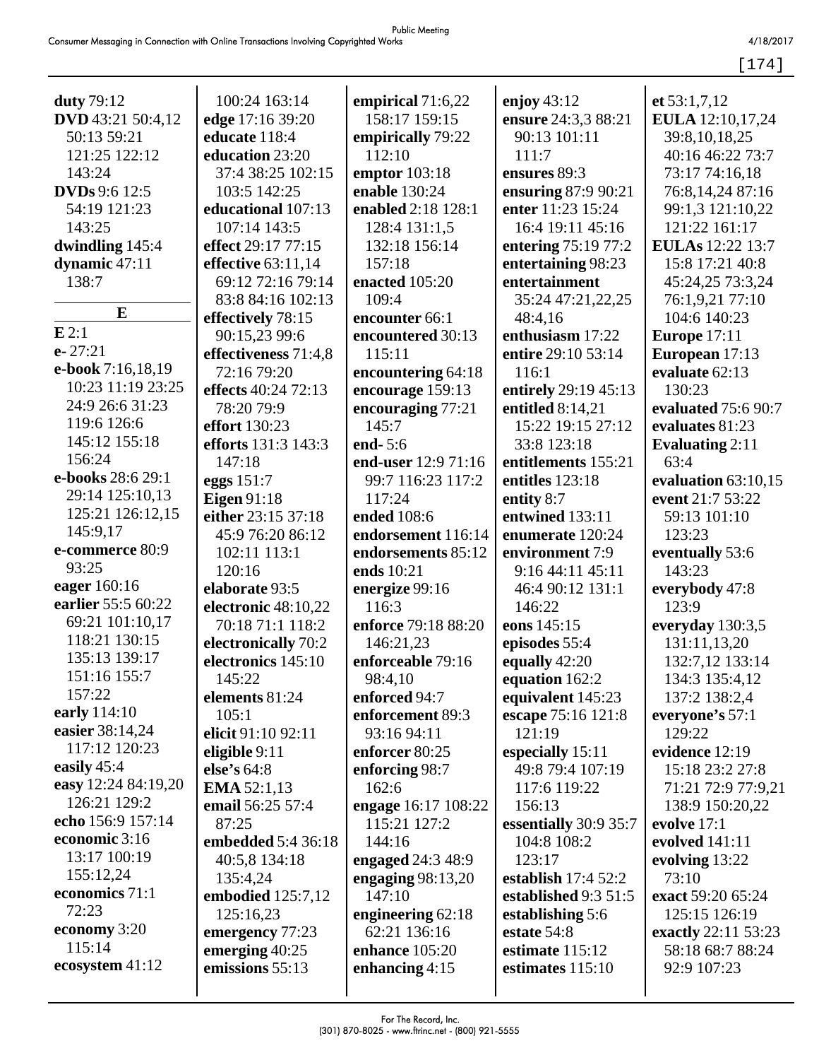**duty** 79:12
**DVD** 43:21 50:4,12 50:13 59:21 121:25 122:12 143:24
**DVDs** 9:6 12:5 54:19 121:23 143:25
**dwindling** 145:4
**dynamic** 47:11 138:7

## E

**E** 2:1
**e-** 27:21
**e-book** 7:16,18,19 10:23 11:19 23:25 24:9 26:6 31:23 119:6 126:6 145:12 155:18 156:24
**e-books** 28:6 29:1 29:14 125:10,13 125:21 126:12,15 145:9,17
**e-commerce** 80:9 93:25
**eager** 160:16
**earlier** 55:5 60:22 69:21 101:10,17 118:21 130:15 135:13 139:17 151:16 155:7 157:22
**early** 114:10
**easier** 38:14,24 117:12 120:23
**easily** 45:4
**easy** 12:24 84:19,20 126:21 129:2
**echo** 156:9 157:14
**economic** 3:16 13:17 100:19 155:12,24
**economics** 71:1 72:23
**economy** 3:20 115:14
**ecosystem** 41:12
100:24 163:14
**edge** 17:16 39:20
**educate** 118:4
**education** 23:20 37:4 38:25 102:15 103:5 142:25
**educational** 107:13 107:14 143:5
**effect** 29:17 77:15
**effective** 63:11,14 69:12 72:16 79:14 83:8 84:16 102:13
**effectively** 78:15 90:15,23 99:6
**effectiveness** 71:4,8 72:16 79:20
**effects** 40:24 72:13 78:20 79:9
**effort** 130:23
**efforts** 131:3 143:3 147:18
**eggs** 151:7
**Eigen** 91:18
**either** 23:15 37:18 45:9 76:20 86:12 102:11 113:1 120:16
**elaborate** 93:5
**electronic** 48:10,22 70:18 71:1 118:2
**electronically** 70:2
**electronics** 145:10 145:22
**elements** 81:24 105:1
**elicit** 91:10 92:11
**eligible** 9:11
**else's** 64:8
**EMA** 52:1,13
**email** 56:25 57:4 87:25
**embedded** 5:4 36:18 40:5,8 134:18 135:4,24
**embodied** 125:7,12 125:16,23
**emergency** 77:23
**emerging** 40:25
**emissions** 55:13
**empirical** 71:6,22 158:17 159:15
**empirically** 79:22 112:10
**emptor** 103:18
**enable** 130:24
**enabled** 2:18 128:1 128:4 131:1,5 132:18 156:14 157:18
**enacted** 105:20 109:4
**encounter** 66:1
**encountered** 30:13 115:11
**encountering** 64:18
**encourage** 159:13
**encouraging** 77:21 145:7
**end-** 5:6
**end-user** 12:9 71:16 99:7 116:23 117:2 117:24
**ended** 108:6
**endorsement** 116:14
**endorsements** 85:12
**ends** 10:21
**energize** 99:16 116:3
**enforce** 79:18 88:20 146:21,23
**enforceable** 79:16 98:4,10
**enforced** 94:7
**enforcement** 89:3 93:16 94:11
**enforcer** 80:25
**enforcing** 98:7 162:6
**engage** 16:17 108:22 115:21 127:2 144:16
**engaged** 24:3 48:9
**engaging** 98:13,20 147:10
**engineering** 62:18 62:21 136:16
**enhance** 105:20
**enhancing** 4:15
**enjoy** 43:12
**ensure** 24:3,3 88:21 90:13 101:11 111:7
**ensures** 89:3
**ensuring** 87:9 90:21
**enter** 11:23 15:24 16:4 19:11 45:16
**entering** 75:19 77:2
**entertaining** 98:23
**entertainment** 35:24 47:21,22,25 48:4,16
**enthusiasm** 17:22
**entire** 29:10 53:14 116:1
**entirely** 29:19 45:13
**entitled** 8:14,21 15:22 19:15 27:12 33:8 123:18
**entitlements** 155:21
**entitles** 123:18
**entity** 8:7
**entwined** 133:11
**enumerate** 120:24
**environment** 7:9 9:16 44:11 45:11 46:4 90:12 131:1 146:22
**eons** 145:15
**episodes** 55:4
**equally** 42:20
**equation** 162:2
**equivalent** 145:23
**escape** 75:16 121:8 121:19
**especially** 15:11 49:8 79:4 107:19 117:6 119:22 156:13
**essentially** 30:9 35:7 104:8 108:2 123:17
**establish** 17:4 52:2
**established** 9:3 51:5
**establishing** 5:6
**estate** 54:8
**estimate** 115:12
**estimates** 115:10
**et** 53:1,7,12
**EULA** 12:10,17,24 39:8,10,18,25 40:16 46:22 73:7 73:17 74:16,18 76:8,14,24 87:16 99:1,3 121:10,22 121:22 161:17
**EULAs** 12:22 13:7 15:8 17:21 40:8 45:24,25 73:3,24 76:1,9,21 77:10 104:6 140:23
**Europe** 17:11
**European** 17:13
**evaluate** 62:13 130:23
**evaluated** 75:6 90:7
**evaluates** 81:23
**Evaluating** 2:11 63:4
**evaluation** 63:10,15
**event** 21:7 53:22 59:13 101:10 123:23
**eventually** 53:6 143:23
**everybody** 47:8 123:9
**everyday** 130:3,5 131:11,13,20 132:7,12 133:14 134:3 135:4,12 137:2 138:2,4
**everyone's** 57:1 129:22
**evidence** 12:19 15:18 23:2 27:8 71:21 72:9 77:9,21 138:9 150:20,22
**evolve** 17:1
**evolved** 141:11
**evolving** 13:22 73:10
**exact** 59:20 65:24 125:15 126:19
**exactly** 22:11 53:23 58:18 68:7 88:24 92:9 107:23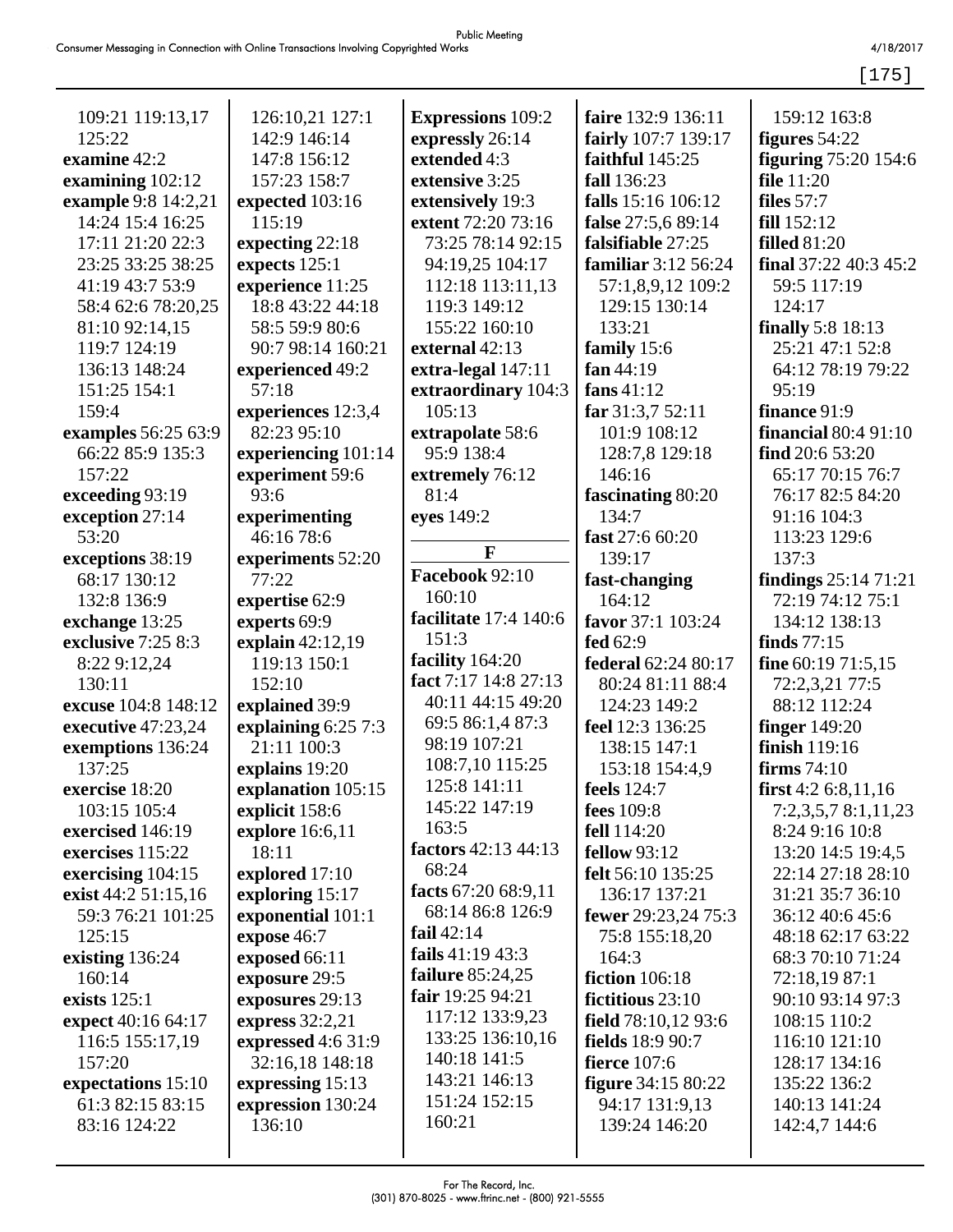109:21 119:13,17 125:22
**examine** 42:2
**examining** 102:12
**example** 9:8 14:2,21 14:24 15:4 16:25 17:11 21:20 22:3 23:25 33:25 38:25 41:19 43:7 53:9 58:4 62:6 78:20,25 81:10 92:14,15 119:7 124:19 136:13 148:24 151:25 154:1 159:4
**examples** 56:25 63:9 66:22 85:9 135:3 157:22
**exceeding** 93:19
**exception** 27:14 53:20
**exceptions** 38:19 68:17 130:12 132:8 136:9
**exchange** 13:25
**exclusive** 7:25 8:3 8:22 9:12,24 130:11
**excuse** 104:8 148:12
**executive** 47:23,24
**exemptions** 136:24 137:25
**exercise** 18:20 103:15 105:4
**exercised** 146:19
**exercises** 115:22
**exercising** 104:15
**exist** 44:2 51:15,16 59:3 76:21 101:25 125:15
**existing** 136:24 160:14
**exists** 125:1
**expect** 40:16 64:17 116:5 155:17,19 157:20
**expectations** 15:10 61:3 82:15 83:15 83:16 124:22

126:10,21 127:1 142:9 146:14 147:8 156:12 157:23 158:7
**expected** 103:16 115:19
**expecting** 22:18
**expects** 125:1
**experience** 11:25 18:8 43:22 44:18 58:5 59:9 80:6 90:7 98:14 160:21
**experienced** 49:2 57:18
**experiences** 12:3,4 82:23 95:10
**experiencing** 101:14
**experiment** 59:6 93:6
**experimenting** 46:16 78:6
**experiments** 52:20 77:22
**expertise** 62:9
**experts** 69:9
**explain** 42:12,19 119:13 150:1 152:10
**explained** 39:9
**explaining** 6:25 7:3 21:11 100:3
**explains** 19:20
**explanation** 105:15
**explicit** 158:6
**explore** 16:6,11 18:11
**explored** 17:10
**exploring** 15:17
**exponential** 101:1
**expose** 46:7
**exposed** 66:11
**exposure** 29:5
**exposures** 29:13
**express** 32:2,21
**expressed** 4:6 31:9 32:16,18 148:18
**expressing** 15:13
**expression** 130:24 136:10

**Expressions** 109:2
**expressly** 26:14
**extended** 4:3
**extensive** 3:25
**extensively** 19:3
**extent** 72:20 73:16 73:25 78:14 92:15 94:19,25 104:17 112:18 113:11,13 119:3 149:12 155:22 160:10
**external** 42:13
**extra-legal** 147:11
**extraordinary** 104:3 105:13
**extrapolate** 58:6 95:9 138:4
**extremely** 76:12 81:4
**eyes** 149:2

**F**

**Facebook** 92:10 160:10
**facilitate** 17:4 140:6 151:3
**facility** 164:20
**fact** 7:17 14:8 27:13 40:11 44:15 49:20 69:5 86:1,4 87:3 98:19 107:21 108:7,10 115:25 125:8 141:11 145:22 147:19 163:5
**factors** 42:13 44:13 68:24
**facts** 67:20 68:9,11 68:14 86:8 126:9
**fail** 42:14
**fails** 41:19 43:3
**failure** 85:24,25
**fair** 19:25 94:21 117:12 133:9,23 133:25 136:10,16 140:18 141:5 143:21 146:13 151:24 152:15 160:21

**faire** 132:9 136:11
**fairly** 107:7 139:17
**faithful** 145:25
**fall** 136:23
**falls** 15:16 106:12
**false** 27:5,6 89:14
**falsifiable** 27:25
**familiar** 3:12 56:24 57:1,8,9,12 109:2 129:15 130:14 133:21
**family** 15:6
**fan** 44:19
**fans** 41:12
**far** 31:3,7 52:11 101:9 108:12 128:7,8 129:18 146:16
**fascinating** 80:20 134:7
**fast** 27:6 60:20 139:17
**fast-changing** 164:12
**favor** 37:1 103:24
**fed** 62:9
**federal** 62:24 80:17 80:24 81:11 88:4 124:23 149:2
**feel** 12:3 136:25 138:15 147:1 153:18 154:4,9
**feels** 124:7
**fees** 109:8
**fell** 114:20
**fellow** 93:12
**felt** 56:10 135:25 136:17 137:21
**fewer** 29:23,24 75:3 75:8 155:18,20 164:3
**fiction** 106:18
**fictitious** 23:10
**field** 78:10,12 93:6
**fields** 18:9 90:7
**fierce** 107:6
**figure** 34:15 80:22 94:17 131:9,13 139:24 146:20

159:12 163:8
**figures** 54:22
**figuring** 75:20 154:6
**file** 11:20
**files** 57:7
**fill** 152:12
**filled** 81:20
**final** 37:22 40:3 45:2 59:5 117:19 124:17
**finally** 5:8 18:13 25:21 47:1 52:8 64:12 78:19 79:22 95:19
**finance** 91:9
**financial** 80:4 91:10
**find** 20:6 53:20 65:17 70:15 76:7 76:17 82:5 84:20 91:16 104:3 113:23 129:6 137:3
**findings** 25:14 71:21 72:19 74:12 75:1 134:12 138:13
**finds** 77:15
**fine** 60:19 71:5,15 72:2,3,21 77:5 88:12 112:24
**finger** 149:20
**finish** 119:16
**firms** 74:10
**first** 4:2 6:8,11,16 7:2,3,5,7 8:1,11,23 8:24 9:16 10:8 13:20 14:5 19:4,5 22:14 27:18 28:10 31:21 35:7 36:10 36:12 40:6 45:6 48:18 62:17 63:22 68:3 70:10 71:24 72:18,19 87:1 90:10 93:14 97:3 108:15 110:2 116:10 121:10 128:17 134:16 135:22 136:2 140:13 141:24 142:4,7 144:6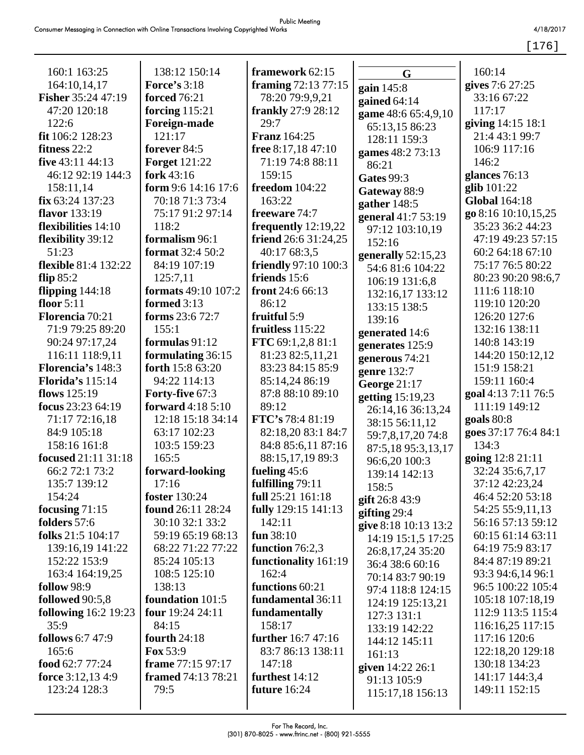160:1 163:25 164:10,14,17
**Fisher** 35:24 47:19 47:20 120:18 122:6
**fit** 106:2 128:23
**fitness** 22:2
**five** 43:11 44:13 46:12 92:19 144:3 158:11,14
**fix** 63:24 137:23
**flavor** 133:19
**flexibilities** 14:10
**flexibility** 39:12 51:23
**flexible** 81:4 132:22
**flip** 85:2
**flipping** 144:18
**floor** 5:11
**Florencia** 70:21 71:9 79:25 89:20 90:24 97:17,24 116:11 118:9,11
**Florencia's** 148:3
**Florida's** 115:14
**flows** 125:19
**focus** 23:23 64:19 71:17 72:16,18 84:9 105:18 158:16 161:8
**focused** 21:11 31:18 66:2 72:1 73:2 135:7 139:12 154:24
**focusing** 71:15
**folders** 57:6
**folks** 21:5 104:17 139:16,19 141:22 152:22 153:9 163:4 164:19,25
**follow** 98:9
**followed** 90:5,8
**following** 16:2 19:23 35:9
**follows** 6:7 47:9 165:6
**food** 62:7 77:24
**force** 3:12,13 4:9 123:24 128:3
138:12 150:14
**Force's** 3:18
**forced** 76:21
**forcing** 115:21
**Foreign-made** 121:17
**forever** 84:5
**Forget** 121:22
**fork** 43:16
**form** 9:6 14:16 17:6 70:18 71:3 73:4 75:17 91:2 97:14 118:2
**formalism** 96:1
**format** 32:4 50:2 84:19 107:19 125:7,11
**formats** 49:10 107:2
**formed** 3:13
**forms** 23:6 72:7 155:1
**formulas** 91:12
**formulating** 36:15
**forth** 15:8 63:20 94:22 114:13
**Forty-five** 67:3
**forward** 4:18 5:10 12:18 15:18 34:14 63:17 102:23 103:5 159:23 165:5
**forward-looking** 17:16
**foster** 130:24
**found** 26:11 28:24 30:10 32:1 33:2 59:19 65:19 68:13 68:22 71:22 77:22 85:24 105:13 108:5 125:10 138:13
**foundation** 101:5
**four** 19:24 24:11 84:15
**fourth** 24:18
**Fox** 53:9
**frame** 77:15 97:17
**framed** 74:13 78:21 79:5
**framework** 62:15
**framing** 72:13 77:15 78:20 79:9,9,21
**frankly** 27:9 28:12 29:7
**Franz** 164:25
**free** 8:17,18 47:10 71:19 74:8 88:11 159:15
**freedom** 104:22 163:22
**freeware** 74:7
**frequently** 12:19,22
**friend** 26:6 31:24,25 40:17 68:3,5
**friendly** 97:10 100:3
**friends** 15:6
**front** 24:6 66:13 86:12
**fruitful** 5:9
**fruitless** 115:22
**FTC** 69:1,2,8 81:1 81:23 82:5,11,21 83:23 84:15 85:9 85:14,24 86:19 87:8 88:10 89:10 89:12
**FTC's** 78:4 81:19 82:18,20 83:1 84:7 84:8 85:6,11 87:16 88:15,17,19 89:3
**fueling** 45:6
**fulfilling** 79:11
**full** 25:21 161:18
**fully** 129:15 141:13 142:11
**fun** 38:10
**function** 76:2,3
**functionality** 161:19 162:4
**functions** 60:21
**fundamental** 36:11
**fundamentally** 158:17
**further** 16:7 47:16 83:7 86:13 138:11 147:18
**furthest** 14:12
**future** 16:24

## G

**gain** 145:8
**gained** 64:14
**game** 48:6 65:4,9,10 65:13,15 86:23 128:11 159:3
**games** 48:2 73:13 86:21
**Gates** 99:3
**Gateway** 88:9
**gather** 148:5
**general** 41:7 53:19 97:12 103:10,19 152:16
**generally** 52:15,23 54:6 81:6 104:22 106:19 131:6,8 132:16,17 133:12 133:15 138:5 139:16
**generated** 14:6
**generates** 125:9
**generous** 74:21
**genre** 132:7
**George** 21:17
**getting** 15:19,23 26:14,16 36:13,24 38:15 56:11,12 59:7,8,17,20 74:8 87:5,18 95:3,13,17 96:6,20 100:3 139:14 142:13 158:5
**gift** 26:8 43:9
**gifting** 29:4
**give** 8:18 10:13 13:2 14:19 15:1,5 17:25 26:8,17,24 35:20 36:4 38:6 60:16 70:14 83:7 90:19 97:4 118:8 124:15 124:19 125:13,21 127:3 131:1 133:19 142:22 144:12 145:11 161:13
**given** 14:22 26:1 91:13 105:9 115:17,18 156:13
160:14
**gives** 7:6 27:25 33:16 67:22 117:17
**giving** 14:15 18:1 21:4 43:1 99:7 106:9 117:16 146:2
**glances** 76:13
**glib** 101:22
**Global** 164:18
**go** 8:16 10:10,15,25 35:23 36:2 44:23 47:19 49:23 57:15 60:2 64:18 67:10 75:17 76:5 80:22 80:23 90:20 98:6,7 111:6 118:10 119:10 120:20 126:20 127:6 132:16 138:11 140:8 143:19 144:20 150:12,12 151:9 158:21 159:11 160:4
**goal** 4:13 7:11 76:5 111:19 149:12
**goals** 80:8
**goes** 37:17 76:4 84:1 134:3
**going** 12:8 21:11 32:24 35:6,7,17 37:12 42:23,24 46:4 52:20 53:18 54:25 55:9,11,13 56:16 57:13 59:12 60:15 61:14 63:11 64:19 75:9 83:17 84:4 87:19 89:21 93:3 94:6,14 96:1 96:5 100:22 105:4 105:18 107:18,19 112:9 113:5 115:4 116:16,25 117:15 117:16 120:6 122:18,20 129:18 130:18 134:23 141:17 144:3,4 149:11 152:15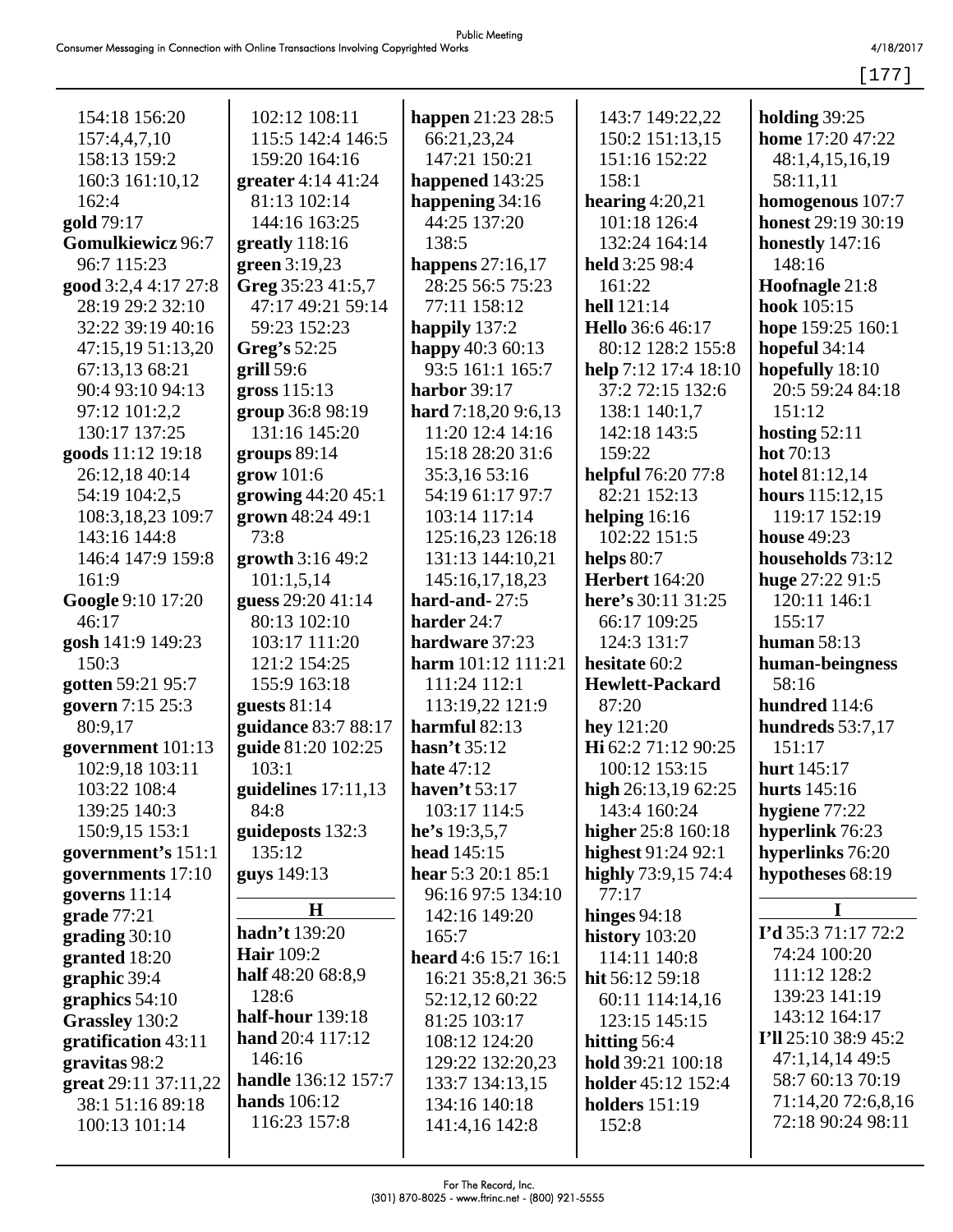154:18 156:20 157:4,4,7,10 158:13 159:2 160:3 161:10,12 162:4
**gold** 79:17
**Gomulkiewicz** 96:7 96:7 115:23
**good** 3:2,4 4:17 27:8 28:19 29:2 32:10 32:22 39:19 40:16 47:15,19 51:13,20 67:13,13 68:21 90:4 93:10 94:13 97:12 101:2,2 130:17 137:25
**goods** 11:12 19:18 26:12,18 40:14 54:19 104:2,5 108:3,18,23 109:7 143:16 144:8 146:4 147:9 159:8 161:9
**Google** 9:10 17:20 46:17
**gosh** 141:9 149:23 150:3
**gotten** 59:21 95:7
**govern** 7:15 25:3 80:9,17
**government** 101:13 102:9,18 103:11 103:22 108:4 139:25 140:3 150:9,15 153:1
**government's** 151:1
**governments** 17:10
**governs** 11:14
**grade** 77:21
**grading** 30:10
**granted** 18:20
**graphic** 39:4
**graphics** 54:10
**Grassley** 130:2
**gratification** 43:11
**gravitas** 98:2
**great** 29:11 37:11,22 38:1 51:16 89:18 100:13 101:14 102:12 108:11 115:5 142:4 146:5 159:20 164:16
**greater** 4:14 41:24 81:13 102:14 144:16 163:25
**greatly** 118:16
**green** 3:19,23
**Greg** 35:23 41:5,7 47:17 49:21 59:14 59:23 152:23
**Greg's** 52:25
**grill** 59:6
**gross** 115:13
**group** 36:8 98:19 131:16 145:20
**groups** 89:14
**grow** 101:6
**growing** 44:20 45:1
**grown** 48:24 49:1 73:8
**growth** 3:16 49:2 101:1,5,14
**guess** 29:20 41:14 80:13 102:10 103:17 111:20 121:2 154:25 155:9 163:18
**guests** 81:14
**guidance** 83:7 88:17
**guide** 81:20 102:25 103:1
**guidelines** 17:11,13 84:8
**guideposts** 132:3 135:12
**guys** 149:13

**H**

**hadn't** 139:20
**Hair** 109:2
**half** 48:20 68:8,9 128:6
**half-hour** 139:18
**hand** 20:4 117:12 146:16
**handle** 136:12 157:7
**hands** 106:12 116:23 157:8
**happen** 21:23 28:5 66:21,23,24 147:21 150:21
**happened** 143:25
**happening** 34:16 44:25 137:20 138:5
**happens** 27:16,17 28:25 56:5 75:23 77:11 158:12
**happily** 137:2
**happy** 40:3 60:13 93:5 161:1 165:7
**harbor** 39:17
**hard** 7:18,20 9:6,13 11:20 12:4 14:16 15:18 28:20 31:6 35:3,16 53:16 54:19 61:17 97:7 103:14 117:14 125:16,23 126:18 131:13 144:10,21 145:16,17,18,23
**hard-and-** 27:5
**harder** 24:7
**hardware** 37:23
**harm** 101:12 111:21 111:24 112:1 113:19,22 121:9
**harmful** 82:13
**hasn't** 35:12
**hate** 47:12
**haven't** 53:17 103:17 114:5
**he's** 19:3,5,7
**head** 145:15
**hear** 5:3 20:1 85:1 96:16 97:5 134:10 142:16 149:20 165:7
**heard** 4:6 15:7 16:1 16:21 35:8,21 36:5 52:12,12 60:22 81:25 103:17 108:12 124:20 129:22 132:20,23 133:7 134:13,15 134:16 140:18 141:4,16 142:8 143:7 149:22,22 150:2 151:13,15 151:16 152:22 158:1
**hearing** 4:20,21 101:18 126:4 132:24 164:14
**held** 3:25 98:4 161:22
**hell** 121:14
**Hello** 36:6 46:17 80:12 128:2 155:8
**help** 7:12 17:4 18:10 37:2 72:15 132:6 138:1 140:1,7 142:18 143:5 159:22
**helpful** 76:20 77:8 82:21 152:13
**helping** 16:16 102:22 151:5
**helps** 80:7
**Herbert** 164:20
**here's** 30:11 31:25 66:17 109:25 124:3 131:7
**hesitate** 60:2
**Hewlett-Packard** 87:20
**hey** 121:20
**Hi** 62:2 71:12 90:25 100:12 153:15
**high** 26:13,19 62:25 143:4 160:24
**higher** 25:8 160:18
**highest** 91:24 92:1
**highly** 73:9,15 74:4 77:17
**hinges** 94:18
**history** 103:20 114:11 140:8
**hit** 56:12 59:18 60:11 114:14,16 123:15 145:15
**hitting** 56:4
**hold** 39:21 100:18
**holder** 45:12 152:4
**holders** 151:19 152:8
**holding** 39:25
**home** 17:20 47:22 48:1,4,15,16,19 58:11,11
**homogenous** 107:7
**honest** 29:19 30:19
**honestly** 147:16 148:16
**Hoofnagle** 21:8
**hook** 105:15
**hope** 159:25 160:1
**hopeful** 34:14
**hopefully** 18:10 20:5 59:24 84:18 151:12
**hosting** 52:11
**hot** 70:13
**hotel** 81:12,14
**hours** 115:12,15 119:17 152:19
**house** 49:23
**households** 73:12
**huge** 27:22 91:5 120:11 146:1 155:17
**human** 58:13
**human-beingness** 58:16
**hundred** 114:6
**hundreds** 53:7,17 151:17
**hurt** 145:17
**hurts** 145:16
**hygiene** 77:22
**hyperlink** 76:23
**hyperlinks** 76:20
**hypotheses** 68:19

**I**

**I'd** 35:3 71:17 72:2 74:24 100:20 111:12 128:2 139:23 141:19 143:12 164:17
**I'll** 25:10 38:9 45:2 47:1,14,14 49:5 58:7 60:13 70:19 71:14,20 72:6,8,16 72:18 90:24 98:11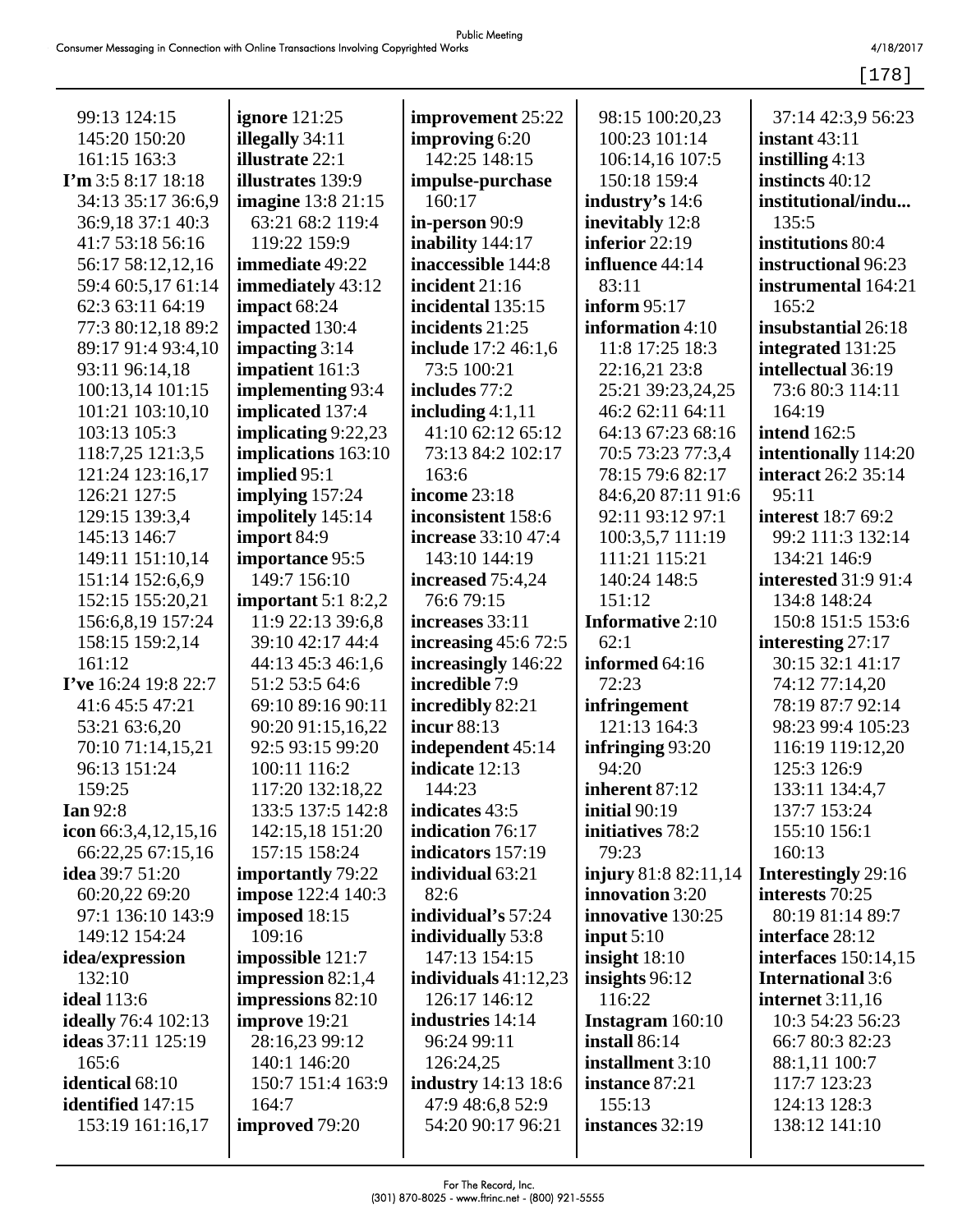99:13 124:15 145:20 150:20 161:15 163:3
**I'm** 3:5 8:17 18:18 34:13 35:17 36:6,9 36:9,18 37:1 40:3 41:7 53:18 56:16 56:17 58:12,12,16 59:4 60:5,17 61:14 62:3 63:11 64:19 77:3 80:12,18 89:2 89:17 91:4 93:4,10 93:11 96:14,18 100:13,14 101:15 101:21 103:10,10 103:13 105:3 118:7,25 121:3,5 121:24 123:16,17 126:21 127:5 129:15 139:3,4 145:13 146:7 149:11 151:10,14 151:14 152:6,6,9 152:15 155:20,21 156:6,8,19 157:24 158:15 159:2,14 161:12
**I've** 16:24 19:8 22:7 41:6 45:5 47:21 53:21 63:6,20 70:10 71:14,15,21 96:13 151:24 159:25
**Ian** 92:8
**icon** 66:3,4,12,15,16 66:22,25 67:15,16
**idea** 39:7 51:20 60:20,22 69:20 97:1 136:10 143:9 149:12 154:24
**idea/expression** 132:10
**ideal** 113:6
**ideally** 76:4 102:13
**ideas** 37:11 125:19 165:6
**identical** 68:10
**identified** 147:15 153:19 161:16,17
**ignore** 121:25
**illegally** 34:11
**illustrate** 22:1
**illustrates** 139:9
**imagine** 13:8 21:15 63:21 68:2 119:4 119:22 159:9
**immediate** 49:22
**immediately** 43:12
**impact** 68:24
**impacted** 130:4
**impacting** 3:14
**impatient** 161:3
**implementing** 93:4
**implicated** 137:4
**implicating** 9:22,23
**implications** 163:10
**implied** 95:1
**implying** 157:24
**impolitely** 145:14
**import** 84:9
**importance** 95:5 149:7 156:10
**important** 5:1 8:2,2 11:9 22:13 39:6,8 39:10 42:17 44:4 44:13 45:3 46:1,6 51:2 53:5 64:6 69:10 89:16 90:11 90:20 91:15,16,22 92:5 93:15 99:20 100:11 116:2 117:20 132:18,22 133:5 137:5 142:8 142:15,18 151:20 157:15 158:24
**importantly** 79:22
**impose** 122:4 140:3
**imposed** 18:15 109:16
**impossible** 121:7
**impression** 82:1,4
**impressions** 82:10
**improve** 19:21 28:16,23 99:12 140:1 146:20 150:7 151:4 163:9 164:7
**improved** 79:20
**improvement** 25:22
**improving** 6:20 142:25 148:15
**impulse-purchase** 160:17
**in-person** 90:9
**inability** 144:17
**inaccessible** 144:8
**incident** 21:16
**incidental** 135:15
**incidents** 21:25
**include** 17:2 46:1,6 73:5 100:21
**includes** 77:2
**including** 4:1,11 41:10 62:12 65:12 73:13 84:2 102:17 163:6
**income** 23:18
**inconsistent** 158:6
**increase** 33:10 47:4 143:10 144:19
**increased** 75:4,24 76:6 79:15
**increases** 33:11
**increasing** 45:6 72:5
**increasingly** 146:22
**incredible** 7:9
**incredibly** 82:21
**incur** 88:13
**independent** 45:14
**indicate** 12:13 144:23
**indicates** 43:5
**indication** 76:17
**indicators** 157:19
**individual** 63:21 82:6
**individual's** 57:24
**individually** 53:8 147:13 154:15
**individuals** 41:12,23 126:17 146:12
**industries** 14:14 96:24 99:11 126:24,25
**industry** 14:13 18:6 47:9 48:6,8 52:9 54:20 90:17 96:21 98:15 100:20,23 100:23 101:14 106:14,16 107:5 150:18 159:4
**industry's** 14:6
**inevitably** 12:8
**inferior** 22:19
**influence** 44:14 83:11
**inform** 95:17
**information** 4:10 11:8 17:25 18:3 22:16,21 23:8 25:21 39:23,24,25 46:2 62:11 64:11 64:13 67:23 68:16 70:5 73:23 77:3,4 78:15 79:6 82:17 84:6,20 87:11 91:6 92:11 93:12 97:1 100:3,5,7 111:19 111:21 115:21 140:24 148:5 151:12
**Informative** 2:10 62:1
**informed** 64:16 72:23
**infringement** 121:13 164:3
**infringing** 93:20 94:20
**inherent** 87:12
**initial** 90:19
**initiatives** 78:2 79:23
**injury** 81:8 82:11,14
**innovation** 3:20
**innovative** 130:25
**input** 5:10
**insight** 18:10
**insights** 96:12 116:22
**Instagram** 160:10
**install** 86:14
**installment** 3:10
**instance** 87:21 155:13
**instances** 32:19 37:14 42:3,9 56:23
**instant** 43:11
**instilling** 4:13
**instincts** 40:12
**institutional/indu...** 135:5
**institutions** 80:4
**instructional** 96:23
**instrumental** 164:21 165:2
**insubstantial** 26:18
**integrated** 131:25
**intellectual** 36:19 73:6 80:3 114:11 164:19
**intend** 162:5
**intentionally** 114:20
**interact** 26:2 35:14 95:11
**interest** 18:7 69:2 99:2 111:3 132:14 134:21 146:9
**interested** 31:9 91:4 134:8 148:24 150:8 151:5 153:6
**interesting** 27:17 30:15 32:1 41:17 74:12 77:14,20 78:19 87:7 92:14 98:23 99:4 105:23 116:19 119:12,20 125:3 126:9 133:11 134:4,7 137:7 153:24 155:10 156:1 160:13
**Interestingly** 29:16
**interests** 70:25 80:19 81:14 89:7
**interface** 28:12
**interfaces** 150:14,15
**International** 3:6
**internet** 3:11,16 10:3 54:23 56:23 66:7 80:3 82:23 88:1,11 100:7 117:7 123:23 124:13 128:3 138:12 141:10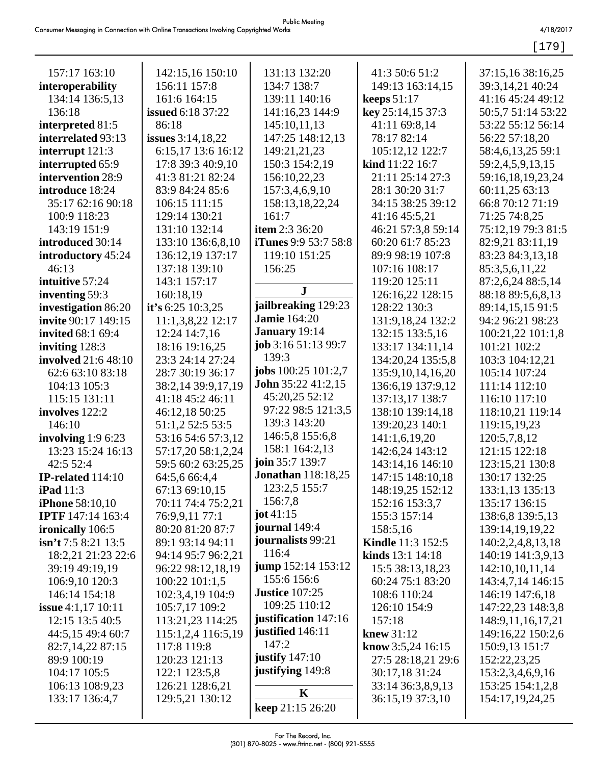157:17 163:10
**interoperability** 134:14 136:5,13 136:18
**interpreted** 81:5
**interrelated** 93:13
**interrupt** 121:3
**interrupted** 65:9
**intervention** 28:9
**introduce** 18:24 35:17 62:16 90:18 100:9 118:23 143:19 151:9
**introduced** 30:14
**introductory** 45:24 46:13
**intuitive** 57:24
**inventing** 59:3
**investigation** 86:20
**invite** 90:17 149:15
**invited** 68:1 69:4
**inviting** 128:3
**involved** 21:6 48:10 62:6 63:10 83:18 104:13 105:3 115:15 131:11
**involves** 122:2 146:10
**involving** 1:9 6:23 13:23 15:24 16:13 42:5 52:4
**IP-related** 114:10
**iPad** 11:3
**iPhone** 58:10,10
**IPTF** 147:14 163:4
**ironically** 106:5
**isn't** 7:5 8:21 13:5 18:2,21 21:23 22:6 39:19 49:19,19 106:9,10 120:3 146:14 154:18
**issue** 4:1,17 10:11 12:15 13:5 40:5 44:5,15 49:4 60:7 82:7,14,22 87:15 89:9 100:19 104:17 105:5 106:13 108:9,23 133:17 136:4,7 142:15,16 150:10 156:11 157:8 161:6 164:15
**issued** 6:18 37:22 86:18
**issues** 3:14,18,22 6:15,17 13:6 16:12 17:8 39:3 40:9,10 41:3 81:21 82:24 83:9 84:24 85:6 106:15 111:15 129:14 130:21 131:10 132:14 133:10 136:6,8,10 136:12,19 137:17 137:18 139:10 143:1 157:17 160:18,19
**it's** 6:25 10:3,25 11:1,3,8,22 12:17 12:24 14:7,16 18:16 19:16,25 23:3 24:14 27:24 28:7 30:19 36:17 38:2,14 39:9,17,19 41:18 45:2 46:11 46:12,18 50:25 51:1,2 52:5 53:5 53:16 54:6 57:3,12 57:17,20 58:1,2,24 59:5 60:2 63:25,25 64:5,6 66:4,4 67:13 69:10,15 70:11 74:4 75:2,21 76:9,9,11 77:1 80:20 81:20 87:7 89:1 93:14 94:11 94:14 95:7 96:2,21 96:22 98:12,18,19 100:22 101:1,5 102:3,4,19 104:9 105:7,17 109:2 113:21,23 114:25 115:1,2,4 116:5,19 117:8 119:8 120:23 121:13 122:1 123:5,8 126:21 128:6,21 129:5,21 130:12 131:13 132:20 134:7 138:7 139:11 140:16 141:16,23 144:9 145:10,11,13 147:25 148:12,13 149:21,21,23 150:3 154:2,19 156:10,22,23 157:3,4,6,9,10 158:13,18,22,24 161:7
**item** 2:3 36:20
**iTunes** 9:9 53:7 58:8 119:10 151:25 156:25

**J**

**jailbreaking** 129:23
**Jamie** 164:20
**January** 19:14
**job** 3:16 51:13 99:7 139:3
**jobs** 100:25 101:2,7
**John** 35:22 41:2,15 45:20,25 52:12 97:22 98:5 121:3,5 139:3 143:20 146:5,8 155:6,8 158:1 164:2,13
**join** 35:7 139:7
**Jonathan** 118:18,25 123:2,5 155:7 156:7,8
**jot** 41:15
**journal** 149:4
**journalists** 99:21 116:4
**jump** 152:14 153:12 155:6 156:6
**Justice** 107:25 109:25 110:12
**justification** 147:16
**justified** 146:11 147:2
**justify** 147:10
**justifying** 149:8

**K**

**keep** 21:15 26:20 41:3 50:6 51:2 149:13 163:14,15
**keeps** 51:17
**key** 25:14,15 37:3 41:11 69:8,14 78:17 82:14 105:12,12 122:7
**kind** 11:22 16:7 21:11 25:14 27:3 28:1 30:20 31:7 34:15 38:25 39:12 41:16 45:5,21 46:21 57:3,8 59:14 60:20 61:7 85:23 89:9 98:19 107:8 107:16 108:17 119:20 125:11 126:16,22 128:15 128:22 130:3 131:9,18,24 132:2 132:15 133:5,16 133:17 134:11,14 134:20,24 135:5,8 135:9,10,14,16,20 136:6,19 137:9,12 137:13,17 138:7 138:10 139:14,18 139:20,23 140:1 141:1,6,19,20 142:6,24 143:12 143:14,16 146:10 147:15 148:10,18 148:19,25 152:12 152:16 153:3,7 155:3 157:14 158:5,16
**Kindle** 11:3 152:5
**kinds** 13:1 14:18 15:5 38:13,18,23 60:24 75:1 83:20 108:6 110:24 126:10 154:9 157:18
**knew** 31:12
**know** 3:5,24 16:15 27:5 28:18,21 29:6 30:17,18 31:24 33:14 36:3,8,9,13 36:15,19 37:3,10 37:15,16 38:16,25 39:3,14,21 40:24 41:16 45:24 49:12 50:5,7 51:14 53:22 53:22 55:12 56:14 56:22 57:18,20 58:4,6,13,25 59:1 59:2,4,5,9,13,15 59:16,18,19,23,24 60:11,25 63:13 66:8 70:12 71:19 71:25 74:8,25 75:12,19 79:3 81:5 82:9,21 83:11,19 83:23 84:3,13,18 85:3,5,6,11,22 87:2,6,24 88:5,14 88:18 89:5,6,8,13 89:14,15,15 91:5 94:2 96:21 98:23 100:21,22 101:1,8 101:21 102:2 103:3 104:12,21 105:14 107:24 111:14 112:10 116:10 117:10 118:10,21 119:14 119:15,19,23 120:5,7,8,12 121:15 122:18 123:15,21 130:8 130:17 132:25 133:1,13 135:13 135:17 136:15 138:6,8 139:5,13 139:14,19,19,22 140:2,2,4,8,13,18 140:19 141:3,9,13 142:10,10,11,14 143:4,7,14 146:15 146:19 147:6,18 147:22,23 148:3,8 148:9,11,16,17,21 149:16,22 150:2,6 150:9,13 151:7 152:22,23,25 153:2,3,4,6,9,16 153:25 154:1,2,8 154:17,19,24,25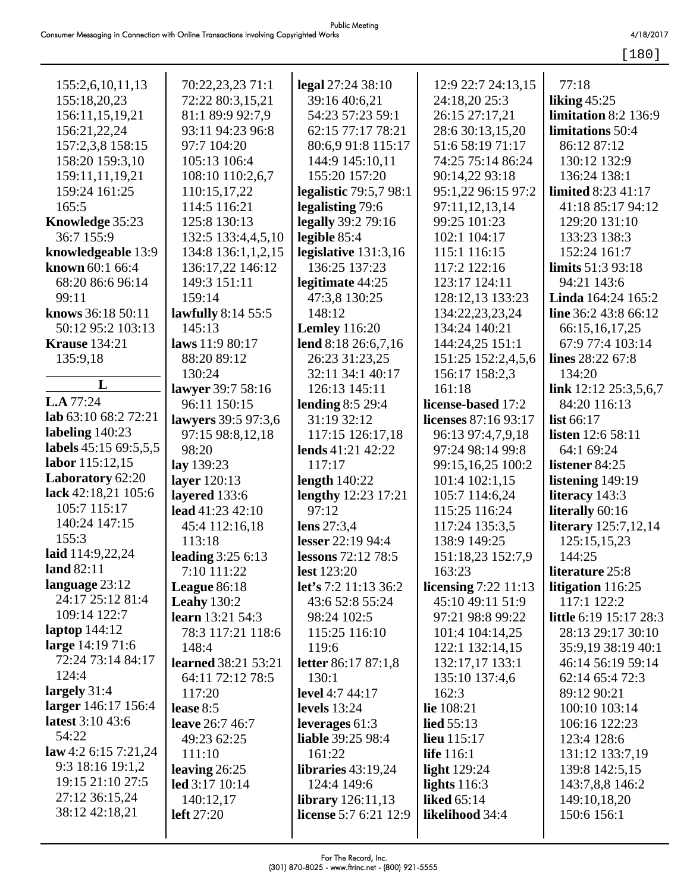155:2,6,10,11,13
155:18,20,23
156:11,15,19,21
156:21,22,24
157:2,3,8 158:15
158:20 159:3,10
159:11,11,19,21
159:24 161:25
165:5

**Knowledge** 35:23
36:7 155:9

**knowledgeable** 13:9

**known** 60:1 66:4
68:20 86:6 96:14
99:11

**knows** 36:18 50:11
50:12 95:2 103:13

**Krause** 134:21
135:9,18

## L

**L.A** 77:24

**lab** 63:10 68:2 72:21

**labeling** 140:23

**labels** 45:15 69:5,5,5

**labor** 115:12,15

**Laboratory** 62:20

**lack** 42:18,21 105:6
105:7 115:17
140:24 147:15
155:3

**laid** 114:9,22,24

**land** 82:11

**language** 23:12
24:17 25:12 81:4
109:14 122:7

**laptop** 144:12

**large** 14:19 71:6
72:24 73:14 84:17
124:4

**largely** 31:4

**larger** 146:17 156:4

**latest** 3:10 43:6
54:22

**law** 4:2 6:15 7:21,24
9:3 18:16 19:1,2
19:15 21:10 27:5
27:12 36:15,24
38:12 42:18,21
70:22,23,23 71:1
72:22 80:3,15,21
81:1 89:9 92:7,9
93:11 94:23 96:8
97:7 104:20
105:13 106:4
108:10 110:2,6,7
110:15,17,22
114:5 116:21
125:8 130:13
132:5 133:4,4,5,10
134:8 136:1,1,2,15
136:17,22 146:12
149:3 151:11
159:14

**lawfully** 8:14 55:5
145:13

**laws** 11:9 80:17
88:20 89:12
130:24

**lawyer** 39:7 58:16
96:11 150:15

**lawyers** 39:5 97:3,6
97:15 98:8,12,18
98:20

**lay** 139:23

**layer** 120:13

**layered** 133:6

**lead** 41:23 42:10
45:4 112:16,18
113:18

**leading** 3:25 6:13
7:10 111:22

**League** 86:18

**Leahy** 130:2

**learn** 13:21 54:3
78:3 117:21 118:6
148:4

**learned** 38:21 53:21
64:11 72:12 78:5
117:20

**lease** 8:5

**leave** 26:7 46:7
49:23 62:25
111:10

**leaving** 26:25

**led** 3:17 10:14
140:12,17

**left** 27:20

**legal** 27:24 38:10
39:16 40:6,21
54:23 57:23 59:1
62:15 77:17 78:21
80:6,9 91:8 115:17
144:9 145:10,11
155:20 157:20

**legalistic** 79:5,7 98:1

**legalisting** 79:6

**legally** 39:2 79:16

**legible** 85:4

**legislative** 131:3,16
136:25 137:23

**legitimate** 44:25
47:3,8 130:25
148:12

**Lemley** 116:20

**lend** 8:18 26:6,7,16
26:23 31:23,25
32:11 34:1 40:17
126:13 145:11

**lending** 8:5 29:4
31:19 32:12
117:15 126:17,18

**lends** 41:21 42:22
117:17

**length** 140:22

**lengthy** 12:23 17:21
97:12

**lens** 27:3,4

**lesser** 22:19 94:4

**lessons** 72:12 78:5

**lest** 123:20

**let's** 7:2 11:13 36:2
43:6 52:8 55:24
98:24 102:5
115:25 116:10
119:6

**letter** 86:17 87:1,8
130:1

**level** 4:7 44:17

**levels** 13:24

**leverages** 61:3

**liable** 39:25 98:4
161:22

**libraries** 43:19,24
124:4 149:6

**library** 126:11,13

**license** 5:7 6:21 12:9
12:9 22:7 24:13,15
24:18,20 25:3
26:15 27:17,21
28:6 30:13,15,20
51:6 58:19 71:17
74:25 75:14 86:24
90:14,22 93:18
95:1,22 96:15 97:2
97:11,12,13,14
99:25 101:23
102:1 104:17
115:1 116:15
117:2 122:16
123:17 124:11
128:12,13 133:23
134:22,23,23,24
134:24 140:21
144:24,25 151:1
151:25 152:2,4,5,6
156:17 158:2,3
161:18

**license-based** 17:2

**licenses** 87:16 93:17
96:13 97:4,7,9,18
97:24 98:14 99:8
99:15,16,25 100:2
101:4 102:1,15
105:7 114:6,24
115:25 116:24
117:24 135:3,5
138:9 149:25
151:18,23 152:7,9
163:23

**licensing** 7:22 11:13
45:10 49:11 51:9
97:21 98:8 99:22
101:4 104:14,25
122:1 132:14,15
132:17,17 133:1
135:10 137:4,6
162:3

**lie** 108:21

**lied** 55:13

**lieu** 115:17

**life** 116:1

**light** 129:24

**lights** 116:3

**liked** 65:14

**likelihood** 34:4
77:18

**liking** 45:25

**limitation** 8:2 136:9

**limitations** 50:4
86:12 87:12
130:12 132:9
136:24 138:1

**limited** 8:23 41:17
41:18 85:17 94:12
129:20 131:10
133:23 138:3
152:24 161:7

**limits** 51:3 93:18
94:21 143:6

**Linda** 164:24 165:2

**line** 36:2 43:8 66:12
66:15,16,17,25
67:9 77:4 103:14

**lines** 28:22 67:8
134:20

**link** 12:12 25:3,5,6,7
84:20 116:13

**list** 66:17

**listen** 12:6 58:11
64:1 69:24

**listener** 84:25

**listening** 149:19

**literacy** 143:3

**literally** 60:16

**literary** 125:7,12,14
125:15,15,23
144:25

**literature** 25:8

**litigation** 116:25
117:1 122:2

**little** 6:19 15:17 28:3
28:13 29:17 30:10
35:9,19 38:19 40:1
46:14 56:19 59:14
62:14 65:4 72:3
89:12 90:21
100:10 103:14
106:16 122:23
123:4 128:6
131:12 133:7,19
139:8 142:5,15
143:7,8,8 146:2
149:10,18,20
150:6 156:1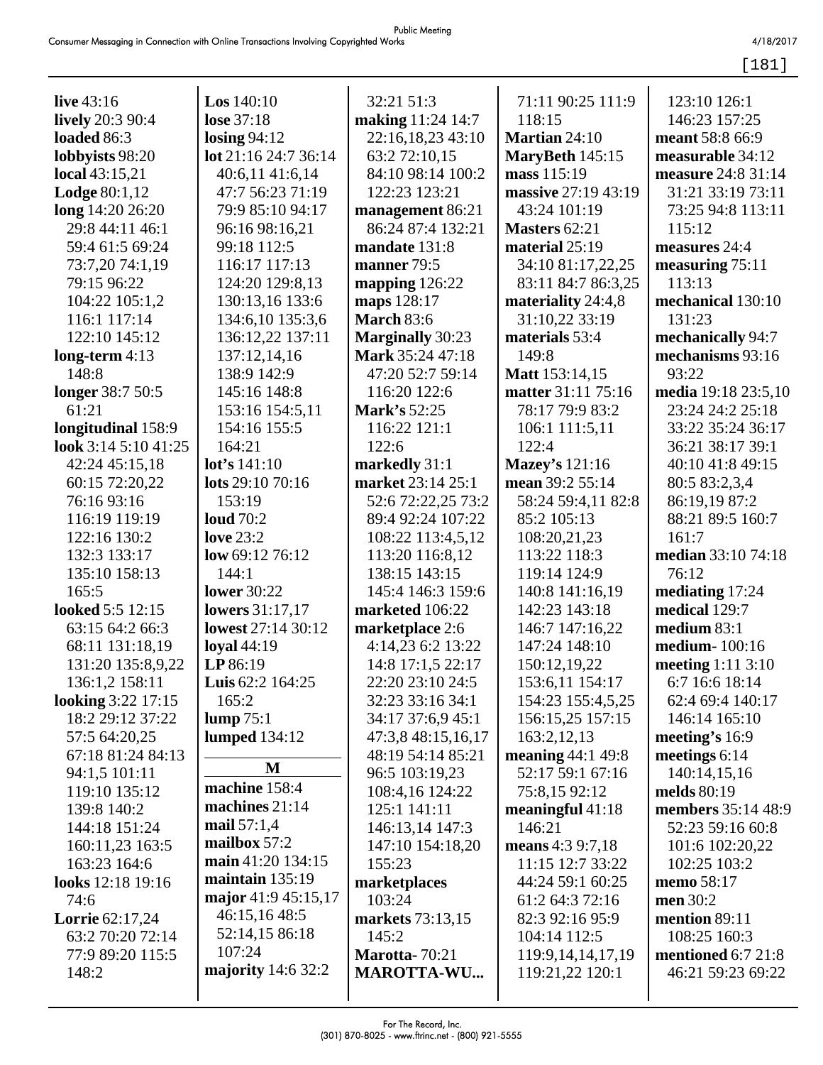**live** 43:16
**lively** 20:3 90:4
**loaded** 86:3
**lobbyists** 98:20
**local** 43:15,21
**Lodge** 80:1,12
**long** 14:20 26:20 29:8 44:11 46:1 59:4 61:5 69:24 73:7,20 74:1,19 79:15 96:22 104:22 105:1,2 116:1 117:14 122:10 145:12
**long-term** 4:13 148:8
**longer** 38:7 50:5 61:21
**longitudinal** 158:9
**look** 3:14 5:10 41:25 42:24 45:15,18 60:15 72:20,22 76:16 93:16 116:19 119:19 122:16 130:2 132:3 133:17 135:10 158:13 165:5
**looked** 5:5 12:15 63:15 64:2 66:3 68:11 131:18,19 131:20 135:8,9,22 136:1,2 158:11
**looking** 3:22 17:15 18:2 29:12 37:22 57:5 64:20,25 67:18 81:24 84:13 94:1,5 101:11 119:10 135:12 139:8 140:2 144:18 151:24 160:11,23 163:5 163:23 164:6
**looks** 12:18 19:16 74:6
**Lorrie** 62:17,24 63:2 70:20 72:14 77:9 89:20 115:5 148:2
**Los** 140:10
**lose** 37:18
**losing** 94:12
**lot** 21:16 24:7 36:14 40:6,11 41:6,14 47:7 56:23 71:19 79:9 85:10 94:17 96:16 98:16,21 99:18 112:5 116:17 117:13 124:20 129:8,13 130:13,16 133:6 134:6,10 135:3,6 136:12,22 137:11 137:12,14,16 138:9 142:9 145:16 148:8 153:16 154:5,11 154:16 155:5 164:21
**lot's** 141:10
**lots** 29:10 70:16 153:19
**loud** 70:2
**love** 23:2
**low** 69:12 76:12 144:1
**lower** 30:22
**lowers** 31:17,17
**lowest** 27:14 30:12
**loyal** 44:19
**LP** 86:19
**Luis** 62:2 164:25 165:2
**lump** 75:1
**lumped** 134:12

## M

**machine** 158:4
**machines** 21:14
**mail** 57:1,4
**mailbox** 57:2
**main** 41:20 134:15
**maintain** 135:19
**major** 41:9 45:15,17 46:15,16 48:5 52:14,15 86:18 107:24
**majority** 14:6 32:2 32:21 51:3
**making** 11:24 14:7 22:16,18,23 43:10 63:2 72:10,15 84:10 98:14 100:2 122:23 123:21
**management** 86:21 86:24 87:4 132:21
**mandate** 131:8
**manner** 79:5
**mapping** 126:22
**maps** 128:17
**March** 83:6
**Marginally** 30:23
**Mark** 35:24 47:18 47:20 52:7 59:14 116:20 122:6
**Mark's** 52:25 116:22 121:1 122:6
**markedly** 31:1
**market** 23:14 25:1 52:6 72:22,25 73:2 89:4 92:24 107:22 108:22 113:4,5,12 113:20 116:8,12 138:15 143:15 145:4 146:3 159:6
**marketed** 106:22
**marketplace** 2:6 4:14,23 6:2 13:22 14:8 17:1,5 22:17 22:20 23:10 24:5 32:23 33:16 34:1 34:17 37:6,9 45:1 47:3,8 48:15,16,17 48:19 54:14 85:21 96:5 103:19,23 108:4,16 124:22 125:1 141:11 146:13,14 147:3 147:10 154:18,20 155:23
**marketplaces** 103:24
**markets** 73:13,15 145:2
**Marotta-** 70:21
**MAROTTA-WU...** 71:11 90:25 111:9 118:15
**Martian** 24:10
**MaryBeth** 145:15
**mass** 115:19
**massive** 27:19 43:19 43:24 101:19
**Masters** 62:21
**material** 25:19 34:10 81:17,22,25 83:11 84:7 86:3,25
**materiality** 24:4,8 31:10,22 33:19
**materials** 53:4 149:8
**Matt** 153:14,15
**matter** 31:11 75:16 78:17 79:9 83:2 106:1 111:5,11 122:4
**Mazey's** 121:16
**mean** 39:2 55:14 58:24 59:4,11 82:8 85:2 105:13 108:20,21,23 113:22 118:3 119:14 124:9 140:8 141:16,19 142:23 143:18 146:7 147:16,22 147:24 148:10 150:12,19,22 153:6,11 154:17 154:23 155:4,5,25 156:15,25 157:15 163:2,12,13
**meaning** 44:1 49:8 52:17 59:1 67:16 75:8,15 92:12
**meaningful** 41:18 146:21
**means** 4:3 9:7,18 11:15 12:7 33:22 44:24 59:1 60:25 61:2 64:3 72:16 82:3 92:16 95:9 104:14 112:5 119:9,14,14,17,19 119:21,22 120:1 123:10 126:1 146:23 157:25
**meant** 58:8 66:9
**measurable** 34:12
**measure** 24:8 31:14 31:21 33:19 73:11 73:25 94:8 113:11 115:12
**measures** 24:4
**measuring** 75:11 113:13
**mechanical** 130:10 131:23
**mechanically** 94:7
**mechanisms** 93:16 93:22
**media** 19:18 23:5,10 23:24 24:2 25:18 33:22 35:24 36:17 36:21 38:17 39:1 40:10 41:8 49:15 80:5 83:2,3,4 86:19,19 87:2 88:21 89:5 160:7 161:7
**median** 33:10 74:18 76:12
**mediating** 17:24
**medical** 129:7
**medium** 83:1
**medium-** 100:16
**meeting** 1:11 3:10 6:7 16:6 18:14 62:4 69:4 140:17 146:14 165:10
**meeting's** 16:9
**meetings** 6:14 140:14,15,16
**melds** 80:19
**members** 35:14 48:9 52:23 59:16 60:8 101:6 102:20,22 102:25 103:2
**memo** 58:17
**men** 30:2
**mention** 89:11 108:25 160:3
**mentioned** 6:7 21:8 46:21 59:23 69:22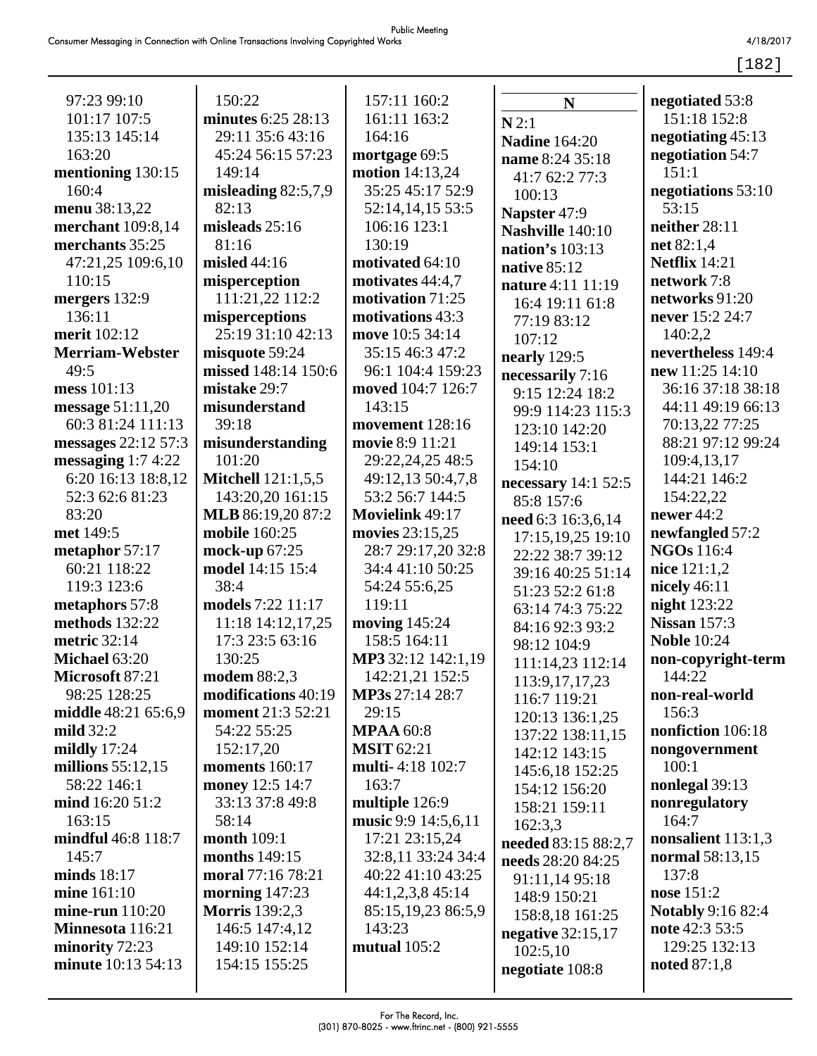97:23 99:10
101:17 107:5
135:13 145:14
163:20
**mentioning** 130:15
160:4
**menu** 38:13,22
**merchant** 109:8,14
**merchants** 35:25
47:21,25 109:6,10
110:15
**mergers** 132:9
136:11
**merit** 102:12
**Merriam-Webster**
49:5
**mess** 101:13
**message** 51:11,20
60:3 81:24 111:13
**messages** 22:12 57:3
**messaging** 1:7 4:22
6:20 16:13 18:8,12
52:3 62:6 81:23
83:20
**met** 149:5
**metaphor** 57:17
60:21 118:22
119:3 123:6
**metaphors** 57:8
**methods** 132:22
**metric** 32:14
**Michael** 63:20
**Microsoft** 87:21
98:25 128:25
**middle** 48:21 65:6,9
**mild** 32:2
**mildly** 17:24
**millions** 55:12,15
58:22 146:1
**mind** 16:20 51:2
163:15
**mindful** 46:8 118:7
145:7
**minds** 18:17
**mine** 161:10
**mine-run** 110:20
**Minnesota** 116:21
**minority** 72:23
**minute** 10:13 54:13
150:22
**minutes** 6:25 28:13
29:11 35:6 43:16
45:24 56:15 57:23
149:14
**misleading** 82:5,7,9
82:13
**misleads** 25:16
81:16
**misled** 44:16
**misperception**
111:21,22 112:2
**misperceptions**
25:19 31:10 42:13
**misquote** 59:24
**missed** 148:14 150:6
**mistake** 29:7
**misunderstand**
39:18
**misunderstanding**
101:20
**Mitchell** 121:1,5,5
143:20,20 161:15
**MLB** 86:19,20 87:2
**mobile** 160:25
**mock-up** 67:25
**model** 14:15 15:4
38:4
**models** 7:22 11:17
11:18 14:12,17,25
17:3 23:5 63:16
130:25
**modem** 88:2,3
**modifications** 40:19
**moment** 21:3 52:21
54:22 55:25
152:17,20
**moments** 160:17
**money** 12:5 14:7
33:13 37:8 49:8
58:14
**month** 109:1
**months** 149:15
**moral** 77:16 78:21
**morning** 147:23
**Morris** 139:2,3
146:5 147:4,12
149:10 152:14
154:15 155:25
157:11 160:2
161:11 163:2
164:16
**mortgage** 69:5
**motion** 14:13,24
35:25 45:17 52:9
52:14,14,15 53:5
106:16 123:1
130:19
**motivated** 64:10
**motivates** 44:4,7
**motivation** 71:25
**motivations** 43:3
**move** 10:5 34:14
35:15 46:3 47:2
96:1 104:4 159:23
**moved** 104:7 126:7
143:15
**movement** 128:16
**movie** 8:9 11:21
29:22,24,25 48:5
49:12,13 50:4,7,8
53:2 56:7 144:5
**Movielink** 49:17
**movies** 23:15,25
28:7 29:17,20 32:8
34:4 41:10 50:25
54:24 55:6,25
119:11
**moving** 145:24
158:5 164:11
**MP3** 32:12 142:1,19
142:21,21 152:5
**MP3s** 27:14 28:7
29:15
**MPAA** 60:8
**MSIT** 62:21
**multi-** 4:18 102:7
163:7
**multiple** 126:9
**music** 9:9 14:5,6,11
17:21 23:15,24
32:8,11 33:24 34:4
40:22 41:10 43:25
44:1,2,3,8 45:14
85:15,19,23 86:5,9
143:23
**mutual** 105:2

## N

**N** 2:1
**Nadine** 164:20
**name** 8:24 35:18
41:7 62:2 77:3
100:13
**Napster** 47:9
**Nashville** 140:10
**nation's** 103:13
**native** 85:12
**nature** 4:11 11:19
16:4 19:11 61:8
77:19 83:12
107:12
**nearly** 129:5
**necessarily** 7:16
9:15 12:24 18:2
99:9 114:23 115:3
123:10 142:20
149:14 153:1
154:10
**necessary** 14:1 52:5
85:8 157:6
**need** 6:3 16:3,6,14
17:15,19,25 19:10
22:22 38:7 39:12
39:16 40:25 51:14
51:23 52:2 61:8
63:14 74:3 75:22
84:16 92:3 93:2
98:12 104:9
111:14,23 112:14
113:9,17,17,23
116:7 119:21
120:13 136:1,25
137:22 138:11,15
142:12 143:15
145:6,18 152:25
154:12 156:20
158:21 159:11
162:3,3
**needed** 83:15 88:2,7
**needs** 28:20 84:25
91:11,14 95:18
148:9 150:21
158:8,18 161:25
**negative** 32:15,17
102:5,10
**negotiate** 108:8
**negotiated** 53:8
151:18 152:8
**negotiating** 45:13
**negotiation** 54:7
151:1
**negotiations** 53:10
53:15
**neither** 28:11
**net** 82:1,4
**Netflix** 14:21
**network** 7:8
**networks** 91:20
**never** 15:2 24:7
140:2,2
**nevertheless** 149:4
**new** 11:25 14:10
36:16 37:18 38:18
44:11 49:19 66:13
70:13,22 77:25
88:21 97:12 99:24
109:4,13,17
144:21 146:2
154:22,22
**newer** 44:2
**newfangled** 57:2
**NGOs** 116:4
**nice** 121:1,2
**nicely** 46:11
**night** 123:22
**Nissan** 157:3
**Noble** 10:24
**non-copyright-term**
144:22
**non-real-world**
156:3
**nonfiction** 106:18
**nongovernment**
100:1
**nonlegal** 39:13
**nonregulatory**
164:7
**nonsalient** 113:1,3
**normal** 58:13,15
137:8
**nose** 151:2
**Notably** 9:16 82:4
**note** 42:3 53:5
129:25 132:13
**noted** 87:1,8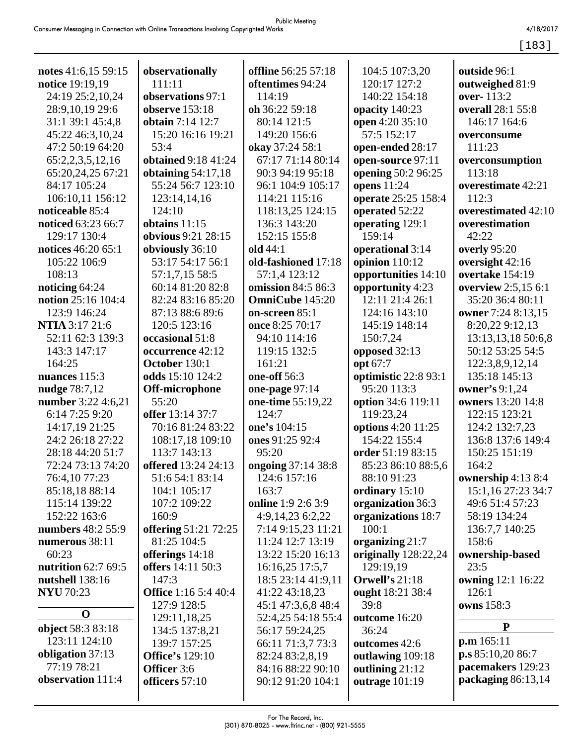**notes** 41:6,15 59:15
**notice** 19:19,19 24:19 25:2,10,24 28:9,10,19 29:6 31:1 39:1 45:4,8 45:22 46:3,10,24 47:2 50:19 64:20 65:2,2,3,5,12,16 65:20,24,25 67:21 84:17 105:24 106:10,11 156:12
**noticeable** 85:4
**noticed** 63:23 66:7 129:17 130:4
**notices** 46:20 65:1 105:22 106:9 108:13
**noticing** 64:24
**notion** 25:16 104:4 123:9 146:24
**NTIA** 3:17 21:6 52:11 62:3 139:3 143:3 147:17 164:25
**nuances** 115:3
**nudge** 78:7,12
**number** 3:22 4:6,21 6:14 7:25 9:20 14:17,19 21:25 24:2 26:18 27:22 28:18 44:20 51:7 72:24 73:13 74:20 76:4,10 77:23 85:18,18 88:14 115:14 139:22 152:22 163:6
**numbers** 48:2 55:9
**numerous** 38:11 60:23
**nutrition** 62:7 69:5
**nutshell** 138:16
**NYU** 70:23

## O

**object** 58:3 83:18 123:11 124:10
**obligation** 37:13 77:19 78:21
**observation** 111:4
**observationally** 111:11
**observations** 97:1
**observe** 153:18
**obtain** 7:14 12:7 15:20 16:16 19:21 53:4
**obtained** 9:18 41:24
**obtaining** 54:17,18 55:24 56:7 123:10 123:14,14,16 124:10
**obtains** 11:15
**obvious** 9:21 28:15
**obviously** 36:10 53:17 54:17 56:1 57:1,7,15 58:5 60:14 81:20 82:8 82:24 83:16 85:20 87:13 88:6 89:6 120:5 123:16
**occasional** 51:8
**occurrence** 42:12
**October** 130:1
**odds** 15:10 124:2
**Off-microphone** 55:20
**offer** 13:14 37:7 70:16 81:24 83:22 108:17,18 109:10 113:7 143:13
**offered** 13:24 24:13 51:6 54:1 83:14 104:1 105:17 107:2 109:22 160:9
**offering** 51:21 72:25 81:25 104:5
**offerings** 14:18
**offers** 14:11 50:3 147:3
**Office** 1:16 5:4 40:4 127:9 128:5 129:11,18,25 134:5 137:8,21 139:7 157:25
**Office's** 129:10
**Officer** 3:6
**officers** 57:10
**offline** 56:25 57:18
**oftentimes** 94:24 114:19
**oh** 36:22 59:18 80:14 121:5 149:20 156:6
**okay** 37:24 58:1 67:17 71:14 80:14 90:3 94:19 95:18 96:1 104:9 105:17 114:21 115:16 118:13,25 124:15 136:3 143:20 152:15 155:8
**old** 44:1
**old-fashioned** 17:18 57:1,4 123:12
**omission** 84:5 86:3
**OmniCube** 145:20
**on-screen** 85:1
**once** 8:25 70:17 94:10 114:16 119:15 132:5 161:21
**one-off** 56:3
**one-page** 97:14
**one-time** 55:19,22 124:7
**one's** 104:15
**ones** 91:25 92:4 95:20
**ongoing** 37:14 38:8 124:6 157:16 163:7
**online** 1:9 2:6 3:9 4:9,14,23 6:2,22 7:14 9:15,23 11:21 11:24 12:7 13:19 13:22 15:20 16:13 16:16,25 17:5,7 18:5 23:14 41:9,11 41:22 43:18,23 45:1 47:3,6,8 48:4 52:4,25 54:18 55:4 56:17 59:24,25 66:11 71:3,7 73:3 82:24 83:2,8,19 84:16 88:22 90:10 90:12 91:20 104:1 104:5 107:3,20 120:17 127:2 140:22 154:18
**opacity** 140:23
**open** 4:20 35:10 57:5 152:17
**open-ended** 28:17
**open-source** 97:11
**opening** 50:2 96:25
**opens** 11:24
**operate** 25:25 158:4
**operated** 52:22
**operating** 129:1 159:14
**operational** 3:14
**opinion** 110:12
**opportunities** 14:10
**opportunity** 4:23 12:11 21:4 26:1 124:16 143:10 145:19 148:14 150:7,24
**opposed** 32:13
**opt** 67:7
**optimistic** 22:8 93:1 95:20 113:3
**option** 34:6 119:11 119:23,24
**options** 4:20 11:25 154:22 155:4
**order** 51:19 83:15 85:23 86:10 88:5,6 88:10 91:23
**ordinary** 15:10
**organization** 36:3
**organizations** 18:7 100:1
**organizing** 21:7
**originally** 128:22,24 129:19,19
**Orwell's** 21:18
**ought** 18:21 38:4 39:8
**outcome** 16:20 36:24
**outcomes** 42:6
**outlawing** 109:18
**outlining** 21:12
**outrage** 101:19
**outside** 96:1
**outweighed** 81:9
**over-** 113:2
**overall** 28:1 55:8 146:17 164:6
**overconsume** 111:23
**overconsumption** 113:18
**overestimate** 42:21 112:3
**overestimated** 42:10
**overestimation** 42:22
**overly** 95:20
**oversight** 42:16
**overtake** 154:19
**overview** 2:5,15 6:1 35:20 36:4 80:11
**owner** 7:24 8:13,15 8:20,22 9:12,13 13:13,13,18 50:6,8 50:12 53:25 54:5 122:3,8,9,12,14 135:18 145:13
**owner's** 9:1,24
**owners** 13:20 14:8 122:15 123:21 124:2 132:7,23 136:8 137:6 149:4 150:25 151:19 164:2
**ownership** 4:13 8:4 15:1,16 27:23 34:7 49:6 51:4 57:23 58:19 134:24 136:7,7 140:25 158:6
**ownership-based** 23:5
**owning** 12:1 16:22 126:1
**owns** 158:3

## P

**p.m** 165:11
**p.s** 85:10,20 86:7
**pacemakers** 129:23
**packaging** 86:13,14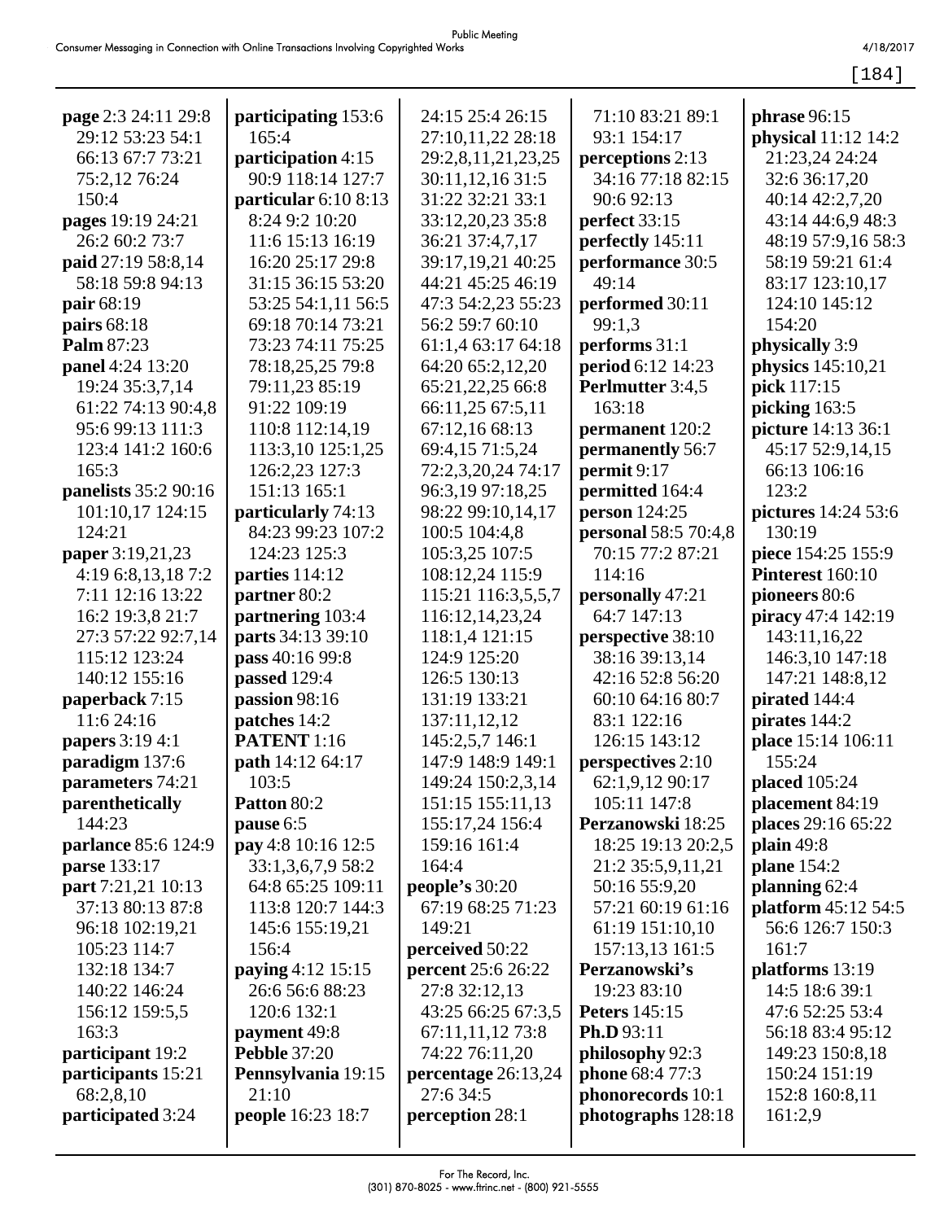**page** 2:3 24:11 29:8 29:12 53:23 54:1 66:13 67:7 73:21 75:2,12 76:24 150:4
**pages** 19:19 24:21 26:2 60:2 73:7
**paid** 27:19 58:8,14 58:18 59:8 94:13
**pair** 68:19
**pairs** 68:18
**Palm** 87:23
**panel** 4:24 13:20 19:24 35:3,7,14 61:22 74:13 90:4,8 95:6 99:13 111:3 123:4 141:2 160:6 165:3
**panelists** 35:2 90:16 101:10,17 124:15 124:21
**paper** 3:19,21,23 4:19 6:8,13,18 7:2 7:11 12:16 13:22 16:2 19:3,8 21:7 27:3 57:22 92:7,14 115:12 123:24 140:12 155:16
**paperback** 7:15 11:6 24:16
**papers** 3:19 4:1
**paradigm** 137:6
**parameters** 74:21
**parenthetically** 144:23
**parlance** 85:6 124:9
**parse** 133:17
**part** 7:21,21 10:13 37:13 80:13 87:8 96:18 102:19,21 105:23 114:7 132:18 134:7 140:22 146:24 156:12 159:5,5 163:3
**participant** 19:2
**participants** 15:21 68:2,8,10
**participated** 3:24
**participating** 153:6 165:4
**participation** 4:15 90:9 118:14 127:7
**particular** 6:10 8:13 8:24 9:2 10:20 11:6 15:13 16:19 16:20 25:17 29:8 31:15 36:15 53:20 53:25 54:1,11 56:5 69:18 70:14 73:21 73:23 74:11 75:25 78:18,25,25 79:8 79:11,23 85:19 91:22 109:19 110:8 112:14,19 113:3,10 125:1,25 126:2,23 127:3 151:13 165:1
**particularly** 74:13 84:23 99:23 107:2 124:23 125:3
**parties** 114:12
**partner** 80:2
**partnering** 103:4
**parts** 34:13 39:10
**pass** 40:16 99:8
**passed** 129:4
**passion** 98:16
**patches** 14:2
**PATENT** 1:16
**path** 14:12 64:17 103:5
**Patton** 80:2
**pause** 6:5
**pay** 4:8 10:16 12:5 33:1,3,6,7,9 58:2 64:8 65:25 109:11 113:8 120:7 144:3 145:6 155:19,21 156:4
**paying** 4:12 15:15 26:6 56:6 88:23 120:6 132:1
**payment** 49:8
**Pebble** 37:20
**Pennsylvania** 19:15 21:10
**people** 16:23 18:7 24:15 25:4 26:15 27:10,11,22 28:18 29:2,8,11,21,23,25 30:11,12,16 31:5 31:22 32:21 33:1 33:12,20,23 35:8 36:21 37:4,7,17 39:17,19,21 40:25 44:21 45:25 46:19 47:3 54:2,23 55:23 56:2 59:7 60:10 61:1,4 63:17 64:18 64:20 65:2,12,20 65:21,22,25 66:8 66:11,25 67:5,11 67:12,16 68:13 69:4,15 71:5,24 72:2,3,20,24 74:17 96:3,19 97:18,25 98:22 99:10,14,17 100:5 104:4,8 105:3,25 107:5 108:12,24 115:9 115:21 116:3,5,5,7 116:12,14,23,24 118:1,4 121:15 124:9 125:20 126:5 130:13 131:19 133:21 137:11,12,12 145:2,5,7 146:1 147:9 148:9 149:1 149:24 150:2,3,14 151:15 155:11,13 155:17,24 156:4 159:16 161:4 164:4
**people's** 30:20 67:19 68:25 71:23 149:21
**perceived** 50:22
**percent** 25:6 26:22 27:8 32:12,13 43:25 66:25 67:3,5 67:11,11,12 73:8 74:22 76:11,20
**percentage** 26:13,24 27:6 34:5
**perception** 28:1 71:10 83:21 89:1 93:1 154:17
**perceptions** 2:13 34:16 77:18 82:15 90:6 92:13
**perfect** 33:15
**perfectly** 145:11
**performance** 30:5 49:14
**performed** 30:11 99:1,3
**performs** 31:1
**period** 6:12 14:23
**Perlmutter** 3:4,5 163:18
**permanent** 120:2
**permanently** 56:7
**permit** 9:17
**permitted** 164:4
**person** 124:25
**personal** 58:5 70:4,8 70:15 77:2 87:21 114:16
**personally** 47:21 64:7 147:13
**perspective** 38:10 38:16 39:13,14 42:16 52:8 56:20 60:10 64:16 80:7 83:1 122:16 126:15 143:12
**perspectives** 2:10 62:1,9,12 90:17 105:11 147:8
**Perzanowski** 18:25 18:25 19:13 20:2,5 21:2 35:5,9,11,21 50:16 55:9,20 57:21 60:19 61:16 61:19 151:10,10 157:13,13 161:5
**Perzanowski's** 19:23 83:10
**Peters** 145:15
**Ph.D** 93:11
**philosophy** 92:3
**phone** 68:4 77:3
**phonorecords** 10:1
**photographs** 128:18
**phrase** 96:15
**physical** 11:12 14:2 21:23,24 24:24 32:6 36:17,20 40:14 42:2,7,20 43:14 44:6,9 48:3 48:19 57:9,16 58:3 58:19 59:21 61:4 83:17 123:10,17 124:10 145:12 154:20
**physically** 3:9
**physics** 145:10,21
**pick** 117:15
**picking** 163:5
**picture** 14:13 36:1 45:17 52:9,14,15 66:13 106:16 123:2
**pictures** 14:24 53:6 130:19
**piece** 154:25 155:9
**Pinterest** 160:10
**pioneers** 80:6
**piracy** 47:4 142:19 143:11,16,22 146:3,10 147:18 147:21 148:8,12
**pirated** 144:4
**pirates** 144:2
**place** 15:14 106:11 155:24
**placed** 105:24
**placement** 84:19
**places** 29:16 65:22
**plain** 49:8
**plane** 154:2
**planning** 62:4
**platform** 45:12 54:5 56:6 126:7 150:3 161:7
**platforms** 13:19 14:5 18:6 39:1 47:6 52:25 53:4 56:18 83:4 95:12 149:23 150:8,18 150:24 151:19 152:8 160:8,11 161:2,9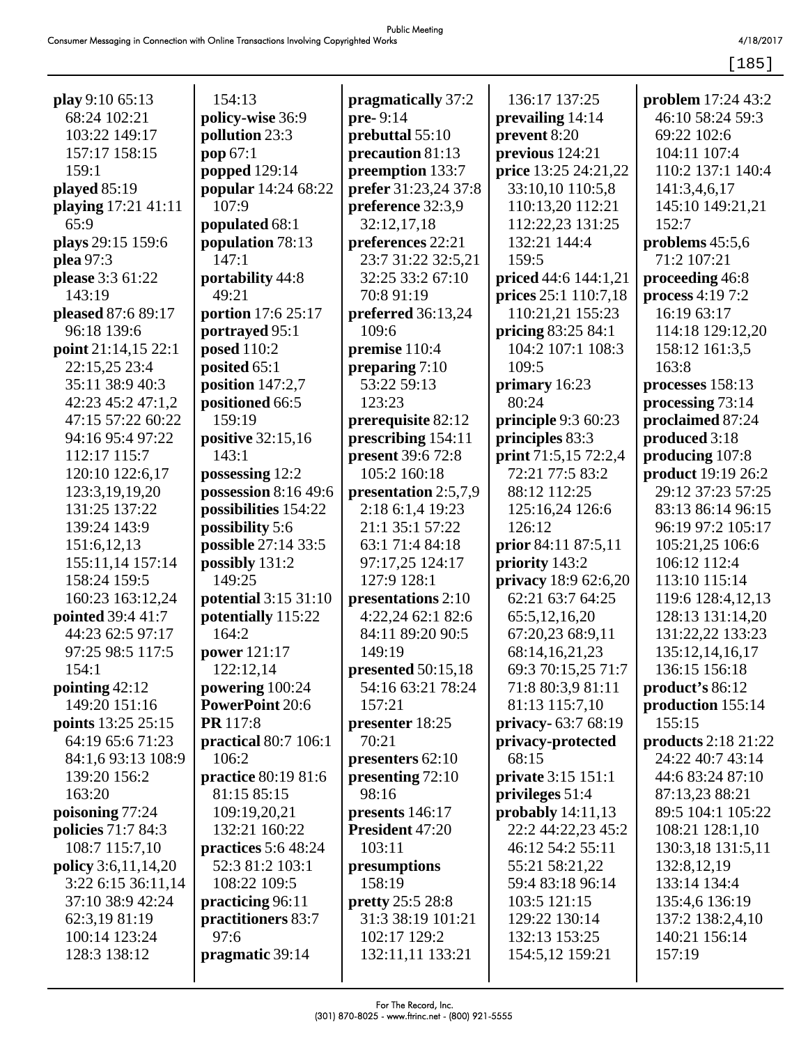**play** 9:10 65:13 68:24 102:21 103:22 149:17 157:17 158:15 159:1
**played** 85:19
**playing** 17:21 41:11 65:9
**plays** 29:15 159:6
**plea** 97:3
**please** 3:3 61:22 143:19
**pleased** 87:6 89:17 96:18 139:6
**point** 21:14,15 22:1 22:15,25 23:4 35:11 38:9 40:3 42:23 45:2 47:1,2 47:15 57:22 60:22 94:16 95:4 97:22 112:17 115:7 120:10 122:6,17 123:3,19,19,20 131:25 137:22 139:24 143:9 151:6,12,13 155:11,14 157:14 158:24 159:5 160:23 163:12,24
**pointed** 39:4 41:7 44:23 62:5 97:17 97:25 98:5 117:5 154:1
**pointing** 42:12 149:20 151:16
**points** 13:25 25:15 64:19 65:6 71:23 84:1,6 93:13 108:9 139:20 156:2 163:20
**poisoning** 77:24
**policies** 71:7 84:3 108:7 115:7,10
**policy** 3:6,11,14,20 3:22 6:15 36:11,14 37:10 38:9 42:24 62:3,19 81:19 100:14 123:24 128:3 138:12 154:13
**policy-wise** 36:9
**pollution** 23:3
**pop** 67:1
**popped** 129:14
**popular** 14:24 68:22 107:9
**populated** 68:1
**population** 78:13 147:1
**portability** 44:8 49:21
**portion** 17:6 25:17
**portrayed** 95:1
**posed** 110:2
**posited** 65:1
**position** 147:2,7
**positioned** 66:5 159:19
**positive** 32:15,16 143:1
**possessing** 12:2
**possession** 8:16 49:6
**possibilities** 154:22
**possibility** 5:6
**possible** 27:14 33:5
**possibly** 131:2 149:25
**potential** 3:15 31:10
**potentially** 115:22 164:2
**power** 121:17 122:12,14
**powering** 100:24
**PowerPoint** 20:6
**PR** 117:8
**practical** 80:7 106:1 106:2
**practice** 80:19 81:6 81:15 85:15 109:19,20,21 132:21 160:22
**practices** 5:6 48:24 52:3 81:2 103:1 108:22 109:5
**practicing** 96:11
**practitioners** 83:7 97:6
**pragmatic** 39:14
**pragmatically** 37:2
**pre-** 9:14
**prebuttal** 55:10
**precaution** 81:13
**preemption** 133:7
**prefer** 31:23,24 37:8
**preference** 32:3,9 32:12,17,18
**preferences** 22:21 23:7 31:22 32:5,21 32:25 33:2 67:10 70:8 91:19
**preferred** 36:13,24 109:6
**premise** 110:4
**preparing** 7:10 53:22 59:13 123:23
**prerequisite** 82:12
**prescribing** 154:11
**present** 39:6 72:8 105:2 160:18
**presentation** 2:5,7,9 2:18 6:1,4 19:23 21:1 35:1 57:22 63:1 71:4 84:18 97:17,25 124:17 127:9 128:1
**presentations** 2:10 4:22,24 62:1 82:6 84:11 89:20 90:5 149:19
**presented** 50:15,18 54:16 63:21 78:24 157:21
**presenter** 18:25 70:21
**presenters** 62:10
**presenting** 72:10 98:16
**presents** 146:17
**President** 47:20 103:11
**presumptions** 158:19
**pretty** 25:5 28:8 31:3 38:19 101:21 102:17 129:2 132:11,11 133:21 136:17 137:25
**prevailing** 14:14
**prevent** 8:20
**previous** 124:21
**price** 13:25 24:21,22 33:10,10 110:5,8 110:13,20 112:21 112:22,23 131:25 132:21 144:4 159:5
**priced** 44:6 144:1,21
**prices** 25:1 110:7,18 110:21,21 155:23
**pricing** 83:25 84:1 104:2 107:1 108:3 109:5
**primary** 16:23 80:24
**principle** 9:3 60:23
**principles** 83:3
**print** 71:5,15 72:2,4 72:21 77:5 83:2 88:12 112:25 125:16,24 126:6 126:12
**prior** 84:11 87:5,11
**priority** 143:2
**privacy** 18:9 62:6,20 62:21 63:7 64:25 65:5,12,16,20 67:20,23 68:9,11 68:14,16,21,23 69:3 70:15,25 71:7 71:8 80:3,9 81:11 81:13 115:7,10
**privacy-** 63:7 68:19
**privacy-protected** 68:15
**private** 3:15 151:1
**privileges** 51:4
**probably** 14:11,13 22:2 44:22,23 45:2 46:12 54:2 55:11 55:21 58:21,22 59:4 83:18 96:14 103:5 121:15 129:22 130:14 132:13 153:25 154:5,12 159:21
**problem** 17:24 43:2 46:10 58:24 59:3 69:22 102:6 104:11 107:4 110:2 137:1 140:4 141:3,4,6,17 145:10 149:21,21 152:7
**problems** 45:5,6 71:2 107:21
**proceeding** 46:8
**process** 4:19 7:2 16:19 63:17 114:18 129:12,20 158:12 161:3,5 163:8
**processes** 158:13
**processing** 73:14
**proclaimed** 87:24
**produced** 3:18
**producing** 107:8
**product** 19:19 26:2 29:12 37:23 57:25 83:13 86:14 96:15 96:19 97:2 105:17 105:21,25 106:6 106:12 112:4 113:10 115:14 119:6 128:4,12,13 128:13 131:14,20 131:22,22 133:23 135:12,14,16,17 136:15 156:18
**product's** 86:12
**production** 155:14 155:15
**products** 2:18 21:22 24:22 40:7 43:14 44:6 83:24 87:10 87:13,23 88:21 89:5 104:1 105:22 108:21 128:1,10 130:3,18 131:5,11 132:8,12,19 133:14 134:4 135:4,6 136:19 137:2 138:2,4,10 140:21 156:14 157:19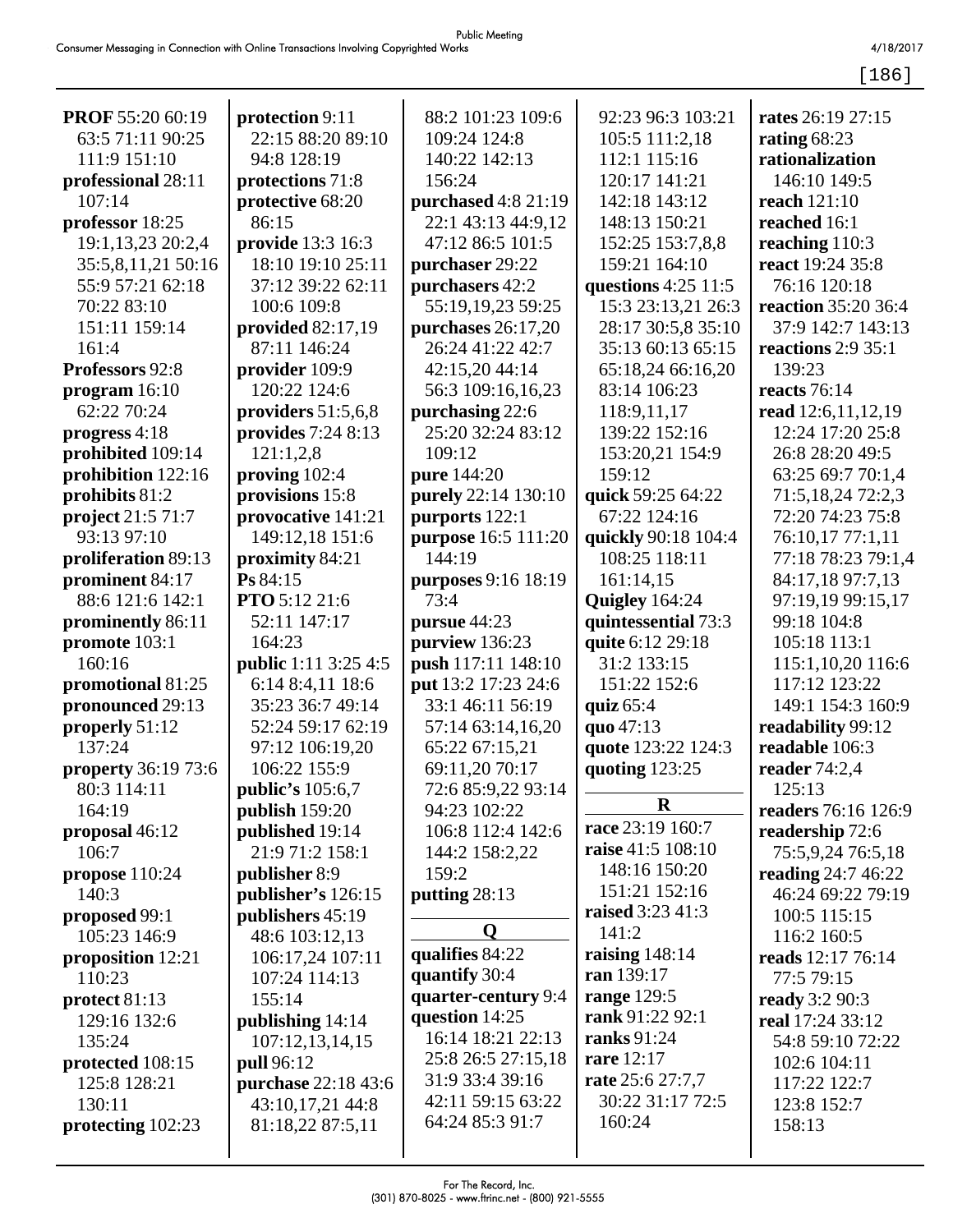**PROF** 55:20 60:19 63:5 71:11 90:25 111:9 151:10
**professional** 28:11 107:14
**professor** 18:25 19:1,13,23 20:2,4 35:5,8,11,21 50:16 55:9 57:21 62:18 70:22 83:10 151:11 159:14 161:4
**Professors** 92:8
**program** 16:10 62:22 70:24
**progress** 4:18
**prohibited** 109:14
**prohibition** 122:16
**prohibits** 81:2
**project** 21:5 71:7 93:13 97:10
**proliferation** 89:13
**prominent** 84:17 88:6 121:6 142:1
**prominently** 86:11
**promote** 103:1 160:16
**promotional** 81:25
**pronounced** 29:13
**properly** 51:12 137:24
**property** 36:19 73:6 80:3 114:11 164:19
**proposal** 46:12 106:7
**propose** 110:24 140:3
**proposed** 99:1 105:23 146:9
**proposition** 12:21 110:23
**protect** 81:13 129:16 132:6 135:24
**protected** 108:15 125:8 128:21 130:11
**protecting** 102:23
**protection** 9:11 22:15 88:20 89:10 94:8 128:19
**protections** 71:8
**protective** 68:20 86:15
**provide** 13:3 16:3 18:10 19:10 25:11 37:12 39:22 62:11 100:6 109:8
**provided** 82:17,19 87:11 146:24
**provider** 109:9 120:22 124:6
**providers** 51:5,6,8
**provides** 7:24 8:13 121:1,2,8
**proving** 102:4
**provisions** 15:8
**provocative** 141:21 149:12,18 151:6
**proximity** 84:21
**Ps** 84:15
**PTO** 5:12 21:6 52:11 147:17 164:23
**public** 1:11 3:25 4:5 6:14 8:4,11 18:6 35:23 36:7 49:14 52:24 59:17 62:19 97:12 106:19,20 106:22 155:9
**public's** 105:6,7
**publish** 159:20
**published** 19:14 21:9 71:2 158:1
**publisher** 8:9
**publisher's** 126:15
**publishers** 45:19 48:6 103:12,13 106:17,24 107:11 107:24 114:13 155:14
**publishing** 14:14 107:12,13,14,15
**pull** 96:12
**purchase** 22:18 43:6 43:10,17,21 44:8 81:18,22 87:5,11 88:2 101:23 109:6 109:24 124:8 140:22 142:13 156:24
**purchased** 4:8 21:19 22:1 43:13 44:9,12 47:12 86:5 101:5
**purchaser** 29:22
**purchasers** 42:2 55:19,19,23 59:25
**purchases** 26:17,20 26:24 41:22 42:7 42:15,20 44:14 56:3 109:16,16,23
**purchasing** 22:6 25:20 32:24 83:12 109:12
**pure** 144:20
**purely** 22:14 130:10
**purports** 122:1
**purpose** 16:5 111:20 144:19
**purposes** 9:16 18:19 73:4
**pursue** 44:23
**purview** 136:23
**push** 117:11 148:10
**put** 13:2 17:23 24:6 33:1 46:11 56:19 57:14 63:14,16,20 65:22 67:15,21 69:11,20 70:17 72:6 85:9,22 93:14 94:23 102:22 106:8 112:4 142:6 144:2 158:2,22 159:2
**putting** 28:13

**Q**

**qualifies** 84:22
**quantify** 30:4
**quarter-century** 9:4
**question** 14:25 16:14 18:21 22:13 25:8 26:5 27:15,18 31:9 33:4 39:16 42:11 59:15 63:22 64:24 85:3 91:7 92:23 96:3 103:21 105:5 111:2,18 112:1 115:16 120:17 141:21 142:18 143:12 148:13 150:21 152:25 153:7,8,8 159:21 164:10
**questions** 4:25 11:5 15:3 23:13,21 26:3 28:17 30:5,8 35:10 35:13 60:13 65:15 65:18,24 66:16,20 83:14 106:23 118:9,11,17 139:22 152:16 153:20,21 154:9 159:12
**quick** 59:25 64:22 67:22 124:16
**quickly** 90:18 104:4 108:25 118:11 161:14,15
**Quigley** 164:24
**quintessential** 73:3
**quite** 6:12 29:18 31:2 133:15 151:22 152:6
**quiz** 65:4
**quo** 47:13
**quote** 123:22 124:3
**quoting** 123:25

**R**

**race** 23:19 160:7
**raise** 41:5 108:10 148:16 150:20 151:21 152:16
**raised** 3:23 41:3 141:2
**raising** 148:14
**ran** 139:17
**range** 129:5
**rank** 91:22 92:1
**ranks** 91:24
**rare** 12:17
**rate** 25:6 27:7,7 30:22 31:17 72:5 160:24
**rates** 26:19 27:15
**rating** 68:23
**rationalization** 146:10 149:5
**reach** 121:10
**reached** 16:1
**reaching** 110:3
**react** 19:24 35:8 76:16 120:18
**reaction** 35:20 36:4 37:9 142:7 143:13
**reactions** 2:9 35:1 139:23
**reacts** 76:14
**read** 12:6,11,12,19 12:24 17:20 25:8 26:8 28:20 49:5 63:25 69:7 70:1,4 71:5,18,24 72:2,3 72:20 74:23 75:8 76:10,17 77:1,11 77:18 78:23 79:1,4 84:17,18 97:7,13 97:19,19 99:15,17 99:18 104:8 105:18 113:1 115:1,10,20 116:6 117:12 123:22 149:1 154:3 160:9
**readability** 99:12
**readable** 106:3
**reader** 74:2,4 125:13
**readers** 76:16 126:9
**readership** 72:6 75:5,9,24 76:5,18
**reading** 24:7 46:22 46:24 69:22 79:19 100:5 115:15 116:2 160:5
**reads** 12:17 76:14 77:5 79:15
**ready** 3:2 90:3
**real** 17:24 33:12 54:8 59:10 72:22 102:6 104:11 117:22 122:7 123:8 152:7 158:13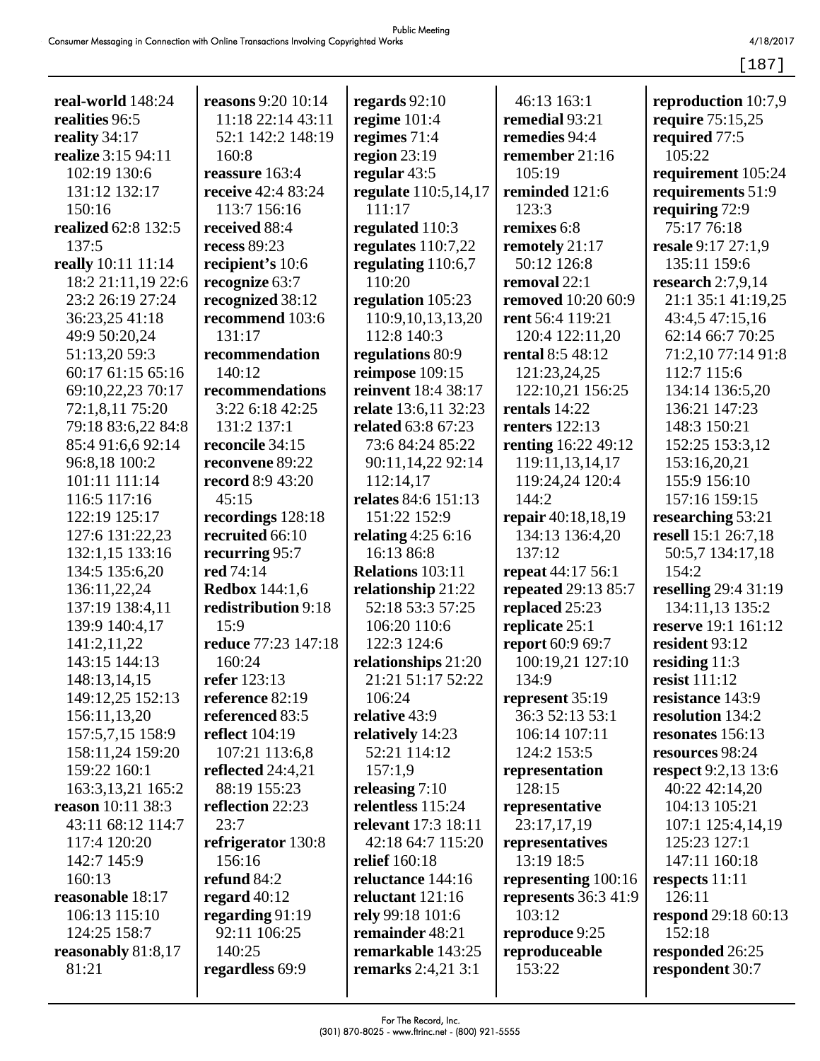**real-world** 148:24
**realities** 96:5
**reality** 34:17
**realize** 3:15 94:11 102:19 130:6 131:12 132:17 150:16
**realized** 62:8 132:5 137:5
**really** 10:11 11:14 18:2 21:11,19 22:6 23:2 26:19 27:24 36:23,25 41:18 49:9 50:20,24 51:13,20 59:3 60:17 61:15 65:16 69:10,22,23 70:17 72:1,8,11 75:20 79:18 83:6,22 84:8 85:4 91:6,6 92:14 96:8,18 100:2 101:11 111:14 116:5 117:16 122:19 125:17 127:6 131:22,23 132:1,15 133:16 134:5 135:6,20 136:11,22,24 137:19 138:4,11 139:9 140:4,17 141:2,11,22 143:15 144:13 148:13,14,15 149:12,25 152:13 156:11,13,20 157:5,7,15 158:9 158:11,24 159:20 159:22 160:1 163:3,13,21 165:2
**reason** 10:11 38:3 43:11 68:12 114:7 117:4 120:20 142:7 145:9 160:13
**reasonable** 18:17 106:13 115:10 124:25 158:7
**reasonably** 81:8,17 81:21
**reasons** 9:20 10:14 11:18 22:14 43:11 52:1 142:2 148:19 160:8
**reassure** 163:4
**receive** 42:4 83:24 113:7 156:16
**received** 88:4
**recess** 89:23
**recipient's** 10:6
**recognize** 63:7
**recognized** 38:12
**recommend** 103:6 131:17
**recommendation** 140:12
**recommendations** 3:22 6:18 42:25 131:2 137:1
**reconcile** 34:15
**reconvene** 89:22
**record** 8:9 43:20 45:15
**recordings** 128:18
**recruited** 66:10
**recurring** 95:7
**red** 74:14
**Redbox** 144:1,6
**redistribution** 9:18 15:9
**reduce** 77:23 147:18 160:24
**refer** 123:13
**reference** 82:19
**referenced** 83:5
**reflect** 104:19 107:21 113:6,8
**reflected** 24:4,21 88:19 155:23
**reflection** 22:23 23:7
**refrigerator** 130:8 156:16
**refund** 84:2
**regard** 40:12
**regarding** 91:19 92:11 106:25 140:25
**regardless** 69:9
**regards** 92:10
**regime** 101:4
**regimes** 71:4
**region** 23:19
**regular** 43:5
**regulate** 110:5,14,17 111:17
**regulated** 110:3
**regulates** 110:7,22
**regulating** 110:6,7 110:20
**regulation** 105:23 110:9,10,13,13,20 112:8 140:3
**regulations** 80:9
**reimpose** 109:15
**reinvent** 18:4 38:17
**relate** 13:6,11 32:23
**related** 63:8 67:23 73:6 84:24 85:22 90:11,14,22 92:14 112:14,17
**relates** 84:6 151:13 151:22 152:9
**relating** 4:25 6:16 16:13 86:8
**Relations** 103:11
**relationship** 21:22 52:18 53:3 57:25 106:20 110:6 122:3 124:6
**relationships** 21:20 21:21 51:17 52:22 106:24
**relative** 43:9
**relatively** 14:23 52:21 114:12 157:1,9
**releasing** 7:10
**relentless** 115:24
**relevant** 17:3 18:11 42:18 64:7 115:20
**relief** 160:18
**reluctance** 144:16
**reluctant** 121:16
**rely** 99:18 101:6
**remainder** 48:21
**remarkable** 143:25
**remarks** 2:4,21 3:1 46:13 163:1
**remedial** 93:21
**remedies** 94:4
**remember** 21:16 105:19
**reminded** 121:6 123:3
**remixes** 6:8
**remotely** 21:17 50:12 126:8
**removal** 22:1
**removed** 10:20 60:9
**rent** 56:4 119:21 120:4 122:11,20
**rental** 8:5 48:12 121:23,24,25 122:10,21 156:25
**rentals** 14:22
**renters** 122:13
**renting** 16:22 49:12 119:11,13,14,17 119:24,24 120:4 144:2
**repair** 40:18,18,19 134:13 136:4,20 137:12
**repeat** 44:17 56:1
**repeated** 29:13 85:7
**replaced** 25:23
**replicate** 25:1
**report** 60:9 69:7 100:19,21 127:10 134:9
**represent** 35:19 36:3 52:13 53:1 106:14 107:11 124:2 153:5
**representation** 128:15
**representative** 23:17,17,19
**representatives** 13:19 18:5
**representing** 100:16
**represents** 36:3 41:9 103:12
**reproduce** 9:25
**reproduceable** 153:22
**reproduction** 10:7,9
**require** 75:15,25
**required** 77:5 105:22
**requirement** 105:24
**requirements** 51:9
**requiring** 72:9 75:17 76:18
**resale** 9:17 27:1,9 135:11 159:6
**research** 2:7,9,14 21:1 35:1 41:19,25 43:4,5 47:15,16 62:14 66:7 70:25 71:2,10 77:14 91:8 112:7 115:6 134:14 136:5,20 136:21 147:23 148:3 150:21 152:25 153:3,12 153:16,20,21 155:9 156:10 157:16 159:15
**researching** 53:21
**resell** 15:1 26:7,18 50:5,7 134:17,18 154:2
**reselling** 29:4 31:19 134:11,13 135:2
**reserve** 19:1 161:12
**resident** 93:12
**residing** 11:3
**resist** 111:12
**resistance** 143:9
**resolution** 134:2
**resonates** 156:13
**resources** 98:24
**respect** 9:2,13 13:6 40:22 42:14,20 104:13 105:21 107:1 125:4,14,19 125:23 127:1 147:11 160:18
**respects** 11:11 126:11
**respond** 29:18 60:13 152:18
**responded** 26:25
**respondent** 30:7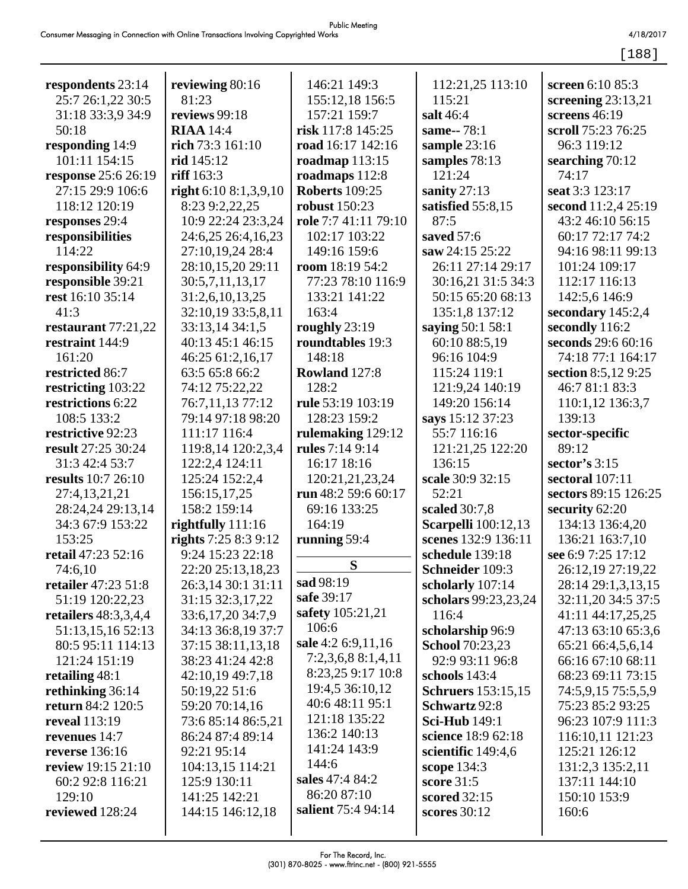**respondents** 23:14 25:7 26:1,22 30:5 31:18 33:3,9 34:9 50:18
**responding** 14:9 101:11 154:15
**response** 25:6 26:19 27:15 29:9 106:6 118:12 120:19
**responses** 29:4
**responsibilities** 114:22
**responsibility** 64:9
**responsible** 39:21
**rest** 16:10 35:14 41:3
**restaurant** 77:21,22
**restraint** 144:9 161:20
**restricted** 86:7
**restricting** 103:22
**restrictions** 6:22 108:5 133:2
**restrictive** 92:23
**result** 27:25 30:24 31:3 42:4 53:7
**results** 10:7 26:10 27:4,13,21,21 28:24,24 29:13,14 34:3 67:9 153:22 153:25
**retail** 47:23 52:16 74:6,10
**retailer** 47:23 51:8 51:19 120:22,23
**retailers** 48:3,3,4,4 51:13,15,16 52:13 80:5 95:11 114:13 121:24 151:19
**retailing** 48:1
**rethinking** 36:14
**return** 84:2 120:5
**reveal** 113:19
**revenues** 14:7
**reverse** 136:16
**review** 19:15 21:10 60:2 92:8 116:21 129:10
**reviewed** 128:24
**reviewing** 80:16 81:23
**reviews** 99:18
**RIAA** 14:4
**rich** 73:3 161:10
**rid** 145:12
**riff** 163:3
**right** 6:10 8:1,3,9,10 8:23 9:2,22,25 10:9 22:24 23:3,24 24:6,25 26:4,16,23 27:10,19,24 28:4 28:10,15,20 29:11 30:5,7,11,13,17 31:2,6,10,13,25 32:10,19 33:5,8,11 33:13,14 34:1,5 40:13 45:1 46:15 46:25 61:2,16,17 63:5 65:8 66:2 74:12 75:22,22 76:7,11,13 77:12 79:14 97:18 98:20 111:17 116:4 119:8,14 120:2,3,4 122:2,4 124:11 125:24 152:2,4 156:15,17,25 158:2 159:14
**rightfully** 111:16
**rights** 7:25 8:3 9:12 9:24 15:23 22:18 22:20 25:13,18,23 26:3,14 30:1 31:11 31:15 32:3,17,22 33:6,17,20 34:7,9 34:13 36:8,19 37:7 37:15 38:11,13,18 38:23 41:24 42:8 42:10,19 49:7,18 50:19,22 51:6 59:20 70:14,16 73:6 85:14 86:5,21 86:24 87:4 89:14 92:21 95:14 104:13,15 114:21 125:9 130:11 141:25 142:21 144:15 146:12,18 146:21 149:3 155:12,18 156:5 157:21 159:7
**risk** 117:8 145:25
**road** 16:17 142:16
**roadmap** 113:15
**roadmaps** 112:8
**Roberts** 109:25
**robust** 150:23
**role** 7:7 41:11 79:10 102:17 103:22 149:16 159:6
**room** 18:19 54:2 77:23 78:10 116:9 133:21 141:22 163:4
**roughly** 23:19
**roundtables** 19:3 148:18
**Rowland** 127:8 128:2
**rule** 53:19 103:19 128:23 159:2
**rulemaking** 129:12
**rules** 7:14 9:14 16:17 18:16 120:21,21,23,24
**run** 48:2 59:6 60:17 69:16 133:25 164:19
**running** 59:4

**S**

**sad** 98:19
**safe** 39:17
**safety** 105:21,21 106:6
**sale** 4:2 6:9,11,16 7:2,3,6,8 8:1,4,11 8:23,25 9:17 10:8 19:4,5 36:10,12 40:6 48:11 95:1 121:18 135:22 136:2 140:13 141:24 143:9 144:6
**sales** 47:4 84:2 86:20 87:10
**salient** 75:4 94:14 112:21,25 113:10 115:21
**salt** 46:4
**same--** 78:1
**sample** 23:16
**samples** 78:13 121:24
**sanity** 27:13
**satisfied** 55:8,15 87:5
**saved** 57:6
**saw** 24:15 25:22 26:11 27:14 29:17 30:16,21 31:5 34:3 50:15 65:20 68:13 135:1,8 137:12
**saying** 50:1 58:1 60:10 88:5,19 96:16 104:9 115:24 119:1 121:9,24 140:19 149:20 156:14
**says** 15:12 37:23 55:7 116:16 121:21,25 122:20 136:15
**scale** 30:9 32:15 52:21
**scaled** 30:7,8
**Scarpelli** 100:12,13
**scenes** 132:9 136:11
**schedule** 139:18
**Schneider** 109:3
**scholarly** 107:14
**scholars** 99:23,23,24 116:4
**scholarship** 96:9
**School** 70:23,23 92:9 93:11 96:8
**schools** 143:4
**Schruers** 153:15,15
**Schwartz** 92:8
**Sci-Hub** 149:1
**science** 18:9 62:18
**scientific** 149:4,6
**scope** 134:3
**score** 31:5
**scored** 32:15
**scores** 30:12
**screen** 6:10 85:3
**screening** 23:13,21
**screens** 46:19
**scroll** 75:23 76:25 96:3 119:12
**searching** 70:12 74:17
**seat** 3:3 123:17
**second** 11:2,4 25:19 43:2 46:10 56:15 60:17 72:17 74:2 94:16 98:11 99:13 101:24 109:17 112:17 116:13 142:5,6 146:9
**secondary** 145:2,4
**secondly** 116:2
**seconds** 29:6 60:16 74:18 77:1 164:17
**section** 8:5,12 9:25 46:7 81:1 83:3 110:1,12 136:3,7 139:13
**sector-specific** 89:12
**sector's** 3:15
**sectoral** 107:11
**sectors** 89:15 126:25
**security** 62:20 134:13 136:4,20 136:21 163:7,10
**see** 6:9 7:25 17:12 26:12,19 27:19,22 28:14 29:1,3,13,15 32:11,20 34:5 37:5 41:11 44:17,25,25 47:13 63:10 65:3,6 65:21 66:4,5,6,14 66:16 67:10 68:11 68:23 69:11 73:15 74:5,9,15 75:5,5,9 75:23 85:2 93:25 96:23 107:9 111:3 116:10,11 121:23 125:21 126:12 131:2,3 135:2,11 137:11 144:10 150:10 153:9 160:6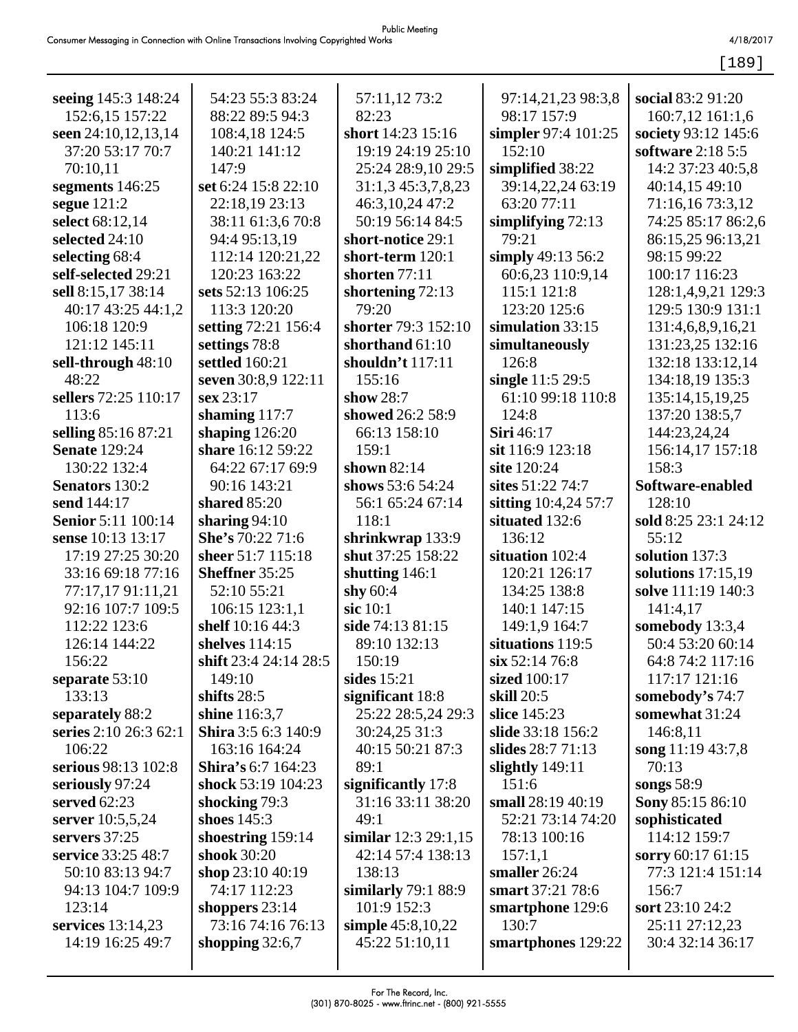**seeing** 145:3 148:24 152:6,15 157:22
**seen** 24:10,12,13,14 37:20 53:17 70:7 70:10,11
**segments** 146:25
**segue** 121:2
**select** 68:12,14
**selected** 24:10
**selecting** 68:4
**self-selected** 29:21
**sell** 8:15,17 38:14 40:17 43:25 44:1,2 106:18 120:9 121:12 145:11
**sell-through** 48:10 48:22
**sellers** 72:25 110:17 113:6
**selling** 85:16 87:21
**Senate** 129:24 130:22 132:4
**Senators** 130:2
**send** 144:17
**Senior** 5:11 100:14
**sense** 10:13 13:17 17:19 27:25 30:20 33:16 69:18 77:16 77:17,17 91:11,21 92:16 107:7 109:5 112:22 123:6 126:14 144:22 156:22
**separate** 53:10 133:13
**separately** 88:2
**series** 2:10 26:3 62:1 106:22
**serious** 98:13 102:8
**seriously** 97:24
**served** 62:23
**server** 10:5,5,24
**servers** 37:25
**service** 33:25 48:7 50:10 83:13 94:7 94:13 104:7 109:9 123:14
**services** 13:14,23 14:19 16:25 49:7 54:23 55:3 83:24 88:22 89:5 94:3 108:4,18 124:5 140:21 141:12 147:9
**set** 6:24 15:8 22:10 22:18,19 23:13 38:11 61:3,6 70:8 94:4 95:13,19 112:14 120:21,22 120:23 163:22
**sets** 52:13 106:25 113:3 120:20
**setting** 72:21 156:4
**settings** 78:8
**settled** 160:21
**seven** 30:8,9 122:11
**sex** 23:17
**shaming** 117:7
**shaping** 126:20
**share** 16:12 59:22 64:22 67:17 69:9 90:16 143:21
**shared** 85:20
**sharing** 94:10
**She's** 70:22 71:6
**sheer** 51:7 115:18
**Sheffner** 35:25 52:10 55:21 106:15 123:1,1
**shelf** 10:16 44:3
**shelves** 114:15
**shift** 23:4 24:14 28:5 149:10
**shifts** 28:5
**shine** 116:3,7
**Shira** 3:5 6:3 140:9 163:16 164:24
**Shira's** 6:7 164:23
**shock** 53:19 104:23
**shocking** 79:3
**shoes** 145:3
**shoestring** 159:14
**shook** 30:20
**shop** 23:10 40:19 74:17 112:23
**shoppers** 23:14 73:16 74:16 76:13
**shopping** 32:6,7 57:11,12 73:2 82:23
**short** 14:23 15:16 19:19 24:19 25:10 25:24 28:9,10 29:5 31:1,3 45:3,7,8,23 46:3,10,24 47:2 50:19 56:14 84:5
**short-notice** 29:1
**short-term** 120:1
**shorten** 77:11
**shortening** 72:13 79:20
**shorter** 79:3 152:10
**shorthand** 61:10
**shouldn't** 117:11 155:16
**show** 28:7
**showed** 26:2 58:9 66:13 158:10 159:1
**shown** 82:14
**shows** 53:6 54:24 56:1 65:24 67:14 118:1
**shrinkwrap** 133:9
**shut** 37:25 158:22
**shutting** 146:1
**shy** 60:4
**sic** 10:1
**side** 74:13 81:15 89:10 132:13 150:19
**sides** 15:21
**significant** 18:8 25:22 28:5,24 29:3 30:24,25 31:3 40:15 50:21 87:3 89:1
**significantly** 17:8 31:16 33:11 38:20 49:1
**similar** 12:3 29:1,15 42:14 57:4 138:13 138:13
**similarly** 79:1 88:9 101:9 152:3
**simple** 45:8,10,22 45:22 51:10,11 97:14,21,23 98:3,8 98:17 157:9
**simpler** 97:4 101:25 152:10
**simplified** 38:22 39:14,22,24 63:19 63:20 77:11
**simplifying** 72:13 79:21
**simply** 49:13 56:2 60:6,23 110:9,14 115:1 121:8 123:20 125:6
**simulation** 33:15
**simultaneously** 126:8
**single** 11:5 29:5 61:10 99:18 110:8 124:8
**Siri** 46:17
**sit** 116:9 123:18
**site** 120:24
**sites** 51:22 74:7
**sitting** 10:4,24 57:7
**situated** 132:6 136:12
**situation** 102:4 120:21 126:17 134:25 138:8 140:1 147:15 149:1,9 164:7
**situations** 119:5
**six** 52:14 76:8
**sized** 100:17
**skill** 20:5
**slice** 145:23
**slide** 33:18 156:2
**slides** 28:7 71:13
**slightly** 149:11 151:6
**small** 28:19 40:19 52:21 73:14 74:20 78:13 100:16 157:1,1
**smaller** 26:24
**smart** 37:21 78:6
**smartphone** 129:6 130:7
**smartphones** 129:22
**social** 83:2 91:20 160:7,12 161:1,6
**society** 93:12 145:6
**software** 2:18 5:5 14:2 37:23 40:5,8 40:14,15 49:10 71:16,16 73:3,12 74:25 85:17 86:2,6 86:15,25 96:13,21 98:15 99:22 100:17 116:23 128:1,4,9,21 129:3 129:5 130:9 131:1 131:4,6,8,9,16,21 131:23,25 132:16 132:18 133:12,14 134:18,19 135:3 135:14,15,19,25 137:20 138:5,7 144:23,24,24 156:14,17 157:18 158:3
**Software-enabled** 128:10
**sold** 8:25 23:1 24:12 55:12
**solution** 137:3
**solutions** 17:15,19
**solve** 111:19 140:3 141:4,17
**somebody** 13:3,4 50:4 53:20 60:14 64:8 74:2 117:16 117:17 121:16
**somebody's** 74:7
**somewhat** 31:24 146:8,11
**song** 11:19 43:7,8 70:13
**songs** 58:9
**Sony** 85:15 86:10
**sophisticated** 114:12 159:7
**sorry** 60:17 61:15 77:3 121:4 151:14 156:7
**sort** 23:10 24:2 25:11 27:12,23 30:4 32:14 36:17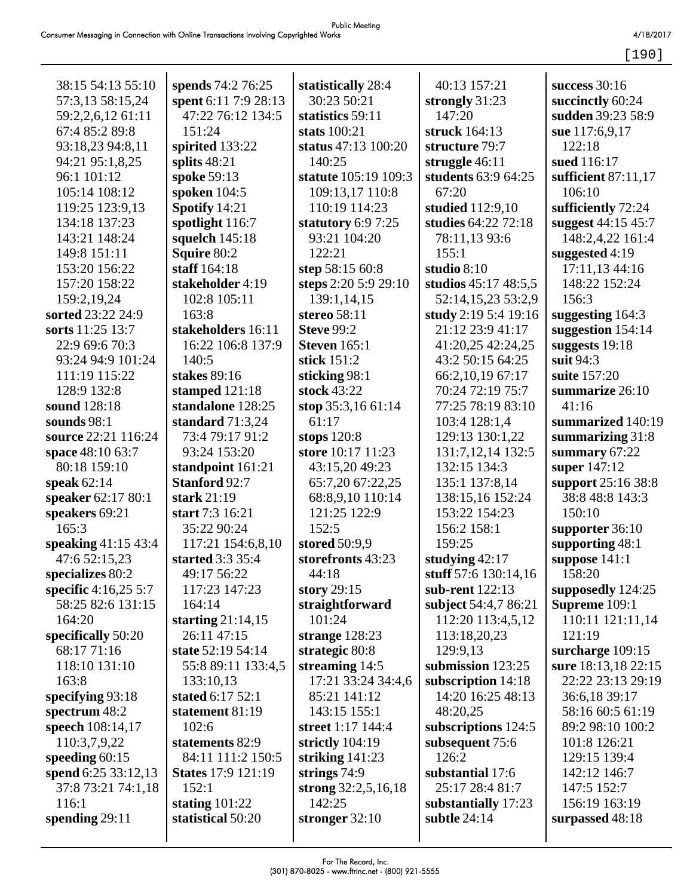38:15 54:13 55:10 57:3,13 58:15,24 59:2,2,6,12 61:11 67:4 85:2 89:8 93:18,23 94:8,11 94:21 95:1,8,25 96:1 101:12 105:14 108:12 119:25 123:9,13 134:18 137:23 143:21 148:24 149:8 151:11 153:20 156:22 157:20 158:22 159:2,19,24
**sorted** 23:22 24:9
**sorts** 11:25 13:7 22:9 69:6 70:3 93:24 94:9 101:24 111:19 115:22 128:9 132:8
**sound** 128:18
**sounds** 98:1
**source** 22:21 116:24
**space** 48:10 63:7 80:18 159:10
**speak** 62:14
**speaker** 62:17 80:1
**speakers** 69:21 165:3
**speaking** 41:15 43:4 47:6 52:15,23
**specializes** 80:2
**specific** 4:16,25 5:7 58:25 82:6 131:15 164:20
**specifically** 50:20 68:17 71:16 118:10 131:10 163:8
**specifying** 93:18
**spectrum** 48:2
**speech** 108:14,17 110:3,7,9,22
**speeding** 60:15
**spend** 6:25 33:12,13 37:8 73:21 74:1,18 116:1
**spending** 29:11
**spends** 74:2 76:25
**spent** 6:11 7:9 28:13 47:22 76:12 134:5 151:24
**spirited** 133:22
**splits** 48:21
**spoke** 59:13
**spoken** 104:5
**Spotify** 14:21
**spotlight** 116:7
**squelch** 145:18
**Squire** 80:2
**staff** 164:18
**stakeholder** 4:19 102:8 105:11 163:8
**stakeholders** 16:11 16:22 106:8 137:9 140:5
**stakes** 89:16
**stamped** 121:18
**standalone** 128:25
**standard** 71:3,24 73:4 79:17 91:2 93:24 153:20
**standpoint** 161:21
**Stanford** 92:7
**stark** 21:19
**start** 7:3 16:21 35:22 90:24 117:21 154:6,8,10
**started** 3:3 35:4 49:17 56:22 117:23 147:23 164:14
**starting** 21:14,15 26:11 47:15
**state** 52:19 54:14 55:8 89:11 133:4,5 133:10,13
**stated** 6:17 52:1
**statement** 81:19 102:6
**statements** 82:9 84:11 111:2 150:5
**States** 17:9 121:19 152:1
**stating** 101:22
**statistical** 50:20
**statistically** 28:4 30:23 50:21
**statistics** 59:11
**stats** 100:21
**status** 47:13 100:20 140:25
**statute** 105:19 109:3 109:13,17 110:8 110:19 114:23
**statutory** 6:9 7:25 93:21 104:20 122:21
**step** 58:15 60:8
**steps** 2:20 5:9 29:10 139:1,14,15
**stereo** 58:11
**Steve** 99:2
**Steven** 165:1
**stick** 151:2
**sticking** 98:1
**stock** 43:22
**stop** 35:3,16 61:14 61:17
**stops** 120:8
**store** 10:17 11:23 43:15,20 49:23 65:7,20 67:22,25 68:8,9,10 110:14 121:25 122:9 152:5
**stored** 50:9,9
**storefronts** 43:23 44:18
**story** 29:15
**straightforward** 101:24
**strange** 128:23
**strategic** 80:8
**streaming** 14:5 17:21 33:24 34:4,6 85:21 141:12 143:15 155:1
**street** 1:17 144:4
**strictly** 104:19
**striking** 141:23
**strings** 74:9
**strong** 32:2,5,16,18 142:25
**stronger** 32:10
40:13 157:21
**strongly** 31:23 147:20
**struck** 164:13
**structure** 79:7
**struggle** 46:11
**students** 63:9 64:25 67:20
**studied** 112:9,10
**studies** 64:22 72:18 78:11,13 93:6 155:1
**studio** 8:10
**studios** 45:17 48:5,5 52:14,15,23 53:2,9
**study** 2:19 5:4 19:16 21:12 23:9 41:17 41:20,25 42:24,25 43:2 50:15 64:25 66:2,10,19 67:17 70:24 72:19 75:7 77:25 78:19 83:10 103:4 128:1,4 129:13 130:1,22 131:7,12,14 132:5 132:15 134:3 135:1 137:8,14 138:15,16 152:24 153:22 154:23 156:2 158:1 159:25
**studying** 42:17
**stuff** 57:6 130:14,16
**sub-rent** 122:13
**subject** 54:4,7 86:21 112:20 113:4,5,12 113:18,20,23 129:9,13
**submission** 123:25
**subscription** 14:18 14:20 16:25 48:13 48:20,25
**subscriptions** 124:5
**subsequent** 75:6 126:2
**substantial** 17:6 25:17 28:4 81:7
**substantially** 17:23
**subtle** 24:14
**success** 30:16
**succinctly** 60:24
**sudden** 39:23 58:9
**sue** 117:6,9,17 122:18
**sued** 116:17
**sufficient** 87:11,17 106:10
**sufficiently** 72:24
**suggest** 44:15 45:7 148:2,4,22 161:4
**suggested** 4:19 17:11,13 44:16 148:22 152:24 156:3
**suggesting** 164:3
**suggestion** 154:14
**suggests** 19:18
**suit** 94:3
**suite** 157:20
**summarize** 26:10 41:16
**summarized** 140:19
**summarizing** 31:8
**summary** 67:22
**super** 147:12
**support** 25:16 38:8 38:8 48:8 143:3 150:10
**supporter** 36:10
**supporting** 48:1
**suppose** 141:1 158:20
**supposedly** 124:25
**Supreme** 109:1 110:11 121:11,14 121:19
**surcharge** 109:15
**sure** 18:13,18 22:15 22:22 23:13 29:19 36:6,18 39:17 58:16 60:5 61:19 89:2 98:10 100:2 101:8 126:21 129:15 139:4 142:12 146:7 147:5 152:7 156:19 163:19
**surpassed** 48:18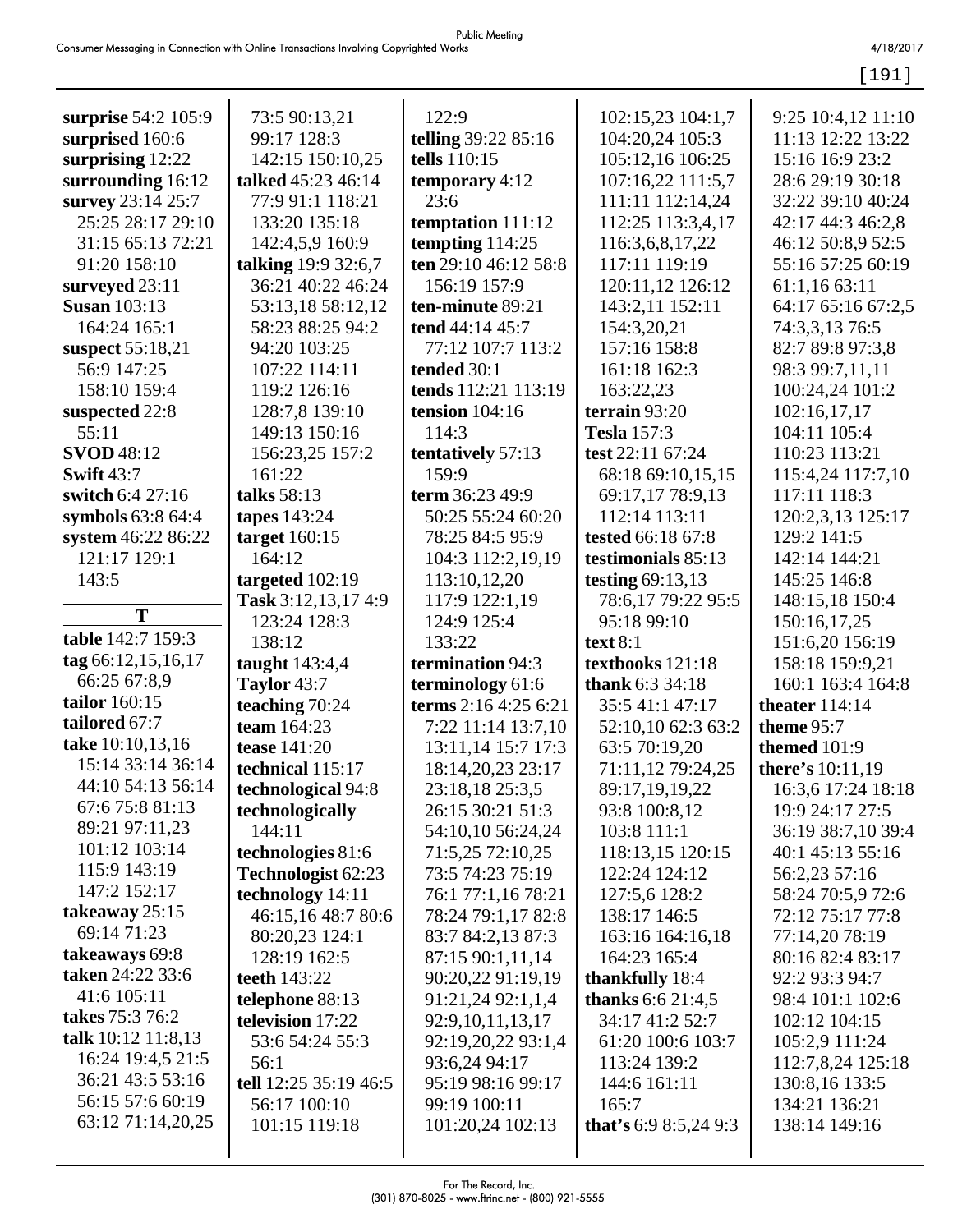**surprise** 54:2 105:9
**surprised** 160:6
**surprising** 12:22
**surrounding** 16:12
**survey** 23:14 25:7 25:25 28:17 29:10 31:15 65:13 72:21 91:20 158:10
**surveyed** 23:11
**Susan** 103:13 164:24 165:1
**suspect** 55:18,21 56:9 147:25 158:10 159:4
**suspected** 22:8 55:11
**SVOD** 48:12
**Swift** 43:7
**switch** 6:4 27:16
**symbols** 63:8 64:4
**system** 46:22 86:22 121:17 129:1 143:5

**T**

**table** 142:7 159:3
**tag** 66:12,15,16,17 66:25 67:8,9
**tailor** 160:15
**tailored** 67:7
**take** 10:10,13,16 15:14 33:14 36:14 44:10 54:13 56:14 67:6 75:8 81:13 89:21 97:11,23 101:12 103:14 115:9 143:19 147:2 152:17
**takeaway** 25:15 69:14 71:23
**takeaways** 69:8
**taken** 24:22 33:6 41:6 105:11
**takes** 75:3 76:2
**talk** 10:12 11:8,13 16:24 19:4,5 21:5 36:21 43:5 53:16 56:15 57:6 60:19 63:12 71:14,20,25 73:5 90:13,21 99:17 128:3 142:15 150:10,25
**talked** 45:23 46:14 77:9 91:1 118:21 133:20 135:18 142:4,5,9 160:9
**talking** 19:9 32:6,7 36:21 40:22 46:24 53:13,18 58:12,12 58:23 88:25 94:2 94:20 103:25 107:22 114:11 119:2 126:16 128:7,8 139:10 149:13 150:16 156:23,25 157:2 161:22
**talks** 58:13
**tapes** 143:24
**target** 160:15 164:12
**targeted** 102:19
**Task** 3:12,13,17 4:9 123:24 128:3 138:12
**taught** 143:4,4
**Taylor** 43:7
**teaching** 70:24
**team** 164:23
**tease** 141:20
**technical** 115:17
**technological** 94:8
**technologically** 144:11
**technologies** 81:6
**Technologist** 62:23
**technology** 14:11 46:15,16 48:7 80:6 80:20,23 124:1 128:19 162:5
**teeth** 143:22
**telephone** 88:13
**television** 17:22 53:6 54:24 55:3 56:1
**tell** 12:25 35:19 46:5 56:17 100:10 101:15 119:18 122:9
**telling** 39:22 85:16
**tells** 110:15
**temporary** 4:12 23:6
**temptation** 111:12
**tempting** 114:25
**ten** 29:10 46:12 58:8 156:19 157:9
**ten-minute** 89:21
**tend** 44:14 45:7 77:12 107:7 113:2
**tended** 30:1
**tends** 112:21 113:19
**tension** 104:16 114:3
**tentatively** 57:13 159:9
**term** 36:23 49:9 50:25 55:24 60:20 78:25 84:5 95:9 104:3 112:2,19,19 113:10,12,20 117:9 122:1,19 124:9 125:4 133:22
**termination** 94:3
**terminology** 61:6
**terms** 2:16 4:25 6:21 7:22 11:14 13:7,10 13:11,14 15:7 17:3 18:14,20,23 23:17 23:18,18 25:3,5 26:15 30:21 51:3 54:10,10 56:24,24 71:5,25 72:10,25 73:5 74:23 75:19 76:1 77:1,16 78:21 78:24 79:1,17 82:8 83:7 84:2,13 87:3 87:15 90:1,11,14 90:20,22 91:19,19 91:21,24 92:1,1,4 92:9,10,11,13,17 92:19,20,22 93:1,4 93:6,24 94:17 95:19 98:16 99:17 99:19 100:11 101:20,24 102:13 102:15,23 104:1,7 104:20,24 105:3 105:12,16 106:25 107:16,22 111:5,7 111:11 112:14,24 112:25 113:3,4,17 116:3,6,8,17,22 117:11 119:19 120:11,12 126:12 143:2,11 152:11 154:3,20,21 157:16 158:8 161:18 162:3 163:22,23
**terrain** 93:20
**Tesla** 157:3
**test** 22:11 67:24 68:18 69:10,15,15 69:17,17 78:9,13 112:14 113:11
**tested** 66:18 67:8
**testimonials** 85:13
**testing** 69:13,13 78:6,17 79:22 95:5 95:18 99:10
**text** 8:1
**textbooks** 121:18
**thank** 6:3 34:18 35:5 41:1 47:17 52:10,10 62:3 63:2 63:5 70:19,20 71:11,12 79:24,25 89:17,19,19,22 93:8 100:8,12 103:8 111:1 118:13,15 120:15 122:24 124:12 127:5,6 128:2 138:17 146:5 163:16 164:16,18 164:23 165:4
**thankfully** 18:4
**thanks** 6:6 21:4,5 34:17 41:2 52:7 61:20 100:6 103:7 113:24 139:2 144:6 161:11 165:7
**that's** 6:9 8:5,24 9:3 9:25 10:4,12 11:10 11:13 12:22 13:22 15:16 16:9 23:2 28:6 29:19 30:18 32:22 39:10 40:24 42:17 44:3 46:2,8 46:12 50:8,9 52:5 55:16 57:25 60:19 61:1,16 63:11 64:17 65:16 67:2,5 74:3,3,13 76:5 82:7 89:8 97:3,8 98:3 99:7,11,11 100:24,24 101:2 102:16,17,17 104:11 105:4 110:23 113:21 115:4,24 117:7,10 117:11 118:3 120:2,3,13 125:17 129:2 141:5 142:14 144:21 145:25 146:8 148:15,18 150:4 150:16,17,25 151:6,20 156:19 158:18 159:9,21 160:1 163:4 164:8
**theater** 114:14
**theme** 95:7
**themed** 101:9
**there's** 10:11,19 16:3,6 17:24 18:18 19:9 24:17 27:5 36:19 38:7,10 39:4 40:1 45:13 55:16 56:2,23 57:16 58:24 70:5,9 72:6 72:12 75:17 77:8 77:14,20 78:19 80:16 82:4 83:17 92:2 93:3 94:7 98:4 101:1 102:6 102:12 104:15 105:2,9 111:24 112:7,8,24 125:18 130:8,16 133:5 134:21 136:21 138:14 149:16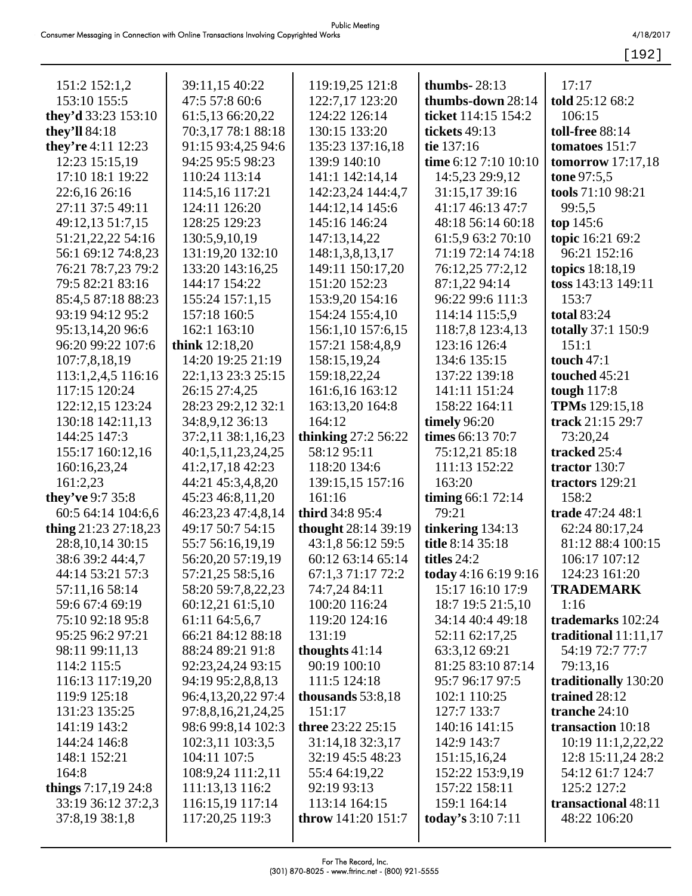151:2 152:1,2
153:10 155:5
**they'd** 33:23 153:10
**they'll** 84:18
**they're** 4:11 12:23
12:23 15:15,19
17:10 18:1 19:22
22:6,16 26:16
27:11 37:5 49:11
49:12,13 51:7,15
51:21,22,22 54:16
56:1 69:12 74:8,23
76:21 78:7,23 79:2
79:5 82:21 83:16
85:4,5 87:18 88:23
93:19 94:12 95:2
95:13,14,20 96:6
96:20 99:22 107:6
107:7,8,18,19
113:1,2,4,5 116:16
117:15 120:24
122:12,15 123:24
130:18 142:11,13
144:25 147:3
155:17 160:12,16
160:16,23,24
161:2,23
**they've** 9:7 35:8
60:5 64:14 104:6,6
**thing** 21:23 27:18,23
28:8,10,14 30:15
38:6 39:2 44:4,7
44:14 53:21 57:3
57:11,16 58:14
59:6 67:4 69:19
75:10 92:18 95:8
95:25 96:2 97:21
98:11 99:11,13
114:2 115:5
116:13 117:19,20
119:9 125:18
131:23 135:25
141:19 143:2
144:24 146:8
148:1 152:21
164:8
**things** 7:17,19 24:8
33:19 36:12 37:2,3
37:8,19 38:1,8
39:11,15 40:22
47:5 57:8 60:6
61:5,13 66:20,22
70:3,17 78:1 88:18
91:15 93:4,25 94:6
94:25 95:5 98:23
110:24 113:14
114:5,16 117:21
124:11 126:20
128:25 129:23
130:5,9,10,19
131:19,20 132:10
133:20 143:16,25
144:17 154:22
155:24 157:1,15
157:18 160:5
162:1 163:10
**think** 12:18,20
14:20 19:25 21:19
22:1,13 23:3 25:15
26:15 27:4,25
28:23 29:2,12 32:1
34:8,9,12 36:13
37:2,11 38:1,16,23
40:1,5,11,23,24,25
41:2,17,18 42:23
44:21 45:3,4,8,20
45:23 46:8,11,20
46:23,23 47:4,8,14
49:17 50:7 54:15
55:7 56:16,19,19
56:20,20 57:19,19
57:21,25 58:5,16
58:20 59:7,8,22,23
60:12,21 61:5,10
61:11 64:5,6,7
66:21 84:12 88:18
88:24 89:21 91:8
92:23,24,24 93:15
94:19 95:2,8,8,13
96:4,13,20,22 97:4
97:8,8,16,21,24,25
98:6 99:8,14 102:3
102:3,11 103:3,5
104:11 107:5
108:9,24 111:2,11
111:13,13 116:2
116:15,19 117:14
117:20,25 119:3
119:19,25 121:8
122:7,17 123:20
124:22 126:14
130:15 133:20
135:23 137:16,18
139:9 140:10
141:1 142:14,14
142:23,24 144:4,7
144:12,14 145:6
145:16 146:24
147:13,14,22
148:1,3,8,13,17
149:11 150:17,20
151:20 152:23
153:9,20 154:16
154:24 155:4,10
156:1,10 157:6,15
157:21 158:4,8,9
158:15,19,24
159:18,22,24
161:6,16 163:12
163:13,20 164:8
164:12
**thinking** 27:2 56:22
58:12 95:11
118:20 134:6
139:15,15 157:16
161:16
**third** 34:8 95:4
**thought** 28:14 39:19
43:1,8 56:12 59:5
60:12 63:14 65:14
67:1,3 71:17 72:2
74:7,24 84:11
100:20 116:24
119:20 124:16
131:19
**thoughts** 41:14
90:19 100:10
111:5 124:18
**thousands** 53:8,18
151:17
**three** 23:22 25:15
31:14,18 32:3,17
32:19 45:5 48:23
55:4 64:19,22
92:19 93:13
113:14 164:15
**throw** 141:20 151:7
**thumbs-** 28:13
**thumbs-down** 28:14
**ticket** 114:15 154:2
**tickets** 49:13
**tie** 137:16
**time** 6:12 7:10 10:10
14:5,23 29:9,12
31:15,17 39:16
41:17 46:13 47:7
48:18 56:14 60:18
61:5,9 63:2 70:10
71:19 72:14 74:18
76:12,25 77:2,12
87:1,22 94:14
96:22 99:6 111:3
114:14 115:5,9
118:7,8 123:4,13
123:16 126:4
134:6 135:15
137:22 139:18
141:11 151:24
158:22 164:11
**timely** 96:20
**times** 66:13 70:7
75:12,21 85:18
111:13 152:22
163:20
**timing** 66:1 72:14
79:21
**tinkering** 134:13
**title** 8:14 35:18
**titles** 24:2
**today** 4:16 6:19 9:16
15:17 16:10 17:9
18:7 19:5 21:5,10
34:14 40:4 49:18
52:11 62:17,25
63:3,12 69:21
81:25 83:10 87:14
95:7 96:17 97:5
102:1 110:25
127:7 133:7
140:16 141:15
142:9 143:7
151:15,16,24
152:22 153:9,19
157:22 158:11
159:1 164:14
**today's** 3:10 7:11
17:17
**told** 25:12 68:2
106:15
**toll-free** 88:14
**tomatoes** 151:7
**tomorrow** 17:17,18
**tone** 97:5,5
**tools** 71:10 98:21
99:5,5
**top** 145:6
**topic** 16:21 69:2
96:21 152:16
**topics** 18:18,19
**toss** 143:13 149:11
153:7
**total** 83:24
**totally** 37:1 150:9
151:1
**touch** 47:1
**touched** 45:21
**tough** 117:8
**TPMs** 129:15,18
**track** 21:15 29:7
73:20,24
**tracked** 25:4
**tractor** 130:7
**tractors** 129:21
158:2
**trade** 47:24 48:1
62:24 80:17,24
81:12 88:4 100:15
106:17 107:12
124:23 161:20
**TRADEMARK**
1:16
**trademarks** 102:24
**traditional** 11:11,17
54:19 72:7 77:7
79:13,16
**traditionally** 130:20
**trained** 28:12
**tranche** 24:10
**transaction** 10:18
10:19 11:1,2,22,22
12:8 15:11,24 28:2
54:12 61:7 124:7
125:2 127:2
**transactional** 48:11
48:22 106:20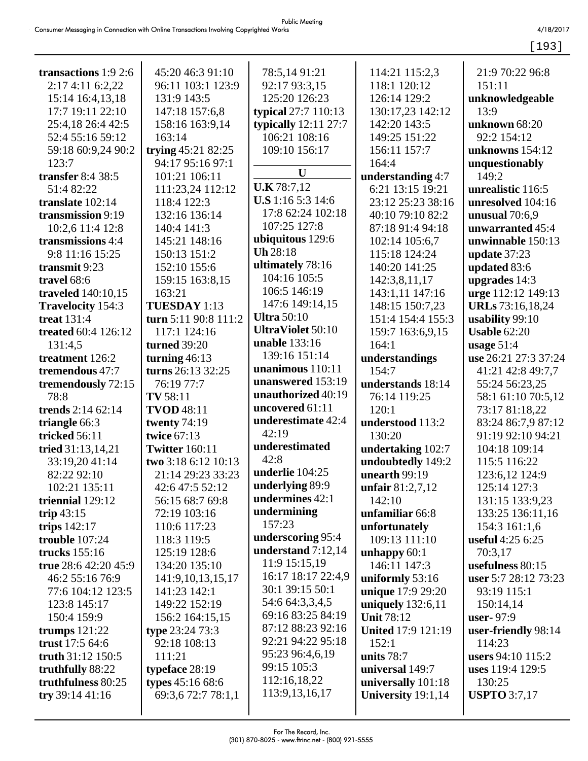**transactions** 1:9 2:6 2:17 4:11 6:2,22 15:14 16:4,13,18 17:7 19:11 22:10 25:4,18 26:4 42:5 52:4 55:16 59:12 59:18 60:9,24 90:2 123:7
**transfer** 8:4 38:5 51:4 82:22
**translate** 102:14
**transmission** 9:19 10:2,6 11:4 12:8
**transmissions** 4:4 9:8 11:16 15:25
**transmit** 9:23
**travel** 68:6
**traveled** 140:10,15
**Travelocity** 154:3
**treat** 131:4
**treated** 60:4 126:12 131:4,5
**treatment** 126:2
**tremendous** 47:7
**tremendously** 72:15 78:8
**trends** 2:14 62:14
**triangle** 66:3
**tricked** 56:11
**tried** 31:13,14,21 33:19,20 41:14 82:22 92:10 102:21 135:11
**triennial** 129:12
**trip** 43:15
**trips** 142:17
**trouble** 107:24
**trucks** 155:16
**true** 28:6 42:20 45:9 46:2 55:16 76:9 77:6 104:12 123:5 123:8 145:17 150:4 159:9
**trumps** 121:22
**trust** 17:5 64:6
**truth** 31:12 150:5
**truthfully** 88:22
**truthfulness** 80:25
**try** 39:14 41:16 45:20 46:3 91:10 96:11 103:1 123:9 131:9 143:5 147:18 157:6,8 158:16 163:9,14 163:14
**trying** 45:21 82:25 94:17 95:16 97:1 101:21 106:11 111:23,24 112:12 118:4 122:3 132:16 136:14 140:4 141:3 145:21 148:16 150:13 151:2 152:10 155:6 159:15 163:8,15 163:21
**TUESDAY** 1:13
**turn** 5:11 90:8 111:2 117:1 124:16
**turned** 39:20
**turning** 46:13
**turns** 26:13 32:25 76:19 77:7
**TV** 58:11
**TVOD** 48:11
**twenty** 74:19
**twice** 67:13
**Twitter** 160:11
**two** 3:18 6:12 10:13 21:14 29:23 33:23 42:6 47:5 52:12 56:15 68:7 69:8 72:19 103:16 110:6 117:23 118:3 119:5 125:19 128:6 134:20 135:10 141:9,10,13,15,17 141:23 142:1 149:22 152:19 156:2 164:15,15
**type** 23:24 73:3 92:18 108:13 111:21
**typeface** 28:19
**types** 45:16 68:6 69:3,6 72:7 78:1,1 78:5,14 91:21 92:17 93:3,15 125:20 126:23
**typical** 27:7 110:13
**typically** 12:11 27:7 106:21 108:16 109:10 156:17

**U**

**U.K** 78:7,12
**U.S** 1:16 5:3 14:6 17:8 62:24 102:18 107:25 127:8
**ubiquitous** 129:6
**Uh** 28:18
**ultimately** 78:16 104:16 105:5 106:5 146:19 147:6 149:14,15
**Ultra** 50:10
**UltraViolet** 50:10
**unable** 133:16 139:16 151:14
**unanimous** 110:11
**unanswered** 153:19
**unauthorized** 40:19
**uncovered** 61:11
**underestimate** 42:4 42:19
**underestimated** 42:8
**underlie** 104:25
**underlying** 89:9
**undermines** 42:1
**undermining** 157:23
**underscoring** 95:4
**understand** 7:12,14 11:9 15:15,19 16:17 18:17 22:4,9 30:1 39:15 50:1 54:6 64:3,3,4,5 69:16 83:25 84:19 87:12 88:23 92:16 92:21 94:22 95:18 95:23 96:4,6,19 99:15 105:3 112:16,18,22 113:9,13,16,17 114:21 115:2,3 118:1 120:12 126:14 129:2 130:17,23 142:12 142:20 143:5 149:25 151:22 156:11 157:7 164:4
**understanding** 4:7 6:21 13:15 19:21 23:12 25:23 38:16 40:10 79:10 82:2 87:18 91:4 94:18 102:14 105:6,7 115:18 124:24 140:20 141:25 142:3,8,11,17 143:1,11 147:16 148:15 150:7,23 151:4 154:4 155:3 159:7 163:6,9,15 164:1
**understandings** 154:7
**understands** 18:14 76:14 119:25 120:1
**understood** 113:2 130:20
**undertaking** 102:7
**undoubtedly** 149:2
**unearth** 99:19
**unfair** 81:2,7,12 142:10
**unfamiliar** 66:8
**unfortunately** 109:13 111:10
**unhappy** 60:1 146:11 147:3
**uniformly** 53:16
**unique** 17:9 29:20
**uniquely** 132:6,11
**Unit** 78:12
**United** 17:9 121:19 152:1
**units** 78:7
**universal** 149:7
**universally** 101:18
**University** 19:1,14 21:9 70:22 96:8 151:11
**unknowledgeable** 13:9
**unknown** 68:20 92:2 154:12
**unknowns** 154:12
**unquestionably** 149:2
**unrealistic** 116:5
**unresolved** 104:16
**unusual** 70:6,9
**unwarranted** 45:4
**unwinnable** 150:13
**update** 37:23
**updated** 83:6
**upgrades** 14:3
**urge** 112:12 149:13
**URLs** 73:16,18,24
**usability** 99:10
**Usable** 62:20
**usage** 51:4
**use** 26:21 27:3 37:24 41:21 42:8 49:7,7 55:24 56:23,25 58:1 61:10 70:5,12 73:17 81:18,22 83:24 86:7,9 87:12 91:19 92:10 94:21 104:18 109:14 115:5 116:22 123:6,12 124:9 125:14 127:3 131:15 133:9,23 133:25 136:11,16 154:3 161:1,6
**useful** 4:25 6:25 70:3,17
**usefulness** 80:15
**user** 5:7 28:12 73:23 93:19 115:1 150:14,14
**user-** 97:9
**user-friendly** 98:14 114:23
**users** 94:10 115:2
**uses** 119:4 129:5 130:25
**USPTO** 3:7,17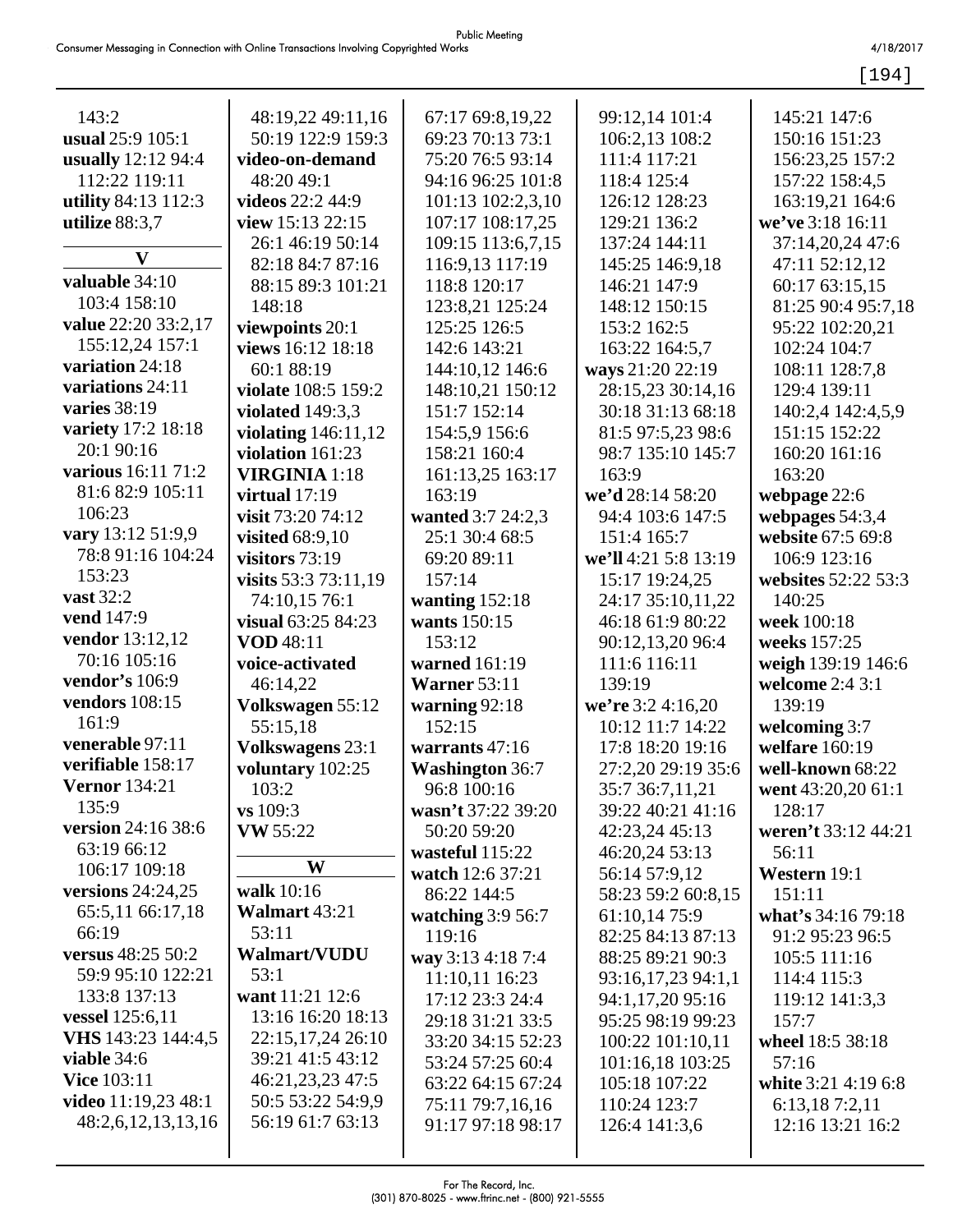143:2
**usual** 25:9 105:1
**usually** 12:12 94:4 112:22 119:11
**utility** 84:13 112:3
**utilize** 88:3,7

**V**

**valuable** 34:10 103:4 158:10
**value** 22:20 33:2,17 155:12,24 157:1
**variation** 24:18
**variations** 24:11
**varies** 38:19
**variety** 17:2 18:18 20:1 90:16
**various** 16:11 71:2 81:6 82:9 105:11 106:23
**vary** 13:12 51:9,9 78:8 91:16 104:24 153:23
**vast** 32:2
**vend** 147:9
**vendor** 13:12,12 70:16 105:16
**vendor's** 106:9
**vendors** 108:15 161:9
**venerable** 97:11
**verifiable** 158:17
**Vernor** 134:21 135:9
**version** 24:16 38:6 63:19 66:12 106:17 109:18
**versions** 24:24,25 65:5,11 66:17,18 66:19
**versus** 48:25 50:2 59:9 95:10 122:21 133:8 137:13
**vessel** 125:6,11
**VHS** 143:23 144:4,5
**viable** 34:6
**Vice** 103:11
**video** 11:19,23 48:1 48:2,6,12,13,13,16 48:19,22 49:11,16 50:19 122:9 159:3
**video-on-demand** 48:20 49:1
**videos** 22:2 44:9
**view** 15:13 22:15 26:1 46:19 50:14 82:18 84:7 87:16 88:15 89:3 101:21 148:18
**viewpoints** 20:1
**views** 16:12 18:18 60:1 88:19
**violate** 108:5 159:2
**violated** 149:3,3
**violating** 146:11,12
**violation** 161:23
**VIRGINIA** 1:18
**virtual** 17:19
**visit** 73:20 74:12
**visited** 68:9,10
**visitors** 73:19
**visits** 53:3 73:11,19 74:10,15 76:1
**visual** 63:25 84:23
**VOD** 48:11
**voice-activated** 46:14,22
**Volkswagen** 55:12 55:15,18
**Volkswagens** 23:1
**voluntary** 102:25 103:2
**vs** 109:3
**VW** 55:22

**W**

**walk** 10:16
**Walmart** 43:21 53:11
**Walmart/VUDU** 53:1
**want** 11:21 12:6 13:16 16:20 18:13 22:15,17,24 26:10 39:21 41:5 43:12 46:21,23,23 47:5 50:5 53:22 54:9,9 56:19 61:7 63:13 67:17 69:8,19,22 69:23 70:13 73:1 75:20 76:5 93:14 94:16 96:25 101:8 101:13 102:2,3,10 107:17 108:17,25 109:15 113:6,7,15 116:9,13 117:19 118:8 120:17 123:8,21 125:24 125:25 126:5 142:6 143:21 144:10,12 146:6 148:10,21 150:12 151:7 152:14 154:5,9 156:6 158:21 160:4 161:13,25 163:17 163:19
**wanted** 3:7 24:2,3 25:1 30:4 68:5 69:20 89:11 157:14
**wanting** 152:18
**wants** 150:15 153:12
**warned** 161:19
**Warner** 53:11
**warning** 92:18 152:15
**warrants** 47:16
**Washington** 36:7 96:8 100:16
**wasn't** 37:22 39:20 50:20 59:20
**wasteful** 115:22
**watch** 12:6 37:21 86:22 144:5
**watching** 3:9 56:7 119:16
**way** 3:13 4:18 7:4 11:10,11 16:23 17:12 23:3 24:4 29:18 31:21 33:5 33:20 34:15 52:23 53:24 57:25 60:4 63:22 64:15 67:24 75:11 79:7,16,16 91:17 97:18 98:17 99:12,14 101:4 106:2,13 108:2 111:4 117:21 118:4 125:4 126:12 128:23 129:21 136:2 137:24 144:11 145:25 146:9,18 146:21 147:9 148:12 150:15 153:2 162:5 163:22 164:5,7
**ways** 21:20 22:19 28:15,23 30:14,16 30:18 31:13 68:18 81:5 97:5,23 98:6 98:7 135:10 145:7 163:9
**we'd** 28:14 58:20 94:4 103:6 147:5 151:4 165:7
**we'll** 4:21 5:8 13:19 15:17 19:24,25 24:17 35:10,11,22 46:18 61:9 80:22 90:12,13,20 96:4 111:6 116:11 139:19
**we're** 3:2 4:16,20 10:12 11:7 14:22 17:8 18:20 19:16 27:2,20 29:19 35:6 35:7 36:7,11,21 39:22 40:21 41:16 42:23,24 45:13 46:20,24 53:13 56:14 57:9,12 58:23 59:2 60:8,15 61:10,14 75:9 82:25 84:13 87:13 88:25 89:21 90:3 93:16,17,23 94:1,1 94:1,17,20 95:16 95:25 98:19 99:23 100:22 101:10,11 101:16,18 103:25 105:18 107:22 110:24 123:7 126:4 141:3,6 145:21 147:6 150:16 151:23 156:23,25 157:2 157:22 158:4,5 163:19,21 164:6
**we've** 3:18 16:11 37:14,20,24 47:6 47:11 52:12,12 60:17 63:15,15 81:25 90:4 95:7,18 95:22 102:20,21 102:24 104:7 108:11 128:7,8 129:4 139:11 140:2,4 142:4,5,9 151:15 152:22 160:20 161:16 163:20
**webpage** 22:6
**webpages** 54:3,4
**website** 67:5 69:8 106:9 123:16
**websites** 52:22 53:3 140:25
**week** 100:18
**weeks** 157:25
**weigh** 139:19 146:6
**welcome** 2:4 3:1 139:19
**welcoming** 3:7
**welfare** 160:19
**well-known** 68:22
**went** 43:20,20 61:1 128:17
**weren't** 33:12 44:21 56:11
**Western** 19:1 151:11
**what's** 34:16 79:18 91:2 95:23 96:5 105:5 111:16 114:4 115:3 119:12 141:3,3 157:7
**wheel** 18:5 38:18 57:16
**white** 3:21 4:19 6:8 6:13,18 7:2,11 12:16 13:21 16:2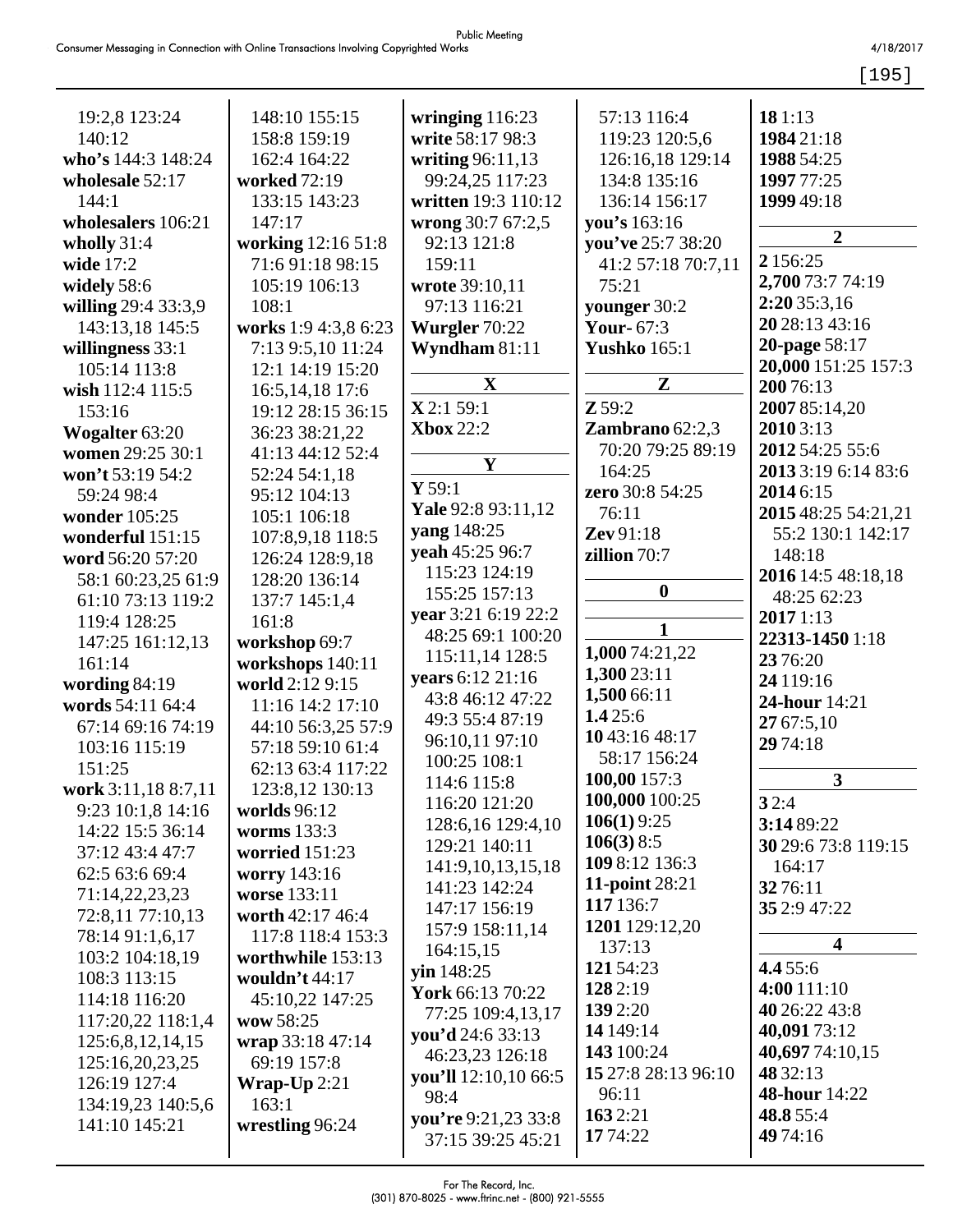19:2,8 123:24 140:12
**who's** 144:3 148:24
**wholesale** 52:17 144:1
**wholesalers** 106:21
**wholly** 31:4
**wide** 17:2
**widely** 58:6
**willing** 29:4 33:3,9 143:13,18 145:5
**willingness** 33:1 105:14 113:8
**wish** 112:4 115:5 153:16
**Wogalter** 63:20
**women** 29:25 30:1
**won't** 53:19 54:2 59:24 98:4
**wonder** 105:25
**wonderful** 151:15
**word** 56:20 57:20 58:1 60:23,25 61:9 61:10 73:13 119:2 119:4 128:25 147:25 161:12,13 161:14
**wording** 84:19
**words** 54:11 64:4 67:14 69:16 74:19 103:16 115:19 151:25
**work** 3:11,18 8:7,11 9:23 10:1,8 14:16 14:22 15:5 36:14 37:12 43:4 47:7 62:5 63:6 69:4 71:14,22,23,23 72:8,11 77:10,13 78:14 91:1,6,17 103:2 104:18,19 108:3 113:15 114:18 116:20 117:20,22 118:1,4 125:6,8,12,14,15 125:16,20,23,25 126:19 127:4 134:19,23 140:5,6 141:10 145:21
148:10 155:15 158:8 159:19 162:4 164:22
**worked** 72:19 133:15 143:23 147:17
**working** 12:16 51:8 71:6 91:18 98:15 105:19 106:13 108:1
**works** 1:9 4:3,8 6:23 7:13 9:5,10 11:24 12:1 14:19 15:20 16:5,14,18 17:6 19:12 28:15 36:15 36:23 38:21,22 41:13 44:12 52:4 52:24 54:1,18 95:12 104:13 105:1 106:18 107:8,9,18 118:5 126:24 128:9,18 128:20 136:14 137:7 145:1,4 161:8
**workshop** 69:7
**workshops** 140:11
**world** 2:12 9:15 11:16 14:2 17:10 44:10 56:3,25 57:9 57:18 59:10 61:4 62:13 63:4 117:22 123:8,12 130:13
**worlds** 96:12
**worms** 133:3
**worried** 151:23
**worry** 143:16
**worse** 133:11
**worth** 42:17 46:4 117:8 118:4 153:3
**worthwhile** 153:13
**wouldn't** 44:17 45:10,22 147:25
**wow** 58:25
**wrap** 33:18 47:14 69:19 157:8
**Wrap-Up** 2:21 163:1
**wrestling** 96:24
**wringing** 116:23
**write** 58:17 98:3
**writing** 96:11,13 99:24,25 117:23
**written** 19:3 110:12
**wrong** 30:7 67:2,5 92:13 121:8 159:11
**wrote** 39:10,11 97:13 116:21
**Wurgler** 70:22
**Wyndham** 81:11

**X**

**X** 2:1 59:1
**Xbox** 22:2

**Y**

**Y** 59:1
**Yale** 92:8 93:11,12
**yang** 148:25
**yeah** 45:25 96:7 115:23 124:19 155:25 157:13
**year** 3:21 6:19 22:2 48:25 69:1 100:20 115:11,14 128:5
**years** 6:12 21:16 43:8 46:12 47:22 49:3 55:4 87:19 96:10,11 97:10 100:25 108:1 114:6 115:8 116:20 121:20 128:6,16 129:4,10 129:21 140:11 141:9,10,13,15,18 141:23 142:24 147:17 156:19 157:9 158:11,14 164:15,15
**yin** 148:25
**York** 66:13 70:22 77:25 109:4,13,17
**you'd** 24:6 33:13 46:23,23 126:18
**you'll** 12:10,10 66:5 98:4
**you're** 9:21,23 33:8 37:15 39:25 45:21
57:13 116:4 119:23 120:5,6 126:16,18 129:14 134:8 135:16 136:14 156:17
**you's** 163:16
**you've** 25:7 38:20 41:2 57:18 70:7,11 75:21
**younger** 30:2
**Your-** 67:3
**Yushko** 165:1

**Z**

**Z** 59:2
**Zambrano** 62:2,3 70:20 79:25 89:19 164:25
**zero** 30:8 54:25 76:11
**Zev** 91:18
**zillion** 70:7

**0**

**1**

**1,000** 74:21,22
**1,300** 23:11
**1,500** 66:11
**1.4** 25:6
**10** 43:16 48:17 58:17 156:24
**100,00** 157:3
**100,000** 100:25
**106(1)** 9:25
**106(3)** 8:5
**109** 8:12 136:3
**11-point** 28:21
**117** 136:7
**1201** 129:12,20 137:13
**121** 54:23
**128** 2:19
**139** 2:20
**14** 149:14
**143** 100:24
**15** 27:8 28:13 96:10 96:11
**163** 2:21
**17** 74:22
**18** 1:13
**1984** 21:18
**1988** 54:25
**1997** 77:25
**1999** 49:18

**2**

**2** 156:25
**2,700** 73:7 74:19
**2:20** 35:3,16
**20** 28:13 43:16
**20-page** 58:17
**20,000** 151:25 157:3
**200** 76:13
**2007** 85:14,20
**2010** 3:13
**2012** 54:25 55:6
**2013** 3:19 6:14 83:6
**2014** 6:15
**2015** 48:25 54:21,21 55:2 130:1 142:17 148:18
**2016** 14:5 48:18,18 48:25 62:23
**2017** 1:13
**22313-1450** 1:18
**23** 76:20
**24** 119:16
**24-hour** 14:21
**27** 67:5,10
**29** 74:18

**3**

**3** 2:4
**3:14** 89:22
**30** 29:6 73:8 119:15 164:17
**32** 76:11
**35** 2:9 47:22

**4**

**4.4** 55:6
**4:00** 111:10
**40** 26:22 43:8
**40,091** 73:12
**40,697** 74:10,15
**48** 32:13
**48-hour** 14:22
**48.8** 55:4
**49** 74:16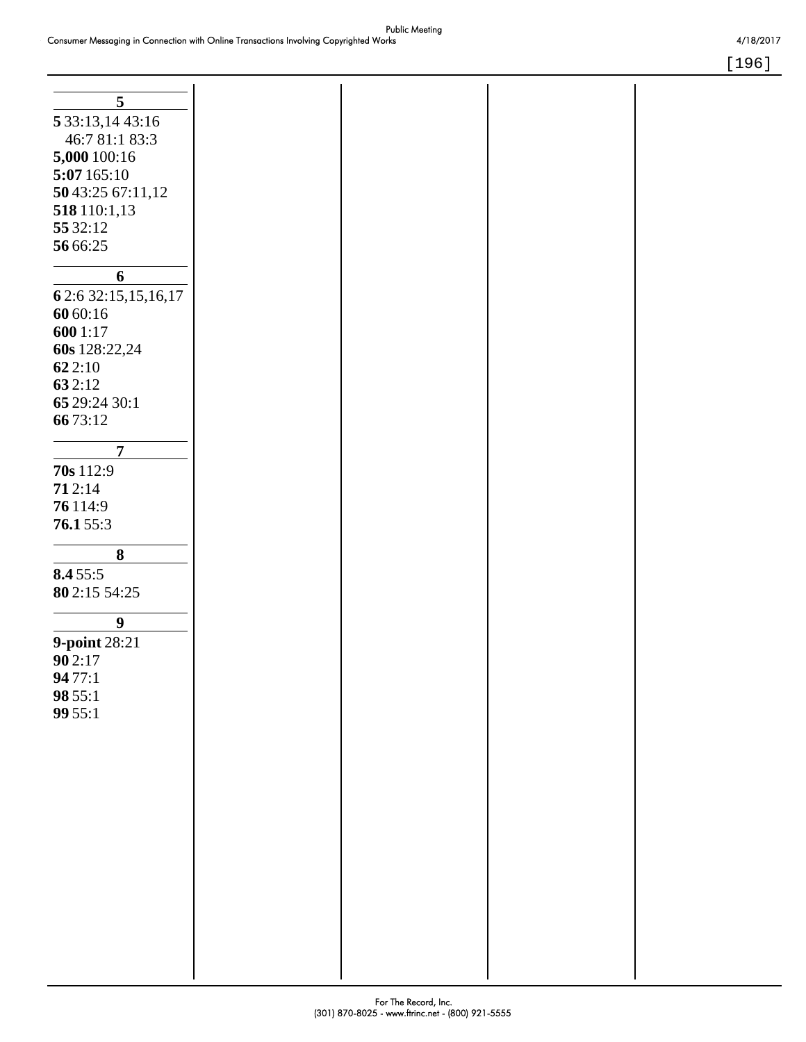## 5

**5** 33:13,14 43:16 46:7 81:1 83:3
**5,000** 100:16
**5:07** 165:10
**50** 43:25 67:11,12
**518** 110:1,13
**55** 32:12
**56** 66:25

## 6

**6** 2:6 32:15,15,16,17
**60** 60:16
**600** 1:17
**60s** 128:22,24
**62** 2:10
**63** 2:12
**65** 29:24 30:1
**66** 73:12

## 7

**70s** 112:9
**71** 2:14
**76** 114:9
**76.1** 55:3

## 8

**8.4** 55:5
**80** 2:15 54:25

## 9

**9-point** 28:21
**90** 2:17
**94** 77:1
**98** 55:1
**99** 55:1